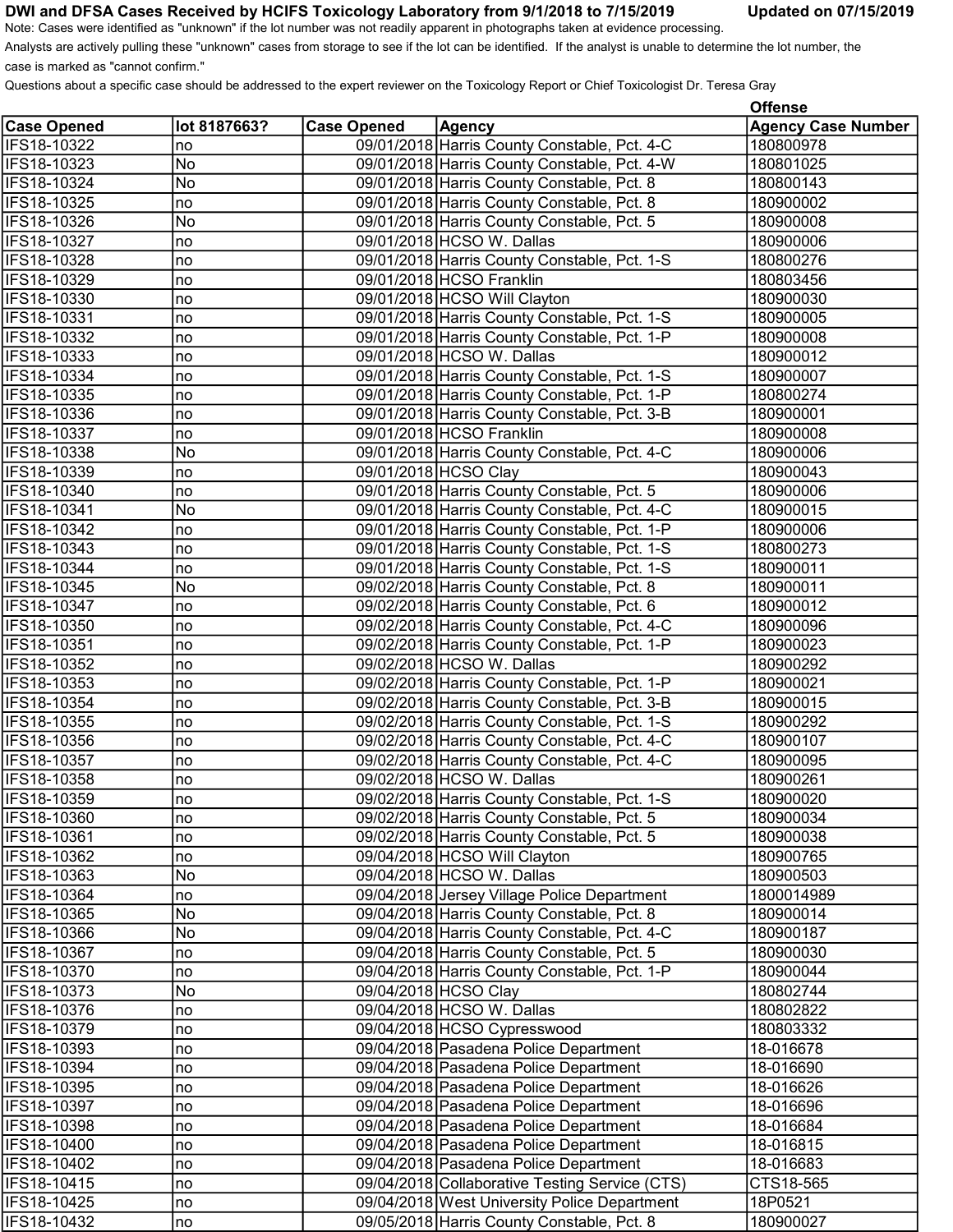# DWI and DFSA Cases Received by HCIFS Toxicology Laboratory from 9/1/2018 to 7/15/2019

Updated on 07/15/2019

Note: Cases were identified as "unknown" if the lot number was not readily apparent in photographs taken at evidence processing.
Analysts are actively pulling these "unknown" cases from storage to see if the lot can be identified. If the analyst is unable to determine the lot number, the case is marked as "cannot confirm."
Questions about a specific case should be addressed to the expert reviewer on the Toxicology Report or Chief Toxicologist Dr. Teresa Gray

| Case Opened | lot 8187663? | Case Opened | Agency | Offense Agency Case Number |
|---|---|---|---|---|
| IFS18-10322 | no | 09/01/2018 | Harris County Constable, Pct. 4-C | 180800978 |
| IFS18-10323 | No | 09/01/2018 | Harris County Constable, Pct. 4-W | 180801025 |
| IFS18-10324 | No | 09/01/2018 | Harris County Constable, Pct. 8 | 180800143 |
| IFS18-10325 | no | 09/01/2018 | Harris County Constable, Pct. 8 | 180900002 |
| IFS18-10326 | No | 09/01/2018 | Harris County Constable, Pct. 5 | 180900008 |
| IFS18-10327 | no | 09/01/2018 | HCSO W. Dallas | 180900006 |
| IFS18-10328 | no | 09/01/2018 | Harris County Constable, Pct. 1-S | 180800276 |
| IFS18-10329 | no | 09/01/2018 | HCSO Franklin | 180803456 |
| IFS18-10330 | no | 09/01/2018 | HCSO Will Clayton | 180900030 |
| IFS18-10331 | no | 09/01/2018 | Harris County Constable, Pct. 1-S | 180900005 |
| IFS18-10332 | no | 09/01/2018 | Harris County Constable, Pct. 1-P | 180900008 |
| IFS18-10333 | no | 09/01/2018 | HCSO W. Dallas | 180900012 |
| IFS18-10334 | no | 09/01/2018 | Harris County Constable, Pct. 1-S | 180900007 |
| IFS18-10335 | no | 09/01/2018 | Harris County Constable, Pct. 1-P | 180800274 |
| IFS18-10336 | no | 09/01/2018 | Harris County Constable, Pct. 3-B | 180900001 |
| IFS18-10337 | no | 09/01/2018 | HCSO Franklin | 180900008 |
| IFS18-10338 | No | 09/01/2018 | Harris County Constable, Pct. 4-C | 180900006 |
| IFS18-10339 | no | 09/01/2018 | HCSO Clay | 180900043 |
| IFS18-10340 | no | 09/01/2018 | Harris County Constable, Pct. 5 | 180900006 |
| IFS18-10341 | No | 09/01/2018 | Harris County Constable, Pct. 4-C | 180900015 |
| IFS18-10342 | no | 09/01/2018 | Harris County Constable, Pct. 1-P | 180900006 |
| IFS18-10343 | no | 09/01/2018 | Harris County Constable, Pct. 1-S | 180800273 |
| IFS18-10344 | no | 09/01/2018 | Harris County Constable, Pct. 1-S | 180900011 |
| IFS18-10345 | No | 09/02/2018 | Harris County Constable, Pct. 8 | 180900011 |
| IFS18-10347 | no | 09/02/2018 | Harris County Constable, Pct. 6 | 180900012 |
| IFS18-10350 | no | 09/02/2018 | Harris County Constable, Pct. 4-C | 180900096 |
| IFS18-10351 | no | 09/02/2018 | Harris County Constable, Pct. 1-P | 180900023 |
| IFS18-10352 | no | 09/02/2018 | HCSO W. Dallas | 180900292 |
| IFS18-10353 | no | 09/02/2018 | Harris County Constable, Pct. 1-P | 180900021 |
| IFS18-10354 | no | 09/02/2018 | Harris County Constable, Pct. 3-B | 180900015 |
| IFS18-10355 | no | 09/02/2018 | Harris County Constable, Pct. 1-S | 180900292 |
| IFS18-10356 | no | 09/02/2018 | Harris County Constable, Pct. 4-C | 180900107 |
| IFS18-10357 | no | 09/02/2018 | Harris County Constable, Pct. 4-C | 180900095 |
| IFS18-10358 | no | 09/02/2018 | HCSO W. Dallas | 180900261 |
| IFS18-10359 | no | 09/02/2018 | Harris County Constable, Pct. 1-S | 180900020 |
| IFS18-10360 | no | 09/02/2018 | Harris County Constable, Pct. 5 | 180900034 |
| IFS18-10361 | no | 09/02/2018 | Harris County Constable, Pct. 5 | 180900038 |
| IFS18-10362 | no | 09/04/2018 | HCSO Will Clayton | 180900765 |
| IFS18-10363 | No | 09/04/2018 | HCSO W. Dallas | 180900503 |
| IFS18-10364 | no | 09/04/2018 | Jersey Village Police Department | 1800014989 |
| IFS18-10365 | No | 09/04/2018 | Harris County Constable, Pct. 8 | 180900014 |
| IFS18-10366 | No | 09/04/2018 | Harris County Constable, Pct. 4-C | 180900187 |
| IFS18-10367 | no | 09/04/2018 | Harris County Constable, Pct. 5 | 180900030 |
| IFS18-10370 | no | 09/04/2018 | Harris County Constable, Pct. 1-P | 180900044 |
| IFS18-10373 | No | 09/04/2018 | HCSO Clay | 180802744 |
| IFS18-10376 | no | 09/04/2018 | HCSO W. Dallas | 180802822 |
| IFS18-10379 | no | 09/04/2018 | HCSO Cypresswood | 180803332 |
| IFS18-10393 | no | 09/04/2018 | Pasadena Police Department | 18-016678 |
| IFS18-10394 | no | 09/04/2018 | Pasadena Police Department | 18-016690 |
| IFS18-10395 | no | 09/04/2018 | Pasadena Police Department | 18-016626 |
| IFS18-10397 | no | 09/04/2018 | Pasadena Police Department | 18-016696 |
| IFS18-10398 | no | 09/04/2018 | Pasadena Police Department | 18-016684 |
| IFS18-10400 | no | 09/04/2018 | Pasadena Police Department | 18-016815 |
| IFS18-10402 | no | 09/04/2018 | Pasadena Police Department | 18-016683 |
| IFS18-10415 | no | 09/04/2018 | Collaborative Testing Service (CTS) | CTS18-565 |
| IFS18-10425 | no | 09/04/2018 | West University Police Department | 18P0521 |
| IFS18-10432 | no | 09/05/2018 | Harris County Constable, Pct. 8 | 180900027 |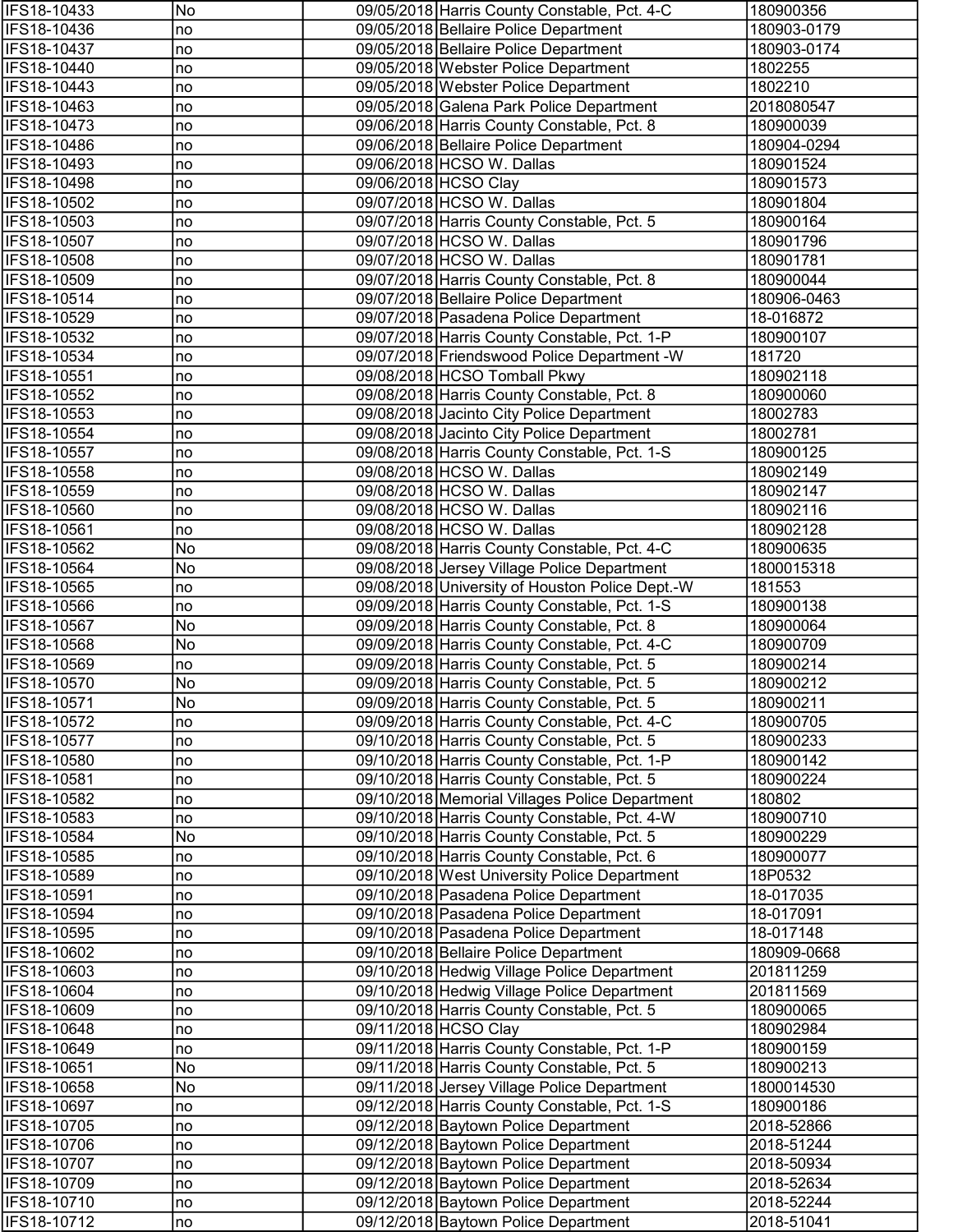| | | | | |
|---|---|---|---|---|
| IFS18-10433 | No | 09/05/2018 | Harris County Constable, Pct. 4-C | 180900356 |
| IFS18-10436 | no | 09/05/2018 | Bellaire Police Department | 180903-0179 |
| IFS18-10437 | no | 09/05/2018 | Bellaire Police Department | 180903-0174 |
| IFS18-10440 | no | 09/05/2018 | Webster Police Department | 1802255 |
| IFS18-10443 | no | 09/05/2018 | Webster Police Department | 1802210 |
| IFS18-10463 | no | 09/05/2018 | Galena Park Police Department | 2018080547 |
| IFS18-10473 | no | 09/06/2018 | Harris County Constable, Pct. 8 | 180900039 |
| IFS18-10486 | no | 09/06/2018 | Bellaire Police Department | 180904-0294 |
| IFS18-10493 | no | 09/06/2018 | HCSO W. Dallas | 180901524 |
| IFS18-10498 | no | 09/06/2018 | HCSO Clay | 180901573 |
| IFS18-10502 | no | 09/07/2018 | HCSO W. Dallas | 180901804 |
| IFS18-10503 | no | 09/07/2018 | Harris County Constable, Pct. 5 | 180900164 |
| IFS18-10507 | no | 09/07/2018 | HCSO W. Dallas | 180901796 |
| IFS18-10508 | no | 09/07/2018 | HCSO W. Dallas | 180901781 |
| IFS18-10509 | no | 09/07/2018 | Harris County Constable, Pct. 8 | 180900044 |
| IFS18-10514 | no | 09/07/2018 | Bellaire Police Department | 180906-0463 |
| IFS18-10529 | no | 09/07/2018 | Pasadena Police Department | 18-016872 |
| IFS18-10532 | no | 09/07/2018 | Harris County Constable, Pct. 1-P | 180900107 |
| IFS18-10534 | no | 09/07/2018 | Friendswood Police Department -W | 181720 |
| IFS18-10551 | no | 09/08/2018 | HCSO Tomball Pkwy | 180902118 |
| IFS18-10552 | no | 09/08/2018 | Harris County Constable, Pct. 8 | 180900060 |
| IFS18-10553 | no | 09/08/2018 | Jacinto City Police Department | 18002783 |
| IFS18-10554 | no | 09/08/2018 | Jacinto City Police Department | 18002781 |
| IFS18-10557 | no | 09/08/2018 | Harris County Constable, Pct. 1-S | 180900125 |
| IFS18-10558 | no | 09/08/2018 | HCSO W. Dallas | 180902149 |
| IFS18-10559 | no | 09/08/2018 | HCSO W. Dallas | 180902147 |
| IFS18-10560 | no | 09/08/2018 | HCSO W. Dallas | 180902116 |
| IFS18-10561 | no | 09/08/2018 | HCSO W. Dallas | 180902128 |
| IFS18-10562 | No | 09/08/2018 | Harris County Constable, Pct. 4-C | 180900635 |
| IFS18-10564 | No | 09/08/2018 | Jersey Village Police Department | 1800015318 |
| IFS18-10565 | no | 09/08/2018 | University of Houston Police Dept.-W | 181553 |
| IFS18-10566 | no | 09/09/2018 | Harris County Constable, Pct. 1-S | 180900138 |
| IFS18-10567 | No | 09/09/2018 | Harris County Constable, Pct. 8 | 180900064 |
| IFS18-10568 | No | 09/09/2018 | Harris County Constable, Pct. 4-C | 180900709 |
| IFS18-10569 | no | 09/09/2018 | Harris County Constable, Pct. 5 | 180900214 |
| IFS18-10570 | No | 09/09/2018 | Harris County Constable, Pct. 5 | 180900212 |
| IFS18-10571 | No | 09/09/2018 | Harris County Constable, Pct. 5 | 180900211 |
| IFS18-10572 | no | 09/09/2018 | Harris County Constable, Pct. 4-C | 180900705 |
| IFS18-10577 | no | 09/10/2018 | Harris County Constable, Pct. 5 | 180900233 |
| IFS18-10580 | no | 09/10/2018 | Harris County Constable, Pct. 1-P | 180900142 |
| IFS18-10581 | no | 09/10/2018 | Harris County Constable, Pct. 5 | 180900224 |
| IFS18-10582 | no | 09/10/2018 | Memorial Villages Police Department | 180802 |
| IFS18-10583 | no | 09/10/2018 | Harris County Constable, Pct. 4-W | 180900710 |
| IFS18-10584 | No | 09/10/2018 | Harris County Constable, Pct. 5 | 180900229 |
| IFS18-10585 | no | 09/10/2018 | Harris County Constable, Pct. 6 | 180900077 |
| IFS18-10589 | no | 09/10/2018 | West University Police Department | 18P0532 |
| IFS18-10591 | no | 09/10/2018 | Pasadena Police Department | 18-017035 |
| IFS18-10594 | no | 09/10/2018 | Pasadena Police Department | 18-017091 |
| IFS18-10595 | no | 09/10/2018 | Pasadena Police Department | 18-017148 |
| IFS18-10602 | no | 09/10/2018 | Bellaire Police Department | 180909-0668 |
| IFS18-10603 | no | 09/10/2018 | Hedwig Village Police Department | 201811259 |
| IFS18-10604 | no | 09/10/2018 | Hedwig Village Police Department | 201811569 |
| IFS18-10609 | no | 09/10/2018 | Harris County Constable, Pct. 5 | 180900065 |
| IFS18-10648 | no | 09/11/2018 | HCSO Clay | 180902984 |
| IFS18-10649 | no | 09/11/2018 | Harris County Constable, Pct. 1-P | 180900159 |
| IFS18-10651 | No | 09/11/2018 | Harris County Constable, Pct. 5 | 180900213 |
| IFS18-10658 | No | 09/11/2018 | Jersey Village Police Department | 1800014530 |
| IFS18-10697 | no | 09/12/2018 | Harris County Constable, Pct. 1-S | 180900186 |
| IFS18-10705 | no | 09/12/2018 | Baytown Police Department | 2018-52866 |
| IFS18-10706 | no | 09/12/2018 | Baytown Police Department | 2018-51244 |
| IFS18-10707 | no | 09/12/2018 | Baytown Police Department | 2018-50934 |
| IFS18-10709 | no | 09/12/2018 | Baytown Police Department | 2018-52634 |
| IFS18-10710 | no | 09/12/2018 | Baytown Police Department | 2018-52244 |
| IFS18-10712 | no | 09/12/2018 | Baytown Police Department | 2018-51041 |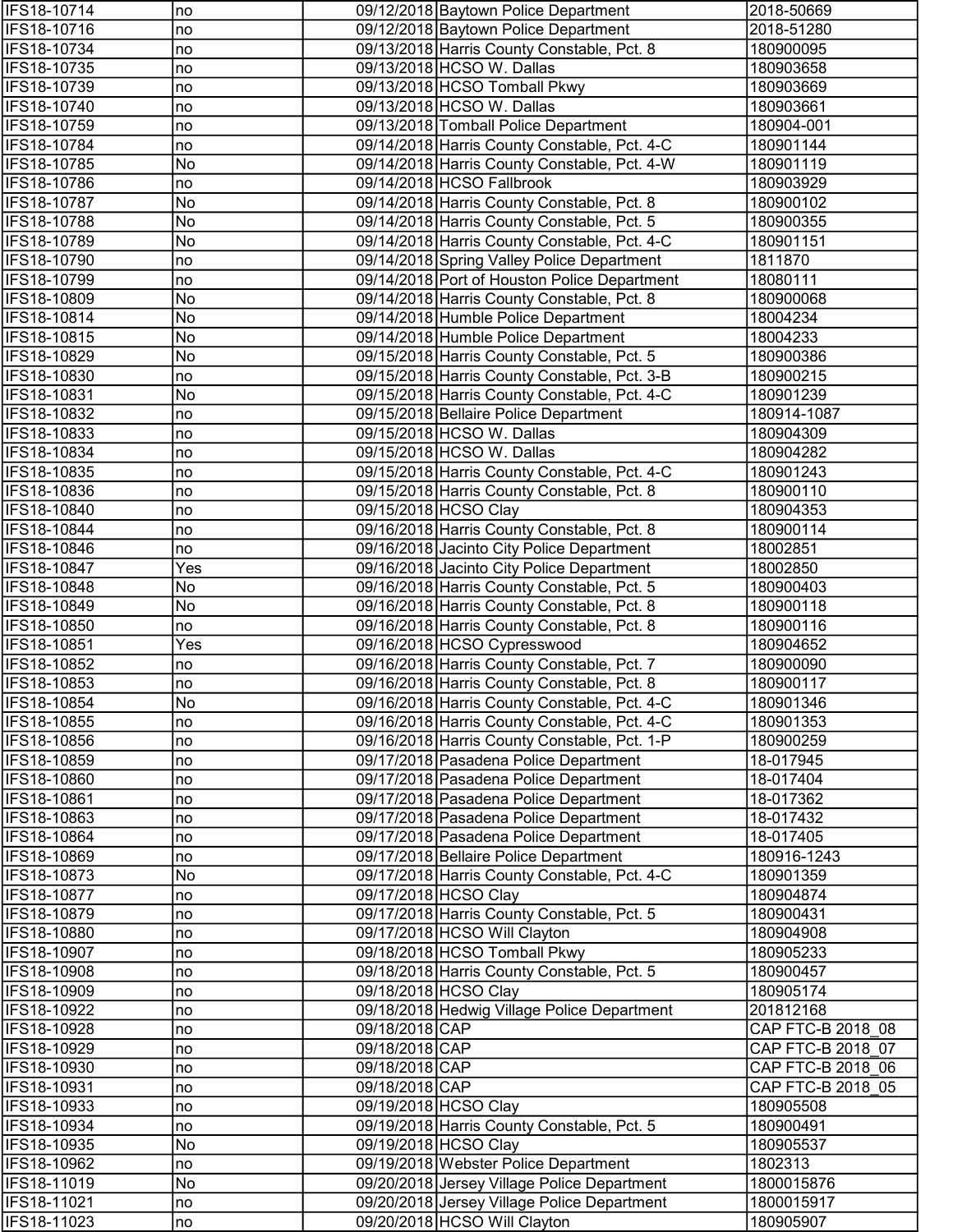| | | | | |
|---|---|---|---|---|
| IFS18-10714 | no | 09/12/2018 | Baytown Police Department | 2018-50669 |
| IFS18-10716 | no | 09/12/2018 | Baytown Police Department | 2018-51280 |
| IFS18-10734 | no | 09/13/2018 | Harris County Constable, Pct. 8 | 180900095 |
| IFS18-10735 | no | 09/13/2018 | HCSO W. Dallas | 180903658 |
| IFS18-10739 | no | 09/13/2018 | HCSO Tomball Pkwy | 180903669 |
| IFS18-10740 | no | 09/13/2018 | HCSO W. Dallas | 180903661 |
| IFS18-10759 | no | 09/13/2018 | Tomball Police Department | 180904-001 |
| IFS18-10784 | no | 09/14/2018 | Harris County Constable, Pct. 4-C | 180901144 |
| IFS18-10785 | No | 09/14/2018 | Harris County Constable, Pct. 4-W | 180901119 |
| IFS18-10786 | no | 09/14/2018 | HCSO Fallbrook | 180903929 |
| IFS18-10787 | No | 09/14/2018 | Harris County Constable, Pct. 8 | 180900102 |
| IFS18-10788 | No | 09/14/2018 | Harris County Constable, Pct. 5 | 180900355 |
| IFS18-10789 | No | 09/14/2018 | Harris County Constable, Pct. 4-C | 180901151 |
| IFS18-10790 | no | 09/14/2018 | Spring Valley Police Department | 1811870 |
| IFS18-10799 | no | 09/14/2018 | Port of Houston Police Department | 18080111 |
| IFS18-10809 | No | 09/14/2018 | Harris County Constable, Pct. 8 | 180900068 |
| IFS18-10814 | No | 09/14/2018 | Humble Police Department | 18004234 |
| IFS18-10815 | No | 09/14/2018 | Humble Police Department | 18004233 |
| IFS18-10829 | No | 09/15/2018 | Harris County Constable, Pct. 5 | 180900386 |
| IFS18-10830 | no | 09/15/2018 | Harris County Constable, Pct. 3-B | 180900215 |
| IFS18-10831 | No | 09/15/2018 | Harris County Constable, Pct. 4-C | 180901239 |
| IFS18-10832 | no | 09/15/2018 | Bellaire Police Department | 180914-1087 |
| IFS18-10833 | no | 09/15/2018 | HCSO W. Dallas | 180904309 |
| IFS18-10834 | no | 09/15/2018 | HCSO W. Dallas | 180904282 |
| IFS18-10835 | no | 09/15/2018 | Harris County Constable, Pct. 4-C | 180901243 |
| IFS18-10836 | no | 09/15/2018 | Harris County Constable, Pct. 8 | 180900110 |
| IFS18-10840 | no | 09/15/2018 | HCSO Clay | 180904353 |
| IFS18-10844 | no | 09/16/2018 | Harris County Constable, Pct. 8 | 180900114 |
| IFS18-10846 | no | 09/16/2018 | Jacinto City Police Department | 18002851 |
| IFS18-10847 | Yes | 09/16/2018 | Jacinto City Police Department | 18002850 |
| IFS18-10848 | No | 09/16/2018 | Harris County Constable, Pct. 5 | 180900403 |
| IFS18-10849 | No | 09/16/2018 | Harris County Constable, Pct. 8 | 180900118 |
| IFS18-10850 | no | 09/16/2018 | Harris County Constable, Pct. 8 | 180900116 |
| IFS18-10851 | Yes | 09/16/2018 | HCSO Cypresswood | 180904652 |
| IFS18-10852 | no | 09/16/2018 | Harris County Constable, Pct. 7 | 180900090 |
| IFS18-10853 | no | 09/16/2018 | Harris County Constable, Pct. 8 | 180900117 |
| IFS18-10854 | No | 09/16/2018 | Harris County Constable, Pct. 4-C | 180901346 |
| IFS18-10855 | no | 09/16/2018 | Harris County Constable, Pct. 4-C | 180901353 |
| IFS18-10856 | no | 09/16/2018 | Harris County Constable, Pct. 1-P | 180900259 |
| IFS18-10859 | no | 09/17/2018 | Pasadena Police Department | 18-017945 |
| IFS18-10860 | no | 09/17/2018 | Pasadena Police Department | 18-017404 |
| IFS18-10861 | no | 09/17/2018 | Pasadena Police Department | 18-017362 |
| IFS18-10863 | no | 09/17/2018 | Pasadena Police Department | 18-017432 |
| IFS18-10864 | no | 09/17/2018 | Pasadena Police Department | 18-017405 |
| IFS18-10869 | no | 09/17/2018 | Bellaire Police Department | 180916-1243 |
| IFS18-10873 | No | 09/17/2018 | Harris County Constable, Pct. 4-C | 180901359 |
| IFS18-10877 | no | 09/17/2018 | HCSO Clay | 180904874 |
| IFS18-10879 | no | 09/17/2018 | Harris County Constable, Pct. 5 | 180900431 |
| IFS18-10880 | no | 09/17/2018 | HCSO Will Clayton | 180904908 |
| IFS18-10907 | no | 09/18/2018 | HCSO Tomball Pkwy | 180905233 |
| IFS18-10908 | no | 09/18/2018 | Harris County Constable, Pct. 5 | 180900457 |
| IFS18-10909 | no | 09/18/2018 | HCSO Clay | 180905174 |
| IFS18-10922 | no | 09/18/2018 | Hedwig Village Police Department | 201812168 |
| IFS18-10928 | no | 09/18/2018 | CAP | CAP FTC-B 2018_08 |
| IFS18-10929 | no | 09/18/2018 | CAP | CAP FTC-B 2018_07 |
| IFS18-10930 | no | 09/18/2018 | CAP | CAP FTC-B 2018_06 |
| IFS18-10931 | no | 09/18/2018 | CAP | CAP FTC-B 2018_05 |
| IFS18-10933 | no | 09/19/2018 | HCSO Clay | 180905508 |
| IFS18-10934 | no | 09/19/2018 | Harris County Constable, Pct. 5 | 180900491 |
| IFS18-10935 | No | 09/19/2018 | HCSO Clay | 180905537 |
| IFS18-10962 | no | 09/19/2018 | Webster Police Department | 1802313 |
| IFS18-11019 | No | 09/20/2018 | Jersey Village Police Department | 1800015876 |
| IFS18-11021 | no | 09/20/2018 | Jersey Village Police Department | 1800015917 |
| IFS18-11023 | no | 09/20/2018 | HCSO Will Clayton | 180905907 |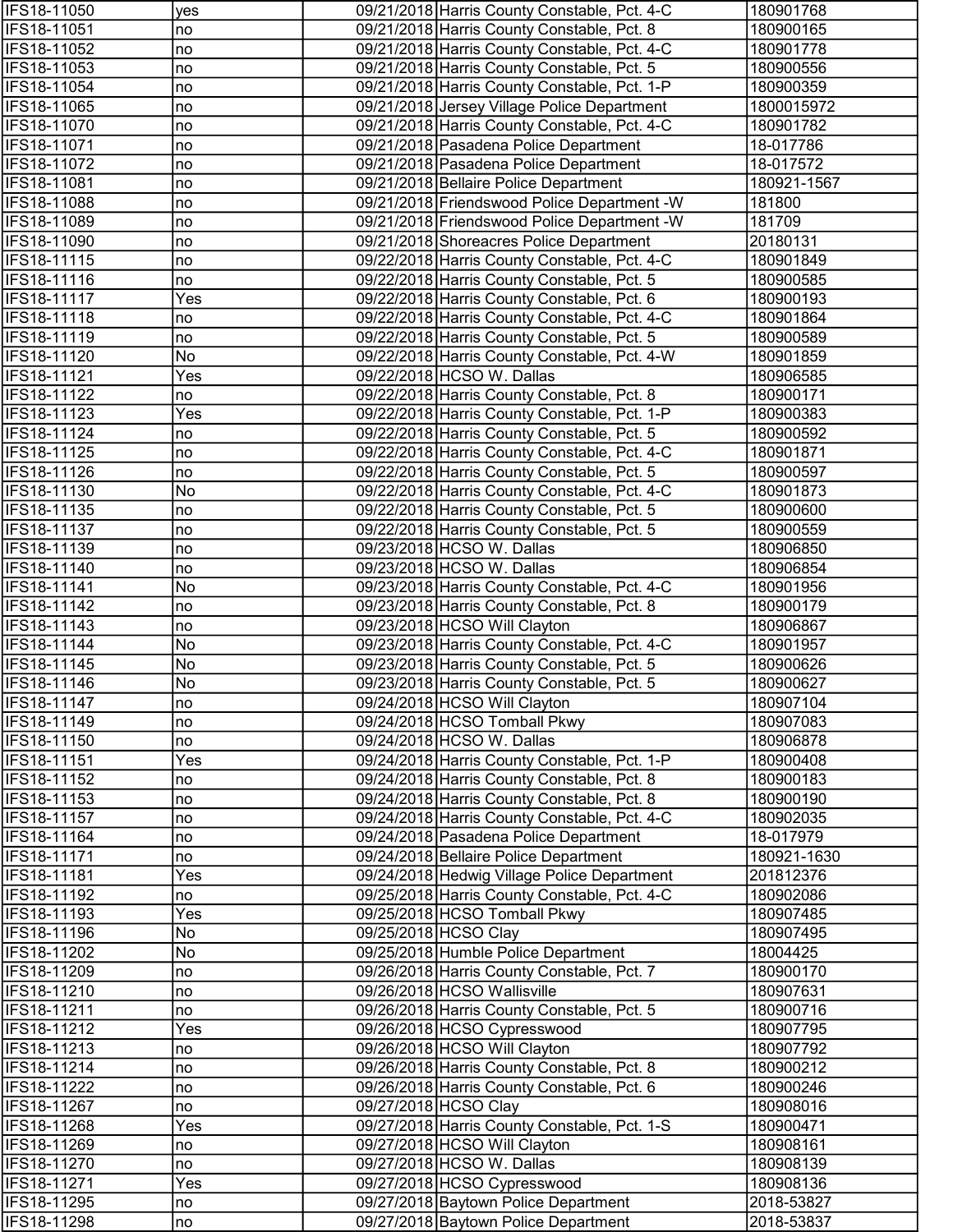| | | | | |
|---|---|---|---|---|
| IFS18-11050 | yes | 09/21/2018 | Harris County Constable, Pct. 4-C | 180901768 |
| IFS18-11051 | no | 09/21/2018 | Harris County Constable, Pct. 8 | 180900165 |
| IFS18-11052 | no | 09/21/2018 | Harris County Constable, Pct. 4-C | 180901778 |
| IFS18-11053 | no | 09/21/2018 | Harris County Constable, Pct. 5 | 180900556 |
| IFS18-11054 | no | 09/21/2018 | Harris County Constable, Pct. 1-P | 180900359 |
| IFS18-11065 | no | 09/21/2018 | Jersey Village Police Department | 1800015972 |
| IFS18-11070 | no | 09/21/2018 | Harris County Constable, Pct. 4-C | 180901782 |
| IFS18-11071 | no | 09/21/2018 | Pasadena Police Department | 18-017786 |
| IFS18-11072 | no | 09/21/2018 | Pasadena Police Department | 18-017572 |
| IFS18-11081 | no | 09/21/2018 | Bellaire Police Department | 180921-1567 |
| IFS18-11088 | no | 09/21/2018 | Friendswood Police Department -W | 181800 |
| IFS18-11089 | no | 09/21/2018 | Friendswood Police Department -W | 181709 |
| IFS18-11090 | no | 09/21/2018 | Shoreacres Police Department | 20180131 |
| IFS18-11115 | no | 09/22/2018 | Harris County Constable, Pct. 4-C | 180901849 |
| IFS18-11116 | no | 09/22/2018 | Harris County Constable, Pct. 5 | 180900585 |
| IFS18-11117 | Yes | 09/22/2018 | Harris County Constable, Pct. 6 | 180900193 |
| IFS18-11118 | no | 09/22/2018 | Harris County Constable, Pct. 4-C | 180901864 |
| IFS18-11119 | no | 09/22/2018 | Harris County Constable, Pct. 5 | 180900589 |
| IFS18-11120 | No | 09/22/2018 | Harris County Constable, Pct. 4-W | 180901859 |
| IFS18-11121 | Yes | 09/22/2018 | HCSO W. Dallas | 180906585 |
| IFS18-11122 | no | 09/22/2018 | Harris County Constable, Pct. 8 | 180900171 |
| IFS18-11123 | Yes | 09/22/2018 | Harris County Constable, Pct. 1-P | 180900383 |
| IFS18-11124 | no | 09/22/2018 | Harris County Constable, Pct. 5 | 180900592 |
| IFS18-11125 | no | 09/22/2018 | Harris County Constable, Pct. 4-C | 180901871 |
| IFS18-11126 | no | 09/22/2018 | Harris County Constable, Pct. 5 | 180900597 |
| IFS18-11130 | No | 09/22/2018 | Harris County Constable, Pct. 4-C | 180901873 |
| IFS18-11135 | no | 09/22/2018 | Harris County Constable, Pct. 5 | 180900600 |
| IFS18-11137 | no | 09/22/2018 | Harris County Constable, Pct. 5 | 180900559 |
| IFS18-11139 | no | 09/23/2018 | HCSO W. Dallas | 180906850 |
| IFS18-11140 | no | 09/23/2018 | HCSO W. Dallas | 180906854 |
| IFS18-11141 | No | 09/23/2018 | Harris County Constable, Pct. 4-C | 180901956 |
| IFS18-11142 | no | 09/23/2018 | Harris County Constable, Pct. 8 | 180900179 |
| IFS18-11143 | no | 09/23/2018 | HCSO Will Clayton | 180906867 |
| IFS18-11144 | No | 09/23/2018 | Harris County Constable, Pct. 4-C | 180901957 |
| IFS18-11145 | No | 09/23/2018 | Harris County Constable, Pct. 5 | 180900626 |
| IFS18-11146 | No | 09/23/2018 | Harris County Constable, Pct. 5 | 180900627 |
| IFS18-11147 | no | 09/24/2018 | HCSO Will Clayton | 180907104 |
| IFS18-11149 | no | 09/24/2018 | HCSO Tomball Pkwy | 180907083 |
| IFS18-11150 | no | 09/24/2018 | HCSO W. Dallas | 180906878 |
| IFS18-11151 | Yes | 09/24/2018 | Harris County Constable, Pct. 1-P | 180900408 |
| IFS18-11152 | no | 09/24/2018 | Harris County Constable, Pct. 8 | 180900183 |
| IFS18-11153 | no | 09/24/2018 | Harris County Constable, Pct. 8 | 180900190 |
| IFS18-11157 | no | 09/24/2018 | Harris County Constable, Pct. 4-C | 180902035 |
| IFS18-11164 | no | 09/24/2018 | Pasadena Police Department | 18-017979 |
| IFS18-11171 | no | 09/24/2018 | Bellaire Police Department | 180921-1630 |
| IFS18-11181 | Yes | 09/24/2018 | Hedwig Village Police Department | 201812376 |
| IFS18-11192 | no | 09/25/2018 | Harris County Constable, Pct. 4-C | 180902086 |
| IFS18-11193 | Yes | 09/25/2018 | HCSO Tomball Pkwy | 180907485 |
| IFS18-11196 | No | 09/25/2018 | HCSO Clay | 180907495 |
| IFS18-11202 | No | 09/25/2018 | Humble Police Department | 18004425 |
| IFS18-11209 | no | 09/26/2018 | Harris County Constable, Pct. 7 | 180900170 |
| IFS18-11210 | no | 09/26/2018 | HCSO Wallisville | 180907631 |
| IFS18-11211 | no | 09/26/2018 | Harris County Constable, Pct. 5 | 180900716 |
| IFS18-11212 | Yes | 09/26/2018 | HCSO Cypresswood | 180907795 |
| IFS18-11213 | no | 09/26/2018 | HCSO Will Clayton | 180907792 |
| IFS18-11214 | no | 09/26/2018 | Harris County Constable, Pct. 8 | 180900212 |
| IFS18-11222 | no | 09/26/2018 | Harris County Constable, Pct. 6 | 180900246 |
| IFS18-11267 | no | 09/27/2018 | HCSO Clay | 180908016 |
| IFS18-11268 | Yes | 09/27/2018 | Harris County Constable, Pct. 1-S | 180900471 |
| IFS18-11269 | no | 09/27/2018 | HCSO Will Clayton | 180908161 |
| IFS18-11270 | no | 09/27/2018 | HCSO W. Dallas | 180908139 |
| IFS18-11271 | Yes | 09/27/2018 | HCSO Cypresswood | 180908136 |
| IFS18-11295 | no | 09/27/2018 | Baytown Police Department | 2018-53827 |
| IFS18-11298 | no | 09/27/2018 | Baytown Police Department | 2018-53837 |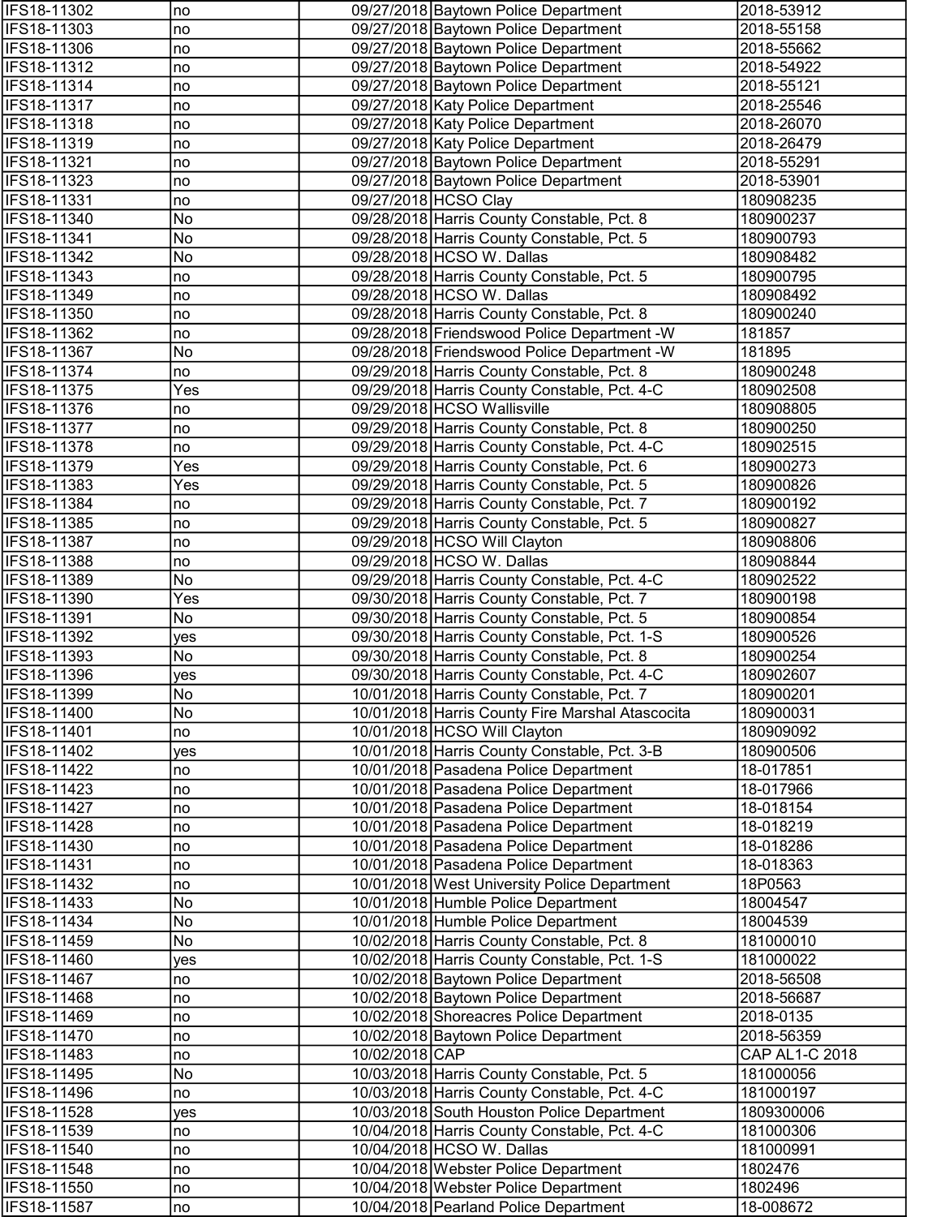| | | | | |
|---|---|---|---|---|
| IFS18-11302 | no | 09/27/2018 | Baytown Police Department | 2018-53912 |
| IFS18-11303 | no | 09/27/2018 | Baytown Police Department | 2018-55158 |
| IFS18-11306 | no | 09/27/2018 | Baytown Police Department | 2018-55662 |
| IFS18-11312 | no | 09/27/2018 | Baytown Police Department | 2018-54922 |
| IFS18-11314 | no | 09/27/2018 | Baytown Police Department | 2018-55121 |
| IFS18-11317 | no | 09/27/2018 | Katy Police Department | 2018-25546 |
| IFS18-11318 | no | 09/27/2018 | Katy Police Department | 2018-26070 |
| IFS18-11319 | no | 09/27/2018 | Katy Police Department | 2018-26479 |
| IFS18-11321 | no | 09/27/2018 | Baytown Police Department | 2018-55291 |
| IFS18-11323 | no | 09/27/2018 | Baytown Police Department | 2018-53901 |
| IFS18-11331 | no | 09/27/2018 | HCSO Clay | 180908235 |
| IFS18-11340 | No | 09/28/2018 | Harris County Constable, Pct. 8 | 180900237 |
| IFS18-11341 | No | 09/28/2018 | Harris County Constable, Pct. 5 | 180900793 |
| IFS18-11342 | No | 09/28/2018 | HCSO W. Dallas | 180908482 |
| IFS18-11343 | no | 09/28/2018 | Harris County Constable, Pct. 5 | 180900795 |
| IFS18-11349 | no | 09/28/2018 | HCSO W. Dallas | 180908492 |
| IFS18-11350 | no | 09/28/2018 | Harris County Constable, Pct. 8 | 180900240 |
| IFS18-11362 | no | 09/28/2018 | Friendswood Police Department -W | 181857 |
| IFS18-11367 | No | 09/28/2018 | Friendswood Police Department -W | 181895 |
| IFS18-11374 | no | 09/29/2018 | Harris County Constable, Pct. 8 | 180900248 |
| IFS18-11375 | Yes | 09/29/2018 | Harris County Constable, Pct. 4-C | 180902508 |
| IFS18-11376 | no | 09/29/2018 | HCSO Wallisville | 180908805 |
| IFS18-11377 | no | 09/29/2018 | Harris County Constable, Pct. 8 | 180900250 |
| IFS18-11378 | no | 09/29/2018 | Harris County Constable, Pct. 4-C | 180902515 |
| IFS18-11379 | Yes | 09/29/2018 | Harris County Constable, Pct. 6 | 180900273 |
| IFS18-11383 | Yes | 09/29/2018 | Harris County Constable, Pct. 5 | 180900826 |
| IFS18-11384 | no | 09/29/2018 | Harris County Constable, Pct. 7 | 180900192 |
| IFS18-11385 | no | 09/29/2018 | Harris County Constable, Pct. 5 | 180900827 |
| IFS18-11387 | no | 09/29/2018 | HCSO Will Clayton | 180908806 |
| IFS18-11388 | no | 09/29/2018 | HCSO W. Dallas | 180908844 |
| IFS18-11389 | No | 09/29/2018 | Harris County Constable, Pct. 4-C | 180902522 |
| IFS18-11390 | Yes | 09/30/2018 | Harris County Constable, Pct. 7 | 180900198 |
| IFS18-11391 | No | 09/30/2018 | Harris County Constable, Pct. 5 | 180900854 |
| IFS18-11392 | yes | 09/30/2018 | Harris County Constable, Pct. 1-S | 180900526 |
| IFS18-11393 | No | 09/30/2018 | Harris County Constable, Pct. 8 | 180900254 |
| IFS18-11396 | yes | 09/30/2018 | Harris County Constable, Pct. 4-C | 180902607 |
| IFS18-11399 | No | 10/01/2018 | Harris County Constable, Pct. 7 | 180900201 |
| IFS18-11400 | No | 10/01/2018 | Harris County Fire Marshal Atascocita | 180900031 |
| IFS18-11401 | no | 10/01/2018 | HCSO Will Clayton | 180909092 |
| IFS18-11402 | yes | 10/01/2018 | Harris County Constable, Pct. 3-B | 180900506 |
| IFS18-11422 | no | 10/01/2018 | Pasadena Police Department | 18-017851 |
| IFS18-11423 | no | 10/01/2018 | Pasadena Police Department | 18-017966 |
| IFS18-11427 | no | 10/01/2018 | Pasadena Police Department | 18-018154 |
| IFS18-11428 | no | 10/01/2018 | Pasadena Police Department | 18-018219 |
| IFS18-11430 | no | 10/01/2018 | Pasadena Police Department | 18-018286 |
| IFS18-11431 | no | 10/01/2018 | Pasadena Police Department | 18-018363 |
| IFS18-11432 | no | 10/01/2018 | West University Police Department | 18P0563 |
| IFS18-11433 | No | 10/01/2018 | Humble Police Department | 18004547 |
| IFS18-11434 | No | 10/01/2018 | Humble Police Department | 18004539 |
| IFS18-11459 | No | 10/02/2018 | Harris County Constable, Pct. 8 | 181000010 |
| IFS18-11460 | yes | 10/02/2018 | Harris County Constable, Pct. 1-S | 181000022 |
| IFS18-11467 | no | 10/02/2018 | Baytown Police Department | 2018-56508 |
| IFS18-11468 | no | 10/02/2018 | Baytown Police Department | 2018-56687 |
| IFS18-11469 | no | 10/02/2018 | Shoreacres Police Department | 2018-0135 |
| IFS18-11470 | no | 10/02/2018 | Baytown Police Department | 2018-56359 |
| IFS18-11483 | no | 10/02/2018 | CAP | CAP AL1-C 2018 |
| IFS18-11495 | No | 10/03/2018 | Harris County Constable, Pct. 5 | 181000056 |
| IFS18-11496 | no | 10/03/2018 | Harris County Constable, Pct. 4-C | 181000197 |
| IFS18-11528 | yes | 10/03/2018 | South Houston Police Department | 1809300006 |
| IFS18-11539 | no | 10/04/2018 | Harris County Constable, Pct. 4-C | 181000306 |
| IFS18-11540 | no | 10/04/2018 | HCSO W. Dallas | 181000991 |
| IFS18-11548 | no | 10/04/2018 | Webster Police Department | 1802476 |
| IFS18-11550 | no | 10/04/2018 | Webster Police Department | 1802496 |
| IFS18-11587 | no | 10/04/2018 | Pearland Police Department | 18-008672 |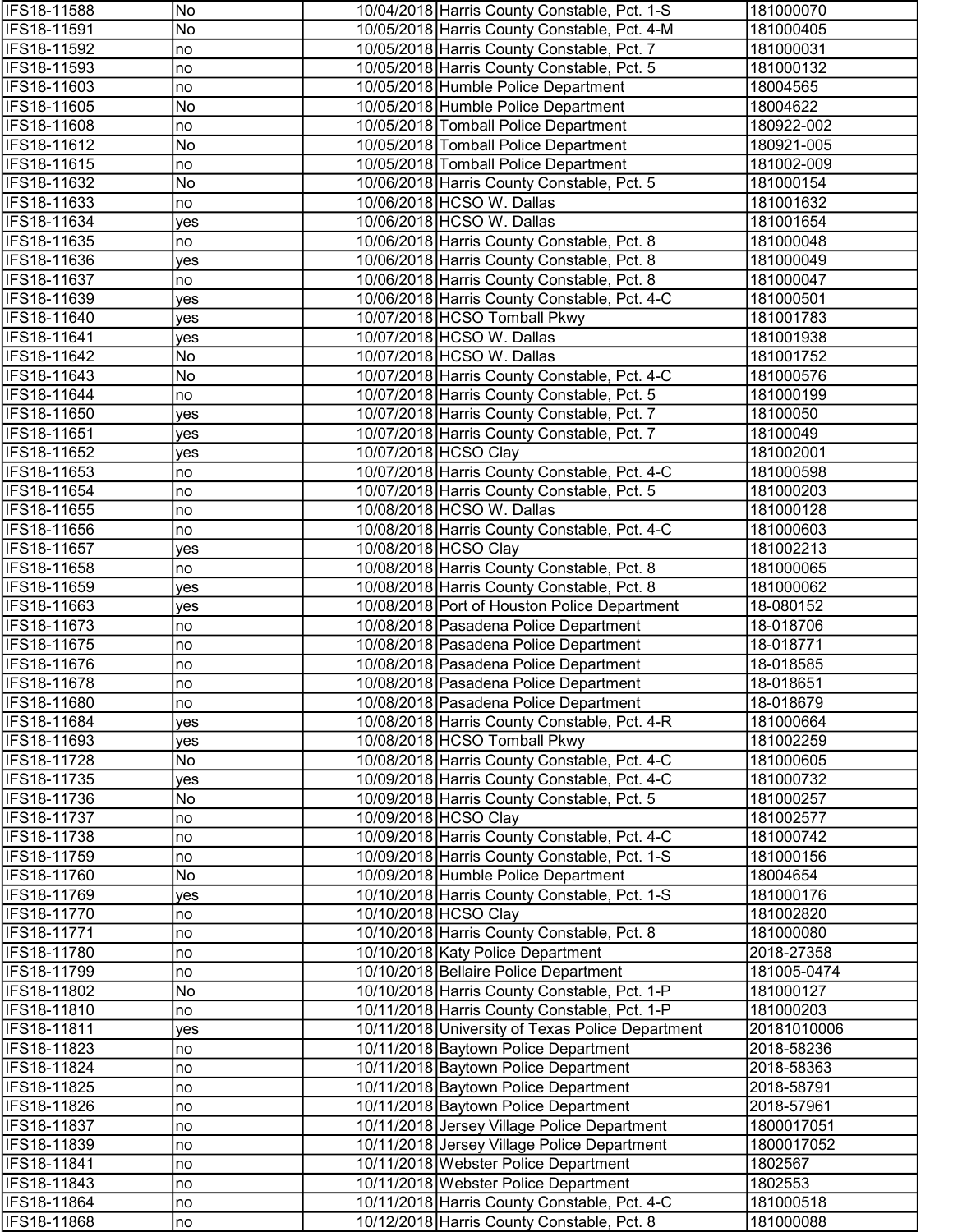| | | | | |
|---|---|---|---|---|
| IFS18-11588 | No | 10/04/2018 | Harris County Constable, Pct. 1-S | 181000070 |
| IFS18-11591 | No | 10/05/2018 | Harris County Constable, Pct. 4-M | 181000405 |
| IFS18-11592 | no | 10/05/2018 | Harris County Constable, Pct. 7 | 181000031 |
| IFS18-11593 | no | 10/05/2018 | Harris County Constable, Pct. 5 | 181000132 |
| IFS18-11603 | no | 10/05/2018 | Humble Police Department | 18004565 |
| IFS18-11605 | No | 10/05/2018 | Humble Police Department | 18004622 |
| IFS18-11608 | no | 10/05/2018 | Tomball Police Department | 180922-002 |
| IFS18-11612 | No | 10/05/2018 | Tomball Police Department | 180921-005 |
| IFS18-11615 | no | 10/05/2018 | Tomball Police Department | 181002-009 |
| IFS18-11632 | No | 10/06/2018 | Harris County Constable, Pct. 5 | 181000154 |
| IFS18-11633 | no | 10/06/2018 | HCSO W. Dallas | 181001632 |
| IFS18-11634 | yes | 10/06/2018 | HCSO W. Dallas | 181001654 |
| IFS18-11635 | no | 10/06/2018 | Harris County Constable, Pct. 8 | 181000048 |
| IFS18-11636 | yes | 10/06/2018 | Harris County Constable, Pct. 8 | 181000049 |
| IFS18-11637 | no | 10/06/2018 | Harris County Constable, Pct. 8 | 181000047 |
| IFS18-11639 | yes | 10/06/2018 | Harris County Constable, Pct. 4-C | 181000501 |
| IFS18-11640 | yes | 10/07/2018 | HCSO Tomball Pkwy | 181001783 |
| IFS18-11641 | yes | 10/07/2018 | HCSO W. Dallas | 181001938 |
| IFS18-11642 | No | 10/07/2018 | HCSO W. Dallas | 181001752 |
| IFS18-11643 | No | 10/07/2018 | Harris County Constable, Pct. 4-C | 181000576 |
| IFS18-11644 | no | 10/07/2018 | Harris County Constable, Pct. 5 | 181000199 |
| IFS18-11650 | yes | 10/07/2018 | Harris County Constable, Pct. 7 | 18100050 |
| IFS18-11651 | yes | 10/07/2018 | Harris County Constable, Pct. 7 | 18100049 |
| IFS18-11652 | yes | 10/07/2018 | HCSO Clay | 181002001 |
| IFS18-11653 | no | 10/07/2018 | Harris County Constable, Pct. 4-C | 181000598 |
| IFS18-11654 | no | 10/07/2018 | Harris County Constable, Pct. 5 | 181000203 |
| IFS18-11655 | no | 10/08/2018 | HCSO W. Dallas | 181000128 |
| IFS18-11656 | no | 10/08/2018 | Harris County Constable, Pct. 4-C | 181000603 |
| IFS18-11657 | yes | 10/08/2018 | HCSO Clay | 181002213 |
| IFS18-11658 | no | 10/08/2018 | Harris County Constable, Pct. 8 | 181000065 |
| IFS18-11659 | yes | 10/08/2018 | Harris County Constable, Pct. 8 | 181000062 |
| IFS18-11663 | yes | 10/08/2018 | Port of Houston Police Department | 18-080152 |
| IFS18-11673 | no | 10/08/2018 | Pasadena Police Department | 18-018706 |
| IFS18-11675 | no | 10/08/2018 | Pasadena Police Department | 18-018771 |
| IFS18-11676 | no | 10/08/2018 | Pasadena Police Department | 18-018585 |
| IFS18-11678 | no | 10/08/2018 | Pasadena Police Department | 18-018651 |
| IFS18-11680 | no | 10/08/2018 | Pasadena Police Department | 18-018679 |
| IFS18-11684 | yes | 10/08/2018 | Harris County Constable, Pct. 4-R | 181000664 |
| IFS18-11693 | yes | 10/08/2018 | HCSO Tomball Pkwy | 181002259 |
| IFS18-11728 | No | 10/08/2018 | Harris County Constable, Pct. 4-C | 181000605 |
| IFS18-11735 | yes | 10/09/2018 | Harris County Constable, Pct. 4-C | 181000732 |
| IFS18-11736 | No | 10/09/2018 | Harris County Constable, Pct. 5 | 181000257 |
| IFS18-11737 | no | 10/09/2018 | HCSO Clay | 181002577 |
| IFS18-11738 | no | 10/09/2018 | Harris County Constable, Pct. 4-C | 181000742 |
| IFS18-11759 | no | 10/09/2018 | Harris County Constable, Pct. 1-S | 181000156 |
| IFS18-11760 | No | 10/09/2018 | Humble Police Department | 18004654 |
| IFS18-11769 | yes | 10/10/2018 | Harris County Constable, Pct. 1-S | 181000176 |
| IFS18-11770 | no | 10/10/2018 | HCSO Clay | 181002820 |
| IFS18-11771 | no | 10/10/2018 | Harris County Constable, Pct. 8 | 181000080 |
| IFS18-11780 | no | 10/10/2018 | Katy Police Department | 2018-27358 |
| IFS18-11799 | no | 10/10/2018 | Bellaire Police Department | 181005-0474 |
| IFS18-11802 | No | 10/10/2018 | Harris County Constable, Pct. 1-P | 181000127 |
| IFS18-11810 | no | 10/11/2018 | Harris County Constable, Pct. 1-P | 181000203 |
| IFS18-11811 | yes | 10/11/2018 | University of Texas Police Department | 20181010006 |
| IFS18-11823 | no | 10/11/2018 | Baytown Police Department | 2018-58236 |
| IFS18-11824 | no | 10/11/2018 | Baytown Police Department | 2018-58363 |
| IFS18-11825 | no | 10/11/2018 | Baytown Police Department | 2018-58791 |
| IFS18-11826 | no | 10/11/2018 | Baytown Police Department | 2018-57961 |
| IFS18-11837 | no | 10/11/2018 | Jersey Village Police Department | 1800017051 |
| IFS18-11839 | no | 10/11/2018 | Jersey Village Police Department | 1800017052 |
| IFS18-11841 | no | 10/11/2018 | Webster Police Department | 1802567 |
| IFS18-11843 | no | 10/11/2018 | Webster Police Department | 1802553 |
| IFS18-11864 | no | 10/11/2018 | Harris County Constable, Pct. 4-C | 181000518 |
| IFS18-11868 | no | 10/12/2018 | Harris County Constable, Pct. 8 | 181000088 |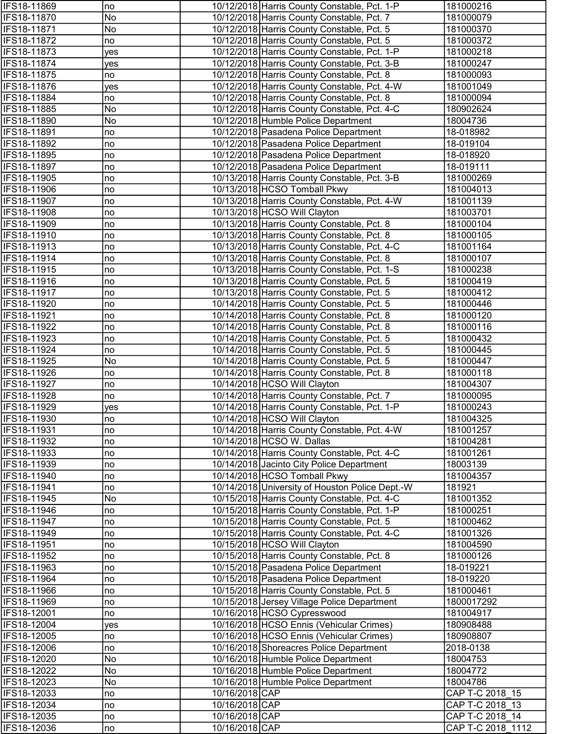| | | | | |
|---|---|---|---|---|
| IFS18-11869 | no | 10/12/2018 | Harris County Constable, Pct. 1-P | 181000216 |
| IFS18-11870 | No | 10/12/2018 | Harris County Constable, Pct. 7 | 181000079 |
| IFS18-11871 | No | 10/12/2018 | Harris County Constable, Pct. 5 | 181000370 |
| IFS18-11872 | no | 10/12/2018 | Harris County Constable, Pct. 5 | 181000372 |
| IFS18-11873 | yes | 10/12/2018 | Harris County Constable, Pct. 1-P | 181000218 |
| IFS18-11874 | yes | 10/12/2018 | Harris County Constable, Pct. 3-B | 181000247 |
| IFS18-11875 | no | 10/12/2018 | Harris County Constable, Pct. 8 | 181000093 |
| IFS18-11876 | yes | 10/12/2018 | Harris County Constable, Pct. 4-W | 181001049 |
| IFS18-11884 | no | 10/12/2018 | Harris County Constable, Pct. 8 | 181000094 |
| IFS18-11885 | No | 10/12/2018 | Harris County Constable, Pct. 4-C | 180902624 |
| IFS18-11890 | No | 10/12/2018 | Humble Police Department | 18004736 |
| IFS18-11891 | no | 10/12/2018 | Pasadena Police Department | 18-018982 |
| IFS18-11892 | no | 10/12/2018 | Pasadena Police Department | 18-019104 |
| IFS18-11895 | no | 10/12/2018 | Pasadena Police Department | 18-018920 |
| IFS18-11897 | no | 10/12/2018 | Pasadena Police Department | 18-019111 |
| IFS18-11905 | no | 10/13/2018 | Harris County Constable, Pct. 3-B | 181000269 |
| IFS18-11906 | no | 10/13/2018 | HCSO Tomball Pkwy | 181004013 |
| IFS18-11907 | no | 10/13/2018 | Harris County Constable, Pct. 4-W | 181001139 |
| IFS18-11908 | no | 10/13/2018 | HCSO Will Clayton | 181003701 |
| IFS18-11909 | no | 10/13/2018 | Harris County Constable, Pct. 8 | 181000104 |
| IFS18-11910 | no | 10/13/2018 | Harris County Constable, Pct. 8 | 181000105 |
| IFS18-11913 | no | 10/13/2018 | Harris County Constable, Pct. 4-C | 181001164 |
| IFS18-11914 | no | 10/13/2018 | Harris County Constable, Pct. 8 | 181000107 |
| IFS18-11915 | no | 10/13/2018 | Harris County Constable, Pct. 1-S | 181000238 |
| IFS18-11916 | no | 10/13/2018 | Harris County Constable, Pct. 5 | 181000419 |
| IFS18-11917 | no | 10/13/2018 | Harris County Constable, Pct. 5 | 181000412 |
| IFS18-11920 | no | 10/14/2018 | Harris County Constable, Pct. 5 | 181000446 |
| IFS18-11921 | no | 10/14/2018 | Harris County Constable, Pct. 8 | 181000120 |
| IFS18-11922 | no | 10/14/2018 | Harris County Constable, Pct. 8 | 181000116 |
| IFS18-11923 | no | 10/14/2018 | Harris County Constable, Pct. 5 | 181000432 |
| IFS18-11924 | no | 10/14/2018 | Harris County Constable, Pct. 5 | 181000445 |
| IFS18-11925 | No | 10/14/2018 | Harris County Constable, Pct. 5 | 181000447 |
| IFS18-11926 | no | 10/14/2018 | Harris County Constable, Pct. 8 | 181000118 |
| IFS18-11927 | no | 10/14/2018 | HCSO Will Clayton | 181004307 |
| IFS18-11928 | no | 10/14/2018 | Harris County Constable, Pct. 7 | 181000095 |
| IFS18-11929 | yes | 10/14/2018 | Harris County Constable, Pct. 1-P | 181000243 |
| IFS18-11930 | no | 10/14/2018 | HCSO Will Clayton | 181004325 |
| IFS18-11931 | no | 10/14/2018 | Harris County Constable, Pct. 4-W | 181001257 |
| IFS18-11932 | no | 10/14/2018 | HCSO W. Dallas | 181004281 |
| IFS18-11933 | no | 10/14/2018 | Harris County Constable, Pct. 4-C | 181001261 |
| IFS18-11939 | no | 10/14/2018 | Jacinto City Police Department | 18003139 |
| IFS18-11940 | no | 10/14/2018 | HCSO Tomball Pkwy | 181004357 |
| IFS18-11941 | no | 10/14/2018 | University of Houston Police Dept.-W | 181921 |
| IFS18-11945 | No | 10/15/2018 | Harris County Constable, Pct. 4-C | 181001352 |
| IFS18-11946 | no | 10/15/2018 | Harris County Constable, Pct. 1-P | 181000251 |
| IFS18-11947 | no | 10/15/2018 | Harris County Constable, Pct. 5 | 181000462 |
| IFS18-11949 | no | 10/15/2018 | Harris County Constable, Pct. 4-C | 181001326 |
| IFS18-11951 | no | 10/15/2018 | HCSO Will Clayton | 181004590 |
| IFS18-11952 | no | 10/15/2018 | Harris County Constable, Pct. 8 | 181000126 |
| IFS18-11963 | no | 10/15/2018 | Pasadena Police Department | 18-019221 |
| IFS18-11964 | no | 10/15/2018 | Pasadena Police Department | 18-019220 |
| IFS18-11966 | no | 10/15/2018 | Harris County Constable, Pct. 5 | 181000461 |
| IFS18-11969 | no | 10/15/2018 | Jersey Village Police Department | 1800017292 |
| IFS18-12001 | no | 10/16/2018 | HCSO Cypresswood | 181004917 |
| IFS18-12004 | yes | 10/16/2018 | HCSO Ennis (Vehicular Crimes) | 180908488 |
| IFS18-12005 | no | 10/16/2018 | HCSO Ennis (Vehicular Crimes) | 180908807 |
| IFS18-12006 | no | 10/16/2018 | Shoreacres Police Department | 2018-0138 |
| IFS18-12020 | No | 10/16/2018 | Humble Police Department | 18004753 |
| IFS18-12022 | No | 10/16/2018 | Humble Police Department | 18004772 |
| IFS18-12023 | No | 10/16/2018 | Humble Police Department | 18004786 |
| IFS18-12033 | no | 10/16/2018 | CAP | CAP T-C 2018_15 |
| IFS18-12034 | no | 10/16/2018 | CAP | CAP T-C 2018_13 |
| IFS18-12035 | no | 10/16/2018 | CAP | CAP T-C 2018_14 |
| IFS18-12036 | no | 10/16/2018 | CAP | CAP T-C 2018_1112 |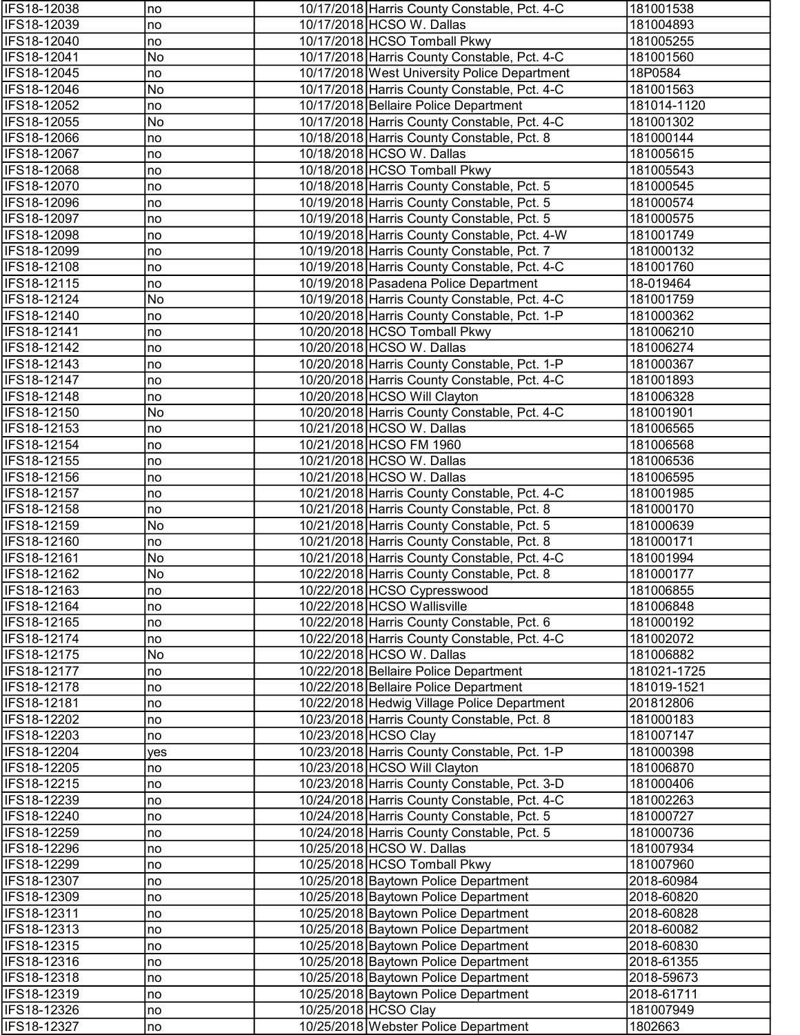| | | | | |
|---|---|---|---|---|
| IFS18-12038 | no | 10/17/2018 | Harris County Constable, Pct. 4-C | 181001538 |
| IFS18-12039 | no | 10/17/2018 | HCSO W. Dallas | 181004893 |
| IFS18-12040 | no | 10/17/2018 | HCSO Tomball Pkwy | 181005255 |
| IFS18-12041 | No | 10/17/2018 | Harris County Constable, Pct. 4-C | 181001560 |
| IFS18-12045 | no | 10/17/2018 | West University Police Department | 18P0584 |
| IFS18-12046 | No | 10/17/2018 | Harris County Constable, Pct. 4-C | 181001563 |
| IFS18-12052 | no | 10/17/2018 | Bellaire Police Department | 181014-1120 |
| IFS18-12055 | No | 10/17/2018 | Harris County Constable, Pct. 4-C | 181001302 |
| IFS18-12066 | no | 10/18/2018 | Harris County Constable, Pct. 8 | 181000144 |
| IFS18-12067 | no | 10/18/2018 | HCSO W. Dallas | 181005615 |
| IFS18-12068 | no | 10/18/2018 | HCSO Tomball Pkwy | 181005543 |
| IFS18-12070 | no | 10/18/2018 | Harris County Constable, Pct. 5 | 181000545 |
| IFS18-12096 | no | 10/19/2018 | Harris County Constable, Pct. 5 | 181000574 |
| IFS18-12097 | no | 10/19/2018 | Harris County Constable, Pct. 5 | 181000575 |
| IFS18-12098 | no | 10/19/2018 | Harris County Constable, Pct. 4-W | 181001749 |
| IFS18-12099 | no | 10/19/2018 | Harris County Constable, Pct. 7 | 181000132 |
| IFS18-12108 | no | 10/19/2018 | Harris County Constable, Pct. 4-C | 181001760 |
| IFS18-12115 | no | 10/19/2018 | Pasadena Police Department | 18-019464 |
| IFS18-12124 | No | 10/19/2018 | Harris County Constable, Pct. 4-C | 181001759 |
| IFS18-12140 | no | 10/20/2018 | Harris County Constable, Pct. 1-P | 181000362 |
| IFS18-12141 | no | 10/20/2018 | HCSO Tomball Pkwy | 181006210 |
| IFS18-12142 | no | 10/20/2018 | HCSO W. Dallas | 181006274 |
| IFS18-12143 | no | 10/20/2018 | Harris County Constable, Pct. 1-P | 181000367 |
| IFS18-12147 | no | 10/20/2018 | Harris County Constable, Pct. 4-C | 181001893 |
| IFS18-12148 | no | 10/20/2018 | HCSO Will Clayton | 181006328 |
| IFS18-12150 | No | 10/20/2018 | Harris County Constable, Pct. 4-C | 181001901 |
| IFS18-12153 | no | 10/21/2018 | HCSO W. Dallas | 181006565 |
| IFS18-12154 | no | 10/21/2018 | HCSO FM 1960 | 181006568 |
| IFS18-12155 | no | 10/21/2018 | HCSO W. Dallas | 181006536 |
| IFS18-12156 | no | 10/21/2018 | HCSO W. Dallas | 181006595 |
| IFS18-12157 | no | 10/21/2018 | Harris County Constable, Pct. 4-C | 181001985 |
| IFS18-12158 | no | 10/21/2018 | Harris County Constable, Pct. 8 | 181000170 |
| IFS18-12159 | No | 10/21/2018 | Harris County Constable, Pct. 5 | 181000639 |
| IFS18-12160 | no | 10/21/2018 | Harris County Constable, Pct. 8 | 181000171 |
| IFS18-12161 | No | 10/21/2018 | Harris County Constable, Pct. 4-C | 181001994 |
| IFS18-12162 | No | 10/22/2018 | Harris County Constable, Pct. 8 | 181000177 |
| IFS18-12163 | no | 10/22/2018 | HCSO Cypresswood | 181006855 |
| IFS18-12164 | no | 10/22/2018 | HCSO Wallisville | 181006848 |
| IFS18-12165 | no | 10/22/2018 | Harris County Constable, Pct. 6 | 181000192 |
| IFS18-12174 | no | 10/22/2018 | Harris County Constable, Pct. 4-C | 181002072 |
| IFS18-12175 | No | 10/22/2018 | HCSO W. Dallas | 181006882 |
| IFS18-12177 | no | 10/22/2018 | Bellaire Police Department | 181021-1725 |
| IFS18-12178 | no | 10/22/2018 | Bellaire Police Department | 181019-1521 |
| IFS18-12181 | no | 10/22/2018 | Hedwig Village Police Department | 201812806 |
| IFS18-12202 | no | 10/23/2018 | Harris County Constable, Pct. 8 | 181000183 |
| IFS18-12203 | no | 10/23/2018 | HCSO Clay | 181007147 |
| IFS18-12204 | yes | 10/23/2018 | Harris County Constable, Pct. 1-P | 181000398 |
| IFS18-12205 | no | 10/23/2018 | HCSO Will Clayton | 181006870 |
| IFS18-12215 | no | 10/23/2018 | Harris County Constable, Pct. 3-D | 181000406 |
| IFS18-12239 | no | 10/24/2018 | Harris County Constable, Pct. 4-C | 181002263 |
| IFS18-12240 | no | 10/24/2018 | Harris County Constable, Pct. 5 | 181000727 |
| IFS18-12259 | no | 10/24/2018 | Harris County Constable, Pct. 5 | 181000736 |
| IFS18-12296 | no | 10/25/2018 | HCSO W. Dallas | 181007934 |
| IFS18-12299 | no | 10/25/2018 | HCSO Tomball Pkwy | 181007960 |
| IFS18-12307 | no | 10/25/2018 | Baytown Police Department | 2018-60984 |
| IFS18-12309 | no | 10/25/2018 | Baytown Police Department | 2018-60820 |
| IFS18-12311 | no | 10/25/2018 | Baytown Police Department | 2018-60828 |
| IFS18-12313 | no | 10/25/2018 | Baytown Police Department | 2018-60082 |
| IFS18-12315 | no | 10/25/2018 | Baytown Police Department | 2018-60830 |
| IFS18-12316 | no | 10/25/2018 | Baytown Police Department | 2018-61355 |
| IFS18-12318 | no | 10/25/2018 | Baytown Police Department | 2018-59673 |
| IFS18-12319 | no | 10/25/2018 | Baytown Police Department | 2018-61711 |
| IFS18-12326 | no | 10/25/2018 | HCSO Clay | 181007949 |
| IFS18-12327 | no | 10/25/2018 | Webster Police Department | 1802663 |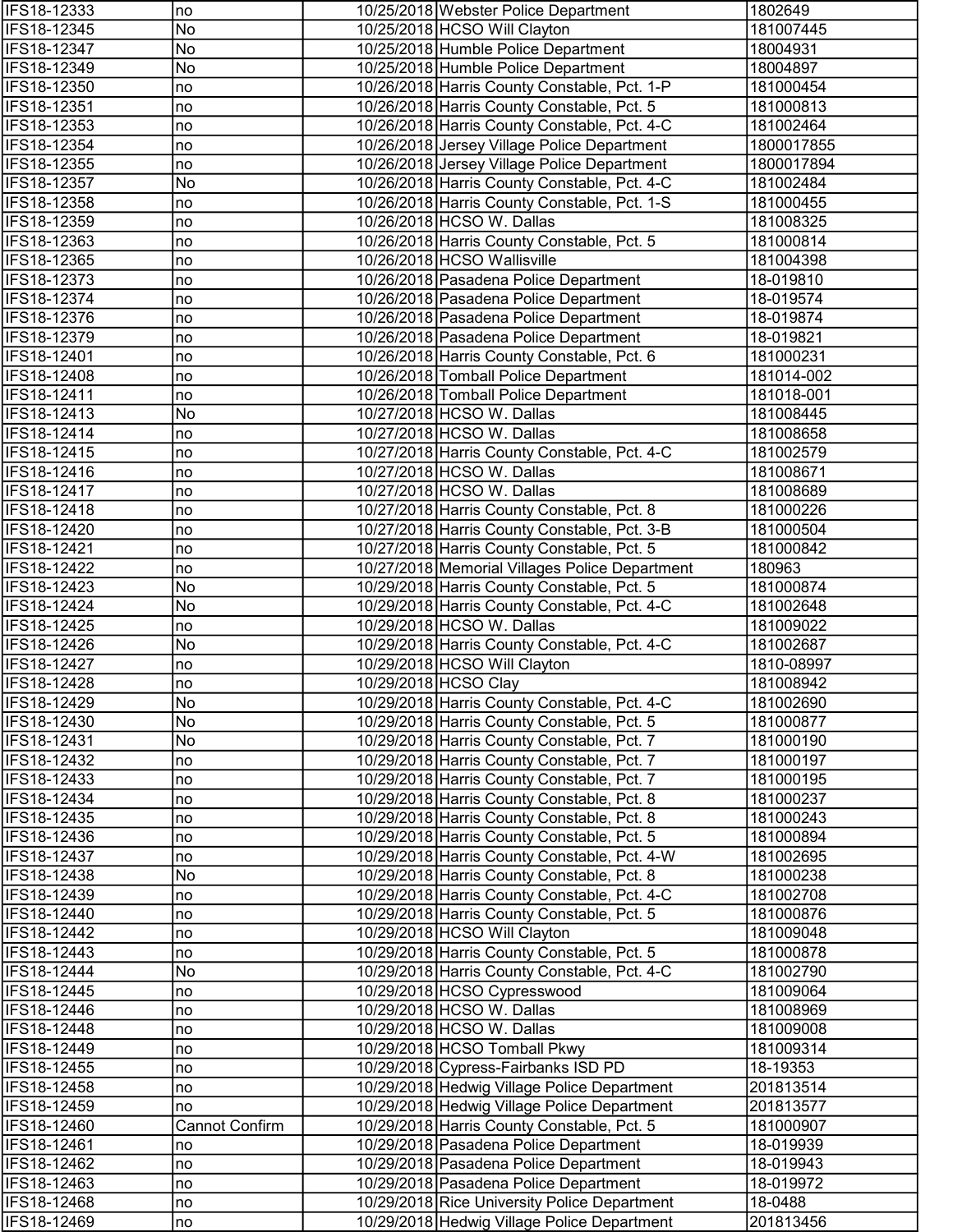| | | | | |
|---|---|---|---|---|
| IFS18-12333 | no | 10/25/2018 | Webster Police Department | 1802649 |
| IFS18-12345 | No | 10/25/2018 | HCSO Will Clayton | 181007445 |
| IFS18-12347 | No | 10/25/2018 | Humble Police Department | 18004931 |
| IFS18-12349 | No | 10/25/2018 | Humble Police Department | 18004897 |
| IFS18-12350 | no | 10/26/2018 | Harris County Constable, Pct. 1-P | 181000454 |
| IFS18-12351 | no | 10/26/2018 | Harris County Constable, Pct. 5 | 181000813 |
| IFS18-12353 | no | 10/26/2018 | Harris County Constable, Pct. 4-C | 181002464 |
| IFS18-12354 | no | 10/26/2018 | Jersey Village Police Department | 1800017855 |
| IFS18-12355 | no | 10/26/2018 | Jersey Village Police Department | 1800017894 |
| IFS18-12357 | No | 10/26/2018 | Harris County Constable, Pct. 4-C | 181002484 |
| IFS18-12358 | no | 10/26/2018 | Harris County Constable, Pct. 1-S | 181000455 |
| IFS18-12359 | no | 10/26/2018 | HCSO W. Dallas | 181008325 |
| IFS18-12363 | no | 10/26/2018 | Harris County Constable, Pct. 5 | 181000814 |
| IFS18-12365 | no | 10/26/2018 | HCSO Wallisville | 181004398 |
| IFS18-12373 | no | 10/26/2018 | Pasadena Police Department | 18-019810 |
| IFS18-12374 | no | 10/26/2018 | Pasadena Police Department | 18-019574 |
| IFS18-12376 | no | 10/26/2018 | Pasadena Police Department | 18-019874 |
| IFS18-12379 | no | 10/26/2018 | Pasadena Police Department | 18-019821 |
| IFS18-12401 | no | 10/26/2018 | Harris County Constable, Pct. 6 | 181000231 |
| IFS18-12408 | no | 10/26/2018 | Tomball Police Department | 181014-002 |
| IFS18-12411 | no | 10/26/2018 | Tomball Police Department | 181018-001 |
| IFS18-12413 | No | 10/27/2018 | HCSO W. Dallas | 181008445 |
| IFS18-12414 | no | 10/27/2018 | HCSO W. Dallas | 181008658 |
| IFS18-12415 | no | 10/27/2018 | Harris County Constable, Pct. 4-C | 181002579 |
| IFS18-12416 | no | 10/27/2018 | HCSO W. Dallas | 181008671 |
| IFS18-12417 | no | 10/27/2018 | HCSO W. Dallas | 181008689 |
| IFS18-12418 | no | 10/27/2018 | Harris County Constable, Pct. 8 | 181000226 |
| IFS18-12420 | no | 10/27/2018 | Harris County Constable, Pct. 3-B | 181000504 |
| IFS18-12421 | no | 10/27/2018 | Harris County Constable, Pct. 5 | 181000842 |
| IFS18-12422 | no | 10/27/2018 | Memorial Villages Police Department | 180963 |
| IFS18-12423 | No | 10/29/2018 | Harris County Constable, Pct. 5 | 181000874 |
| IFS18-12424 | No | 10/29/2018 | Harris County Constable, Pct. 4-C | 181002648 |
| IFS18-12425 | no | 10/29/2018 | HCSO W. Dallas | 181009022 |
| IFS18-12426 | No | 10/29/2018 | Harris County Constable, Pct. 4-C | 181002687 |
| IFS18-12427 | no | 10/29/2018 | HCSO Will Clayton | 1810-08997 |
| IFS18-12428 | no | 10/29/2018 | HCSO Clay | 181008942 |
| IFS18-12429 | No | 10/29/2018 | Harris County Constable, Pct. 4-C | 181002690 |
| IFS18-12430 | No | 10/29/2018 | Harris County Constable, Pct. 5 | 181000877 |
| IFS18-12431 | No | 10/29/2018 | Harris County Constable, Pct. 7 | 181000190 |
| IFS18-12432 | no | 10/29/2018 | Harris County Constable, Pct. 7 | 181000197 |
| IFS18-12433 | no | 10/29/2018 | Harris County Constable, Pct. 7 | 181000195 |
| IFS18-12434 | no | 10/29/2018 | Harris County Constable, Pct. 8 | 181000237 |
| IFS18-12435 | no | 10/29/2018 | Harris County Constable, Pct. 8 | 181000243 |
| IFS18-12436 | no | 10/29/2018 | Harris County Constable, Pct. 5 | 181000894 |
| IFS18-12437 | no | 10/29/2018 | Harris County Constable, Pct. 4-W | 181002695 |
| IFS18-12438 | No | 10/29/2018 | Harris County Constable, Pct. 8 | 181000238 |
| IFS18-12439 | no | 10/29/2018 | Harris County Constable, Pct. 4-C | 181002708 |
| IFS18-12440 | no | 10/29/2018 | Harris County Constable, Pct. 5 | 181000876 |
| IFS18-12442 | no | 10/29/2018 | HCSO Will Clayton | 181009048 |
| IFS18-12443 | no | 10/29/2018 | Harris County Constable, Pct. 5 | 181000878 |
| IFS18-12444 | No | 10/29/2018 | Harris County Constable, Pct. 4-C | 181002790 |
| IFS18-12445 | no | 10/29/2018 | HCSO Cypresswood | 181009064 |
| IFS18-12446 | no | 10/29/2018 | HCSO W. Dallas | 181008969 |
| IFS18-12448 | no | 10/29/2018 | HCSO W. Dallas | 181009008 |
| IFS18-12449 | no | 10/29/2018 | HCSO Tomball Pkwy | 181009314 |
| IFS18-12455 | no | 10/29/2018 | Cypress-Fairbanks ISD PD | 18-19353 |
| IFS18-12458 | no | 10/29/2018 | Hedwig Village Police Department | 201813514 |
| IFS18-12459 | no | 10/29/2018 | Hedwig Village Police Department | 201813577 |
| IFS18-12460 | Cannot Confirm | 10/29/2018 | Harris County Constable, Pct. 5 | 181000907 |
| IFS18-12461 | no | 10/29/2018 | Pasadena Police Department | 18-019939 |
| IFS18-12462 | no | 10/29/2018 | Pasadena Police Department | 18-019943 |
| IFS18-12463 | no | 10/29/2018 | Pasadena Police Department | 18-019972 |
| IFS18-12468 | no | 10/29/2018 | Rice University Police Department | 18-0488 |
| IFS18-12469 | no | 10/29/2018 | Hedwig Village Police Department | 201813456 |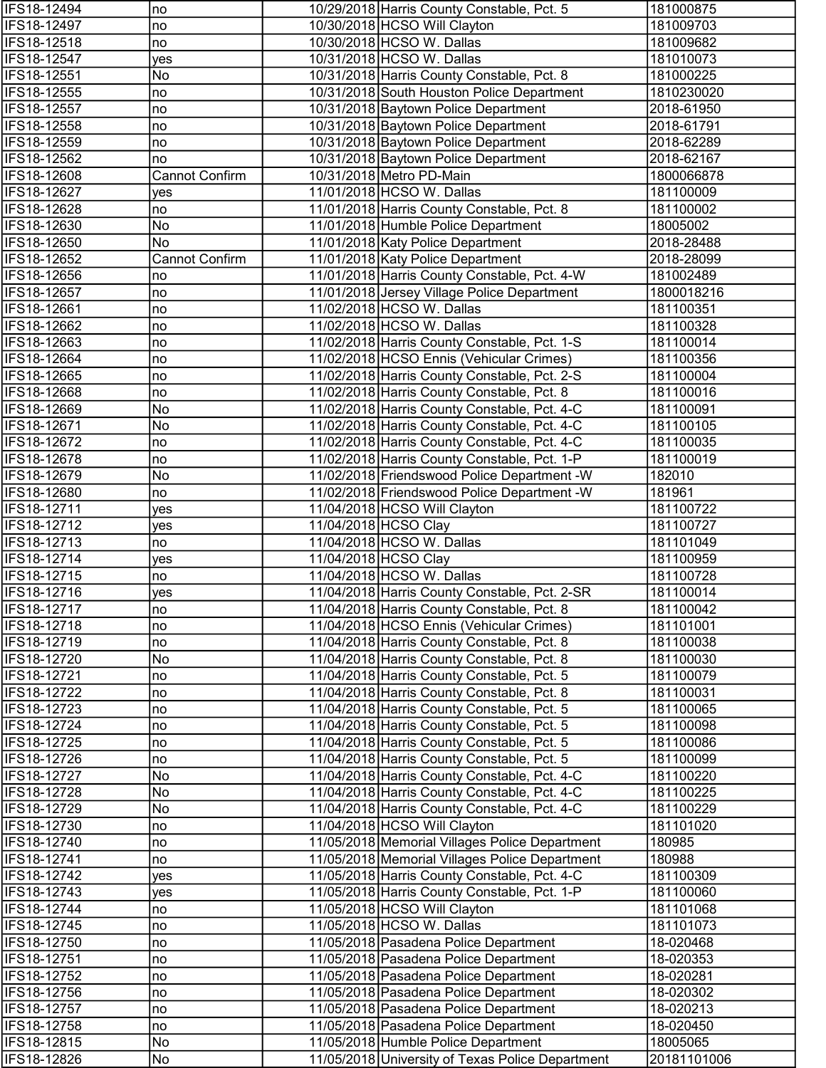| | | | | |
|---|---|---|---|---|
| IFS18-12494 | no | 10/29/2018 | Harris County Constable, Pct. 5 | 181000875 |
| IFS18-12497 | no | 10/30/2018 | HCSO Will Clayton | 181009703 |
| IFS18-12518 | no | 10/30/2018 | HCSO W. Dallas | 181009682 |
| IFS18-12547 | yes | 10/31/2018 | HCSO W. Dallas | 181010073 |
| IFS18-12551 | No | 10/31/2018 | Harris County Constable, Pct. 8 | 181000225 |
| IFS18-12555 | no | 10/31/2018 | South Houston Police Department | 1810230020 |
| IFS18-12557 | no | 10/31/2018 | Baytown Police Department | 2018-61950 |
| IFS18-12558 | no | 10/31/2018 | Baytown Police Department | 2018-61791 |
| IFS18-12559 | no | 10/31/2018 | Baytown Police Department | 2018-62289 |
| IFS18-12562 | no | 10/31/2018 | Baytown Police Department | 2018-62167 |
| IFS18-12608 | Cannot Confirm | 10/31/2018 | Metro PD-Main | 1800066878 |
| IFS18-12627 | yes | 11/01/2018 | HCSO W. Dallas | 181100009 |
| IFS18-12628 | no | 11/01/2018 | Harris County Constable, Pct. 8 | 181100002 |
| IFS18-12630 | No | 11/01/2018 | Humble Police Department | 18005002 |
| IFS18-12650 | No | 11/01/2018 | Katy Police Department | 2018-28488 |
| IFS18-12652 | Cannot Confirm | 11/01/2018 | Katy Police Department | 2018-28099 |
| IFS18-12656 | no | 11/01/2018 | Harris County Constable, Pct. 4-W | 181002489 |
| IFS18-12657 | no | 11/01/2018 | Jersey Village Police Department | 1800018216 |
| IFS18-12661 | no | 11/02/2018 | HCSO W. Dallas | 181100351 |
| IFS18-12662 | no | 11/02/2018 | HCSO W. Dallas | 181100328 |
| IFS18-12663 | no | 11/02/2018 | Harris County Constable, Pct. 1-S | 181100014 |
| IFS18-12664 | no | 11/02/2018 | HCSO Ennis (Vehicular Crimes) | 181100356 |
| IFS18-12665 | no | 11/02/2018 | Harris County Constable, Pct. 2-S | 181100004 |
| IFS18-12668 | no | 11/02/2018 | Harris County Constable, Pct. 8 | 181100016 |
| IFS18-12669 | No | 11/02/2018 | Harris County Constable, Pct. 4-C | 181100091 |
| IFS18-12671 | No | 11/02/2018 | Harris County Constable, Pct. 4-C | 181100105 |
| IFS18-12672 | no | 11/02/2018 | Harris County Constable, Pct. 4-C | 181100035 |
| IFS18-12678 | no | 11/02/2018 | Harris County Constable, Pct. 1-P | 181100019 |
| IFS18-12679 | No | 11/02/2018 | Friendswood Police Department -W | 182010 |
| IFS18-12680 | no | 11/02/2018 | Friendswood Police Department -W | 181961 |
| IFS18-12711 | yes | 11/04/2018 | HCSO Will Clayton | 181100722 |
| IFS18-12712 | yes | 11/04/2018 | HCSO Clay | 181100727 |
| IFS18-12713 | no | 11/04/2018 | HCSO W. Dallas | 181101049 |
| IFS18-12714 | yes | 11/04/2018 | HCSO Clay | 181100959 |
| IFS18-12715 | no | 11/04/2018 | HCSO W. Dallas | 181100728 |
| IFS18-12716 | yes | 11/04/2018 | Harris County Constable, Pct. 2-SR | 181100014 |
| IFS18-12717 | no | 11/04/2018 | Harris County Constable, Pct. 8 | 181100042 |
| IFS18-12718 | no | 11/04/2018 | HCSO Ennis (Vehicular Crimes) | 181101001 |
| IFS18-12719 | no | 11/04/2018 | Harris County Constable, Pct. 8 | 181100038 |
| IFS18-12720 | No | 11/04/2018 | Harris County Constable, Pct. 8 | 181100030 |
| IFS18-12721 | no | 11/04/2018 | Harris County Constable, Pct. 5 | 181100079 |
| IFS18-12722 | no | 11/04/2018 | Harris County Constable, Pct. 8 | 181100031 |
| IFS18-12723 | no | 11/04/2018 | Harris County Constable, Pct. 5 | 181100065 |
| IFS18-12724 | no | 11/04/2018 | Harris County Constable, Pct. 5 | 18100098 |
| IFS18-12725 | no | 11/04/2018 | Harris County Constable, Pct. 5 | 181100086 |
| IFS18-12726 | no | 11/04/2018 | Harris County Constable, Pct. 5 | 181100099 |
| IFS18-12727 | No | 11/04/2018 | Harris County Constable, Pct. 4-C | 181100220 |
| IFS18-12728 | No | 11/04/2018 | Harris County Constable, Pct. 4-C | 181100225 |
| IFS18-12729 | No | 11/04/2018 | Harris County Constable, Pct. 4-C | 181100229 |
| IFS18-12730 | no | 11/04/2018 | HCSO Will Clayton | 181101020 |
| IFS18-12740 | no | 11/05/2018 | Memorial Villages Police Department | 180985 |
| IFS18-12741 | no | 11/05/2018 | Memorial Villages Police Department | 180988 |
| IFS18-12742 | yes | 11/05/2018 | Harris County Constable, Pct. 4-C | 181100309 |
| IFS18-12743 | yes | 11/05/2018 | Harris County Constable, Pct. 1-P | 181100060 |
| IFS18-12744 | no | 11/05/2018 | HCSO Will Clayton | 181101068 |
| IFS18-12745 | no | 11/05/2018 | HCSO W. Dallas | 181101073 |
| IFS18-12750 | no | 11/05/2018 | Pasadena Police Department | 18-020468 |
| IFS18-12751 | no | 11/05/2018 | Pasadena Police Department | 18-020353 |
| IFS18-12752 | no | 11/05/2018 | Pasadena Police Department | 18-020281 |
| IFS18-12756 | no | 11/05/2018 | Pasadena Police Department | 18-020302 |
| IFS18-12757 | no | 11/05/2018 | Pasadena Police Department | 18-020213 |
| IFS18-12758 | no | 11/05/2018 | Pasadena Police Department | 18-020450 |
| IFS18-12815 | No | 11/05/2018 | Humble Police Department | 18005065 |
| IFS18-12826 | No | 11/05/2018 | University of Texas Police Department | 20181101006 |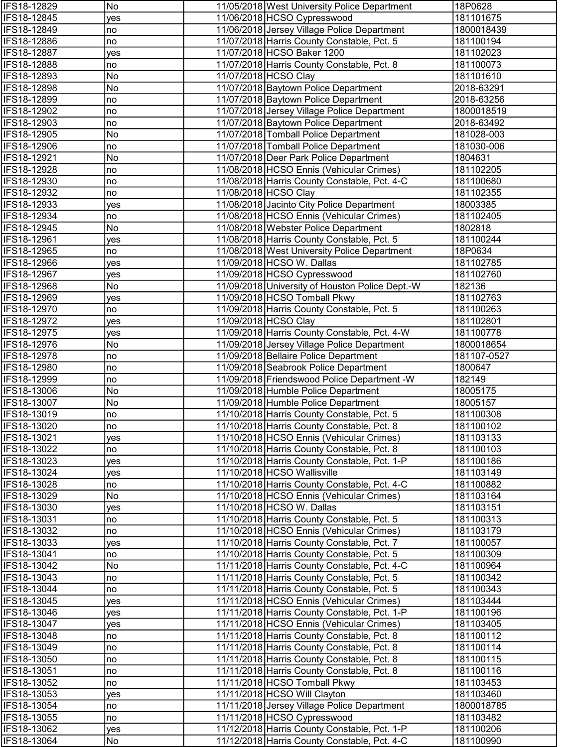| | | | | |
|---|---|---|---|---|
| IFS18-12829 | No | 11/05/2018 | West University Police Department | 18P0628 |
| IFS18-12845 | yes | 11/06/2018 | HCSO Cypresswood | 181101675 |
| IFS18-12849 | no | 11/06/2018 | Jersey Village Police Department | 1800018439 |
| IFS18-12886 | no | 11/07/2018 | Harris County Constable, Pct. 5 | 181100194 |
| IFS18-12887 | yes | 11/07/2018 | HCSO Baker 1200 | 181102023 |
| IFS18-12888 | no | 11/07/2018 | Harris County Constable, Pct. 8 | 181100073 |
| IFS18-12893 | No | 11/07/2018 | HCSO Clay | 181101610 |
| IFS18-12898 | No | 11/07/2018 | Baytown Police Department | 2018-63291 |
| IFS18-12899 | no | 11/07/2018 | Baytown Police Department | 2018-63256 |
| IFS18-12902 | no | 11/07/2018 | Jersey Village Police Department | 1800018519 |
| IFS18-12903 | no | 11/07/2018 | Baytown Police Department | 2018-63492 |
| IFS18-12905 | No | 11/07/2018 | Tomball Police Department | 181028-003 |
| IFS18-12906 | no | 11/07/2018 | Tomball Police Department | 181030-006 |
| IFS18-12921 | No | 11/07/2018 | Deer Park Police Department | 1804631 |
| IFS18-12928 | no | 11/08/2018 | HCSO Ennis (Vehicular Crimes) | 181102205 |
| IFS18-12930 | no | 11/08/2018 | Harris County Constable, Pct. 4-C | 181100680 |
| IFS18-12932 | no | 11/08/2018 | HCSO Clay | 181102355 |
| IFS18-12933 | yes | 11/08/2018 | Jacinto City Police Department | 18003385 |
| IFS18-12934 | no | 11/08/2018 | HCSO Ennis (Vehicular Crimes) | 181102405 |
| IFS18-12945 | No | 11/08/2018 | Webster Police Department | 1802818 |
| IFS18-12961 | yes | 11/08/2018 | Harris County Constable, Pct. 5 | 181100244 |
| IFS18-12965 | no | 11/08/2018 | West University Police Department | 18P0634 |
| IFS18-12966 | yes | 11/09/2018 | HCSO W. Dallas | 181102785 |
| IFS18-12967 | yes | 11/09/2018 | HCSO Cypresswood | 181102760 |
| IFS18-12968 | No | 11/09/2018 | University of Houston Police Dept.-W | 182136 |
| IFS18-12969 | yes | 11/09/2018 | HCSO Tomball Pkwy | 181102763 |
| IFS18-12970 | no | 11/09/2018 | Harris County Constable, Pct. 5 | 181100263 |
| IFS18-12972 | yes | 11/09/2018 | HCSO Clay | 181102801 |
| IFS18-12975 | yes | 11/09/2018 | Harris County Constable, Pct. 4-W | 181100778 |
| IFS18-12976 | No | 11/09/2018 | Jersey Village Police Department | 1800018654 |
| IFS18-12978 | no | 11/09/2018 | Bellaire Police Department | 181107-0527 |
| IFS18-12980 | no | 11/09/2018 | Seabrook Police Department | 1800647 |
| IFS18-12999 | no | 11/09/2018 | Friendswood Police Department -W | 182149 |
| IFS18-13006 | No | 11/09/2018 | Humble Police Department | 18005175 |
| IFS18-13007 | No | 11/09/2018 | Humble Police Department | 18005157 |
| IFS18-13019 | no | 11/10/2018 | Harris County Constable, Pct. 5 | 181100308 |
| IFS18-13020 | no | 11/10/2018 | Harris County Constable, Pct. 8 | 181100102 |
| IFS18-13021 | yes | 11/10/2018 | HCSO Ennis (Vehicular Crimes) | 181103133 |
| IFS18-13022 | no | 11/10/2018 | Harris County Constable, Pct. 8 | 181100103 |
| IFS18-13023 | yes | 11/10/2018 | Harris County Constable, Pct. 1-P | 181100186 |
| IFS18-13024 | yes | 11/10/2018 | HCSO Wallisville | 181103149 |
| IFS18-13028 | no | 11/10/2018 | Harris County Constable, Pct. 4-C | 181100882 |
| IFS18-13029 | No | 11/10/2018 | HCSO Ennis (Vehicular Crimes) | 181103164 |
| IFS18-13030 | yes | 11/10/2018 | HCSO W. Dallas | 181103151 |
| IFS18-13031 | no | 11/10/2018 | Harris County Constable, Pct. 5 | 181100313 |
| IFS18-13032 | no | 11/10/2018 | HCSO Ennis (Vehicular Crimes) | 181103179 |
| IFS18-13033 | yes | 11/10/2018 | Harris County Constable, Pct. 7 | 181100057 |
| IFS18-13041 | no | 11/10/2018 | Harris County Constable, Pct. 5 | 181100309 |
| IFS18-13042 | No | 11/11/2018 | Harris County Constable, Pct. 4-C | 181100964 |
| IFS18-13043 | no | 11/11/2018 | Harris County Constable, Pct. 5 | 181100342 |
| IFS18-13044 | no | 11/11/2018 | Harris County Constable, Pct. 5 | 181100343 |
| IFS18-13045 | yes | 11/11/2018 | HCSO Ennis (Vehicular Crimes) | 181103444 |
| IFS18-13046 | yes | 11/11/2018 | Harris County Constable, Pct. 1-P | 181100196 |
| IFS18-13047 | yes | 11/11/2018 | HCSO Ennis (Vehicular Crimes) | 181103405 |
| IFS18-13048 | no | 11/11/2018 | Harris County Constable, Pct. 8 | 181100112 |
| IFS18-13049 | no | 11/11/2018 | Harris County Constable, Pct. 8 | 181100114 |
| IFS18-13050 | no | 11/11/2018 | Harris County Constable, Pct. 8 | 181100115 |
| IFS18-13051 | no | 11/11/2018 | Harris County Constable, Pct. 8 | 181100116 |
| IFS18-13052 | no | 11/11/2018 | HCSO Tomball Pkwy | 181103453 |
| IFS18-13053 | yes | 11/11/2018 | HCSO Will Clayton | 181103460 |
| IFS18-13054 | no | 11/11/2018 | Jersey Village Police Department | 1800018785 |
| IFS18-13055 | no | 11/11/2018 | HCSO Cypresswood | 181103482 |
| IFS18-13062 | yes | 11/12/2018 | Harris County Constable, Pct. 1-P | 181100206 |
| IFS18-13064 | No | 11/12/2018 | Harris County Constable, Pct. 4-C | 181100990 |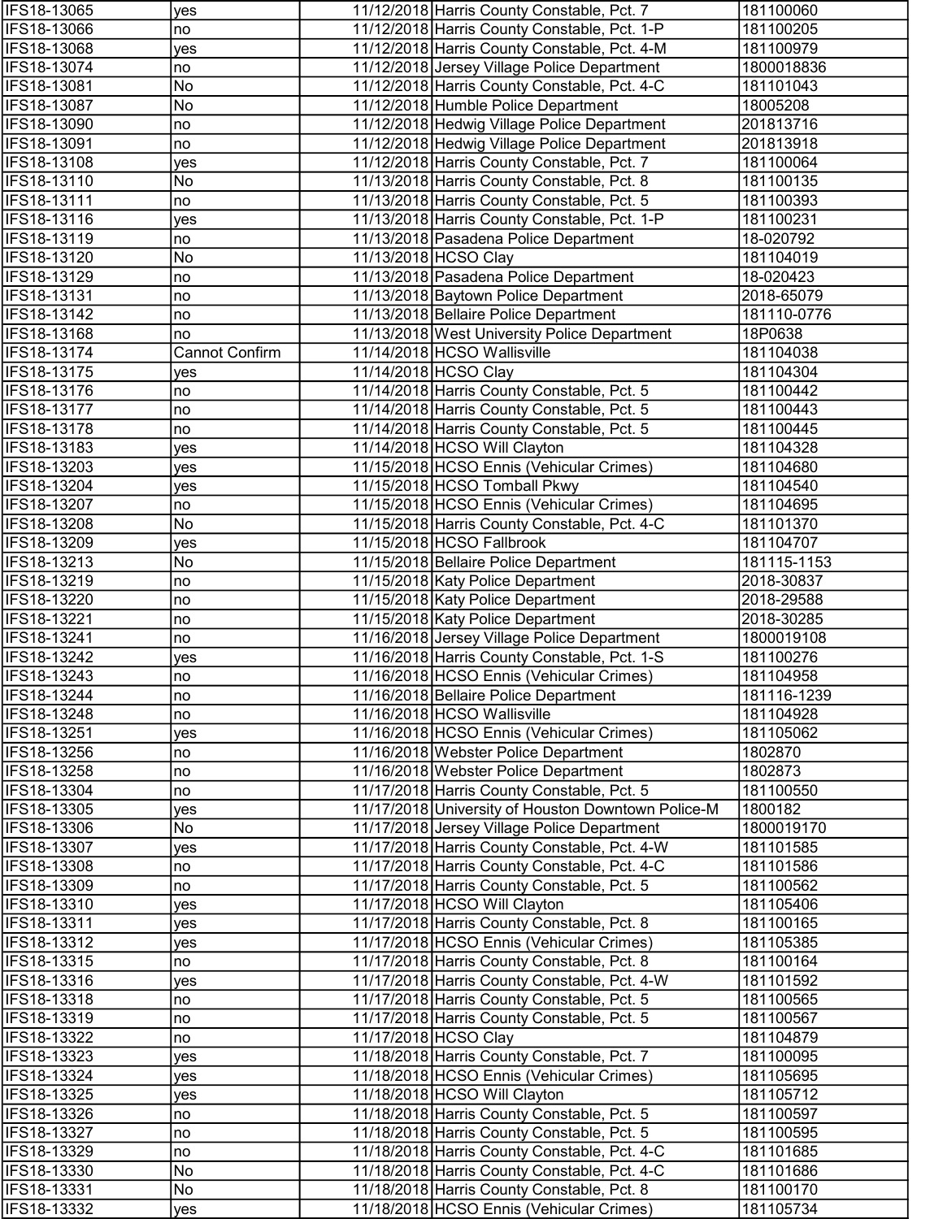| | | | | |
|---|---|---|---|---|
| IFS18-13065 | yes | 11/12/2018 | Harris County Constable, Pct. 7 | 181100060 |
| IFS18-13066 | no | 11/12/2018 | Harris County Constable, Pct. 1-P | 181100205 |
| IFS18-13068 | yes | 11/12/2018 | Harris County Constable, Pct. 4-M | 181100979 |
| IFS18-13074 | no | 11/12/2018 | Jersey Village Police Department | 1800018836 |
| IFS18-13081 | No | 11/12/2018 | Harris County Constable, Pct. 4-C | 181101043 |
| IFS18-13087 | No | 11/12/2018 | Humble Police Department | 18005208 |
| IFS18-13090 | no | 11/12/2018 | Hedwig Village Police Department | 201813716 |
| IFS18-13091 | no | 11/12/2018 | Hedwig Village Police Department | 201813918 |
| IFS18-13108 | yes | 11/12/2018 | Harris County Constable, Pct. 7 | 181100064 |
| IFS18-13110 | No | 11/13/2018 | Harris County Constable, Pct. 8 | 181100135 |
| IFS18-13111 | no | 11/13/2018 | Harris County Constable, Pct. 5 | 181100393 |
| IFS18-13116 | yes | 11/13/2018 | Harris County Constable, Pct. 1-P | 181100231 |
| IFS18-13119 | no | 11/13/2018 | Pasadena Police Department | 18-020792 |
| IFS18-13120 | No | 11/13/2018 | HCSO Clay | 181104019 |
| IFS18-13129 | no | 11/13/2018 | Pasadena Police Department | 18-020423 |
| IFS18-13131 | no | 11/13/2018 | Baytown Police Department | 2018-65079 |
| IFS18-13142 | no | 11/13/2018 | Bellaire Police Department | 181110-0776 |
| IFS18-13168 | no | 11/13/2018 | West University Police Department | 18P0638 |
| IFS18-13174 | Cannot Confirm | 11/14/2018 | HCSO Wallisville | 181104038 |
| IFS18-13175 | yes | 11/14/2018 | HCSO Clay | 181104304 |
| IFS18-13176 | no | 11/14/2018 | Harris County Constable, Pct. 5 | 181100442 |
| IFS18-13177 | no | 11/14/2018 | Harris County Constable, Pct. 5 | 181100443 |
| IFS18-13178 | no | 11/14/2018 | Harris County Constable, Pct. 5 | 181100445 |
| IFS18-13183 | yes | 11/14/2018 | HCSO Will Clayton | 181104328 |
| IFS18-13203 | yes | 11/15/2018 | HCSO Ennis (Vehicular Crimes) | 181104680 |
| IFS18-13204 | yes | 11/15/2018 | HCSO Tomball Pkwy | 181104540 |
| IFS18-13207 | no | 11/15/2018 | HCSO Ennis (Vehicular Crimes) | 181104695 |
| IFS18-13208 | No | 11/15/2018 | Harris County Constable, Pct. 4-C | 181101370 |
| IFS18-13209 | yes | 11/15/2018 | HCSO Fallbrook | 181104707 |
| IFS18-13213 | No | 11/15/2018 | Bellaire Police Department | 181115-1153 |
| IFS18-13219 | no | 11/15/2018 | Katy Police Department | 2018-30837 |
| IFS18-13220 | no | 11/15/2018 | Katy Police Department | 2018-29588 |
| IFS18-13221 | no | 11/15/2018 | Katy Police Department | 2018-30285 |
| IFS18-13241 | no | 11/16/2018 | Jersey Village Police Department | 1800019108 |
| IFS18-13242 | yes | 11/16/2018 | Harris County Constable, Pct. 1-S | 181100276 |
| IFS18-13243 | no | 11/16/2018 | HCSO Ennis (Vehicular Crimes) | 181104958 |
| IFS18-13244 | no | 11/16/2018 | Bellaire Police Department | 181116-1239 |
| IFS18-13248 | no | 11/16/2018 | HCSO Wallisville | 181104928 |
| IFS18-13251 | yes | 11/16/2018 | HCSO Ennis (Vehicular Crimes) | 181105062 |
| IFS18-13256 | no | 11/16/2018 | Webster Police Department | 1802870 |
| IFS18-13258 | no | 11/16/2018 | Webster Police Department | 1802873 |
| IFS18-13304 | no | 11/17/2018 | Harris County Constable, Pct. 5 | 181100550 |
| IFS18-13305 | yes | 11/17/2018 | University of Houston Downtown Police-M | 1800182 |
| IFS18-13306 | No | 11/17/2018 | Jersey Village Police Department | 1800019170 |
| IFS18-13307 | yes | 11/17/2018 | Harris County Constable, Pct. 4-W | 181101585 |
| IFS18-13308 | no | 11/17/2018 | Harris County Constable, Pct. 4-C | 181101586 |
| IFS18-13309 | no | 11/17/2018 | Harris County Constable, Pct. 5 | 181100562 |
| IFS18-13310 | yes | 11/17/2018 | HCSO Will Clayton | 181105406 |
| IFS18-13311 | yes | 11/17/2018 | Harris County Constable, Pct. 8 | 181100165 |
| IFS18-13312 | yes | 11/17/2018 | HCSO Ennis (Vehicular Crimes) | 181105385 |
| IFS18-13315 | no | 11/17/2018 | Harris County Constable, Pct. 8 | 181100164 |
| IFS18-13316 | yes | 11/17/2018 | Harris County Constable, Pct. 4-W | 181101592 |
| IFS18-13318 | no | 11/17/2018 | Harris County Constable, Pct. 5 | 181100565 |
| IFS18-13319 | no | 11/17/2018 | Harris County Constable, Pct. 5 | 181100567 |
| IFS18-13322 | no | 11/17/2018 | HCSO Clay | 181104879 |
| IFS18-13323 | yes | 11/18/2018 | Harris County Constable, Pct. 7 | 181100095 |
| IFS18-13324 | yes | 11/18/2018 | HCSO Ennis (Vehicular Crimes) | 181105695 |
| IFS18-13325 | yes | 11/18/2018 | HCSO Will Clayton | 181105712 |
| IFS18-13326 | no | 11/18/2018 | Harris County Constable, Pct. 5 | 181100597 |
| IFS18-13327 | no | 11/18/2018 | Harris County Constable, Pct. 5 | 181100595 |
| IFS18-13329 | no | 11/18/2018 | Harris County Constable, Pct. 4-C | 181101685 |
| IFS18-13330 | No | 11/18/2018 | Harris County Constable, Pct. 4-C | 181101686 |
| IFS18-13331 | No | 11/18/2018 | Harris County Constable, Pct. 8 | 181100170 |
| IFS18-13332 | yes | 11/18/2018 | HCSO Ennis (Vehicular Crimes) | 181105734 |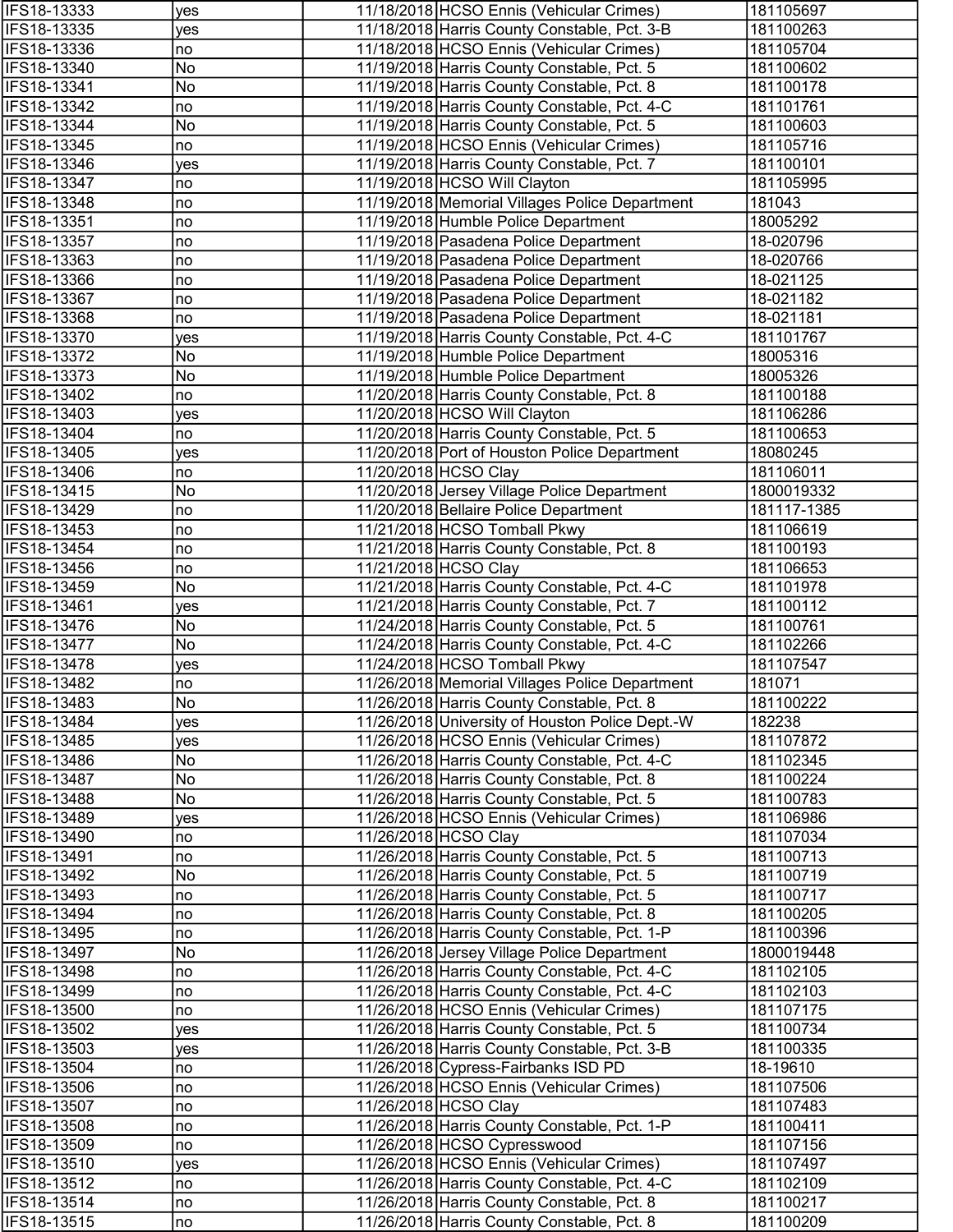| | | | | |
|---|---|---|---|---|
| IFS18-13333 | yes | 11/18/2018 | HCSO Ennis (Vehicular Crimes) | 181105697 |
| IFS18-13335 | yes | 11/18/2018 | Harris County Constable, Pct. 3-B | 181100263 |
| IFS18-13336 | no | 11/18/2018 | HCSO Ennis (Vehicular Crimes) | 181105704 |
| IFS18-13340 | No | 11/19/2018 | Harris County Constable, Pct. 5 | 181100602 |
| IFS18-13341 | No | 11/19/2018 | Harris County Constable, Pct. 8 | 181100178 |
| IFS18-13342 | no | 11/19/2018 | Harris County Constable, Pct. 4-C | 181101761 |
| IFS18-13344 | No | 11/19/2018 | Harris County Constable, Pct. 5 | 181100603 |
| IFS18-13345 | no | 11/19/2018 | HCSO Ennis (Vehicular Crimes) | 181105716 |
| IFS18-13346 | yes | 11/19/2018 | Harris County Constable, Pct. 7 | 181100101 |
| IFS18-13347 | no | 11/19/2018 | HCSO Will Clayton | 181105995 |
| IFS18-13348 | no | 11/19/2018 | Memorial Villages Police Department | 181043 |
| IFS18-13351 | no | 11/19/2018 | Humble Police Department | 18005292 |
| IFS18-13357 | no | 11/19/2018 | Pasadena Police Department | 18-020796 |
| IFS18-13363 | no | 11/19/2018 | Pasadena Police Department | 18-020766 |
| IFS18-13366 | no | 11/19/2018 | Pasadena Police Department | 18-021125 |
| IFS18-13367 | no | 11/19/2018 | Pasadena Police Department | 18-021182 |
| IFS18-13368 | no | 11/19/2018 | Pasadena Police Department | 18-021181 |
| IFS18-13370 | yes | 11/19/2018 | Harris County Constable, Pct. 4-C | 181101767 |
| IFS18-13372 | No | 11/19/2018 | Humble Police Department | 18005316 |
| IFS18-13373 | No | 11/19/2018 | Humble Police Department | 18005326 |
| IFS18-13402 | no | 11/20/2018 | Harris County Constable, Pct. 8 | 181100188 |
| IFS18-13403 | yes | 11/20/2018 | HCSO Will Clayton | 181106286 |
| IFS18-13404 | no | 11/20/2018 | Harris County Constable, Pct. 5 | 181100653 |
| IFS18-13405 | yes | 11/20/2018 | Port of Houston Police Department | 18080245 |
| IFS18-13406 | no | 11/20/2018 | HCSO Clay | 181106011 |
| IFS18-13415 | No | 11/20/2018 | Jersey Village Police Department | 1800019332 |
| IFS18-13429 | no | 11/20/2018 | Bellaire Police Department | 181117-1385 |
| IFS18-13453 | no | 11/21/2018 | HCSO Tomball Pkwy | 181106619 |
| IFS18-13454 | no | 11/21/2018 | Harris County Constable, Pct. 8 | 181100193 |
| IFS18-13456 | no | 11/21/2018 | HCSO Clay | 181106653 |
| IFS18-13459 | No | 11/21/2018 | Harris County Constable, Pct. 4-C | 181101978 |
| IFS18-13461 | yes | 11/21/2018 | Harris County Constable, Pct. 7 | 181100112 |
| IFS18-13476 | No | 11/24/2018 | Harris County Constable, Pct. 5 | 181100761 |
| IFS18-13477 | No | 11/24/2018 | Harris County Constable, Pct. 4-C | 181102266 |
| IFS18-13478 | yes | 11/24/2018 | HCSO Tomball Pkwy | 181107547 |
| IFS18-13482 | no | 11/26/2018 | Memorial Villages Police Department | 181071 |
| IFS18-13483 | No | 11/26/2018 | Harris County Constable, Pct. 8 | 181100222 |
| IFS18-13484 | yes | 11/26/2018 | University of Houston Police Dept.-W | 182238 |
| IFS18-13485 | yes | 11/26/2018 | HCSO Ennis (Vehicular Crimes) | 181107872 |
| IFS18-13486 | No | 11/26/2018 | Harris County Constable, Pct. 4-C | 181102345 |
| IFS18-13487 | No | 11/26/2018 | Harris County Constable, Pct. 8 | 181100224 |
| IFS18-13488 | No | 11/26/2018 | Harris County Constable, Pct. 5 | 181100783 |
| IFS18-13489 | yes | 11/26/2018 | HCSO Ennis (Vehicular Crimes) | 181106986 |
| IFS18-13490 | no | 11/26/2018 | HCSO Clay | 181107034 |
| IFS18-13491 | no | 11/26/2018 | Harris County Constable, Pct. 5 | 181100713 |
| IFS18-13492 | No | 11/26/2018 | Harris County Constable, Pct. 5 | 181100719 |
| IFS18-13493 | no | 11/26/2018 | Harris County Constable, Pct. 5 | 181100717 |
| IFS18-13494 | no | 11/26/2018 | Harris County Constable, Pct. 8 | 181100205 |
| IFS18-13495 | no | 11/26/2018 | Harris County Constable, Pct. 1-P | 181100396 |
| IFS18-13497 | No | 11/26/2018 | Jersey Village Police Department | 1800019448 |
| IFS18-13498 | no | 11/26/2018 | Harris County Constable, Pct. 4-C | 181102105 |
| IFS18-13499 | no | 11/26/2018 | Harris County Constable, Pct. 4-C | 181102103 |
| IFS18-13500 | no | 11/26/2018 | HCSO Ennis (Vehicular Crimes) | 181107175 |
| IFS18-13502 | yes | 11/26/2018 | Harris County Constable, Pct. 5 | 181100734 |
| IFS18-13503 | yes | 11/26/2018 | Harris County Constable, Pct. 3-B | 181100335 |
| IFS18-13504 | no | 11/26/2018 | Cypress-Fairbanks ISD PD | 18-19610 |
| IFS18-13506 | no | 11/26/2018 | HCSO Ennis (Vehicular Crimes) | 181107506 |
| IFS18-13507 | no | 11/26/2018 | HCSO Clay | 181107483 |
| IFS18-13508 | no | 11/26/2018 | Harris County Constable, Pct. 1-P | 181100411 |
| IFS18-13509 | no | 11/26/2018 | HCSO Cypresswood | 181107156 |
| IFS18-13510 | yes | 11/26/2018 | HCSO Ennis (Vehicular Crimes) | 181107497 |
| IFS18-13512 | no | 11/26/2018 | Harris County Constable, Pct. 4-C | 181102109 |
| IFS18-13514 | no | 11/26/2018 | Harris County Constable, Pct. 8 | 181100217 |
| IFS18-13515 | no | 11/26/2018 | Harris County Constable, Pct. 8 | 181100209 |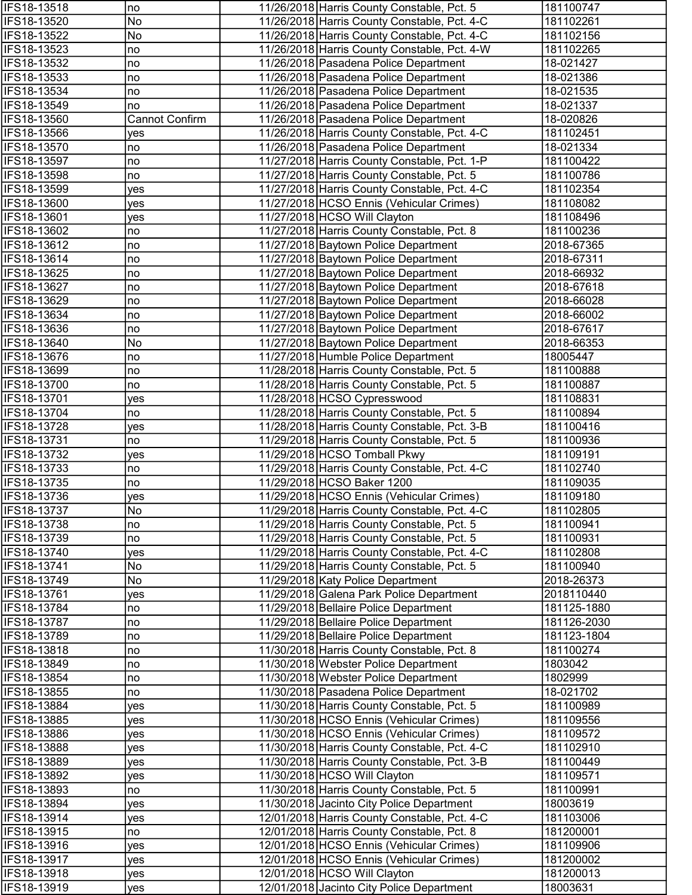| | | | | |
|---|---|---|---|---|
| IFS18-13518 | no | 11/26/2018 | Harris County Constable, Pct. 5 | 181100747 |
| IFS18-13520 | No | 11/26/2018 | Harris County Constable, Pct. 4-C | 181102261 |
| IFS18-13522 | No | 11/26/2018 | Harris County Constable, Pct. 4-C | 181102156 |
| IFS18-13523 | no | 11/26/2018 | Harris County Constable, Pct. 4-W | 181102265 |
| IFS18-13532 | no | 11/26/2018 | Pasadena Police Department | 18-021427 |
| IFS18-13533 | no | 11/26/2018 | Pasadena Police Department | 18-021386 |
| IFS18-13534 | no | 11/26/2018 | Pasadena Police Department | 18-021535 |
| IFS18-13549 | no | 11/26/2018 | Pasadena Police Department | 18-021337 |
| IFS18-13560 | Cannot Confirm | 11/26/2018 | Pasadena Police Department | 18-020826 |
| IFS18-13566 | yes | 11/26/2018 | Harris County Constable, Pct. 4-C | 181102451 |
| IFS18-13570 | no | 11/26/2018 | Pasadena Police Department | 18-021334 |
| IFS18-13597 | no | 11/27/2018 | Harris County Constable, Pct. 1-P | 181100422 |
| IFS18-13598 | no | 11/27/2018 | Harris County Constable, Pct. 5 | 181100786 |
| IFS18-13599 | yes | 11/27/2018 | Harris County Constable, Pct. 4-C | 181102354 |
| IFS18-13600 | yes | 11/27/2018 | HCSO Ennis (Vehicular Crimes) | 181108082 |
| IFS18-13601 | yes | 11/27/2018 | HCSO Will Clayton | 181108496 |
| IFS18-13602 | no | 11/27/2018 | Harris County Constable, Pct. 8 | 181100236 |
| IFS18-13612 | no | 11/27/2018 | Baytown Police Department | 2018-67365 |
| IFS18-13614 | no | 11/27/2018 | Baytown Police Department | 2018-67311 |
| IFS18-13625 | no | 11/27/2018 | Baytown Police Department | 2018-66932 |
| IFS18-13627 | no | 11/27/2018 | Baytown Police Department | 2018-67618 |
| IFS18-13629 | no | 11/27/2018 | Baytown Police Department | 2018-66028 |
| IFS18-13634 | no | 11/27/2018 | Baytown Police Department | 2018-66002 |
| IFS18-13636 | no | 11/27/2018 | Baytown Police Department | 2018-67617 |
| IFS18-13640 | No | 11/27/2018 | Baytown Police Department | 2018-66353 |
| IFS18-13676 | no | 11/27/2018 | Humble Police Department | 18005447 |
| IFS18-13699 | no | 11/28/2018 | Harris County Constable, Pct. 5 | 181100888 |
| IFS18-13700 | no | 11/28/2018 | Harris County Constable, Pct. 5 | 181100887 |
| IFS18-13701 | yes | 11/28/2018 | HCSO Cypresswood | 181108831 |
| IFS18-13704 | no | 11/28/2018 | Harris County Constable, Pct. 5 | 181100894 |
| IFS18-13728 | yes | 11/28/2018 | Harris County Constable, Pct. 3-B | 181100416 |
| IFS18-13731 | no | 11/29/2018 | Harris County Constable, Pct. 5 | 181100936 |
| IFS18-13732 | yes | 11/29/2018 | HCSO Tomball Pkwy | 181109191 |
| IFS18-13733 | no | 11/29/2018 | Harris County Constable, Pct. 4-C | 181102740 |
| IFS18-13735 | no | 11/29/2018 | HCSO Baker 1200 | 181109035 |
| IFS18-13736 | yes | 11/29/2018 | HCSO Ennis (Vehicular Crimes) | 181109180 |
| IFS18-13737 | No | 11/29/2018 | Harris County Constable, Pct. 4-C | 181102805 |
| IFS18-13738 | no | 11/29/2018 | Harris County Constable, Pct. 5 | 181100941 |
| IFS18-13739 | no | 11/29/2018 | Harris County Constable, Pct. 5 | 181100931 |
| IFS18-13740 | yes | 11/29/2018 | Harris County Constable, Pct. 4-C | 181102808 |
| IFS18-13741 | No | 11/29/2018 | Harris County Constable, Pct. 5 | 181100940 |
| IFS18-13749 | No | 11/29/2018 | Katy Police Department | 2018-26373 |
| IFS18-13761 | yes | 11/29/2018 | Galena Park Police Department | 2018110440 |
| IFS18-13784 | no | 11/29/2018 | Bellaire Police Department | 181125-1880 |
| IFS18-13787 | no | 11/29/2018 | Bellaire Police Department | 181126-2030 |
| IFS18-13789 | no | 11/29/2018 | Bellaire Police Department | 181123-1804 |
| IFS18-13818 | no | 11/30/2018 | Harris County Constable, Pct. 8 | 181100274 |
| IFS18-13849 | no | 11/30/2018 | Webster Police Department | 1803042 |
| IFS18-13854 | no | 11/30/2018 | Webster Police Department | 1802999 |
| IFS18-13855 | no | 11/30/2018 | Pasadena Police Department | 18-021702 |
| IFS18-13884 | yes | 11/30/2018 | Harris County Constable, Pct. 5 | 181100989 |
| IFS18-13885 | yes | 11/30/2018 | HCSO Ennis (Vehicular Crimes) | 181109556 |
| IFS18-13886 | yes | 11/30/2018 | HCSO Ennis (Vehicular Crimes) | 181109572 |
| IFS18-13888 | yes | 11/30/2018 | Harris County Constable, Pct. 4-C | 181102910 |
| IFS18-13889 | yes | 11/30/2018 | Harris County Constable, Pct. 3-B | 181100449 |
| IFS18-13892 | yes | 11/30/2018 | HCSO Will Clayton | 181109571 |
| IFS18-13893 | no | 11/30/2018 | Harris County Constable, Pct. 5 | 181100991 |
| IFS18-13894 | yes | 11/30/2018 | Jacinto City Police Department | 18003619 |
| IFS18-13914 | yes | 12/01/2018 | Harris County Constable, Pct. 4-C | 181103006 |
| IFS18-13915 | no | 12/01/2018 | Harris County Constable, Pct. 8 | 181200001 |
| IFS18-13916 | yes | 12/01/2018 | HCSO Ennis (Vehicular Crimes) | 181109906 |
| IFS18-13917 | yes | 12/01/2018 | HCSO Ennis (Vehicular Crimes) | 181200002 |
| IFS18-13918 | yes | 12/01/2018 | HCSO Will Clayton | 181200013 |
| IFS18-13919 | yes | 12/01/2018 | Jacinto City Police Department | 18003631 |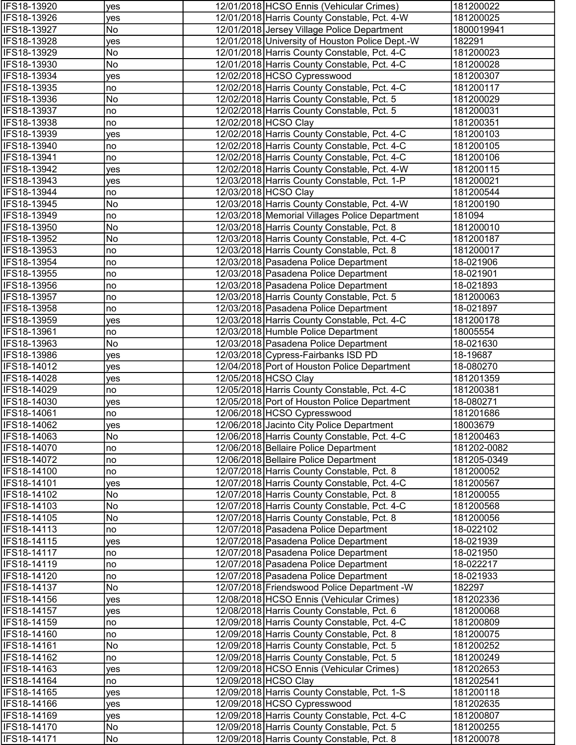| | | | | |
|---|---|---|---|---|
| IFS18-13920 | yes | 12/01/2018 | HCSO Ennis (Vehicular Crimes) | 181200022 |
| IFS18-13926 | yes | 12/01/2018 | Harris County Constable, Pct. 4-W | 181200025 |
| IFS18-13927 | No | 12/01/2018 | Jersey Village Police Department | 1800019941 |
| IFS18-13928 | yes | 12/01/2018 | University of Houston Police Dept.-W | 182291 |
| IFS18-13929 | No | 12/01/2018 | Harris County Constable, Pct. 4-C | 181200023 |
| IFS18-13930 | No | 12/01/2018 | Harris County Constable, Pct. 4-C | 181200028 |
| IFS18-13934 | yes | 12/02/2018 | HCSO Cypresswood | 181200307 |
| IFS18-13935 | no | 12/02/2018 | Harris County Constable, Pct. 4-C | 181200117 |
| IFS18-13936 | No | 12/02/2018 | Harris County Constable, Pct. 5 | 181200029 |
| IFS18-13937 | no | 12/02/2018 | Harris County Constable, Pct. 5 | 181200031 |
| IFS18-13938 | no | 12/02/2018 | HCSO Clay | 181200351 |
| IFS18-13939 | yes | 12/02/2018 | Harris County Constable, Pct. 4-C | 181200103 |
| IFS18-13940 | no | 12/02/2018 | Harris County Constable, Pct. 4-C | 181200105 |
| IFS18-13941 | no | 12/02/2018 | Harris County Constable, Pct. 4-C | 181200106 |
| IFS18-13942 | yes | 12/02/2018 | Harris County Constable, Pct. 4-W | 181200115 |
| IFS18-13943 | yes | 12/03/2018 | Harris County Constable, Pct. 1-P | 181200021 |
| IFS18-13944 | no | 12/03/2018 | HCSO Clay | 181200544 |
| IFS18-13945 | No | 12/03/2018 | Harris County Constable, Pct. 4-W | 181200190 |
| IFS18-13949 | no | 12/03/2018 | Memorial Villages Police Department | 181094 |
| IFS18-13950 | No | 12/03/2018 | Harris County Constable, Pct. 8 | 181200010 |
| IFS18-13952 | No | 12/03/2018 | Harris County Constable, Pct. 4-C | 181200187 |
| IFS18-13953 | no | 12/03/2018 | Harris County Constable, Pct. 8 | 181200017 |
| IFS18-13954 | no | 12/03/2018 | Pasadena Police Department | 18-021906 |
| IFS18-13955 | no | 12/03/2018 | Pasadena Police Department | 18-021901 |
| IFS18-13956 | no | 12/03/2018 | Pasadena Police Department | 18-021893 |
| IFS18-13957 | no | 12/03/2018 | Harris County Constable, Pct. 5 | 181200063 |
| IFS18-13958 | no | 12/03/2018 | Pasadena Police Department | 18-021897 |
| IFS18-13959 | yes | 12/03/2018 | Harris County Constable, Pct. 4-C | 181200178 |
| IFS18-13961 | no | 12/03/2018 | Humble Police Department | 18005554 |
| IFS18-13963 | No | 12/03/2018 | Pasadena Police Department | 18-021630 |
| IFS18-13986 | yes | 12/03/2018 | Cypress-Fairbanks ISD PD | 18-19687 |
| IFS18-14012 | yes | 12/04/2018 | Port of Houston Police Department | 18-080270 |
| IFS18-14028 | yes | 12/05/2018 | HCSO Clay | 181201359 |
| IFS18-14029 | no | 12/05/2018 | Harris County Constable, Pct. 4-C | 181200381 |
| IFS18-14030 | yes | 12/05/2018 | Port of Houston Police Department | 18-080271 |
| IFS18-14061 | no | 12/06/2018 | HCSO Cypresswood | 181201686 |
| IFS18-14062 | yes | 12/06/2018 | Jacinto City Police Department | 18003679 |
| IFS18-14063 | No | 12/06/2018 | Harris County Constable, Pct. 4-C | 181200463 |
| IFS18-14070 | no | 12/06/2018 | Bellaire Police Department | 181202-0082 |
| IFS18-14072 | no | 12/06/2018 | Bellaire Police Department | 181205-0349 |
| IFS18-14100 | no | 12/07/2018 | Harris County Constable, Pct. 8 | 181200052 |
| IFS18-14101 | yes | 12/07/2018 | Harris County Constable, Pct. 4-C | 181200567 |
| IFS18-14102 | No | 12/07/2018 | Harris County Constable, Pct. 8 | 181200055 |
| IFS18-14103 | No | 12/07/2018 | Harris County Constable, Pct. 4-C | 181200568 |
| IFS18-14105 | No | 12/07/2018 | Harris County Constable, Pct. 8 | 181200056 |
| IFS18-14113 | no | 12/07/2018 | Pasadena Police Department | 18-022102 |
| IFS18-14115 | yes | 12/07/2018 | Pasadena Police Department | 18-021939 |
| IFS18-14117 | no | 12/07/2018 | Pasadena Police Department | 18-021950 |
| IFS18-14119 | no | 12/07/2018 | Pasadena Police Department | 18-022217 |
| IFS18-14120 | no | 12/07/2018 | Pasadena Police Department | 18-021933 |
| IFS18-14137 | No | 12/07/2018 | Friendswood Police Department -W | 182297 |
| IFS18-14156 | yes | 12/08/2018 | HCSO Ennis (Vehicular Crimes) | 181202336 |
| IFS18-14157 | yes | 12/08/2018 | Harris County Constable, Pct. 6 | 181200068 |
| IFS18-14159 | no | 12/09/2018 | Harris County Constable, Pct. 4-C | 181200809 |
| IFS18-14160 | no | 12/09/2018 | Harris County Constable, Pct. 8 | 181200075 |
| IFS18-14161 | No | 12/09/2018 | Harris County Constable, Pct. 5 | 181200252 |
| IFS18-14162 | no | 12/09/2018 | Harris County Constable, Pct. 5 | 181200249 |
| IFS18-14163 | yes | 12/09/2018 | HCSO Ennis (Vehicular Crimes) | 181202653 |
| IFS18-14164 | no | 12/09/2018 | HCSO Clay | 181202541 |
| IFS18-14165 | yes | 12/09/2018 | Harris County Constable, Pct. 1-S | 181200118 |
| IFS18-14166 | yes | 12/09/2018 | HCSO Cypresswood | 181202635 |
| IFS18-14169 | yes | 12/09/2018 | Harris County Constable, Pct. 4-C | 181200807 |
| IFS18-14170 | No | 12/09/2018 | Harris County Constable, Pct. 5 | 181200255 |
| IFS18-14171 | No | 12/09/2018 | Harris County Constable, Pct. 8 | 181200078 |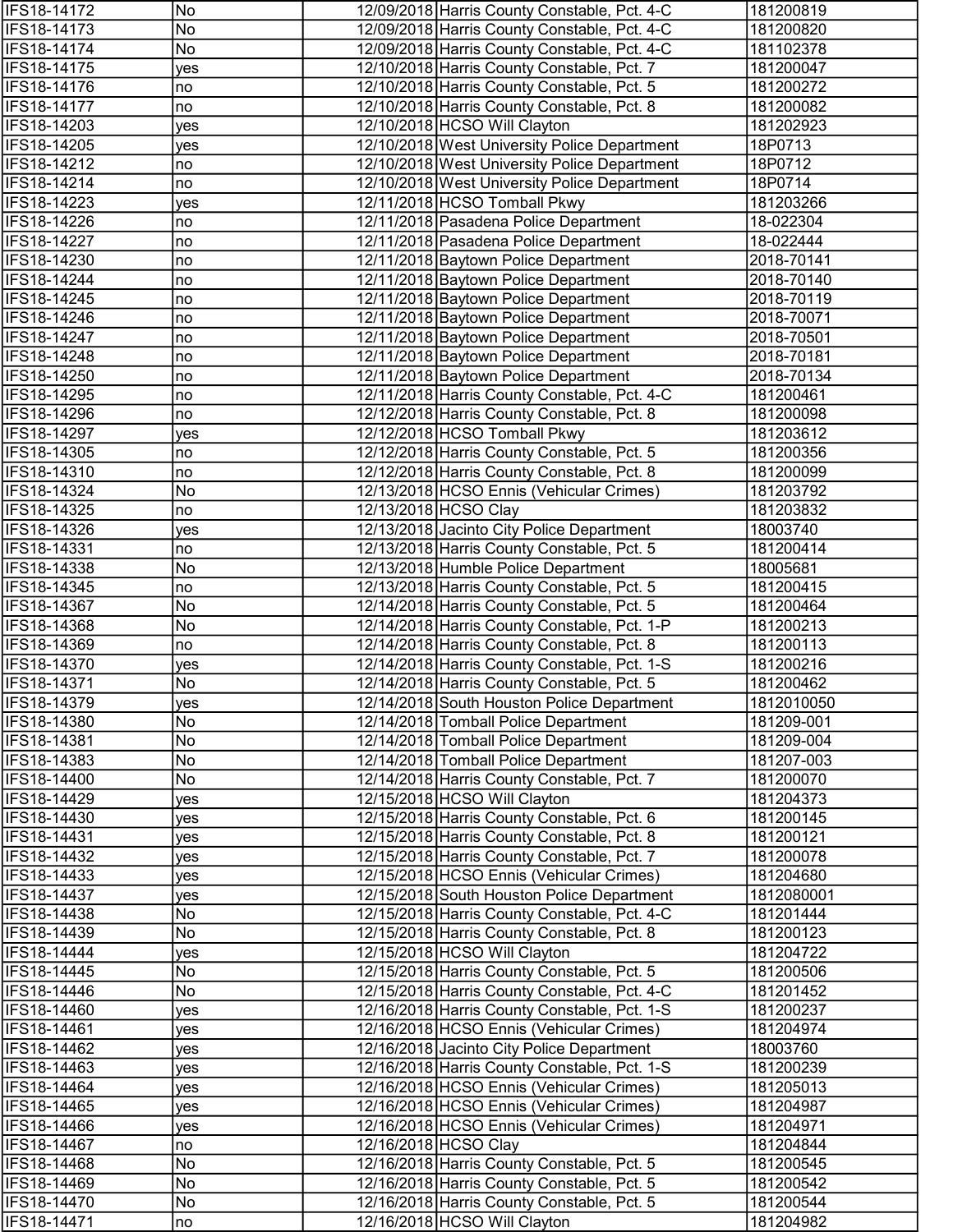| | | | | |
|---|---|---|---|---|
| IFS18-14172 | No | 12/09/2018 | Harris County Constable, Pct. 4-C | 181200819 |
| IFS18-14173 | No | 12/09/2018 | Harris County Constable, Pct. 4-C | 181200820 |
| IFS18-14174 | No | 12/09/2018 | Harris County Constable, Pct. 4-C | 181102378 |
| IFS18-14175 | yes | 12/10/2018 | Harris County Constable, Pct. 7 | 181200047 |
| IFS18-14176 | no | 12/10/2018 | Harris County Constable, Pct. 5 | 181200272 |
| IFS18-14177 | no | 12/10/2018 | Harris County Constable, Pct. 8 | 181200082 |
| IFS18-14203 | yes | 12/10/2018 | HCSO Will Clayton | 181202923 |
| IFS18-14205 | yes | 12/10/2018 | West University Police Department | 18P0713 |
| IFS18-14212 | no | 12/10/2018 | West University Police Department | 18P0712 |
| IFS18-14214 | no | 12/10/2018 | West University Police Department | 18P0714 |
| IFS18-14223 | yes | 12/11/2018 | HCSO Tomball Pkwy | 181203266 |
| IFS18-14226 | no | 12/11/2018 | Pasadena Police Department | 18-022304 |
| IFS18-14227 | no | 12/11/2018 | Pasadena Police Department | 18-022444 |
| IFS18-14230 | no | 12/11/2018 | Baytown Police Department | 2018-70141 |
| IFS18-14244 | no | 12/11/2018 | Baytown Police Department | 2018-70140 |
| IFS18-14245 | no | 12/11/2018 | Baytown Police Department | 2018-70119 |
| IFS18-14246 | no | 12/11/2018 | Baytown Police Department | 2018-70071 |
| IFS18-14247 | no | 12/11/2018 | Baytown Police Department | 2018-70501 |
| IFS18-14248 | no | 12/11/2018 | Baytown Police Department | 2018-70181 |
| IFS18-14250 | no | 12/11/2018 | Baytown Police Department | 2018-70134 |
| IFS18-14295 | no | 12/11/2018 | Harris County Constable, Pct. 4-C | 181200461 |
| IFS18-14296 | no | 12/12/2018 | Harris County Constable, Pct. 8 | 181200098 |
| IFS18-14297 | yes | 12/12/2018 | HCSO Tomball Pkwy | 181203612 |
| IFS18-14305 | no | 12/12/2018 | Harris County Constable, Pct. 5 | 181200356 |
| IFS18-14310 | no | 12/12/2018 | Harris County Constable, Pct. 8 | 181200099 |
| IFS18-14324 | No | 12/13/2018 | HCSO Ennis (Vehicular Crimes) | 181203792 |
| IFS18-14325 | no | 12/13/2018 | HCSO Clay | 181203832 |
| IFS18-14326 | yes | 12/13/2018 | Jacinto City Police Department | 18003740 |
| IFS18-14331 | no | 12/13/2018 | Harris County Constable, Pct. 5 | 181200414 |
| IFS18-14338 | No | 12/13/2018 | Humble Police Department | 18005681 |
| IFS18-14345 | no | 12/13/2018 | Harris County Constable, Pct. 5 | 181200415 |
| IFS18-14367 | No | 12/14/2018 | Harris County Constable, Pct. 5 | 181200464 |
| IFS18-14368 | No | 12/14/2018 | Harris County Constable, Pct. 1-P | 181200213 |
| IFS18-14369 | no | 12/14/2018 | Harris County Constable, Pct. 8 | 181200113 |
| IFS18-14370 | yes | 12/14/2018 | Harris County Constable, Pct. 1-S | 181200216 |
| IFS18-14371 | No | 12/14/2018 | Harris County Constable, Pct. 5 | 181200462 |
| IFS18-14379 | yes | 12/14/2018 | South Houston Police Department | 1812010050 |
| IFS18-14380 | No | 12/14/2018 | Tomball Police Department | 181209-001 |
| IFS18-14381 | No | 12/14/2018 | Tomball Police Department | 181209-004 |
| IFS18-14383 | No | 12/14/2018 | Tomball Police Department | 181207-003 |
| IFS18-14400 | No | 12/14/2018 | Harris County Constable, Pct. 7 | 181200070 |
| IFS18-14429 | yes | 12/15/2018 | HCSO Will Clayton | 181204373 |
| IFS18-14430 | yes | 12/15/2018 | Harris County Constable, Pct. 6 | 181200145 |
| IFS18-14431 | yes | 12/15/2018 | Harris County Constable, Pct. 8 | 181200121 |
| IFS18-14432 | yes | 12/15/2018 | Harris County Constable, Pct. 7 | 181200078 |
| IFS18-14433 | yes | 12/15/2018 | HCSO Ennis (Vehicular Crimes) | 181204680 |
| IFS18-14437 | yes | 12/15/2018 | South Houston Police Department | 1812080001 |
| IFS18-14438 | No | 12/15/2018 | Harris County Constable, Pct. 4-C | 181201444 |
| IFS18-14439 | No | 12/15/2018 | Harris County Constable, Pct. 8 | 181200123 |
| IFS18-14444 | yes | 12/15/2018 | HCSO Will Clayton | 181204722 |
| IFS18-14445 | No | 12/15/2018 | Harris County Constable, Pct. 5 | 181200506 |
| IFS18-14446 | No | 12/15/2018 | Harris County Constable, Pct. 4-C | 181201452 |
| IFS18-14460 | yes | 12/16/2018 | Harris County Constable, Pct. 1-S | 181200237 |
| IFS18-14461 | yes | 12/16/2018 | HCSO Ennis (Vehicular Crimes) | 181204974 |
| IFS18-14462 | yes | 12/16/2018 | Jacinto City Police Department | 18003760 |
| IFS18-14463 | yes | 12/16/2018 | Harris County Constable, Pct. 1-S | 181200239 |
| IFS18-14464 | yes | 12/16/2018 | HCSO Ennis (Vehicular Crimes) | 181205013 |
| IFS18-14465 | yes | 12/16/2018 | HCSO Ennis (Vehicular Crimes) | 181204987 |
| IFS18-14466 | yes | 12/16/2018 | HCSO Ennis (Vehicular Crimes) | 181204971 |
| IFS18-14467 | no | 12/16/2018 | HCSO Clay | 181204844 |
| IFS18-14468 | No | 12/16/2018 | Harris County Constable, Pct. 5 | 181200545 |
| IFS18-14469 | No | 12/16/2018 | Harris County Constable, Pct. 5 | 181200542 |
| IFS18-14470 | No | 12/16/2018 | Harris County Constable, Pct. 5 | 181200544 |
| IFS18-14471 | no | 12/16/2018 | HCSO Will Clayton | 181204982 |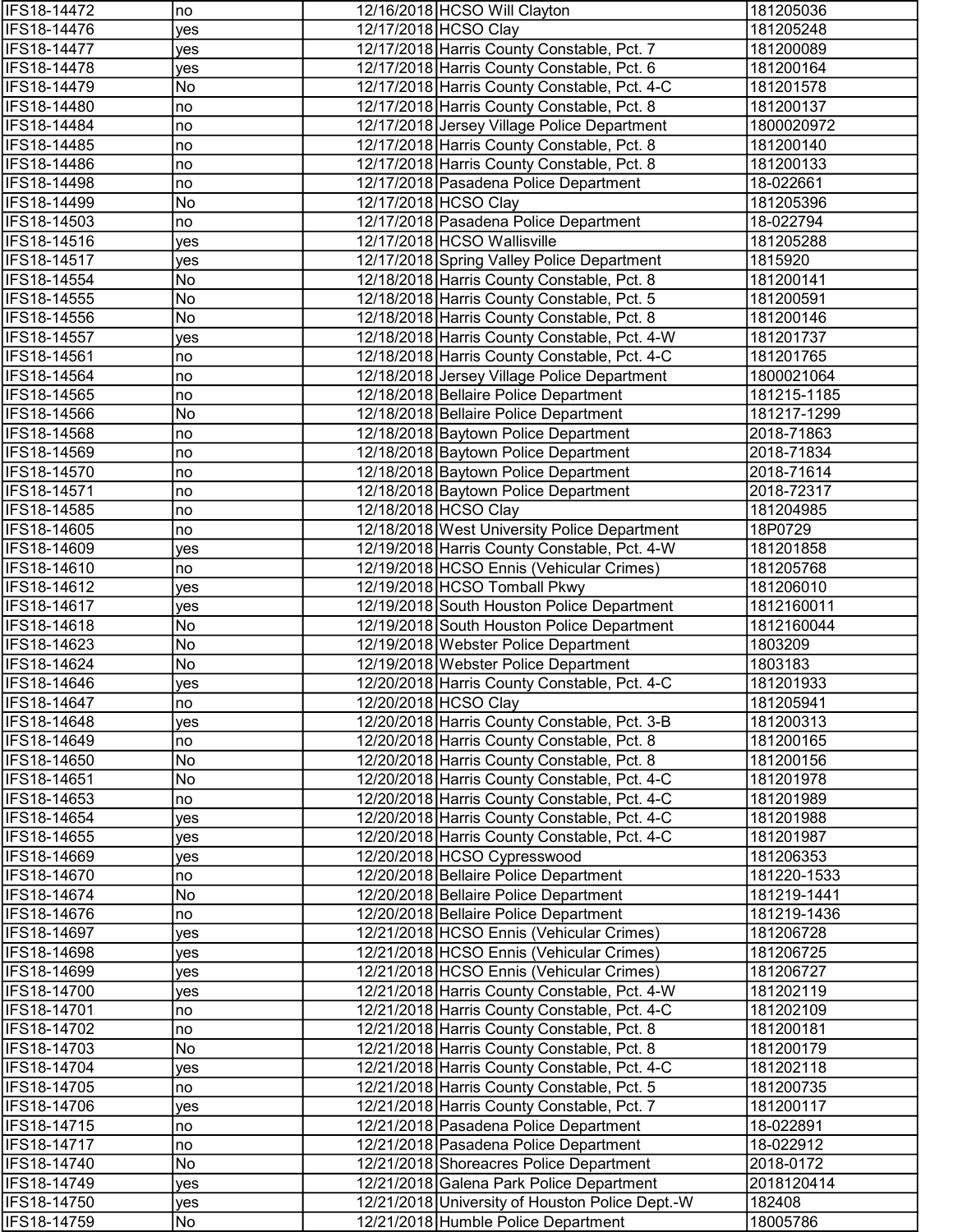| | | | | |
|---|---|---|---|---|
| IFS18-14472 | no | 12/16/2018 | HCSO Will Clayton | 181205036 |
| IFS18-14476 | yes | 12/17/2018 | HCSO Clay | 181205248 |
| IFS18-14477 | yes | 12/17/2018 | Harris County Constable, Pct. 7 | 181200089 |
| IFS18-14478 | yes | 12/17/2018 | Harris County Constable, Pct. 6 | 181200164 |
| IFS18-14479 | No | 12/17/2018 | Harris County Constable, Pct. 4-C | 181201578 |
| IFS18-14480 | no | 12/17/2018 | Harris County Constable, Pct. 8 | 181200137 |
| IFS18-14484 | no | 12/17/2018 | Jersey Village Police Department | 1800020972 |
| IFS18-14485 | no | 12/17/2018 | Harris County Constable, Pct. 8 | 181200140 |
| IFS18-14486 | no | 12/17/2018 | Harris County Constable, Pct. 8 | 181200133 |
| IFS18-14498 | no | 12/17/2018 | Pasadena Police Department | 18-022661 |
| IFS18-14499 | No | 12/17/2018 | HCSO Clay | 181205396 |
| IFS18-14503 | no | 12/17/2018 | Pasadena Police Department | 18-022794 |
| IFS18-14516 | yes | 12/17/2018 | HCSO Wallisville | 181205288 |
| IFS18-14517 | yes | 12/17/2018 | Spring Valley Police Department | 1815920 |
| IFS18-14554 | No | 12/18/2018 | Harris County Constable, Pct. 8 | 181200141 |
| IFS18-14555 | No | 12/18/2018 | Harris County Constable, Pct. 5 | 181200591 |
| IFS18-14556 | No | 12/18/2018 | Harris County Constable, Pct. 8 | 181200146 |
| IFS18-14557 | yes | 12/18/2018 | Harris County Constable, Pct. 4-W | 181201737 |
| IFS18-14561 | no | 12/18/2018 | Harris County Constable, Pct. 4-C | 181201765 |
| IFS18-14564 | no | 12/18/2018 | Jersey Village Police Department | 1800021064 |
| IFS18-14565 | no | 12/18/2018 | Bellaire Police Department | 181215-1185 |
| IFS18-14566 | No | 12/18/2018 | Bellaire Police Department | 181217-1299 |
| IFS18-14568 | no | 12/18/2018 | Baytown Police Department | 2018-71863 |
| IFS18-14569 | no | 12/18/2018 | Baytown Police Department | 2018-71834 |
| IFS18-14570 | no | 12/18/2018 | Baytown Police Department | 2018-71614 |
| IFS18-14571 | no | 12/18/2018 | Baytown Police Department | 2018-72317 |
| IFS18-14585 | no | 12/18/2018 | HCSO Clay | 181204985 |
| IFS18-14605 | no | 12/18/2018 | West University Police Department | 18P0729 |
| IFS18-14609 | yes | 12/19/2018 | Harris County Constable, Pct. 4-W | 181201858 |
| IFS18-14610 | no | 12/19/2018 | HCSO Ennis (Vehicular Crimes) | 181205768 |
| IFS18-14612 | yes | 12/19/2018 | HCSO Tomball Pkwy | 181206010 |
| IFS18-14617 | yes | 12/19/2018 | South Houston Police Department | 1812160011 |
| IFS18-14618 | No | 12/19/2018 | South Houston Police Department | 1812160044 |
| IFS18-14623 | No | 12/19/2018 | Webster Police Department | 1803209 |
| IFS18-14624 | No | 12/19/2018 | Webster Police Department | 1803183 |
| IFS18-14646 | yes | 12/20/2018 | Harris County Constable, Pct. 4-C | 181201933 |
| IFS18-14647 | no | 12/20/2018 | HCSO Clay | 181205941 |
| IFS18-14648 | yes | 12/20/2018 | Harris County Constable, Pct. 3-B | 181200313 |
| IFS18-14649 | no | 12/20/2018 | Harris County Constable, Pct. 8 | 181200165 |
| IFS18-14650 | No | 12/20/2018 | Harris County Constable, Pct. 8 | 181200156 |
| IFS18-14651 | No | 12/20/2018 | Harris County Constable, Pct. 4-C | 181201978 |
| IFS18-14653 | no | 12/20/2018 | Harris County Constable, Pct. 4-C | 181201989 |
| IFS18-14654 | yes | 12/20/2018 | Harris County Constable, Pct. 4-C | 181201988 |
| IFS18-14655 | yes | 12/20/2018 | Harris County Constable, Pct. 4-C | 181201987 |
| IFS18-14669 | yes | 12/20/2018 | HCSO Cypresswood | 181206353 |
| IFS18-14670 | no | 12/20/2018 | Bellaire Police Department | 181220-1533 |
| IFS18-14674 | No | 12/20/2018 | Bellaire Police Department | 181219-1441 |
| IFS18-14676 | no | 12/20/2018 | Bellaire Police Department | 181219-1436 |
| IFS18-14697 | yes | 12/21/2018 | HCSO Ennis (Vehicular Crimes) | 181206728 |
| IFS18-14698 | yes | 12/21/2018 | HCSO Ennis (Vehicular Crimes) | 181206725 |
| IFS18-14699 | yes | 12/21/2018 | HCSO Ennis (Vehicular Crimes) | 181206727 |
| IFS18-14700 | yes | 12/21/2018 | Harris County Constable, Pct. 4-W | 181202119 |
| IFS18-14701 | no | 12/21/2018 | Harris County Constable, Pct. 4-C | 181202109 |
| IFS18-14702 | no | 12/21/2018 | Harris County Constable, Pct. 8 | 181200181 |
| IFS18-14703 | No | 12/21/2018 | Harris County Constable, Pct. 8 | 181200179 |
| IFS18-14704 | yes | 12/21/2018 | Harris County Constable, Pct. 4-C | 181202118 |
| IFS18-14705 | no | 12/21/2018 | Harris County Constable, Pct. 5 | 181200735 |
| IFS18-14706 | yes | 12/21/2018 | Harris County Constable, Pct. 7 | 181200117 |
| IFS18-14715 | no | 12/21/2018 | Pasadena Police Department | 18-022891 |
| IFS18-14717 | no | 12/21/2018 | Pasadena Police Department | 18-022912 |
| IFS18-14740 | No | 12/21/2018 | Shoreacres Police Department | 2018-0172 |
| IFS18-14749 | yes | 12/21/2018 | Galena Park Police Department | 2018120414 |
| IFS18-14750 | yes | 12/21/2018 | University of Houston Police Dept.-W | 182408 |
| IFS18-14759 | No | 12/21/2018 | Humble Police Department | 18005786 |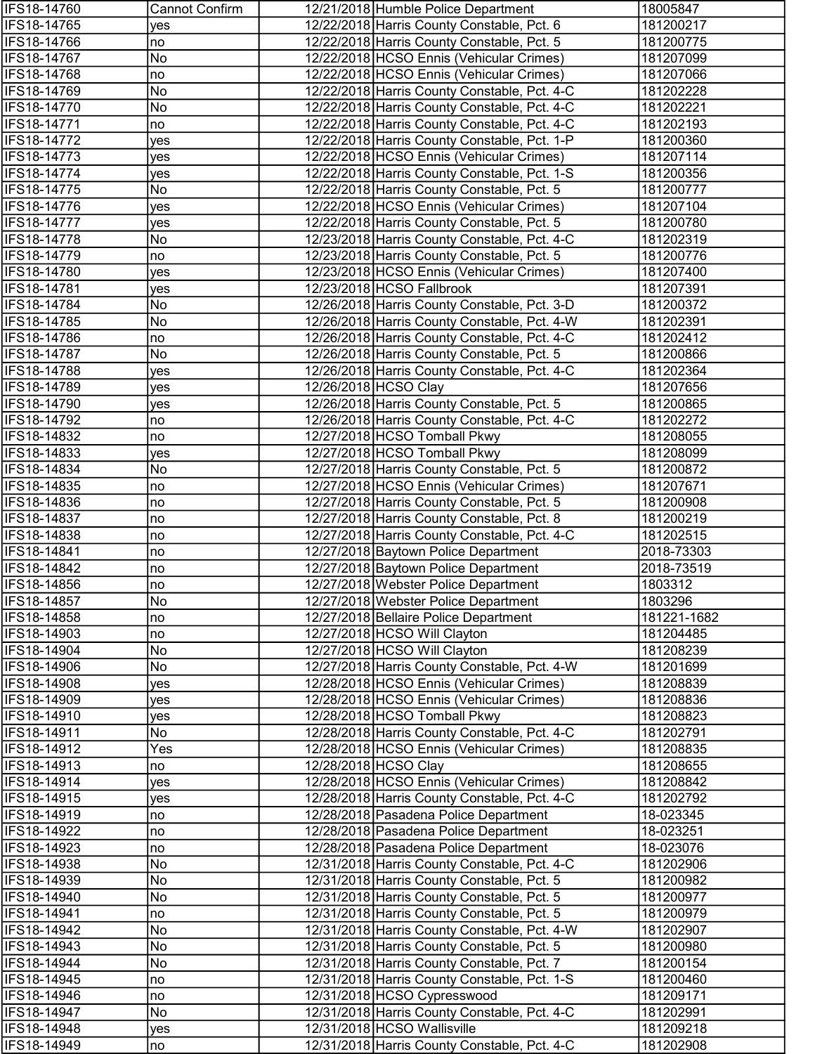| | | | | |
|---|---|---|---|---|
| IFS18-14760 | Cannot Confirm | 12/21/2018 | Humble Police Department | 18005847 |
| IFS18-14765 | yes | 12/22/2018 | Harris County Constable, Pct. 6 | 181200217 |
| IFS18-14766 | no | 12/22/2018 | Harris County Constable, Pct. 5 | 181200775 |
| IFS18-14767 | No | 12/22/2018 | HCSO Ennis (Vehicular Crimes) | 181207099 |
| IFS18-14768 | no | 12/22/2018 | HCSO Ennis (Vehicular Crimes) | 181207066 |
| IFS18-14769 | No | 12/22/2018 | Harris County Constable, Pct. 4-C | 181202228 |
| IFS18-14770 | No | 12/22/2018 | Harris County Constable, Pct. 4-C | 181202221 |
| IFS18-14771 | no | 12/22/2018 | Harris County Constable, Pct. 4-C | 181202193 |
| IFS18-14772 | yes | 12/22/2018 | Harris County Constable, Pct. 1-P | 181200360 |
| IFS18-14773 | yes | 12/22/2018 | HCSO Ennis (Vehicular Crimes) | 181207114 |
| IFS18-14774 | yes | 12/22/2018 | Harris County Constable, Pct. 1-S | 181200356 |
| IFS18-14775 | No | 12/22/2018 | Harris County Constable, Pct. 5 | 181200777 |
| IFS18-14776 | yes | 12/22/2018 | HCSO Ennis (Vehicular Crimes) | 181207104 |
| IFS18-14777 | yes | 12/22/2018 | Harris County Constable, Pct. 5 | 181200780 |
| IFS18-14778 | No | 12/23/2018 | Harris County Constable, Pct. 4-C | 181202319 |
| IFS18-14779 | no | 12/23/2018 | Harris County Constable, Pct. 5 | 181200776 |
| IFS18-14780 | yes | 12/23/2018 | HCSO Ennis (Vehicular Crimes) | 181207400 |
| IFS18-14781 | yes | 12/23/2018 | HCSO Fallbrook | 181207391 |
| IFS18-14784 | No | 12/26/2018 | Harris County Constable, Pct. 3-D | 181200372 |
| IFS18-14785 | No | 12/26/2018 | Harris County Constable, Pct. 4-W | 181202391 |
| IFS18-14786 | no | 12/26/2018 | Harris County Constable, Pct. 4-C | 181202412 |
| IFS18-14787 | No | 12/26/2018 | Harris County Constable, Pct. 5 | 181200866 |
| IFS18-14788 | yes | 12/26/2018 | Harris County Constable, Pct. 4-C | 181202364 |
| IFS18-14789 | yes | 12/26/2018 | HCSO Clay | 181207656 |
| IFS18-14790 | yes | 12/26/2018 | Harris County Constable, Pct. 5 | 181200865 |
| IFS18-14792 | no | 12/26/2018 | Harris County Constable, Pct. 4-C | 181202272 |
| IFS18-14832 | no | 12/27/2018 | HCSO Tomball Pkwy | 181208055 |
| IFS18-14833 | yes | 12/27/2018 | HCSO Tomball Pkwy | 181208099 |
| IFS18-14834 | No | 12/27/2018 | Harris County Constable, Pct. 5 | 181200872 |
| IFS18-14835 | no | 12/27/2018 | HCSO Ennis (Vehicular Crimes) | 181207671 |
| IFS18-14836 | no | 12/27/2018 | Harris County Constable, Pct. 5 | 181200908 |
| IFS18-14837 | no | 12/27/2018 | Harris County Constable, Pct. 8 | 181200219 |
| IFS18-14838 | no | 12/27/2018 | Harris County Constable, Pct. 4-C | 181202515 |
| IFS18-14841 | no | 12/27/2018 | Baytown Police Department | 2018-73303 |
| IFS18-14842 | no | 12/27/2018 | Baytown Police Department | 2018-73519 |
| IFS18-14856 | no | 12/27/2018 | Webster Police Department | 1803312 |
| IFS18-14857 | No | 12/27/2018 | Webster Police Department | 1803296 |
| IFS18-14858 | no | 12/27/2018 | Bellaire Police Department | 181221-1682 |
| IFS18-14903 | no | 12/27/2018 | HCSO Will Clayton | 181204485 |
| IFS18-14904 | No | 12/27/2018 | HCSO Will Clayton | 181208239 |
| IFS18-14906 | No | 12/27/2018 | Harris County Constable, Pct. 4-W | 181201699 |
| IFS18-14908 | yes | 12/28/2018 | HCSO Ennis (Vehicular Crimes) | 181208839 |
| IFS18-14909 | yes | 12/28/2018 | HCSO Ennis (Vehicular Crimes) | 181208836 |
| IFS18-14910 | yes | 12/28/2018 | HCSO Tomball Pkwy | 181208823 |
| IFS18-14911 | No | 12/28/2018 | Harris County Constable, Pct. 4-C | 181202791 |
| IFS18-14912 | Yes | 12/28/2018 | HCSO Ennis (Vehicular Crimes) | 181208835 |
| IFS18-14913 | no | 12/28/2018 | HCSO Clay | 181208655 |
| IFS18-14914 | yes | 12/28/2018 | HCSO Ennis (Vehicular Crimes) | 181208842 |
| IFS18-14915 | yes | 12/28/2018 | Harris County Constable, Pct. 4-C | 181202792 |
| IFS18-14919 | no | 12/28/2018 | Pasadena Police Department | 18-023345 |
| IFS18-14922 | no | 12/28/2018 | Pasadena Police Department | 18-023251 |
| IFS18-14923 | no | 12/28/2018 | Pasadena Police Department | 18-023076 |
| IFS18-14938 | No | 12/31/2018 | Harris County Constable, Pct. 4-C | 181202906 |
| IFS18-14939 | No | 12/31/2018 | Harris County Constable, Pct. 5 | 181200982 |
| IFS18-14940 | No | 12/31/2018 | Harris County Constable, Pct. 5 | 181200977 |
| IFS18-14941 | no | 12/31/2018 | Harris County Constable, Pct. 5 | 181200979 |
| IFS18-14942 | No | 12/31/2018 | Harris County Constable, Pct. 4-W | 181202907 |
| IFS18-14943 | No | 12/31/2018 | Harris County Constable, Pct. 5 | 181200980 |
| IFS18-14944 | No | 12/31/2018 | Harris County Constable, Pct. 7 | 181200154 |
| IFS18-14945 | no | 12/31/2018 | Harris County Constable, Pct. 1-S | 181200460 |
| IFS18-14946 | no | 12/31/2018 | HCSO Cypresswood | 181209171 |
| IFS18-14947 | No | 12/31/2018 | Harris County Constable, Pct. 4-C | 181202991 |
| IFS18-14948 | yes | 12/31/2018 | HCSO Wallisville | 181209218 |
| IFS18-14949 | no | 12/31/2018 | Harris County Constable, Pct. 4-C | 181202908 |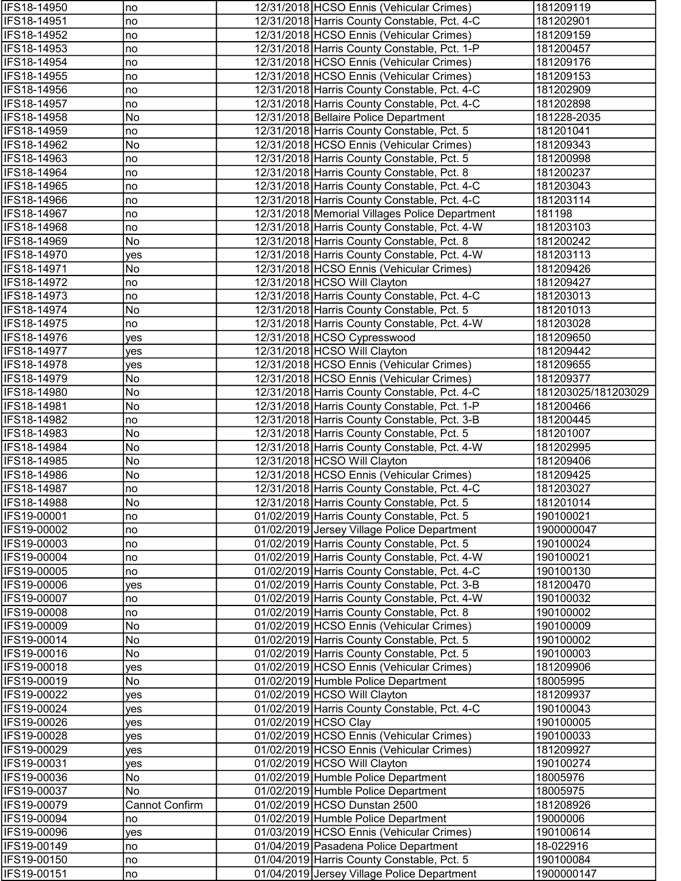| | | | | |
|---|---|---|---|---|
| IFS18-14950 | no | 12/31/2018 | HCSO Ennis (Vehicular Crimes) | 181209119 |
| IFS18-14951 | no | 12/31/2018 | Harris County Constable, Pct. 4-C | 181202901 |
| IFS18-14952 | no | 12/31/2018 | HCSO Ennis (Vehicular Crimes) | 181209159 |
| IFS18-14953 | no | 12/31/2018 | Harris County Constable, Pct. 1-P | 181200457 |
| IFS18-14954 | no | 12/31/2018 | HCSO Ennis (Vehicular Crimes) | 181209176 |
| IFS18-14955 | no | 12/31/2018 | HCSO Ennis (Vehicular Crimes) | 181209153 |
| IFS18-14956 | no | 12/31/2018 | Harris County Constable, Pct. 4-C | 181202909 |
| IFS18-14957 | no | 12/31/2018 | Harris County Constable, Pct. 4-C | 181202898 |
| IFS18-14958 | No | 12/31/2018 | Bellaire Police Department | 181228-2035 |
| IFS18-14959 | no | 12/31/2018 | Harris County Constable, Pct. 5 | 181201041 |
| IFS18-14962 | No | 12/31/2018 | HCSO Ennis (Vehicular Crimes) | 181209343 |
| IFS18-14963 | no | 12/31/2018 | Harris County Constable, Pct. 5 | 181200998 |
| IFS18-14964 | no | 12/31/2018 | Harris County Constable, Pct. 8 | 181200237 |
| IFS18-14965 | no | 12/31/2018 | Harris County Constable, Pct. 4-C | 181203043 |
| IFS18-14966 | no | 12/31/2018 | Harris County Constable, Pct. 4-C | 181203114 |
| IFS18-14967 | no | 12/31/2018 | Memorial Villages Police Department | 181198 |
| IFS18-14968 | no | 12/31/2018 | Harris County Constable, Pct. 4-W | 181203103 |
| IFS18-14969 | No | 12/31/2018 | Harris County Constable, Pct. 8 | 181200242 |
| IFS18-14970 | yes | 12/31/2018 | Harris County Constable, Pct. 4-W | 181203113 |
| IFS18-14971 | No | 12/31/2018 | HCSO Ennis (Vehicular Crimes) | 181209426 |
| IFS18-14972 | no | 12/31/2018 | HCSO Will Clayton | 181209427 |
| IFS18-14973 | no | 12/31/2018 | Harris County Constable, Pct. 4-C | 181203013 |
| IFS18-14974 | No | 12/31/2018 | Harris County Constable, Pct. 5 | 181201013 |
| IFS18-14975 | no | 12/31/2018 | Harris County Constable, Pct. 4-W | 181203028 |
| IFS18-14976 | yes | 12/31/2018 | HCSO Cypresswood | 181209650 |
| IFS18-14977 | yes | 12/31/2018 | HCSO Will Clayton | 181209442 |
| IFS18-14978 | yes | 12/31/2018 | HCSO Ennis (Vehicular Crimes) | 181209655 |
| IFS18-14979 | No | 12/31/2018 | HCSO Ennis (Vehicular Crimes) | 181209377 |
| IFS18-14980 | No | 12/31/2018 | Harris County Constable, Pct. 4-C | 181203025/181203029 |
| IFS18-14981 | No | 12/31/2018 | Harris County Constable, Pct. 1-P | 181200466 |
| IFS18-14982 | no | 12/31/2018 | Harris County Constable, Pct. 3-B | 181200445 |
| IFS18-14983 | No | 12/31/2018 | Harris County Constable, Pct. 5 | 181201007 |
| IFS18-14984 | No | 12/31/2018 | Harris County Constable, Pct. 4-W | 181202995 |
| IFS18-14985 | No | 12/31/2018 | HCSO Will Clayton | 181209406 |
| IFS18-14986 | No | 12/31/2018 | HCSO Ennis (Vehicular Crimes) | 181209425 |
| IFS18-14987 | no | 12/31/2018 | Harris County Constable, Pct. 4-C | 181203027 |
| IFS18-14988 | No | 12/31/2018 | Harris County Constable, Pct. 5 | 181201014 |
| IFS19-00001 | no | 01/02/2019 | Harris County Constable, Pct. 5 | 190100021 |
| IFS19-00002 | no | 01/02/2019 | Jersey Village Police Department | 1900000047 |
| IFS19-00003 | no | 01/02/2019 | Harris County Constable, Pct. 5 | 190100024 |
| IFS19-00004 | no | 01/02/2019 | Harris County Constable, Pct. 4-W | 190100021 |
| IFS19-00005 | no | 01/02/2019 | Harris County Constable, Pct. 4-C | 190100130 |
| IFS19-00006 | yes | 01/02/2019 | Harris County Constable, Pct. 3-B | 181200470 |
| IFS19-00007 | no | 01/02/2019 | Harris County Constable, Pct. 4-W | 190100032 |
| IFS19-00008 | no | 01/02/2019 | Harris County Constable, Pct. 8 | 190100002 |
| IFS19-00009 | No | 01/02/2019 | HCSO Ennis (Vehicular Crimes) | 190100009 |
| IFS19-00014 | No | 01/02/2019 | Harris County Constable, Pct. 5 | 190100002 |
| IFS19-00016 | No | 01/02/2019 | Harris County Constable, Pct. 5 | 190100003 |
| IFS19-00018 | yes | 01/02/2019 | HCSO Ennis (Vehicular Crimes) | 181209906 |
| IFS19-00019 | No | 01/02/2019 | Humble Police Department | 18005995 |
| IFS19-00022 | yes | 01/02/2019 | HCSO Will Clayton | 181209937 |
| IFS19-00024 | yes | 01/02/2019 | Harris County Constable, Pct. 4-C | 190100043 |
| IFS19-00026 | yes | 01/02/2019 | HCSO Clay | 190100005 |
| IFS19-00028 | yes | 01/02/2019 | HCSO Ennis (Vehicular Crimes) | 190100033 |
| IFS19-00029 | yes | 01/02/2019 | HCSO Ennis (Vehicular Crimes) | 181209927 |
| IFS19-00031 | yes | 01/02/2019 | HCSO Will Clayton | 190100274 |
| IFS19-00036 | No | 01/02/2019 | Humble Police Department | 18005976 |
| IFS19-00037 | No | 01/02/2019 | Humble Police Department | 18005975 |
| IFS19-00079 | Cannot Confirm | 01/02/2019 | HCSO Dunstan 2500 | 181208926 |
| IFS19-00094 | no | 01/02/2019 | Humble Police Department | 19000006 |
| IFS19-00096 | yes | 01/03/2019 | HCSO Ennis (Vehicular Crimes) | 190100614 |
| IFS19-00149 | no | 01/04/2019 | Pasadena Police Department | 18-022916 |
| IFS19-00150 | no | 01/04/2019 | Harris County Constable, Pct. 5 | 190100084 |
| IFS19-00151 | no | 01/04/2019 | Jersey Village Police Department | 1900000147 |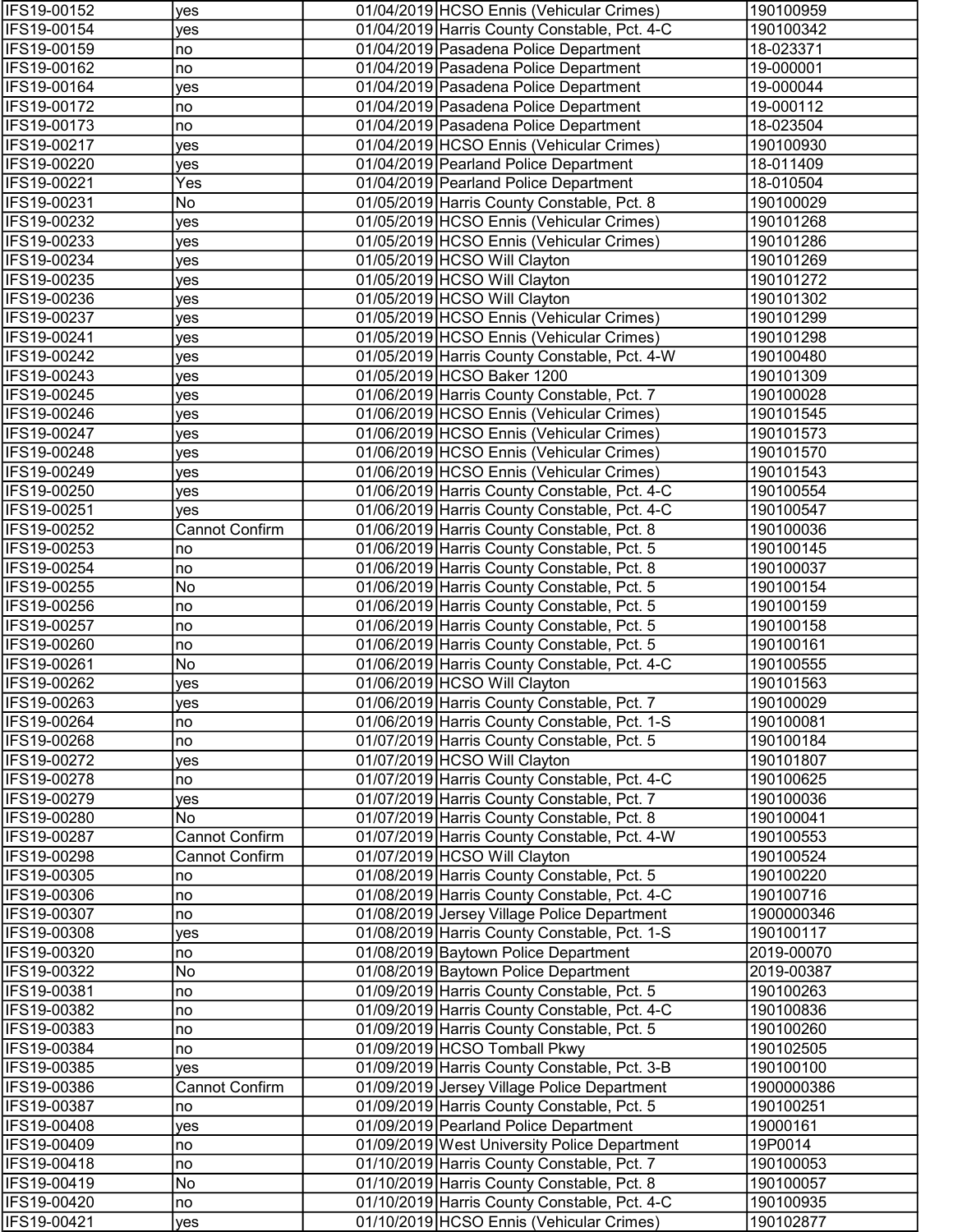| | | | | |
|---|---|---|---|---|
| IFS19-00152 | yes | 01/04/2019 | HCSO Ennis (Vehicular Crimes) | 190100959 |
| IFS19-00154 | yes | 01/04/2019 | Harris County Constable, Pct. 4-C | 190100342 |
| IFS19-00159 | no | 01/04/2019 | Pasadena Police Department | 18-023371 |
| IFS19-00162 | no | 01/04/2019 | Pasadena Police Department | 19-000001 |
| IFS19-00164 | yes | 01/04/2019 | Pasadena Police Department | 19-000044 |
| IFS19-00172 | no | 01/04/2019 | Pasadena Police Department | 19-000112 |
| IFS19-00173 | no | 01/04/2019 | Pasadena Police Department | 18-023504 |
| IFS19-00217 | yes | 01/04/2019 | HCSO Ennis (Vehicular Crimes) | 190100930 |
| IFS19-00220 | yes | 01/04/2019 | Pearland Police Department | 18-011409 |
| IFS19-00221 | Yes | 01/04/2019 | Pearland Police Department | 18-010504 |
| IFS19-00231 | No | 01/05/2019 | Harris County Constable, Pct. 8 | 190100029 |
| IFS19-00232 | yes | 01/05/2019 | HCSO Ennis (Vehicular Crimes) | 190101268 |
| IFS19-00233 | yes | 01/05/2019 | HCSO Ennis (Vehicular Crimes) | 190101286 |
| IFS19-00234 | yes | 01/05/2019 | HCSO Will Clayton | 190101269 |
| IFS19-00235 | yes | 01/05/2019 | HCSO Will Clayton | 190101272 |
| IFS19-00236 | yes | 01/05/2019 | HCSO Will Clayton | 190101302 |
| IFS19-00237 | yes | 01/05/2019 | HCSO Ennis (Vehicular Crimes) | 190101299 |
| IFS19-00241 | yes | 01/05/2019 | HCSO Ennis (Vehicular Crimes) | 190101298 |
| IFS19-00242 | yes | 01/05/2019 | Harris County Constable, Pct. 4-W | 190100480 |
| IFS19-00243 | yes | 01/05/2019 | HCSO Baker 1200 | 190101309 |
| IFS19-00245 | yes | 01/06/2019 | Harris County Constable, Pct. 7 | 190100028 |
| IFS19-00246 | yes | 01/06/2019 | HCSO Ennis (Vehicular Crimes) | 190101545 |
| IFS19-00247 | yes | 01/06/2019 | HCSO Ennis (Vehicular Crimes) | 190101573 |
| IFS19-00248 | yes | 01/06/2019 | HCSO Ennis (Vehicular Crimes) | 190101570 |
| IFS19-00249 | yes | 01/06/2019 | HCSO Ennis (Vehicular Crimes) | 190101543 |
| IFS19-00250 | yes | 01/06/2019 | Harris County Constable, Pct. 4-C | 190100554 |
| IFS19-00251 | yes | 01/06/2019 | Harris County Constable, Pct. 4-C | 190100547 |
| IFS19-00252 | Cannot Confirm | 01/06/2019 | Harris County Constable, Pct. 8 | 190100036 |
| IFS19-00253 | no | 01/06/2019 | Harris County Constable, Pct. 5 | 190100145 |
| IFS19-00254 | no | 01/06/2019 | Harris County Constable, Pct. 8 | 190100037 |
| IFS19-00255 | No | 01/06/2019 | Harris County Constable, Pct. 5 | 190100154 |
| IFS19-00256 | no | 01/06/2019 | Harris County Constable, Pct. 5 | 190100159 |
| IFS19-00257 | no | 01/06/2019 | Harris County Constable, Pct. 5 | 190100158 |
| IFS19-00260 | no | 01/06/2019 | Harris County Constable, Pct. 5 | 190100161 |
| IFS19-00261 | No | 01/06/2019 | Harris County Constable, Pct. 4-C | 190100555 |
| IFS19-00262 | yes | 01/06/2019 | HCSO Will Clayton | 190101563 |
| IFS19-00263 | yes | 01/06/2019 | Harris County Constable, Pct. 7 | 190100029 |
| IFS19-00264 | no | 01/06/2019 | Harris County Constable, Pct. 1-S | 190100081 |
| IFS19-00268 | no | 01/07/2019 | Harris County Constable, Pct. 5 | 190100184 |
| IFS19-00272 | yes | 01/07/2019 | HCSO Will Clayton | 190101807 |
| IFS19-00278 | no | 01/07/2019 | Harris County Constable, Pct. 4-C | 190100625 |
| IFS19-00279 | yes | 01/07/2019 | Harris County Constable, Pct. 7 | 190100036 |
| IFS19-00280 | No | 01/07/2019 | Harris County Constable, Pct. 8 | 190100041 |
| IFS19-00287 | Cannot Confirm | 01/07/2019 | Harris County Constable, Pct. 4-W | 190100553 |
| IFS19-00298 | Cannot Confirm | 01/07/2019 | HCSO Will Clayton | 190100524 |
| IFS19-00305 | no | 01/08/2019 | Harris County Constable, Pct. 5 | 190100220 |
| IFS19-00306 | no | 01/08/2019 | Harris County Constable, Pct. 4-C | 190100716 |
| IFS19-00307 | no | 01/08/2019 | Jersey Village Police Department | 1900000346 |
| IFS19-00308 | yes | 01/08/2019 | Harris County Constable, Pct. 1-S | 190100117 |
| IFS19-00320 | no | 01/08/2019 | Baytown Police Department | 2019-00070 |
| IFS19-00322 | No | 01/08/2019 | Baytown Police Department | 2019-00387 |
| IFS19-00381 | no | 01/09/2019 | Harris County Constable, Pct. 5 | 190100263 |
| IFS19-00382 | no | 01/09/2019 | Harris County Constable, Pct. 4-C | 190100836 |
| IFS19-00383 | no | 01/09/2019 | Harris County Constable, Pct. 5 | 190100260 |
| IFS19-00384 | no | 01/09/2019 | HCSO Tomball Pkwy | 190102505 |
| IFS19-00385 | yes | 01/09/2019 | Harris County Constable, Pct. 3-B | 190100100 |
| IFS19-00386 | Cannot Confirm | 01/09/2019 | Jersey Village Police Department | 1900000386 |
| IFS19-00387 | no | 01/09/2019 | Harris County Constable, Pct. 5 | 190100251 |
| IFS19-00408 | yes | 01/09/2019 | Pearland Police Department | 19000161 |
| IFS19-00409 | no | 01/09/2019 | West University Police Department | 19P0014 |
| IFS19-00418 | no | 01/10/2019 | Harris County Constable, Pct. 7 | 190100053 |
| IFS19-00419 | No | 01/10/2019 | Harris County Constable, Pct. 8 | 190100057 |
| IFS19-00420 | no | 01/10/2019 | Harris County Constable, Pct. 4-C | 190100935 |
| IFS19-00421 | yes | 01/10/2019 | HCSO Ennis (Vehicular Crimes) | 190102877 |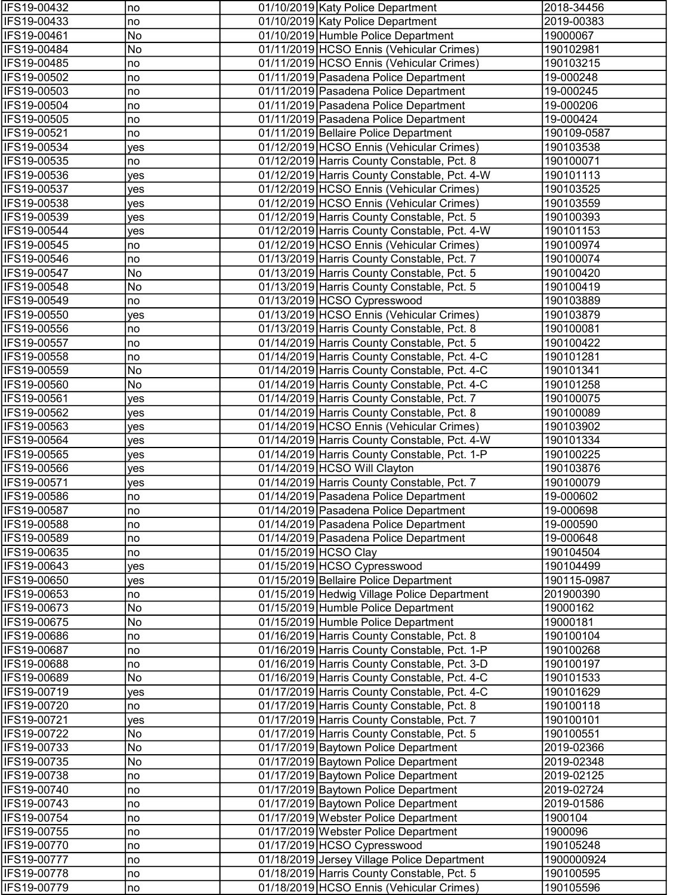| | | | | |
|---|---|---|---|---|
| IFS19-00432 | no | 01/10/2019 | Katy Police Department | 2018-34456 |
| IFS19-00433 | no | 01/10/2019 | Katy Police Department | 2019-00383 |
| IFS19-00461 | No | 01/10/2019 | Humble Police Department | 19000067 |
| IFS19-00484 | No | 01/11/2019 | HCSO Ennis (Vehicular Crimes) | 190102981 |
| IFS19-00485 | no | 01/11/2019 | HCSO Ennis (Vehicular Crimes) | 190103215 |
| IFS19-00502 | no | 01/11/2019 | Pasadena Police Department | 19-000248 |
| IFS19-00503 | no | 01/11/2019 | Pasadena Police Department | 19-000245 |
| IFS19-00504 | no | 01/11/2019 | Pasadena Police Department | 19-000206 |
| IFS19-00505 | no | 01/11/2019 | Pasadena Police Department | 19-000424 |
| IFS19-00521 | no | 01/11/2019 | Bellaire Police Department | 190109-0587 |
| IFS19-00534 | yes | 01/12/2019 | HCSO Ennis (Vehicular Crimes) | 190103538 |
| IFS19-00535 | no | 01/12/2019 | Harris County Constable, Pct. 8 | 190100071 |
| IFS19-00536 | yes | 01/12/2019 | Harris County Constable, Pct. 4-W | 190101113 |
| IFS19-00537 | yes | 01/12/2019 | HCSO Ennis (Vehicular Crimes) | 190103525 |
| IFS19-00538 | yes | 01/12/2019 | HCSO Ennis (Vehicular Crimes) | 190103559 |
| IFS19-00539 | yes | 01/12/2019 | Harris County Constable, Pct. 5 | 190100393 |
| IFS19-00544 | yes | 01/12/2019 | Harris County Constable, Pct. 4-W | 190101153 |
| IFS19-00545 | no | 01/12/2019 | HCSO Ennis (Vehicular Crimes) | 190100974 |
| IFS19-00546 | no | 01/13/2019 | Harris County Constable, Pct. 7 | 190100074 |
| IFS19-00547 | No | 01/13/2019 | Harris County Constable, Pct. 5 | 190100420 |
| IFS19-00548 | No | 01/13/2019 | Harris County Constable, Pct. 5 | 190100419 |
| IFS19-00549 | no | 01/13/2019 | HCSO Cypresswood | 190103889 |
| IFS19-00550 | yes | 01/13/2019 | HCSO Ennis (Vehicular Crimes) | 190103879 |
| IFS19-00556 | no | 01/13/2019 | Harris County Constable, Pct. 8 | 190100081 |
| IFS19-00557 | no | 01/14/2019 | Harris County Constable, Pct. 5 | 190100422 |
| IFS19-00558 | no | 01/14/2019 | Harris County Constable, Pct. 4-C | 190101281 |
| IFS19-00559 | No | 01/14/2019 | Harris County Constable, Pct. 4-C | 190101341 |
| IFS19-00560 | No | 01/14/2019 | Harris County Constable, Pct. 4-C | 190101258 |
| IFS19-00561 | yes | 01/14/2019 | Harris County Constable, Pct. 7 | 190100075 |
| IFS19-00562 | yes | 01/14/2019 | Harris County Constable, Pct. 8 | 190100089 |
| IFS19-00563 | yes | 01/14/2019 | HCSO Ennis (Vehicular Crimes) | 190103902 |
| IFS19-00564 | yes | 01/14/2019 | Harris County Constable, Pct. 4-W | 190101334 |
| IFS19-00565 | yes | 01/14/2019 | Harris County Constable, Pct. 1-P | 190100225 |
| IFS19-00566 | yes | 01/14/2019 | HCSO Will Clayton | 190103876 |
| IFS19-00571 | yes | 01/14/2019 | Harris County Constable, Pct. 7 | 190100079 |
| IFS19-00586 | no | 01/14/2019 | Pasadena Police Department | 19-000602 |
| IFS19-00587 | no | 01/14/2019 | Pasadena Police Department | 19-000698 |
| IFS19-00588 | no | 01/14/2019 | Pasadena Police Department | 19-000590 |
| IFS19-00589 | no | 01/14/2019 | Pasadena Police Department | 19-000648 |
| IFS19-00635 | no | 01/15/2019 | HCSO Clay | 190104504 |
| IFS19-00643 | yes | 01/15/2019 | HCSO Cypresswood | 190104499 |
| IFS19-00650 | yes | 01/15/2019 | Bellaire Police Department | 190115-0987 |
| IFS19-00653 | no | 01/15/2019 | Hedwig Village Police Department | 201900390 |
| IFS19-00673 | No | 01/15/2019 | Humble Police Department | 19000162 |
| IFS19-00675 | No | 01/15/2019 | Humble Police Department | 19000181 |
| IFS19-00686 | no | 01/16/2019 | Harris County Constable, Pct. 8 | 190100104 |
| IFS19-00687 | no | 01/16/2019 | Harris County Constable, Pct. 1-P | 190100268 |
| IFS19-00688 | no | 01/16/2019 | Harris County Constable, Pct. 3-D | 190100197 |
| IFS19-00689 | No | 01/16/2019 | Harris County Constable, Pct. 4-C | 190101533 |
| IFS19-00719 | yes | 01/17/2019 | Harris County Constable, Pct. 4-C | 190101629 |
| IFS19-00720 | no | 01/17/2019 | Harris County Constable, Pct. 8 | 190100118 |
| IFS19-00721 | yes | 01/17/2019 | Harris County Constable, Pct. 7 | 190100101 |
| IFS19-00722 | No | 01/17/2019 | Harris County Constable, Pct. 5 | 190100551 |
| IFS19-00733 | No | 01/17/2019 | Baytown Police Department | 2019-02366 |
| IFS19-00735 | No | 01/17/2019 | Baytown Police Department | 2019-02348 |
| IFS19-00738 | no | 01/17/2019 | Baytown Police Department | 2019-02125 |
| IFS19-00740 | no | 01/17/2019 | Baytown Police Department | 2019-02724 |
| IFS19-00743 | no | 01/17/2019 | Baytown Police Department | 2019-01586 |
| IFS19-00754 | no | 01/17/2019 | Webster Police Department | 1900104 |
| IFS19-00755 | no | 01/17/2019 | Webster Police Department | 1900096 |
| IFS19-00770 | no | 01/17/2019 | HCSO Cypresswood | 190105248 |
| IFS19-00777 | no | 01/18/2019 | Jersey Village Police Department | 1900000924 |
| IFS19-00778 | no | 01/18/2019 | Harris County Constable, Pct. 5 | 190100595 |
| IFS19-00779 | no | 01/18/2019 | HCSO Ennis (Vehicular Crimes) | 190105596 |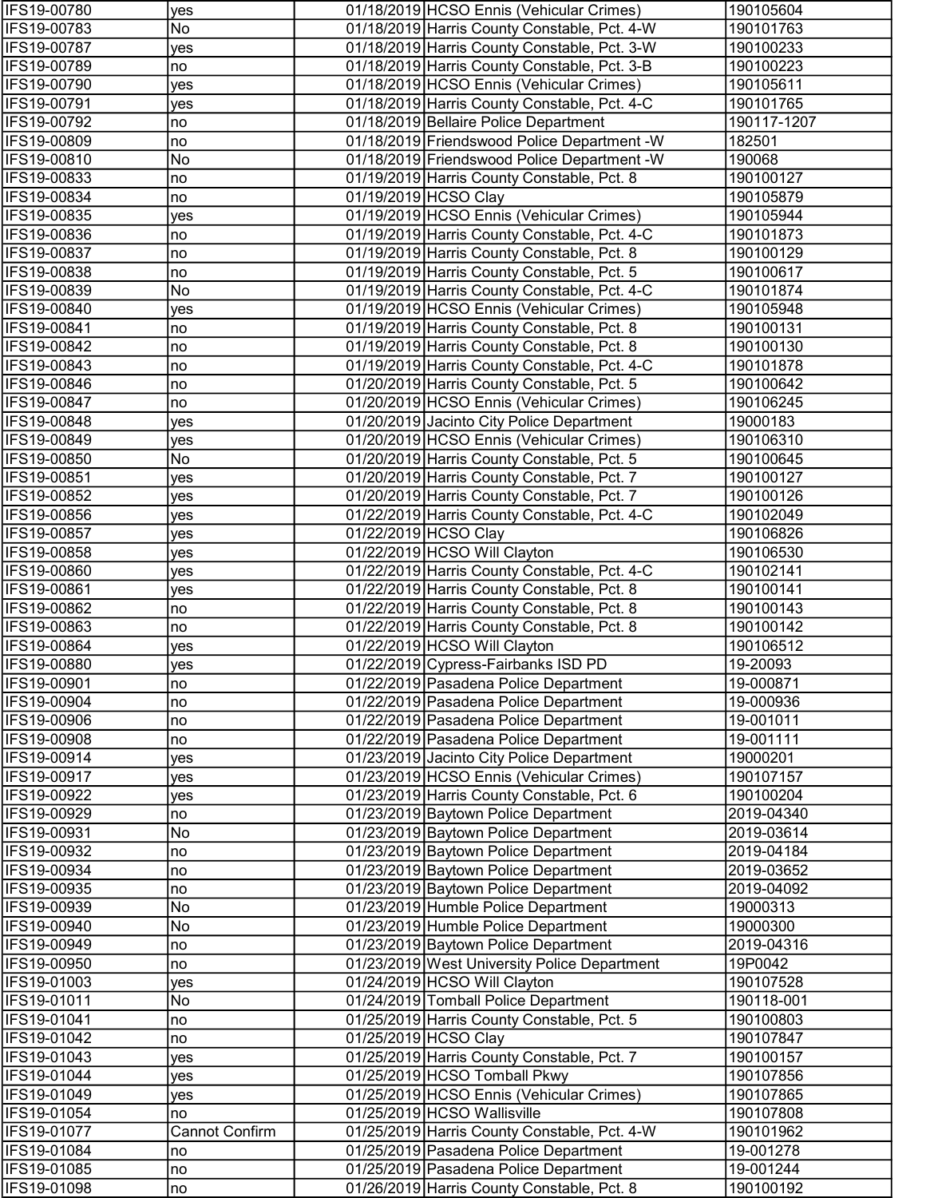| | | | | |
|---|---|---|---|---|
| IFS19-00780 | yes | 01/18/2019 | HCSO Ennis (Vehicular Crimes) | 190105604 |
| IFS19-00783 | No | 01/18/2019 | Harris County Constable, Pct. 4-W | 190101763 |
| IFS19-00787 | yes | 01/18/2019 | Harris County Constable, Pct. 3-W | 190100233 |
| IFS19-00789 | no | 01/18/2019 | Harris County Constable, Pct. 3-B | 190100223 |
| IFS19-00790 | yes | 01/18/2019 | HCSO Ennis (Vehicular Crimes) | 190105611 |
| IFS19-00791 | yes | 01/18/2019 | Harris County Constable, Pct. 4-C | 190101765 |
| IFS19-00792 | no | 01/18/2019 | Bellaire Police Department | 190117-1207 |
| IFS19-00809 | no | 01/18/2019 | Friendswood Police Department -W | 182501 |
| IFS19-00810 | No | 01/18/2019 | Friendswood Police Department -W | 190068 |
| IFS19-00833 | no | 01/19/2019 | Harris County Constable, Pct. 8 | 190100127 |
| IFS19-00834 | no | 01/19/2019 | HCSO Clay | 190105879 |
| IFS19-00835 | yes | 01/19/2019 | HCSO Ennis (Vehicular Crimes) | 190105944 |
| IFS19-00836 | no | 01/19/2019 | Harris County Constable, Pct. 4-C | 190101873 |
| IFS19-00837 | no | 01/19/2019 | Harris County Constable, Pct. 8 | 190100129 |
| IFS19-00838 | no | 01/19/2019 | Harris County Constable, Pct. 5 | 190100617 |
| IFS19-00839 | No | 01/19/2019 | Harris County Constable, Pct. 4-C | 190101874 |
| IFS19-00840 | yes | 01/19/2019 | HCSO Ennis (Vehicular Crimes) | 190105948 |
| IFS19-00841 | no | 01/19/2019 | Harris County Constable, Pct. 8 | 190100131 |
| IFS19-00842 | no | 01/19/2019 | Harris County Constable, Pct. 8 | 190100130 |
| IFS19-00843 | no | 01/19/2019 | Harris County Constable, Pct. 4-C | 190101878 |
| IFS19-00846 | no | 01/20/2019 | Harris County Constable, Pct. 5 | 190100642 |
| IFS19-00847 | no | 01/20/2019 | HCSO Ennis (Vehicular Crimes) | 190106245 |
| IFS19-00848 | yes | 01/20/2019 | Jacinto City Police Department | 19000183 |
| IFS19-00849 | yes | 01/20/2019 | HCSO Ennis (Vehicular Crimes) | 190106310 |
| IFS19-00850 | No | 01/20/2019 | Harris County Constable, Pct. 5 | 190100645 |
| IFS19-00851 | yes | 01/20/2019 | Harris County Constable, Pct. 7 | 190100127 |
| IFS19-00852 | yes | 01/20/2019 | Harris County Constable, Pct. 7 | 190100126 |
| IFS19-00856 | yes | 01/22/2019 | Harris County Constable, Pct. 4-C | 190102049 |
| IFS19-00857 | yes | 01/22/2019 | HCSO Clay | 190106826 |
| IFS19-00858 | yes | 01/22/2019 | HCSO Will Clayton | 190106530 |
| IFS19-00860 | yes | 01/22/2019 | Harris County Constable, Pct. 4-C | 190102141 |
| IFS19-00861 | yes | 01/22/2019 | Harris County Constable, Pct. 8 | 190100141 |
| IFS19-00862 | no | 01/22/2019 | Harris County Constable, Pct. 8 | 190100143 |
| IFS19-00863 | no | 01/22/2019 | Harris County Constable, Pct. 8 | 190100142 |
| IFS19-00864 | yes | 01/22/2019 | HCSO Will Clayton | 190106512 |
| IFS19-00880 | yes | 01/22/2019 | Cypress-Fairbanks ISD PD | 19-20093 |
| IFS19-00901 | no | 01/22/2019 | Pasadena Police Department | 19-000871 |
| IFS19-00904 | no | 01/22/2019 | Pasadena Police Department | 19-000936 |
| IFS19-00906 | no | 01/22/2019 | Pasadena Police Department | 19-001011 |
| IFS19-00908 | no | 01/22/2019 | Pasadena Police Department | 19-001111 |
| IFS19-00914 | yes | 01/23/2019 | Jacinto City Police Department | 19000201 |
| IFS19-00917 | yes | 01/23/2019 | HCSO Ennis (Vehicular Crimes) | 190107157 |
| IFS19-00922 | yes | 01/23/2019 | Harris County Constable, Pct. 6 | 190100204 |
| IFS19-00929 | no | 01/23/2019 | Baytown Police Department | 2019-04340 |
| IFS19-00931 | No | 01/23/2019 | Baytown Police Department | 2019-03614 |
| IFS19-00932 | no | 01/23/2019 | Baytown Police Department | 2019-04184 |
| IFS19-00934 | no | 01/23/2019 | Baytown Police Department | 2019-03652 |
| IFS19-00935 | no | 01/23/2019 | Baytown Police Department | 2019-04092 |
| IFS19-00939 | No | 01/23/2019 | Humble Police Department | 19000313 |
| IFS19-00940 | No | 01/23/2019 | Humble Police Department | 19000300 |
| IFS19-00949 | no | 01/23/2019 | Baytown Police Department | 2019-04316 |
| IFS19-00950 | no | 01/23/2019 | West University Police Department | 19P0042 |
| IFS19-01003 | yes | 01/24/2019 | HCSO Will Clayton | 190107528 |
| IFS19-01011 | No | 01/24/2019 | Tomball Police Department | 190118-001 |
| IFS19-01041 | no | 01/25/2019 | Harris County Constable, Pct. 5 | 190100803 |
| IFS19-01042 | no | 01/25/2019 | HCSO Clay | 190107847 |
| IFS19-01043 | yes | 01/25/2019 | Harris County Constable, Pct. 7 | 190100157 |
| IFS19-01044 | yes | 01/25/2019 | HCSO Tomball Pkwy | 190107856 |
| IFS19-01049 | yes | 01/25/2019 | HCSO Ennis (Vehicular Crimes) | 190107865 |
| IFS19-01054 | no | 01/25/2019 | HCSO Wallisville | 190107808 |
| IFS19-01077 | Cannot Confirm | 01/25/2019 | Harris County Constable, Pct. 4-W | 190101962 |
| IFS19-01084 | no | 01/25/2019 | Pasadena Police Department | 19-001278 |
| IFS19-01085 | no | 01/25/2019 | Pasadena Police Department | 19-001244 |
| IFS19-01098 | no | 01/26/2019 | Harris County Constable, Pct. 8 | 190100192 |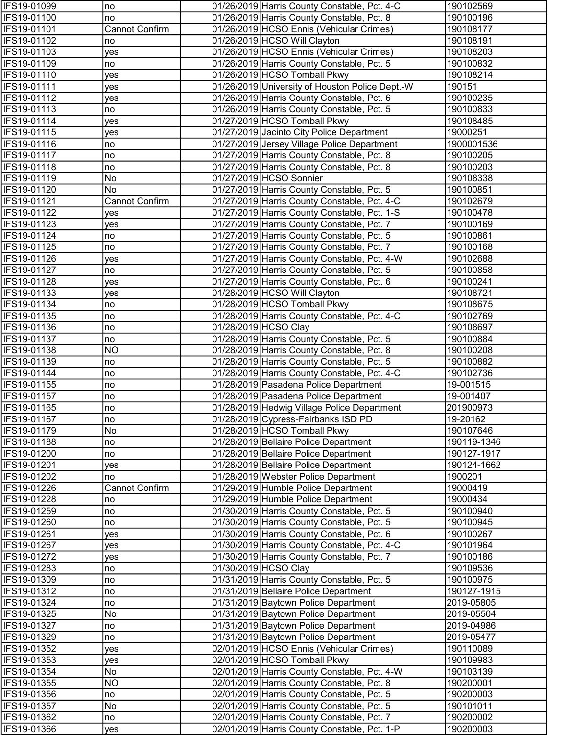| | | | | |
|---|---|---|---|---|
| IFS19-01099 | no | 01/26/2019 | Harris County Constable, Pct. 4-C | 190102569 |
| IFS19-01100 | no | 01/26/2019 | Harris County Constable, Pct. 8 | 190100196 |
| IFS19-01101 | Cannot Confirm | 01/26/2019 | HCSO Ennis (Vehicular Crimes) | 190108177 |
| IFS19-01102 | no | 01/26/2019 | HCSO Will Clayton | 190108191 |
| IFS19-01103 | yes | 01/26/2019 | HCSO Ennis (Vehicular Crimes) | 190108203 |
| IFS19-01109 | no | 01/26/2019 | Harris County Constable, Pct. 5 | 190100832 |
| IFS19-01110 | yes | 01/26/2019 | HCSO Tomball Pkwy | 190108214 |
| IFS19-01111 | yes | 01/26/2019 | University of Houston Police Dept.-W | 190151 |
| IFS19-01112 | yes | 01/26/2019 | Harris County Constable, Pct. 6 | 190100235 |
| IFS19-01113 | no | 01/26/2019 | Harris County Constable, Pct. 5 | 190100833 |
| IFS19-01114 | yes | 01/27/2019 | HCSO Tomball Pkwy | 190108485 |
| IFS19-01115 | yes | 01/27/2019 | Jacinto City Police Department | 19000251 |
| IFS19-01116 | no | 01/27/2019 | Jersey Village Police Department | 1900001536 |
| IFS19-01117 | no | 01/27/2019 | Harris County Constable, Pct. 8 | 190100205 |
| IFS19-01118 | no | 01/27/2019 | Harris County Constable, Pct. 8 | 190100203 |
| IFS19-01119 | No | 01/27/2019 | HCSO Sonnier | 190108338 |
| IFS19-01120 | No | 01/27/2019 | Harris County Constable, Pct. 5 | 190100851 |
| IFS19-01121 | Cannot Confirm | 01/27/2019 | Harris County Constable, Pct. 4-C | 190102679 |
| IFS19-01122 | yes | 01/27/2019 | Harris County Constable, Pct. 1-S | 190100478 |
| IFS19-01123 | yes | 01/27/2019 | Harris County Constable, Pct. 7 | 190100169 |
| IFS19-01124 | no | 01/27/2019 | Harris County Constable, Pct. 5 | 190100861 |
| IFS19-01125 | no | 01/27/2019 | Harris County Constable, Pct. 7 | 190100168 |
| IFS19-01126 | yes | 01/27/2019 | Harris County Constable, Pct. 4-W | 190102688 |
| IFS19-01127 | no | 01/27/2019 | Harris County Constable, Pct. 5 | 190100858 |
| IFS19-01128 | yes | 01/27/2019 | Harris County Constable, Pct. 6 | 190100241 |
| IFS19-01133 | yes | 01/28/2019 | HCSO Will Clayton | 190108721 |
| IFS19-01134 | no | 01/28/2019 | HCSO Tomball Pkwy | 190108675 |
| IFS19-01135 | no | 01/28/2019 | Harris County Constable, Pct. 4-C | 190102769 |
| IFS19-01136 | no | 01/28/2019 | HCSO Clay | 190108697 |
| IFS19-01137 | no | 01/28/2019 | Harris County Constable, Pct. 5 | 190100884 |
| IFS19-01138 | NO | 01/28/2019 | Harris County Constable, Pct. 8 | 190100208 |
| IFS19-01139 | no | 01/28/2019 | Harris County Constable, Pct. 5 | 190100882 |
| IFS19-01144 | no | 01/28/2019 | Harris County Constable, Pct. 4-C | 190102736 |
| IFS19-01155 | no | 01/28/2019 | Pasadena Police Department | 19-001515 |
| IFS19-01157 | no | 01/28/2019 | Pasadena Police Department | 19-001407 |
| IFS19-01165 | no | 01/28/2019 | Hedwig Village Police Department | 201900973 |
| IFS19-01167 | no | 01/28/2019 | Cypress-Fairbanks ISD PD | 19-20162 |
| IFS19-01179 | No | 01/28/2019 | HCSO Tomball Pkwy | 190107646 |
| IFS19-01188 | no | 01/28/2019 | Bellaire Police Department | 190119-1346 |
| IFS19-01200 | no | 01/28/2019 | Bellaire Police Department | 190127-1917 |
| IFS19-01201 | yes | 01/28/2019 | Bellaire Police Department | 190124-1662 |
| IFS19-01202 | no | 01/28/2019 | Webster Police Department | 1900201 |
| IFS19-01226 | Cannot Confirm | 01/29/2019 | Humble Police Department | 19000419 |
| IFS19-01228 | no | 01/29/2019 | Humble Police Department | 19000434 |
| IFS19-01259 | no | 01/30/2019 | Harris County Constable, Pct. 5 | 190100940 |
| IFS19-01260 | no | 01/30/2019 | Harris County Constable, Pct. 5 | 190100945 |
| IFS19-01261 | yes | 01/30/2019 | Harris County Constable, Pct. 6 | 190100267 |
| IFS19-01267 | yes | 01/30/2019 | Harris County Constable, Pct. 4-C | 190101964 |
| IFS19-01272 | yes | 01/30/2019 | Harris County Constable, Pct. 7 | 190100186 |
| IFS19-01283 | no | 01/30/2019 | HCSO Clay | 190109536 |
| IFS19-01309 | no | 01/31/2019 | Harris County Constable, Pct. 5 | 190100975 |
| IFS19-01312 | no | 01/31/2019 | Bellaire Police Department | 190127-1915 |
| IFS19-01324 | no | 01/31/2019 | Baytown Police Department | 2019-05805 |
| IFS19-01325 | No | 01/31/2019 | Baytown Police Department | 2019-05504 |
| IFS19-01327 | no | 01/31/2019 | Baytown Police Department | 2019-04986 |
| IFS19-01329 | no | 01/31/2019 | Baytown Police Department | 2019-05477 |
| IFS19-01352 | yes | 02/01/2019 | HCSO Ennis (Vehicular Crimes) | 190110089 |
| IFS19-01353 | yes | 02/01/2019 | HCSO Tomball Pkwy | 190109983 |
| IFS19-01354 | No | 02/01/2019 | Harris County Constable, Pct. 4-W | 190103139 |
| IFS19-01355 | NO | 02/01/2019 | Harris County Constable, Pct. 8 | 190200001 |
| IFS19-01356 | no | 02/01/2019 | Harris County Constable, Pct. 5 | 190200003 |
| IFS19-01357 | No | 02/01/2019 | Harris County Constable, Pct. 5 | 190101011 |
| IFS19-01362 | no | 02/01/2019 | Harris County Constable, Pct. 7 | 190200002 |
| IFS19-01366 | yes | 02/01/2019 | Harris County Constable, Pct. 1-P | 190200003 |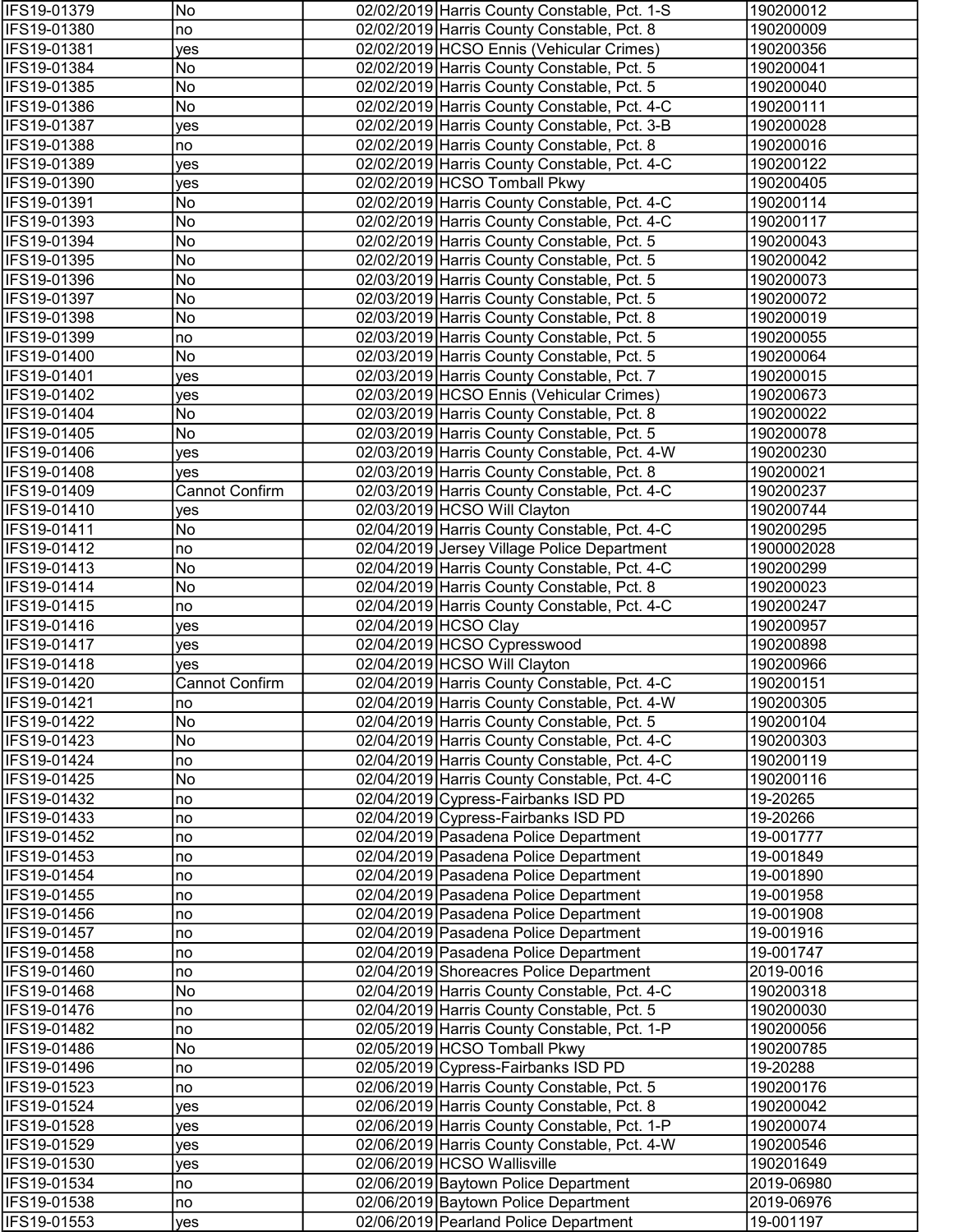| | | | | |
|---|---|---|---|---|
| IFS19-01379 | No | 02/02/2019 | Harris County Constable, Pct. 1-S | 190200012 |
| IFS19-01380 | no | 02/02/2019 | Harris County Constable, Pct. 8 | 190200009 |
| IFS19-01381 | yes | 02/02/2019 | HCSO Ennis (Vehicular Crimes) | 190200356 |
| IFS19-01384 | No | 02/02/2019 | Harris County Constable, Pct. 5 | 190200041 |
| IFS19-01385 | No | 02/02/2019 | Harris County Constable, Pct. 5 | 190200040 |
| IFS19-01386 | No | 02/02/2019 | Harris County Constable, Pct. 4-C | 190200111 |
| IFS19-01387 | yes | 02/02/2019 | Harris County Constable, Pct. 3-B | 190200028 |
| IFS19-01388 | no | 02/02/2019 | Harris County Constable, Pct. 8 | 190200016 |
| IFS19-01389 | yes | 02/02/2019 | Harris County Constable, Pct. 4-C | 190200122 |
| IFS19-01390 | yes | 02/02/2019 | HCSO Tomball Pkwy | 190200405 |
| IFS19-01391 | No | 02/02/2019 | Harris County Constable, Pct. 4-C | 190200114 |
| IFS19-01393 | No | 02/02/2019 | Harris County Constable, Pct. 4-C | 190200117 |
| IFS19-01394 | No | 02/02/2019 | Harris County Constable, Pct. 5 | 190200043 |
| IFS19-01395 | No | 02/02/2019 | Harris County Constable, Pct. 5 | 190200042 |
| IFS19-01396 | No | 02/03/2019 | Harris County Constable, Pct. 5 | 190200073 |
| IFS19-01397 | No | 02/03/2019 | Harris County Constable, Pct. 5 | 190200072 |
| IFS19-01398 | No | 02/03/2019 | Harris County Constable, Pct. 8 | 190200019 |
| IFS19-01399 | no | 02/03/2019 | Harris County Constable, Pct. 5 | 190200055 |
| IFS19-01400 | No | 02/03/2019 | Harris County Constable, Pct. 5 | 190200064 |
| IFS19-01401 | yes | 02/03/2019 | Harris County Constable, Pct. 7 | 190200015 |
| IFS19-01402 | yes | 02/03/2019 | HCSO Ennis (Vehicular Crimes) | 190200673 |
| IFS19-01404 | No | 02/03/2019 | Harris County Constable, Pct. 8 | 190200022 |
| IFS19-01405 | No | 02/03/2019 | Harris County Constable, Pct. 5 | 190200078 |
| IFS19-01406 | yes | 02/03/2019 | Harris County Constable, Pct. 4-W | 190200230 |
| IFS19-01408 | yes | 02/03/2019 | Harris County Constable, Pct. 8 | 190200021 |
| IFS19-01409 | Cannot Confirm | 02/03/2019 | Harris County Constable, Pct. 4-C | 190200237 |
| IFS19-01410 | yes | 02/03/2019 | HCSO Will Clayton | 190200744 |
| IFS19-01411 | No | 02/04/2019 | Harris County Constable, Pct. 4-C | 190200295 |
| IFS19-01412 | no | 02/04/2019 | Jersey Village Police Department | 1900002028 |
| IFS19-01413 | No | 02/04/2019 | Harris County Constable, Pct. 4-C | 190200299 |
| IFS19-01414 | No | 02/04/2019 | Harris County Constable, Pct. 8 | 190200023 |
| IFS19-01415 | no | 02/04/2019 | Harris County Constable, Pct. 4-C | 190200247 |
| IFS19-01416 | yes | 02/04/2019 | HCSO Clay | 190200957 |
| IFS19-01417 | yes | 02/04/2019 | HCSO Cypresswood | 190200898 |
| IFS19-01418 | yes | 02/04/2019 | HCSO Will Clayton | 190200966 |
| IFS19-01420 | Cannot Confirm | 02/04/2019 | Harris County Constable, Pct. 4-C | 190200151 |
| IFS19-01421 | no | 02/04/2019 | Harris County Constable, Pct. 4-W | 190200305 |
| IFS19-01422 | No | 02/04/2019 | Harris County Constable, Pct. 5 | 190200104 |
| IFS19-01423 | No | 02/04/2019 | Harris County Constable, Pct. 4-C | 190200303 |
| IFS19-01424 | no | 02/04/2019 | Harris County Constable, Pct. 4-C | 190200119 |
| IFS19-01425 | No | 02/04/2019 | Harris County Constable, Pct. 4-C | 190200116 |
| IFS19-01432 | no | 02/04/2019 | Cypress-Fairbanks ISD PD | 19-20265 |
| IFS19-01433 | no | 02/04/2019 | Cypress-Fairbanks ISD PD | 19-20266 |
| IFS19-01452 | no | 02/04/2019 | Pasadena Police Department | 19-001777 |
| IFS19-01453 | no | 02/04/2019 | Pasadena Police Department | 19-001849 |
| IFS19-01454 | no | 02/04/2019 | Pasadena Police Department | 19-001890 |
| IFS19-01455 | no | 02/04/2019 | Pasadena Police Department | 19-001958 |
| IFS19-01456 | no | 02/04/2019 | Pasadena Police Department | 19-001908 |
| IFS19-01457 | no | 02/04/2019 | Pasadena Police Department | 19-001916 |
| IFS19-01458 | no | 02/04/2019 | Pasadena Police Department | 19-001747 |
| IFS19-01460 | no | 02/04/2019 | Shoreacres Police Department | 2019-0016 |
| IFS19-01468 | No | 02/04/2019 | Harris County Constable, Pct. 4-C | 190200318 |
| IFS19-01476 | no | 02/04/2019 | Harris County Constable, Pct. 5 | 190200030 |
| IFS19-01482 | no | 02/05/2019 | Harris County Constable, Pct. 1-P | 190200056 |
| IFS19-01486 | No | 02/05/2019 | HCSO Tomball Pkwy | 190200785 |
| IFS19-01496 | no | 02/05/2019 | Cypress-Fairbanks ISD PD | 19-20288 |
| IFS19-01523 | no | 02/06/2019 | Harris County Constable, Pct. 5 | 190200176 |
| IFS19-01524 | yes | 02/06/2019 | Harris County Constable, Pct. 8 | 190200042 |
| IFS19-01528 | yes | 02/06/2019 | Harris County Constable, Pct. 1-P | 190200074 |
| IFS19-01529 | yes | 02/06/2019 | Harris County Constable, Pct. 4-W | 190200546 |
| IFS19-01530 | yes | 02/06/2019 | HCSO Wallisville | 190201649 |
| IFS19-01534 | no | 02/06/2019 | Baytown Police Department | 2019-06980 |
| IFS19-01538 | no | 02/06/2019 | Baytown Police Department | 2019-06976 |
| IFS19-01553 | yes | 02/06/2019 | Pearland Police Department | 19-001197 |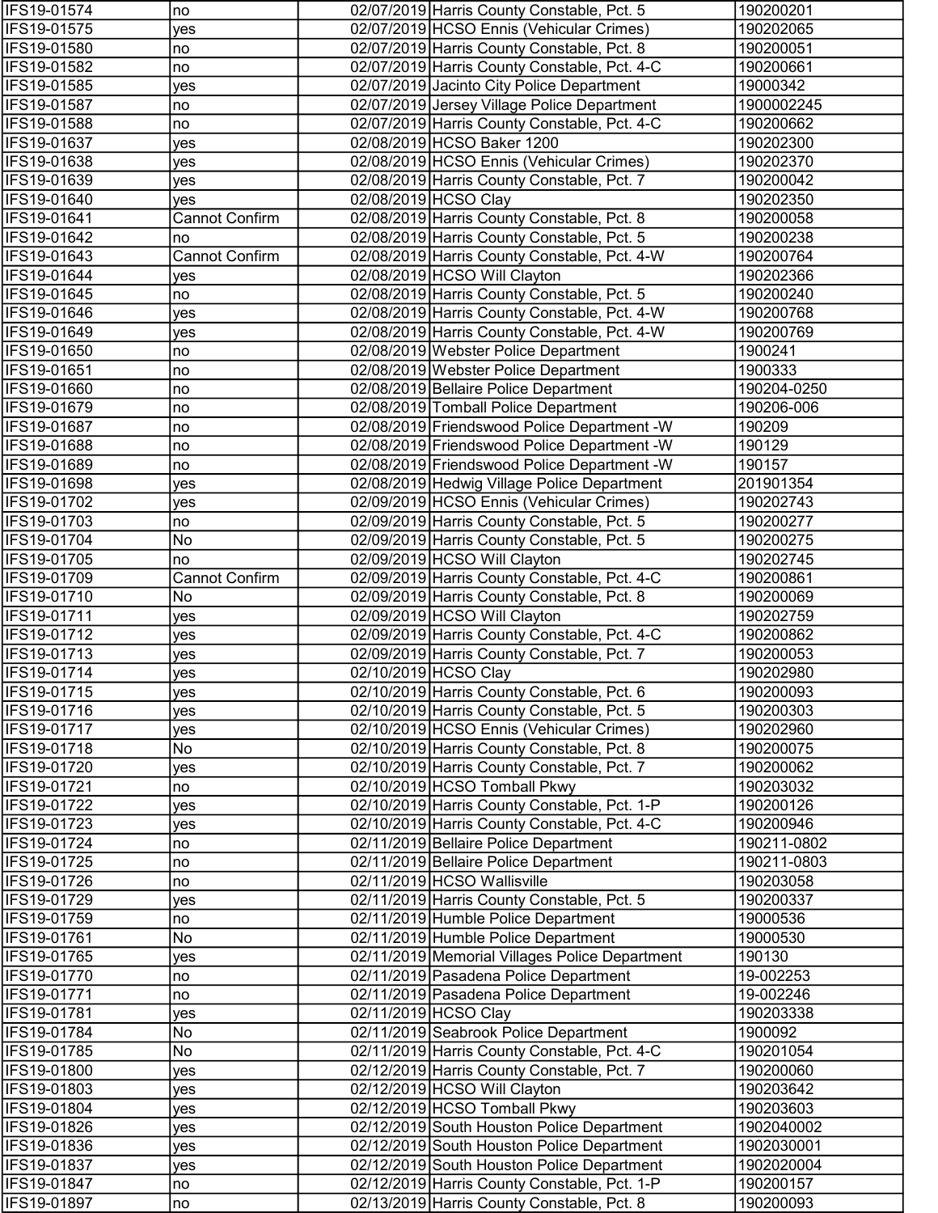| | | | | |
|---|---|---|---|---|
| IFS19-01574 | no | 02/07/2019 | Harris County Constable, Pct. 5 | 190200201 |
| IFS19-01575 | yes | 02/07/2019 | HCSO Ennis (Vehicular Crimes) | 190202065 |
| IFS19-01580 | no | 02/07/2019 | Harris County Constable, Pct. 8 | 190200051 |
| IFS19-01582 | no | 02/07/2019 | Harris County Constable, Pct. 4-C | 190200661 |
| IFS19-01585 | yes | 02/07/2019 | Jacinto City Police Department | 19000342 |
| IFS19-01587 | no | 02/07/2019 | Jersey Village Police Department | 1900002245 |
| IFS19-01588 | no | 02/07/2019 | Harris County Constable, Pct. 4-C | 190200662 |
| IFS19-01637 | yes | 02/08/2019 | HCSO Baker 1200 | 190202300 |
| IFS19-01638 | yes | 02/08/2019 | HCSO Ennis (Vehicular Crimes) | 190202370 |
| IFS19-01639 | yes | 02/08/2019 | Harris County Constable, Pct. 7 | 190200042 |
| IFS19-01640 | yes | 02/08/2019 | HCSO Clay | 190202350 |
| IFS19-01641 | Cannot Confirm | 02/08/2019 | Harris County Constable, Pct. 8 | 190200058 |
| IFS19-01642 | no | 02/08/2019 | Harris County Constable, Pct. 5 | 190200238 |
| IFS19-01643 | Cannot Confirm | 02/08/2019 | Harris County Constable, Pct. 4-W | 190200764 |
| IFS19-01644 | yes | 02/08/2019 | HCSO Will Clayton | 190202366 |
| IFS19-01645 | no | 02/08/2019 | Harris County Constable, Pct. 5 | 190200240 |
| IFS19-01646 | yes | 02/08/2019 | Harris County Constable, Pct. 4-W | 190200768 |
| IFS19-01649 | yes | 02/08/2019 | Harris County Constable, Pct. 4-W | 190200769 |
| IFS19-01650 | no | 02/08/2019 | Webster Police Department | 1900241 |
| IFS19-01651 | no | 02/08/2019 | Webster Police Department | 1900333 |
| IFS19-01660 | no | 02/08/2019 | Bellaire Police Department | 190204-0250 |
| IFS19-01679 | no | 02/08/2019 | Tomball Police Department | 190206-006 |
| IFS19-01687 | no | 02/08/2019 | Friendswood Police Department -W | 190209 |
| IFS19-01688 | no | 02/08/2019 | Friendswood Police Department -W | 190129 |
| IFS19-01689 | no | 02/08/2019 | Friendswood Police Department -W | 190157 |
| IFS19-01698 | yes | 02/08/2019 | Hedwig Village Police Department | 201901354 |
| IFS19-01702 | yes | 02/09/2019 | HCSO Ennis (Vehicular Crimes) | 190202743 |
| IFS19-01703 | no | 02/09/2019 | Harris County Constable, Pct. 5 | 190200277 |
| IFS19-01704 | No | 02/09/2019 | Harris County Constable, Pct. 5 | 190200275 |
| IFS19-01705 | no | 02/09/2019 | HCSO Will Clayton | 190202745 |
| IFS19-01709 | Cannot Confirm | 02/09/2019 | Harris County Constable, Pct. 4-C | 190200861 |
| IFS19-01710 | No | 02/09/2019 | Harris County Constable, Pct. 8 | 190200069 |
| IFS19-01711 | yes | 02/09/2019 | HCSO Will Clayton | 190202759 |
| IFS19-01712 | yes | 02/09/2019 | Harris County Constable, Pct. 4-C | 190200862 |
| IFS19-01713 | yes | 02/09/2019 | Harris County Constable, Pct. 7 | 190200053 |
| IFS19-01714 | yes | 02/10/2019 | HCSO Clay | 190202980 |
| IFS19-01715 | yes | 02/10/2019 | Harris County Constable, Pct. 6 | 190200093 |
| IFS19-01716 | yes | 02/10/2019 | Harris County Constable, Pct. 5 | 190200303 |
| IFS19-01717 | yes | 02/10/2019 | HCSO Ennis (Vehicular Crimes) | 190202960 |
| IFS19-01718 | No | 02/10/2019 | Harris County Constable, Pct. 8 | 190200075 |
| IFS19-01720 | yes | 02/10/2019 | Harris County Constable, Pct. 7 | 190200062 |
| IFS19-01721 | no | 02/10/2019 | HCSO Tomball Pkwy | 190203032 |
| IFS19-01722 | yes | 02/10/2019 | Harris County Constable, Pct. 1-P | 190200126 |
| IFS19-01723 | yes | 02/10/2019 | Harris County Constable, Pct. 4-C | 190200946 |
| IFS19-01724 | no | 02/11/2019 | Bellaire Police Department | 190211-0802 |
| IFS19-01725 | no | 02/11/2019 | Bellaire Police Department | 190211-0803 |
| IFS19-01726 | no | 02/11/2019 | HCSO Wallisville | 190203058 |
| IFS19-01729 | yes | 02/11/2019 | Harris County Constable, Pct. 5 | 190200337 |
| IFS19-01759 | no | 02/11/2019 | Humble Police Department | 19000536 |
| IFS19-01761 | No | 02/11/2019 | Humble Police Department | 19000530 |
| IFS19-01765 | yes | 02/11/2019 | Memorial Villages Police Department | 190130 |
| IFS19-01770 | no | 02/11/2019 | Pasadena Police Department | 19-002253 |
| IFS19-01771 | no | 02/11/2019 | Pasadena Police Department | 19-002246 |
| IFS19-01781 | yes | 02/11/2019 | HCSO Clay | 190203338 |
| IFS19-01784 | No | 02/11/2019 | Seabrook Police Department | 1900092 |
| IFS19-01785 | No | 02/11/2019 | Harris County Constable, Pct. 4-C | 190201054 |
| IFS19-01800 | yes | 02/12/2019 | Harris County Constable, Pct. 7 | 190200060 |
| IFS19-01803 | yes | 02/12/2019 | HCSO Will Clayton | 190203642 |
| IFS19-01804 | yes | 02/12/2019 | HCSO Tomball Pkwy | 190203603 |
| IFS19-01826 | yes | 02/12/2019 | South Houston Police Department | 1902040002 |
| IFS19-01836 | yes | 02/12/2019 | South Houston Police Department | 1902030001 |
| IFS19-01837 | yes | 02/12/2019 | South Houston Police Department | 1902020004 |
| IFS19-01847 | no | 02/12/2019 | Harris County Constable, Pct. 1-P | 190200157 |
| IFS19-01897 | no | 02/13/2019 | Harris County Constable, Pct. 8 | 190200093 |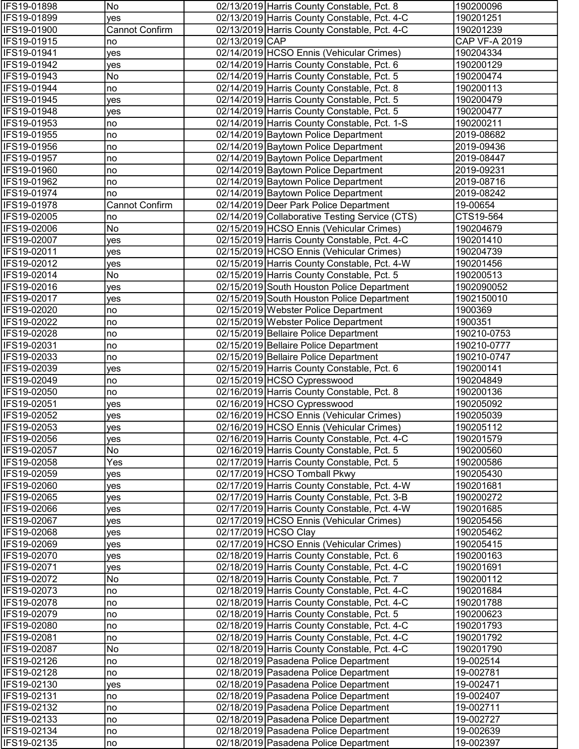| | | | | |
|---|---|---|---|---|
| IFS19-01898 | No | 02/13/2019 | Harris County Constable, Pct. 8 | 190200096 |
| IFS19-01899 | yes | 02/13/2019 | Harris County Constable, Pct. 4-C | 190201251 |
| IFS19-01900 | Cannot Confirm | 02/13/2019 | Harris County Constable, Pct. 4-C | 190201239 |
| IFS19-01915 | no | 02/13/2019 | CAP | CAP VF-A 2019 |
| IFS19-01941 | yes | 02/14/2019 | HCSO Ennis (Vehicular Crimes) | 190204334 |
| IFS19-01942 | yes | 02/14/2019 | Harris County Constable, Pct. 6 | 190200129 |
| IFS19-01943 | No | 02/14/2019 | Harris County Constable, Pct. 5 | 190200474 |
| IFS19-01944 | no | 02/14/2019 | Harris County Constable, Pct. 8 | 190200113 |
| IFS19-01945 | yes | 02/14/2019 | Harris County Constable, Pct. 5 | 190200479 |
| IFS19-01948 | yes | 02/14/2019 | Harris County Constable, Pct. 5 | 190200477 |
| IFS19-01953 | no | 02/14/2019 | Harris County Constable, Pct. 1-S | 190200211 |
| IFS19-01955 | no | 02/14/2019 | Baytown Police Department | 2019-08682 |
| IFS19-01956 | no | 02/14/2019 | Baytown Police Department | 2019-09436 |
| IFS19-01957 | no | 02/14/2019 | Baytown Police Department | 2019-08447 |
| IFS19-01960 | no | 02/14/2019 | Baytown Police Department | 2019-09231 |
| IFS19-01962 | no | 02/14/2019 | Baytown Police Department | 2019-08716 |
| IFS19-01974 | no | 02/14/2019 | Baytown Police Department | 2019-08242 |
| IFS19-01978 | Cannot Confirm | 02/14/2019 | Deer Park Police Department | 19-00654 |
| IFS19-02005 | no | 02/14/2019 | Collaborative Testing Service (CTS) | CTS19-564 |
| IFS19-02006 | No | 02/15/2019 | HCSO Ennis (Vehicular Crimes) | 190204679 |
| IFS19-02007 | yes | 02/15/2019 | Harris County Constable, Pct. 4-C | 190201410 |
| IFS19-02011 | yes | 02/15/2019 | HCSO Ennis (Vehicular Crimes) | 190204739 |
| IFS19-02012 | yes | 02/15/2019 | Harris County Constable, Pct. 4-W | 190201456 |
| IFS19-02014 | No | 02/15/2019 | Harris County Constable, Pct. 5 | 190200513 |
| IFS19-02016 | yes | 02/15/2019 | South Houston Police Department | 1902090052 |
| IFS19-02017 | yes | 02/15/2019 | South Houston Police Department | 1902150010 |
| IFS19-02020 | no | 02/15/2019 | Webster Police Department | 1900369 |
| IFS19-02022 | no | 02/15/2019 | Webster Police Department | 1900351 |
| IFS19-02028 | no | 02/15/2019 | Bellaire Police Department | 190210-0753 |
| IFS19-02031 | no | 02/15/2019 | Bellaire Police Department | 190210-0777 |
| IFS19-02033 | no | 02/15/2019 | Bellaire Police Department | 190210-0747 |
| IFS19-02039 | yes | 02/15/2019 | Harris County Constable, Pct. 6 | 190200141 |
| IFS19-02049 | no | 02/15/2019 | HCSO Cypresswood | 190204849 |
| IFS19-02050 | no | 02/16/2019 | Harris County Constable, Pct. 8 | 190200136 |
| IFS19-02051 | yes | 02/16/2019 | HCSO Cypresswood | 190205092 |
| IFS19-02052 | yes | 02/16/2019 | HCSO Ennis (Vehicular Crimes) | 190205039 |
| IFS19-02053 | yes | 02/16/2019 | HCSO Ennis (Vehicular Crimes) | 190205112 |
| IFS19-02056 | yes | 02/16/2019 | Harris County Constable, Pct. 4-C | 190201579 |
| IFS19-02057 | No | 02/16/2019 | Harris County Constable, Pct. 5 | 190200560 |
| IFS19-02058 | Yes | 02/17/2019 | Harris County Constable, Pct. 5 | 190200586 |
| IFS19-02059 | yes | 02/17/2019 | HCSO Tomball Pkwy | 190205430 |
| IFS19-02060 | yes | 02/17/2019 | Harris County Constable, Pct. 4-W | 190201681 |
| IFS19-02065 | yes | 02/17/2019 | Harris County Constable, Pct. 3-B | 190200272 |
| IFS19-02066 | yes | 02/17/2019 | Harris County Constable, Pct. 4-W | 190201685 |
| IFS19-02067 | yes | 02/17/2019 | HCSO Ennis (Vehicular Crimes) | 190205456 |
| IFS19-02068 | yes | 02/17/2019 | HCSO Clay | 190205462 |
| IFS19-02069 | yes | 02/17/2019 | HCSO Ennis (Vehicular Crimes) | 190205415 |
| IFS19-02070 | yes | 02/18/2019 | Harris County Constable, Pct. 6 | 190200163 |
| IFS19-02071 | yes | 02/18/2019 | Harris County Constable, Pct. 4-C | 190201691 |
| IFS19-02072 | No | 02/18/2019 | Harris County Constable, Pct. 7 | 190200112 |
| IFS19-02073 | no | 02/18/2019 | Harris County Constable, Pct. 4-C | 190201684 |
| IFS19-02078 | no | 02/18/2019 | Harris County Constable, Pct. 4-C | 190201788 |
| IFS19-02079 | no | 02/18/2019 | Harris County Constable, Pct. 5 | 190200623 |
| IFS19-02080 | no | 02/18/2019 | Harris County Constable, Pct. 4-C | 190201793 |
| IFS19-02081 | no | 02/18/2019 | Harris County Constable, Pct. 4-C | 190201792 |
| IFS19-02087 | No | 02/18/2019 | Harris County Constable, Pct. 4-C | 190201790 |
| IFS19-02126 | no | 02/18/2019 | Pasadena Police Department | 19-002514 |
| IFS19-02128 | no | 02/18/2019 | Pasadena Police Department | 19-002781 |
| IFS19-02130 | yes | 02/18/2019 | Pasadena Police Department | 19-002471 |
| IFS19-02131 | no | 02/18/2019 | Pasadena Police Department | 19-002407 |
| IFS19-02132 | no | 02/18/2019 | Pasadena Police Department | 19-002711 |
| IFS19-02133 | no | 02/18/2019 | Pasadena Police Department | 19-002727 |
| IFS19-02134 | no | 02/18/2019 | Pasadena Police Department | 19-002639 |
| IFS19-02135 | no | 02/18/2019 | Pasadena Police Department | 19-002397 |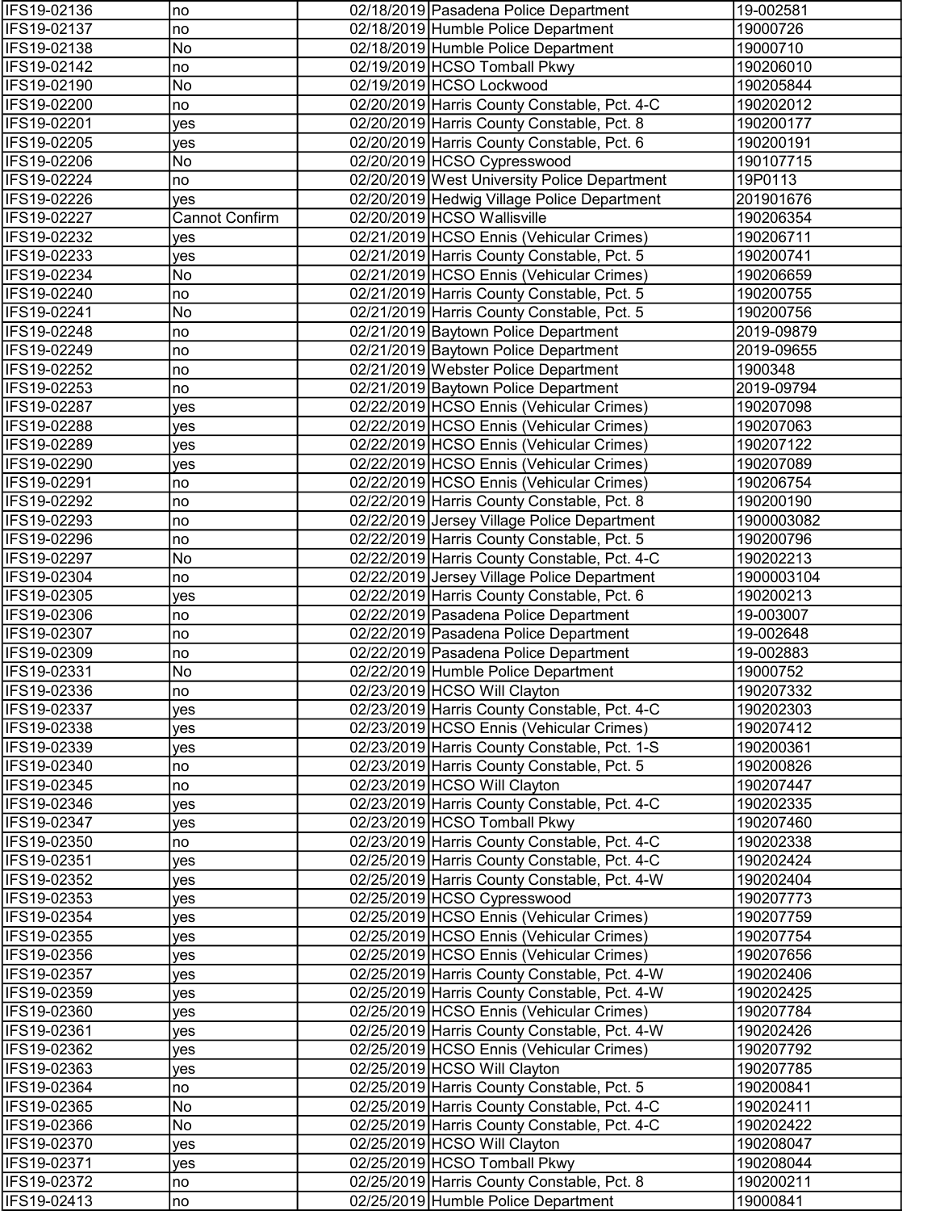| | | | | |
|---|---|---|---|---|
| IFS19-02136 | no | 02/18/2019 | Pasadena Police Department | 19-002581 |
| IFS19-02137 | no | 02/18/2019 | Humble Police Department | 19000726 |
| IFS19-02138 | No | 02/18/2019 | Humble Police Department | 19000710 |
| IFS19-02142 | no | 02/19/2019 | HCSO Tomball Pkwy | 190206010 |
| IFS19-02190 | No | 02/19/2019 | HCSO Lockwood | 190205844 |
| IFS19-02200 | no | 02/20/2019 | Harris County Constable, Pct. 4-C | 190202012 |
| IFS19-02201 | yes | 02/20/2019 | Harris County Constable, Pct. 8 | 190200177 |
| IFS19-02205 | yes | 02/20/2019 | Harris County Constable, Pct. 6 | 190200191 |
| IFS19-02206 | No | 02/20/2019 | HCSO Cypresswood | 190107715 |
| IFS19-02224 | no | 02/20/2019 | West University Police Department | 19P0113 |
| IFS19-02226 | yes | 02/20/2019 | Hedwig Village Police Department | 201901676 |
| IFS19-02227 | Cannot Confirm | 02/20/2019 | HCSO Wallisville | 190206354 |
| IFS19-02232 | yes | 02/21/2019 | HCSO Ennis (Vehicular Crimes) | 190206711 |
| IFS19-02233 | yes | 02/21/2019 | Harris County Constable, Pct. 5 | 190200741 |
| IFS19-02234 | No | 02/21/2019 | HCSO Ennis (Vehicular Crimes) | 190206659 |
| IFS19-02240 | no | 02/21/2019 | Harris County Constable, Pct. 5 | 190200755 |
| IFS19-02241 | No | 02/21/2019 | Harris County Constable, Pct. 5 | 190200756 |
| IFS19-02248 | no | 02/21/2019 | Baytown Police Department | 2019-09879 |
| IFS19-02249 | no | 02/21/2019 | Baytown Police Department | 2019-09655 |
| IFS19-02252 | no | 02/21/2019 | Webster Police Department | 1900348 |
| IFS19-02253 | no | 02/21/2019 | Baytown Police Department | 2019-09794 |
| IFS19-02287 | yes | 02/22/2019 | HCSO Ennis (Vehicular Crimes) | 190207098 |
| IFS19-02288 | yes | 02/22/2019 | HCSO Ennis (Vehicular Crimes) | 190207063 |
| IFS19-02289 | yes | 02/22/2019 | HCSO Ennis (Vehicular Crimes) | 190207122 |
| IFS19-02290 | yes | 02/22/2019 | HCSO Ennis (Vehicular Crimes) | 190207089 |
| IFS19-02291 | no | 02/22/2019 | HCSO Ennis (Vehicular Crimes) | 190206754 |
| IFS19-02292 | no | 02/22/2019 | Harris County Constable, Pct. 8 | 190200190 |
| IFS19-02293 | no | 02/22/2019 | Jersey Village Police Department | 1900003082 |
| IFS19-02296 | no | 02/22/2019 | Harris County Constable, Pct. 5 | 190200796 |
| IFS19-02297 | No | 02/22/2019 | Harris County Constable, Pct. 4-C | 190202213 |
| IFS19-02304 | no | 02/22/2019 | Jersey Village Police Department | 1900003104 |
| IFS19-02305 | yes | 02/22/2019 | Harris County Constable, Pct. 6 | 190200213 |
| IFS19-02306 | no | 02/22/2019 | Pasadena Police Department | 19-003007 |
| IFS19-02307 | no | 02/22/2019 | Pasadena Police Department | 19-002648 |
| IFS19-02309 | no | 02/22/2019 | Pasadena Police Department | 19-002883 |
| IFS19-02331 | No | 02/22/2019 | Humble Police Department | 19000752 |
| IFS19-02336 | no | 02/23/2019 | HCSO Will Clayton | 190207332 |
| IFS19-02337 | yes | 02/23/2019 | Harris County Constable, Pct. 4-C | 190202303 |
| IFS19-02338 | yes | 02/23/2019 | HCSO Ennis (Vehicular Crimes) | 190207412 |
| IFS19-02339 | yes | 02/23/2019 | Harris County Constable, Pct. 1-S | 190200361 |
| IFS19-02340 | no | 02/23/2019 | Harris County Constable, Pct. 5 | 190200826 |
| IFS19-02345 | no | 02/23/2019 | HCSO Will Clayton | 190207447 |
| IFS19-02346 | yes | 02/23/2019 | Harris County Constable, Pct. 4-C | 190202335 |
| IFS19-02347 | yes | 02/23/2019 | HCSO Tomball Pkwy | 190207460 |
| IFS19-02350 | no | 02/23/2019 | Harris County Constable, Pct. 4-C | 190202338 |
| IFS19-02351 | yes | 02/25/2019 | Harris County Constable, Pct. 4-C | 190202424 |
| IFS19-02352 | yes | 02/25/2019 | Harris County Constable, Pct. 4-W | 190202404 |
| IFS19-02353 | yes | 02/25/2019 | HCSO Cypresswood | 190207773 |
| IFS19-02354 | yes | 02/25/2019 | HCSO Ennis (Vehicular Crimes) | 190207759 |
| IFS19-02355 | yes | 02/25/2019 | HCSO Ennis (Vehicular Crimes) | 190207754 |
| IFS19-02356 | yes | 02/25/2019 | HCSO Ennis (Vehicular Crimes) | 190207656 |
| IFS19-02357 | yes | 02/25/2019 | Harris County Constable, Pct. 4-W | 190202406 |
| IFS19-02359 | yes | 02/25/2019 | Harris County Constable, Pct. 4-W | 190202425 |
| IFS19-02360 | yes | 02/25/2019 | HCSO Ennis (Vehicular Crimes) | 190207784 |
| IFS19-02361 | yes | 02/25/2019 | Harris County Constable, Pct. 4-W | 190202426 |
| IFS19-02362 | yes | 02/25/2019 | HCSO Ennis (Vehicular Crimes) | 190207792 |
| IFS19-02363 | yes | 02/25/2019 | HCSO Will Clayton | 190207785 |
| IFS19-02364 | no | 02/25/2019 | Harris County Constable, Pct. 5 | 190200841 |
| IFS19-02365 | No | 02/25/2019 | Harris County Constable, Pct. 4-C | 190202411 |
| IFS19-02366 | No | 02/25/2019 | Harris County Constable, Pct. 4-C | 190202422 |
| IFS19-02370 | yes | 02/25/2019 | HCSO Will Clayton | 190208047 |
| IFS19-02371 | yes | 02/25/2019 | HCSO Tomball Pkwy | 190208044 |
| IFS19-02372 | no | 02/25/2019 | Harris County Constable, Pct. 8 | 190200211 |
| IFS19-02413 | no | 02/25/2019 | Humble Police Department | 19000841 |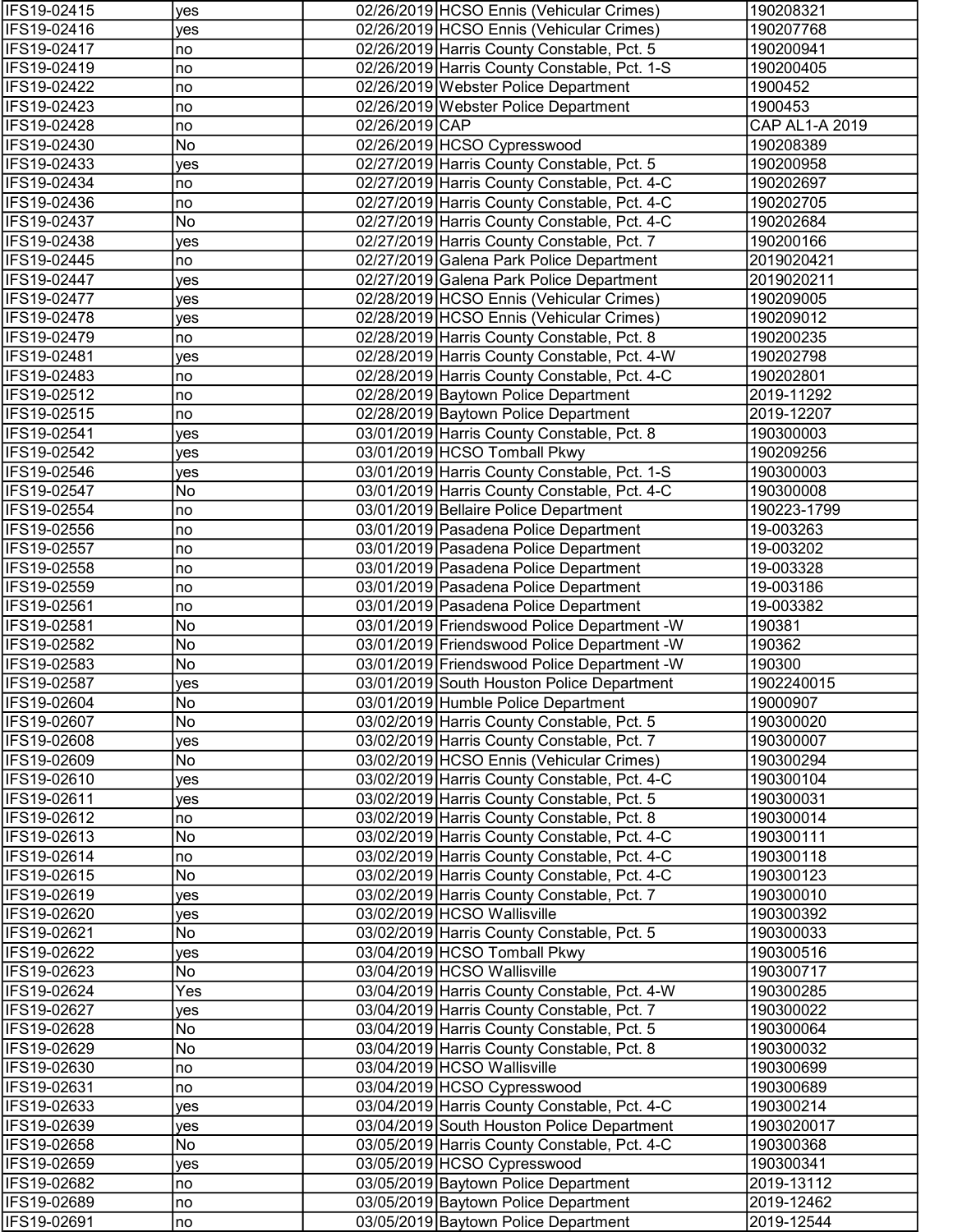| | | | | |
|---|---|---|---|---|
| IFS19-02415 | yes | 02/26/2019 | HCSO Ennis (Vehicular Crimes) | 190208321 |
| IFS19-02416 | yes | 02/26/2019 | HCSO Ennis (Vehicular Crimes) | 190207768 |
| IFS19-02417 | no | 02/26/2019 | Harris County Constable, Pct. 5 | 190200941 |
| IFS19-02419 | no | 02/26/2019 | Harris County Constable, Pct. 1-S | 190200405 |
| IFS19-02422 | no | 02/26/2019 | Webster Police Department | 1900452 |
| IFS19-02423 | no | 02/26/2019 | Webster Police Department | 1900453 |
| IFS19-02428 | no | 02/26/2019 | CAP | CAP AL1-A 2019 |
| IFS19-02430 | No | 02/26/2019 | HCSO Cypresswood | 190208389 |
| IFS19-02433 | yes | 02/27/2019 | Harris County Constable, Pct. 5 | 190200958 |
| IFS19-02434 | no | 02/27/2019 | Harris County Constable, Pct. 4-C | 190202697 |
| IFS19-02436 | no | 02/27/2019 | Harris County Constable, Pct. 4-C | 190202705 |
| IFS19-02437 | No | 02/27/2019 | Harris County Constable, Pct. 4-C | 190202684 |
| IFS19-02438 | yes | 02/27/2019 | Harris County Constable, Pct. 7 | 190200166 |
| IFS19-02445 | no | 02/27/2019 | Galena Park Police Department | 2019020421 |
| IFS19-02447 | yes | 02/27/2019 | Galena Park Police Department | 2019020211 |
| IFS19-02477 | yes | 02/28/2019 | HCSO Ennis (Vehicular Crimes) | 190209005 |
| IFS19-02478 | yes | 02/28/2019 | HCSO Ennis (Vehicular Crimes) | 190209012 |
| IFS19-02479 | no | 02/28/2019 | Harris County Constable, Pct. 8 | 190200235 |
| IFS19-02481 | yes | 02/28/2019 | Harris County Constable, Pct. 4-W | 190202798 |
| IFS19-02483 | no | 02/28/2019 | Harris County Constable, Pct. 4-C | 190202801 |
| IFS19-02512 | no | 02/28/2019 | Baytown Police Department | 2019-11292 |
| IFS19-02515 | no | 02/28/2019 | Baytown Police Department | 2019-12207 |
| IFS19-02541 | yes | 03/01/2019 | Harris County Constable, Pct. 8 | 190300003 |
| IFS19-02542 | yes | 03/01/2019 | HCSO Tomball Pkwy | 190209256 |
| IFS19-02546 | yes | 03/01/2019 | Harris County Constable, Pct. 1-S | 190300003 |
| IFS19-02547 | No | 03/01/2019 | Harris County Constable, Pct. 4-C | 190300008 |
| IFS19-02554 | no | 03/01/2019 | Bellaire Police Department | 190223-1799 |
| IFS19-02556 | no | 03/01/2019 | Pasadena Police Department | 19-003263 |
| IFS19-02557 | no | 03/01/2019 | Pasadena Police Department | 19-003202 |
| IFS19-02558 | no | 03/01/2019 | Pasadena Police Department | 19-003328 |
| IFS19-02559 | no | 03/01/2019 | Pasadena Police Department | 19-003186 |
| IFS19-02561 | no | 03/01/2019 | Pasadena Police Department | 19-003382 |
| IFS19-02581 | No | 03/01/2019 | Friendswood Police Department -W | 190381 |
| IFS19-02582 | No | 03/01/2019 | Friendswood Police Department -W | 190362 |
| IFS19-02583 | No | 03/01/2019 | Friendswood Police Department -W | 190300 |
| IFS19-02587 | yes | 03/01/2019 | South Houston Police Department | 1902240015 |
| IFS19-02604 | No | 03/01/2019 | Humble Police Department | 19000907 |
| IFS19-02607 | No | 03/02/2019 | Harris County Constable, Pct. 5 | 190300020 |
| IFS19-02608 | yes | 03/02/2019 | Harris County Constable, Pct. 7 | 190300007 |
| IFS19-02609 | No | 03/02/2019 | HCSO Ennis (Vehicular Crimes) | 190300294 |
| IFS19-02610 | yes | 03/02/2019 | Harris County Constable, Pct. 4-C | 190300104 |
| IFS19-02611 | yes | 03/02/2019 | Harris County Constable, Pct. 5 | 190300031 |
| IFS19-02612 | no | 03/02/2019 | Harris County Constable, Pct. 8 | 190300014 |
| IFS19-02613 | No | 03/02/2019 | Harris County Constable, Pct. 4-C | 190300111 |
| IFS19-02614 | no | 03/02/2019 | Harris County Constable, Pct. 4-C | 190300118 |
| IFS19-02615 | No | 03/02/2019 | Harris County Constable, Pct. 4-C | 190300123 |
| IFS19-02619 | yes | 03/02/2019 | Harris County Constable, Pct. 7 | 190300010 |
| IFS19-02620 | yes | 03/02/2019 | HCSO Wallisville | 190300392 |
| IFS19-02621 | No | 03/02/2019 | Harris County Constable, Pct. 5 | 190300033 |
| IFS19-02622 | yes | 03/04/2019 | HCSO Tomball Pkwy | 190300516 |
| IFS19-02623 | No | 03/04/2019 | HCSO Wallisville | 190300717 |
| IFS19-02624 | Yes | 03/04/2019 | Harris County Constable, Pct. 4-W | 190300285 |
| IFS19-02627 | yes | 03/04/2019 | Harris County Constable, Pct. 7 | 190300022 |
| IFS19-02628 | No | 03/04/2019 | Harris County Constable, Pct. 5 | 190300064 |
| IFS19-02629 | No | 03/04/2019 | Harris County Constable, Pct. 8 | 190300032 |
| IFS19-02630 | no | 03/04/2019 | HCSO Wallisville | 190300699 |
| IFS19-02631 | no | 03/04/2019 | HCSO Cypresswood | 190300689 |
| IFS19-02633 | yes | 03/04/2019 | Harris County Constable, Pct. 4-C | 190300214 |
| IFS19-02639 | yes | 03/04/2019 | South Houston Police Department | 1903020017 |
| IFS19-02658 | No | 03/05/2019 | Harris County Constable, Pct. 4-C | 190300368 |
| IFS19-02659 | yes | 03/05/2019 | HCSO Cypresswood | 190300341 |
| IFS19-02682 | no | 03/05/2019 | Baytown Police Department | 2019-13112 |
| IFS19-02689 | no | 03/05/2019 | Baytown Police Department | 2019-12462 |
| IFS19-02691 | no | 03/05/2019 | Baytown Police Department | 2019-12544 |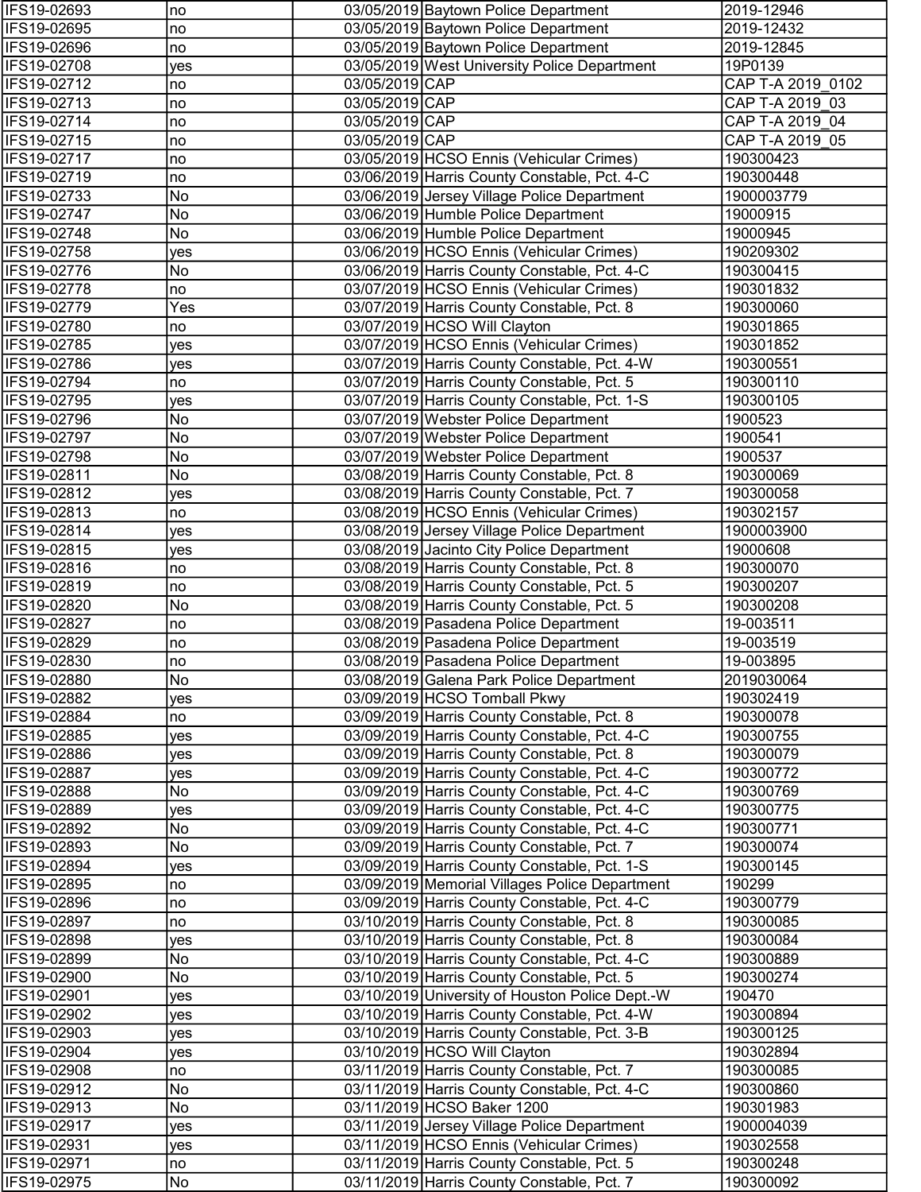| | | | | |
|---|---|---|---|---|
| IFS19-02693 | no | 03/05/2019 | Baytown Police Department | 2019-12946 |
| IFS19-02695 | no | 03/05/2019 | Baytown Police Department | 2019-12432 |
| IFS19-02696 | no | 03/05/2019 | Baytown Police Department | 2019-12845 |
| IFS19-02708 | yes | 03/05/2019 | West University Police Department | 19P0139 |
| IFS19-02712 | no | 03/05/2019 | CAP | CAP T-A 2019_0102 |
| IFS19-02713 | no | 03/05/2019 | CAP | CAP T-A 2019_03 |
| IFS19-02714 | no | 03/05/2019 | CAP | CAP T-A 2019_04 |
| IFS19-02715 | no | 03/05/2019 | CAP | CAP T-A 2019_05 |
| IFS19-02717 | no | 03/05/2019 | HCSO Ennis (Vehicular Crimes) | 190300423 |
| IFS19-02719 | no | 03/06/2019 | Harris County Constable, Pct. 4-C | 190300448 |
| IFS19-02733 | No | 03/06/2019 | Jersey Village Police Department | 1900003779 |
| IFS19-02747 | No | 03/06/2019 | Humble Police Department | 19000915 |
| IFS19-02748 | No | 03/06/2019 | Humble Police Department | 19000945 |
| IFS19-02758 | yes | 03/06/2019 | HCSO Ennis (Vehicular Crimes) | 190209302 |
| IFS19-02776 | No | 03/06/2019 | Harris County Constable, Pct. 4-C | 190300415 |
| IFS19-02778 | no | 03/07/2019 | HCSO Ennis (Vehicular Crimes) | 190301832 |
| IFS19-02779 | Yes | 03/07/2019 | Harris County Constable, Pct. 8 | 190300060 |
| IFS19-02780 | no | 03/07/2019 | HCSO Will Clayton | 190301865 |
| IFS19-02785 | yes | 03/07/2019 | HCSO Ennis (Vehicular Crimes) | 190301852 |
| IFS19-02786 | yes | 03/07/2019 | Harris County Constable, Pct. 4-W | 190300551 |
| IFS19-02794 | no | 03/07/2019 | Harris County Constable, Pct. 5 | 190300110 |
| IFS19-02795 | yes | 03/07/2019 | Harris County Constable, Pct. 1-S | 190300105 |
| IFS19-02796 | No | 03/07/2019 | Webster Police Department | 1900523 |
| IFS19-02797 | No | 03/07/2019 | Webster Police Department | 1900541 |
| IFS19-02798 | No | 03/07/2019 | Webster Police Department | 1900537 |
| IFS19-02811 | No | 03/08/2019 | Harris County Constable, Pct. 8 | 190300069 |
| IFS19-02812 | yes | 03/08/2019 | Harris County Constable, Pct. 7 | 190300058 |
| IFS19-02813 | no | 03/08/2019 | HCSO Ennis (Vehicular Crimes) | 190302157 |
| IFS19-02814 | yes | 03/08/2019 | Jersey Village Police Department | 1900003900 |
| IFS19-02815 | yes | 03/08/2019 | Jacinto City Police Department | 19000608 |
| IFS19-02816 | no | 03/08/2019 | Harris County Constable, Pct. 8 | 190300070 |
| IFS19-02819 | no | 03/08/2019 | Harris County Constable, Pct. 5 | 190300207 |
| IFS19-02820 | No | 03/08/2019 | Harris County Constable, Pct. 5 | 190300208 |
| IFS19-02827 | no | 03/08/2019 | Pasadena Police Department | 19-003511 |
| IFS19-02829 | no | 03/08/2019 | Pasadena Police Department | 19-003519 |
| IFS19-02830 | no | 03/08/2019 | Pasadena Police Department | 19-003895 |
| IFS19-02880 | No | 03/08/2019 | Galena Park Police Department | 2019030064 |
| IFS19-02882 | yes | 03/09/2019 | HCSO Tomball Pkwy | 190302419 |
| IFS19-02884 | no | 03/09/2019 | Harris County Constable, Pct. 8 | 190300078 |
| IFS19-02885 | yes | 03/09/2019 | Harris County Constable, Pct. 4-C | 190300755 |
| IFS19-02886 | yes | 03/09/2019 | Harris County Constable, Pct. 8 | 190300079 |
| IFS19-02887 | yes | 03/09/2019 | Harris County Constable, Pct. 4-C | 190300772 |
| IFS19-02888 | No | 03/09/2019 | Harris County Constable, Pct. 4-C | 190300769 |
| IFS19-02889 | yes | 03/09/2019 | Harris County Constable, Pct. 4-C | 190300775 |
| IFS19-02892 | No | 03/09/2019 | Harris County Constable, Pct. 4-C | 190300771 |
| IFS19-02893 | No | 03/09/2019 | Harris County Constable, Pct. 7 | 190300074 |
| IFS19-02894 | yes | 03/09/2019 | Harris County Constable, Pct. 1-S | 190300145 |
| IFS19-02895 | no | 03/09/2019 | Memorial Villages Police Department | 190299 |
| IFS19-02896 | no | 03/09/2019 | Harris County Constable, Pct. 4-C | 190300779 |
| IFS19-02897 | no | 03/10/2019 | Harris County Constable, Pct. 8 | 190300085 |
| IFS19-02898 | yes | 03/10/2019 | Harris County Constable, Pct. 8 | 190300084 |
| IFS19-02899 | No | 03/10/2019 | Harris County Constable, Pct. 4-C | 190300889 |
| IFS19-02900 | No | 03/10/2019 | Harris County Constable, Pct. 5 | 190300274 |
| IFS19-02901 | yes | 03/10/2019 | University of Houston Police Dept.-W | 190470 |
| IFS19-02902 | yes | 03/10/2019 | Harris County Constable, Pct. 4-W | 190300894 |
| IFS19-02903 | yes | 03/10/2019 | Harris County Constable, Pct. 3-B | 190300125 |
| IFS19-02904 | yes | 03/10/2019 | HCSO Will Clayton | 190302894 |
| IFS19-02908 | no | 03/11/2019 | Harris County Constable, Pct. 7 | 190300085 |
| IFS19-02912 | No | 03/11/2019 | Harris County Constable, Pct. 4-C | 190300860 |
| IFS19-02913 | No | 03/11/2019 | HCSO Baker 1200 | 190301983 |
| IFS19-02917 | yes | 03/11/2019 | Jersey Village Police Department | 1900004039 |
| IFS19-02931 | yes | 03/11/2019 | HCSO Ennis (Vehicular Crimes) | 190302558 |
| IFS19-02971 | no | 03/11/2019 | Harris County Constable, Pct. 5 | 190300248 |
| IFS19-02975 | No | 03/11/2019 | Harris County Constable, Pct. 7 | 190300092 |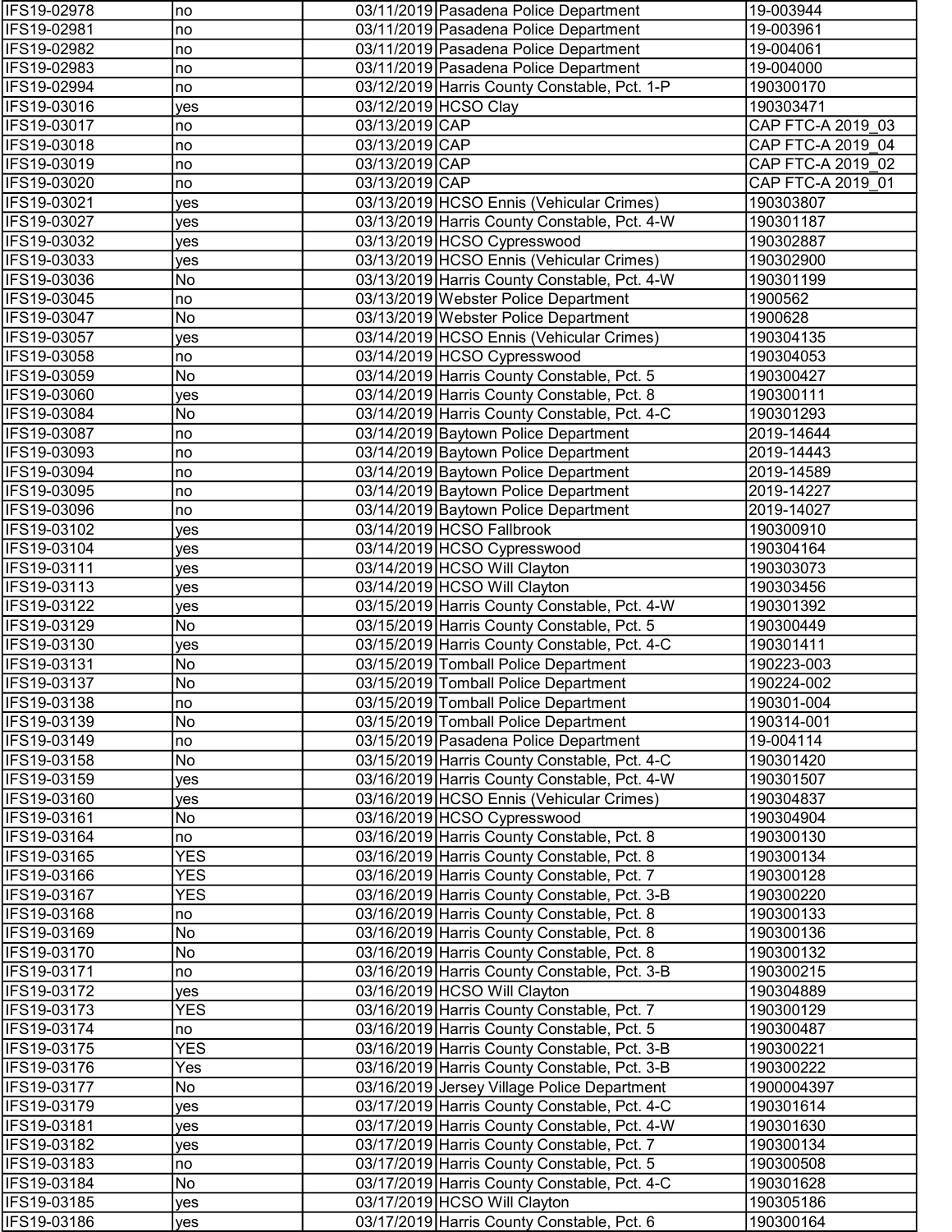| | | | | |
|---|---|---|---|---|
| IFS19-02978 | no | 03/11/2019 | Pasadena Police Department | 19-003944 |
| IFS19-02981 | no | 03/11/2019 | Pasadena Police Department | 19-003961 |
| IFS19-02982 | no | 03/11/2019 | Pasadena Police Department | 19-004061 |
| IFS19-02983 | no | 03/11/2019 | Pasadena Police Department | 19-004000 |
| IFS19-02994 | no | 03/12/2019 | Harris County Constable, Pct. 1-P | 190300170 |
| IFS19-03016 | yes | 03/12/2019 | HCSO Clay | 190303471 |
| IFS19-03017 | no | 03/13/2019 | CAP | CAP FTC-A 2019_03 |
| IFS19-03018 | no | 03/13/2019 | CAP | CAP FTC-A 2019_04 |
| IFS19-03019 | no | 03/13/2019 | CAP | CAP FTC-A 2019_02 |
| IFS19-03020 | no | 03/13/2019 | CAP | CAP FTC-A 2019_01 |
| IFS19-03021 | yes | 03/13/2019 | HCSO Ennis (Vehicular Crimes) | 190303807 |
| IFS19-03027 | yes | 03/13/2019 | Harris County Constable, Pct. 4-W | 190301187 |
| IFS19-03032 | yes | 03/13/2019 | HCSO Cypresswood | 190302887 |
| IFS19-03033 | yes | 03/13/2019 | HCSO Ennis (Vehicular Crimes) | 190302900 |
| IFS19-03036 | No | 03/13/2019 | Harris County Constable, Pct. 4-W | 190301199 |
| IFS19-03045 | no | 03/13/2019 | Webster Police Department | 1900562 |
| IFS19-03047 | No | 03/13/2019 | Webster Police Department | 1900628 |
| IFS19-03057 | yes | 03/14/2019 | HCSO Ennis (Vehicular Crimes) | 190304135 |
| IFS19-03058 | no | 03/14/2019 | HCSO Cypresswood | 190304053 |
| IFS19-03059 | No | 03/14/2019 | Harris County Constable, Pct. 5 | 190300427 |
| IFS19-03060 | yes | 03/14/2019 | Harris County Constable, Pct. 8 | 190300111 |
| IFS19-03084 | No | 03/14/2019 | Harris County Constable, Pct. 4-C | 190301293 |
| IFS19-03087 | no | 03/14/2019 | Baytown Police Department | 2019-14644 |
| IFS19-03093 | no | 03/14/2019 | Baytown Police Department | 2019-14443 |
| IFS19-03094 | no | 03/14/2019 | Baytown Police Department | 2019-14589 |
| IFS19-03095 | no | 03/14/2019 | Baytown Police Department | 2019-14227 |
| IFS19-03096 | no | 03/14/2019 | Baytown Police Department | 2019-14027 |
| IFS19-03102 | yes | 03/14/2019 | HCSO Fallbrook | 190300910 |
| IFS19-03104 | yes | 03/14/2019 | HCSO Cypresswood | 190304164 |
| IFS19-03111 | yes | 03/14/2019 | HCSO Will Clayton | 190303073 |
| IFS19-03113 | yes | 03/14/2019 | HCSO Will Clayton | 190303456 |
| IFS19-03122 | yes | 03/15/2019 | Harris County Constable, Pct. 4-W | 190301392 |
| IFS19-03129 | No | 03/15/2019 | Harris County Constable, Pct. 5 | 190300449 |
| IFS19-03130 | yes | 03/15/2019 | Harris County Constable, Pct. 4-C | 190301411 |
| IFS19-03131 | No | 03/15/2019 | Tomball Police Department | 190223-003 |
| IFS19-03137 | No | 03/15/2019 | Tomball Police Department | 190224-002 |
| IFS19-03138 | no | 03/15/2019 | Tomball Police Department | 190301-004 |
| IFS19-03139 | No | 03/15/2019 | Tomball Police Department | 190314-001 |
| IFS19-03149 | no | 03/15/2019 | Pasadena Police Department | 19-004114 |
| IFS19-03158 | No | 03/15/2019 | Harris County Constable, Pct. 4-C | 190301420 |
| IFS19-03159 | yes | 03/16/2019 | Harris County Constable, Pct. 4-W | 190301507 |
| IFS19-03160 | yes | 03/16/2019 | HCSO Ennis (Vehicular Crimes) | 190304837 |
| IFS19-03161 | No | 03/16/2019 | HCSO Cypresswood | 190304904 |
| IFS19-03164 | no | 03/16/2019 | Harris County Constable, Pct. 8 | 190300130 |
| IFS19-03165 | YES | 03/16/2019 | Harris County Constable, Pct. 8 | 190300134 |
| IFS19-03166 | YES | 03/16/2019 | Harris County Constable, Pct. 7 | 190300128 |
| IFS19-03167 | YES | 03/16/2019 | Harris County Constable, Pct. 3-B | 190300220 |
| IFS19-03168 | no | 03/16/2019 | Harris County Constable, Pct. 8 | 190300133 |
| IFS19-03169 | No | 03/16/2019 | Harris County Constable, Pct. 8 | 190300136 |
| IFS19-03170 | No | 03/16/2019 | Harris County Constable, Pct. 8 | 190300132 |
| IFS19-03171 | no | 03/16/2019 | Harris County Constable, Pct. 3-B | 190300215 |
| IFS19-03172 | yes | 03/16/2019 | HCSO Will Clayton | 190304889 |
| IFS19-03173 | YES | 03/16/2019 | Harris County Constable, Pct. 7 | 190300129 |
| IFS19-03174 | no | 03/16/2019 | Harris County Constable, Pct. 5 | 190300487 |
| IFS19-03175 | YES | 03/16/2019 | Harris County Constable, Pct. 3-B | 190300221 |
| IFS19-03176 | Yes | 03/16/2019 | Harris County Constable, Pct. 3-B | 190300222 |
| IFS19-03177 | No | 03/16/2019 | Jersey Village Police Department | 1900004397 |
| IFS19-03179 | yes | 03/17/2019 | Harris County Constable, Pct. 4-C | 190301614 |
| IFS19-03181 | yes | 03/17/2019 | Harris County Constable, Pct. 4-W | 190301630 |
| IFS19-03182 | yes | 03/17/2019 | Harris County Constable, Pct. 7 | 190300134 |
| IFS19-03183 | no | 03/17/2019 | Harris County Constable, Pct. 5 | 190300508 |
| IFS19-03184 | No | 03/17/2019 | Harris County Constable, Pct. 4-C | 190301628 |
| IFS19-03185 | yes | 03/17/2019 | HCSO Will Clayton | 190305186 |
| IFS19-03186 | yes | 03/17/2019 | Harris County Constable, Pct. 6 | 190300164 |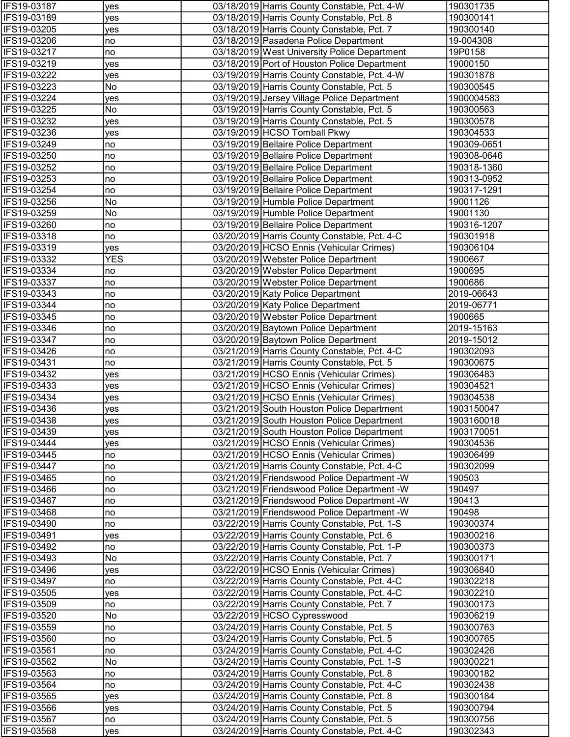| | | | | |
|---|---|---|---|---|
| IFS19-03187 | yes | 03/18/2019 | Harris County Constable, Pct. 4-W | 190301735 |
| IFS19-03189 | yes | 03/18/2019 | Harris County Constable, Pct. 8 | 190300141 |
| IFS19-03205 | yes | 03/18/2019 | Harris County Constable, Pct. 7 | 190300140 |
| IFS19-03206 | no | 03/18/2019 | Pasadena Police Department | 19-004308 |
| IFS19-03217 | no | 03/18/2019 | West University Police Department | 19P0158 |
| IFS19-03219 | yes | 03/18/2019 | Port of Houston Police Department | 19000150 |
| IFS19-03222 | yes | 03/19/2019 | Harris County Constable, Pct. 4-W | 190301878 |
| IFS19-03223 | No | 03/19/2019 | Harris County Constable, Pct. 5 | 190300545 |
| IFS19-03224 | yes | 03/19/2019 | Jersey Village Police Department | 1900004583 |
| IFS19-03225 | No | 03/19/2019 | Harris County Constable, Pct. 5 | 190300563 |
| IFS19-03232 | yes | 03/19/2019 | Harris County Constable, Pct. 5 | 190300578 |
| IFS19-03236 | yes | 03/19/2019 | HCSO Tomball Pkwy | 190304533 |
| IFS19-03249 | no | 03/19/2019 | Bellaire Police Department | 190309-0651 |
| IFS19-03250 | no | 03/19/2019 | Bellaire Police Department | 190308-0646 |
| IFS19-03252 | no | 03/19/2019 | Bellaire Police Department | 190318-1360 |
| IFS19-03253 | no | 03/19/2019 | Bellaire Police Department | 190313-0952 |
| IFS19-03254 | no | 03/19/2019 | Bellaire Police Department | 190317-1291 |
| IFS19-03256 | No | 03/19/2019 | Humble Police Department | 19001126 |
| IFS19-03259 | No | 03/19/2019 | Humble Police Department | 19001130 |
| IFS19-03260 | no | 03/19/2019 | Bellaire Police Department | 190316-1207 |
| IFS19-03318 | no | 03/20/2019 | Harris County Constable, Pct. 4-C | 190301918 |
| IFS19-03319 | yes | 03/20/2019 | HCSO Ennis (Vehicular Crimes) | 190306104 |
| IFS19-03332 | YES | 03/20/2019 | Webster Police Department | 1900667 |
| IFS19-03334 | no | 03/20/2019 | Webster Police Department | 1900695 |
| IFS19-03337 | no | 03/20/2019 | Webster Police Department | 1900686 |
| IFS19-03343 | no | 03/20/2019 | Katy Police Department | 2019-06643 |
| IFS19-03344 | no | 03/20/2019 | Katy Police Department | 2019-06771 |
| IFS19-03345 | no | 03/20/2019 | Webster Police Department | 1900665 |
| IFS19-03346 | no | 03/20/2019 | Baytown Police Department | 2019-15163 |
| IFS19-03347 | no | 03/20/2019 | Baytown Police Department | 2019-15012 |
| IFS19-03426 | no | 03/21/2019 | Harris County Constable, Pct. 4-C | 190302093 |
| IFS19-03431 | no | 03/21/2019 | Harris County Constable, Pct. 5 | 190300675 |
| IFS19-03432 | yes | 03/21/2019 | HCSO Ennis (Vehicular Crimes) | 190306483 |
| IFS19-03433 | yes | 03/21/2019 | HCSO Ennis (Vehicular Crimes) | 190304521 |
| IFS19-03434 | yes | 03/21/2019 | HCSO Ennis (Vehicular Crimes) | 190304538 |
| IFS19-03436 | yes | 03/21/2019 | South Houston Police Department | 1903150047 |
| IFS19-03438 | yes | 03/21/2019 | South Houston Police Department | 1903160018 |
| IFS19-03439 | yes | 03/21/2019 | South Houston Police Department | 1903170051 |
| IFS19-03444 | yes | 03/21/2019 | HCSO Ennis (Vehicular Crimes) | 190304536 |
| IFS19-03445 | no | 03/21/2019 | HCSO Ennis (Vehicular Crimes) | 190306499 |
| IFS19-03447 | no | 03/21/2019 | Harris County Constable, Pct. 4-C | 190302099 |
| IFS19-03465 | no | 03/21/2019 | Friendswood Police Department -W | 190503 |
| IFS19-03466 | no | 03/21/2019 | Friendswood Police Department -W | 190497 |
| IFS19-03467 | no | 03/21/2019 | Friendswood Police Department -W | 190413 |
| IFS19-03468 | no | 03/21/2019 | Friendswood Police Department -W | 190498 |
| IFS19-03490 | no | 03/22/2019 | Harris County Constable, Pct. 1-S | 190300374 |
| IFS19-03491 | yes | 03/22/2019 | Harris County Constable, Pct. 6 | 190300216 |
| IFS19-03492 | no | 03/22/2019 | Harris County Constable, Pct. 1-P | 190300373 |
| IFS19-03493 | No | 03/22/2019 | Harris County Constable, Pct. 7 | 190300171 |
| IFS19-03496 | yes | 03/22/2019 | HCSO Ennis (Vehicular Crimes) | 190306840 |
| IFS19-03497 | no | 03/22/2019 | Harris County Constable, Pct. 4-C | 190302218 |
| IFS19-03505 | yes | 03/22/2019 | Harris County Constable, Pct. 4-C | 190302210 |
| IFS19-03509 | no | 03/22/2019 | Harris County Constable, Pct. 7 | 190300173 |
| IFS19-03520 | No | 03/22/2019 | HCSO Cypresswood | 190306219 |
| IFS19-03559 | no | 03/24/2019 | Harris County Constable, Pct. 5 | 190300763 |
| IFS19-03560 | no | 03/24/2019 | Harris County Constable, Pct. 5 | 190300765 |
| IFS19-03561 | no | 03/24/2019 | Harris County Constable, Pct. 4-C | 190302426 |
| IFS19-03562 | No | 03/24/2019 | Harris County Constable, Pct. 1-S | 190300221 |
| IFS19-03563 | no | 03/24/2019 | Harris County Constable, Pct. 8 | 190300182 |
| IFS19-03564 | no | 03/24/2019 | Harris County Constable, Pct. 4-C | 190302438 |
| IFS19-03565 | yes | 03/24/2019 | Harris County Constable, Pct. 8 | 190300184 |
| IFS19-03566 | yes | 03/24/2019 | Harris County Constable, Pct. 5 | 190300794 |
| IFS19-03567 | no | 03/24/2019 | Harris County Constable, Pct. 5 | 190300756 |
| IFS19-03568 | yes | 03/24/2019 | Harris County Constable, Pct. 4-C | 190302343 |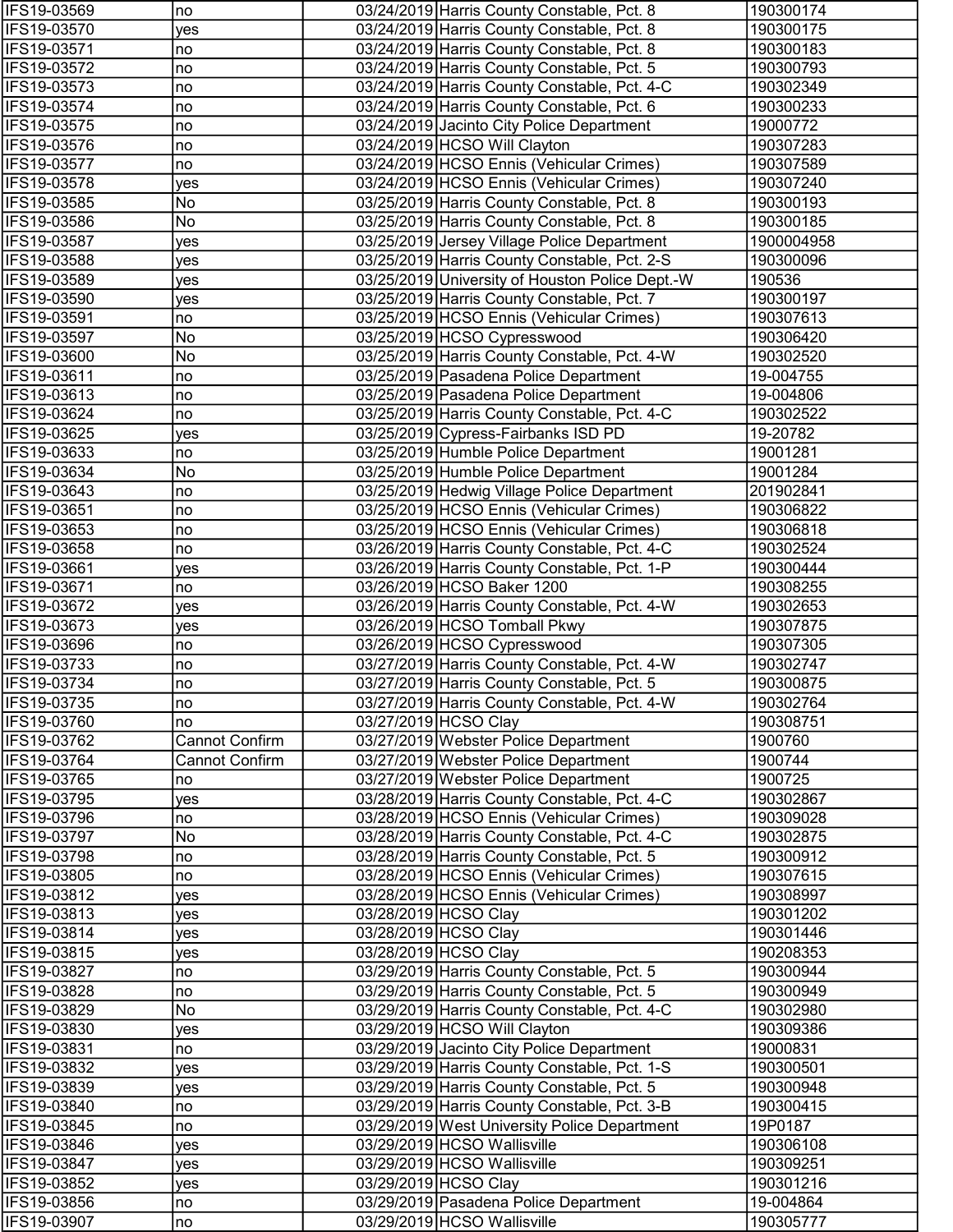| | | | | |
|---|---|---|---|---|
| IFS19-03569 | no | 03/24/2019 | Harris County Constable, Pct. 8 | 190300174 |
| IFS19-03570 | yes | 03/24/2019 | Harris County Constable, Pct. 8 | 190300175 |
| IFS19-03571 | no | 03/24/2019 | Harris County Constable, Pct. 8 | 190300183 |
| IFS19-03572 | no | 03/24/2019 | Harris County Constable, Pct. 5 | 190300793 |
| IFS19-03573 | no | 03/24/2019 | Harris County Constable, Pct. 4-C | 190302349 |
| IFS19-03574 | no | 03/24/2019 | Harris County Constable, Pct. 6 | 190300233 |
| IFS19-03575 | no | 03/24/2019 | Jacinto City Police Department | 19000772 |
| IFS19-03576 | no | 03/24/2019 | HCSO Will Clayton | 190307283 |
| IFS19-03577 | no | 03/24/2019 | HCSO Ennis (Vehicular Crimes) | 190307589 |
| IFS19-03578 | yes | 03/24/2019 | HCSO Ennis (Vehicular Crimes) | 190307240 |
| IFS19-03585 | No | 03/25/2019 | Harris County Constable, Pct. 8 | 190300193 |
| IFS19-03586 | No | 03/25/2019 | Harris County Constable, Pct. 8 | 190300185 |
| IFS19-03587 | yes | 03/25/2019 | Jersey Village Police Department | 1900004958 |
| IFS19-03588 | yes | 03/25/2019 | Harris County Constable, Pct. 2-S | 190300096 |
| IFS19-03589 | yes | 03/25/2019 | University of Houston Police Dept.-W | 190536 |
| IFS19-03590 | yes | 03/25/2019 | Harris County Constable, Pct. 7 | 190300197 |
| IFS19-03591 | no | 03/25/2019 | HCSO Ennis (Vehicular Crimes) | 190307613 |
| IFS19-03597 | No | 03/25/2019 | HCSO Cypresswood | 190306420 |
| IFS19-03600 | No | 03/25/2019 | Harris County Constable, Pct. 4-W | 190302520 |
| IFS19-03611 | no | 03/25/2019 | Pasadena Police Department | 19-004755 |
| IFS19-03613 | no | 03/25/2019 | Pasadena Police Department | 19-004806 |
| IFS19-03624 | no | 03/25/2019 | Harris County Constable, Pct. 4-C | 190302522 |
| IFS19-03625 | yes | 03/25/2019 | Cypress-Fairbanks ISD PD | 19-20782 |
| IFS19-03633 | no | 03/25/2019 | Humble Police Department | 19001281 |
| IFS19-03634 | No | 03/25/2019 | Humble Police Department | 19001284 |
| IFS19-03643 | no | 03/25/2019 | Hedwig Village Police Department | 201902841 |
| IFS19-03651 | no | 03/25/2019 | HCSO Ennis (Vehicular Crimes) | 190306822 |
| IFS19-03653 | no | 03/25/2019 | HCSO Ennis (Vehicular Crimes) | 190306818 |
| IFS19-03658 | no | 03/26/2019 | Harris County Constable, Pct. 4-C | 190302524 |
| IFS19-03661 | yes | 03/26/2019 | Harris County Constable, Pct. 1-P | 190300444 |
| IFS19-03671 | no | 03/26/2019 | HCSO Baker 1200 | 190308255 |
| IFS19-03672 | yes | 03/26/2019 | Harris County Constable, Pct. 4-W | 190302653 |
| IFS19-03673 | yes | 03/26/2019 | HCSO Tomball Pkwy | 190307875 |
| IFS19-03696 | no | 03/26/2019 | HCSO Cypresswood | 190307305 |
| IFS19-03733 | no | 03/27/2019 | Harris County Constable, Pct. 4-W | 190302747 |
| IFS19-03734 | no | 03/27/2019 | Harris County Constable, Pct. 5 | 190300875 |
| IFS19-03735 | no | 03/27/2019 | Harris County Constable, Pct. 4-W | 190302764 |
| IFS19-03760 | no | 03/27/2019 | HCSO Clay | 190308751 |
| IFS19-03762 | Cannot Confirm | 03/27/2019 | Webster Police Department | 1900760 |
| IFS19-03764 | Cannot Confirm | 03/27/2019 | Webster Police Department | 1900744 |
| IFS19-03765 | no | 03/27/2019 | Webster Police Department | 1900725 |
| IFS19-03795 | yes | 03/28/2019 | Harris County Constable, Pct. 4-C | 190302867 |
| IFS19-03796 | no | 03/28/2019 | HCSO Ennis (Vehicular Crimes) | 190309028 |
| IFS19-03797 | No | 03/28/2019 | Harris County Constable, Pct. 4-C | 190302875 |
| IFS19-03798 | no | 03/28/2019 | Harris County Constable, Pct. 5 | 190300912 |
| IFS19-03805 | no | 03/28/2019 | HCSO Ennis (Vehicular Crimes) | 190307615 |
| IFS19-03812 | yes | 03/28/2019 | HCSO Ennis (Vehicular Crimes) | 190308997 |
| IFS19-03813 | yes | 03/28/2019 | HCSO Clay | 190301202 |
| IFS19-03814 | yes | 03/28/2019 | HCSO Clay | 190301446 |
| IFS19-03815 | yes | 03/28/2019 | HCSO Clay | 190208353 |
| IFS19-03827 | no | 03/29/2019 | Harris County Constable, Pct. 5 | 190300944 |
| IFS19-03828 | no | 03/29/2019 | Harris County Constable, Pct. 5 | 190300949 |
| IFS19-03829 | No | 03/29/2019 | Harris County Constable, Pct. 4-C | 190302980 |
| IFS19-03830 | yes | 03/29/2019 | HCSO Will Clayton | 190309386 |
| IFS19-03831 | no | 03/29/2019 | Jacinto City Police Department | 19000831 |
| IFS19-03832 | yes | 03/29/2019 | Harris County Constable, Pct. 1-S | 190300501 |
| IFS19-03839 | yes | 03/29/2019 | Harris County Constable, Pct. 5 | 190300948 |
| IFS19-03840 | no | 03/29/2019 | Harris County Constable, Pct. 3-B | 190300415 |
| IFS19-03845 | no | 03/29/2019 | West University Police Department | 19P0187 |
| IFS19-03846 | yes | 03/29/2019 | HCSO Wallisville | 190306108 |
| IFS19-03847 | yes | 03/29/2019 | HCSO Wallisville | 190309251 |
| IFS19-03852 | yes | 03/29/2019 | HCSO Clay | 190301216 |
| IFS19-03856 | no | 03/29/2019 | Pasadena Police Department | 19-004864 |
| IFS19-03907 | no | 03/29/2019 | HCSO Wallisville | 190305777 |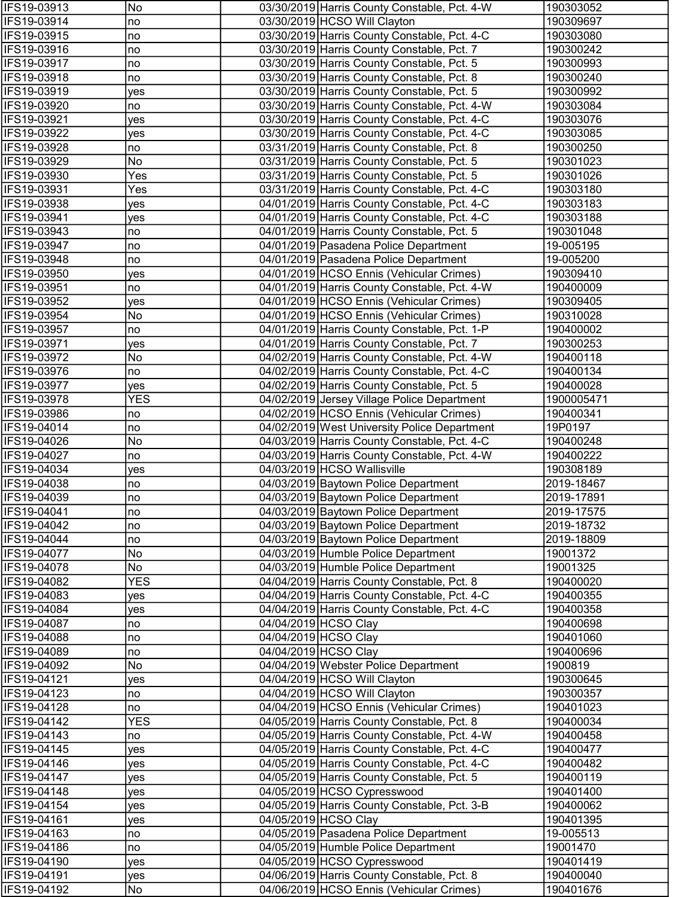| | | | | |
|---|---|---|---|---|
| IFS19-03913 | No | 03/30/2019 | Harris County Constable, Pct. 4-W | 190303052 |
| IFS19-03914 | no | 03/30/2019 | HCSO Will Clayton | 190309697 |
| IFS19-03915 | no | 03/30/2019 | Harris County Constable, Pct. 4-C | 190303080 |
| IFS19-03916 | no | 03/30/2019 | Harris County Constable, Pct. 7 | 190300242 |
| IFS19-03917 | no | 03/30/2019 | Harris County Constable, Pct. 5 | 190300993 |
| IFS19-03918 | no | 03/30/2019 | Harris County Constable, Pct. 8 | 190300240 |
| IFS19-03919 | yes | 03/30/2019 | Harris County Constable, Pct. 5 | 190300992 |
| IFS19-03920 | no | 03/30/2019 | Harris County Constable, Pct. 4-W | 190303084 |
| IFS19-03921 | yes | 03/30/2019 | Harris County Constable, Pct. 4-C | 190303076 |
| IFS19-03922 | yes | 03/30/2019 | Harris County Constable, Pct. 4-C | 190303085 |
| IFS19-03928 | no | 03/31/2019 | Harris County Constable, Pct. 8 | 190300250 |
| IFS19-03929 | No | 03/31/2019 | Harris County Constable, Pct. 5 | 190301023 |
| IFS19-03930 | Yes | 03/31/2019 | Harris County Constable, Pct. 5 | 190301026 |
| IFS19-03931 | Yes | 03/31/2019 | Harris County Constable, Pct. 4-C | 190303180 |
| IFS19-03938 | yes | 04/01/2019 | Harris County Constable, Pct. 4-C | 190303183 |
| IFS19-03941 | yes | 04/01/2019 | Harris County Constable, Pct. 4-C | 190303188 |
| IFS19-03943 | no | 04/01/2019 | Harris County Constable, Pct. 5 | 190301048 |
| IFS19-03947 | no | 04/01/2019 | Pasadena Police Department | 19-005195 |
| IFS19-03948 | no | 04/01/2019 | Pasadena Police Department | 19-005200 |
| IFS19-03950 | yes | 04/01/2019 | HCSO Ennis (Vehicular Crimes) | 190309410 |
| IFS19-03951 | no | 04/01/2019 | Harris County Constable, Pct. 4-W | 190400009 |
| IFS19-03952 | yes | 04/01/2019 | HCSO Ennis (Vehicular Crimes) | 190309405 |
| IFS19-03954 | No | 04/01/2019 | HCSO Ennis (Vehicular Crimes) | 190310028 |
| IFS19-03957 | no | 04/01/2019 | Harris County Constable, Pct. 1-P | 190400002 |
| IFS19-03971 | yes | 04/01/2019 | Harris County Constable, Pct. 7 | 190300253 |
| IFS19-03972 | No | 04/02/2019 | Harris County Constable, Pct. 4-W | 190400118 |
| IFS19-03976 | no | 04/02/2019 | Harris County Constable, Pct. 4-C | 190400134 |
| IFS19-03977 | yes | 04/02/2019 | Harris County Constable, Pct. 5 | 190400028 |
| IFS19-03978 | YES | 04/02/2019 | Jersey Village Police Department | 1900005471 |
| IFS19-03986 | no | 04/02/2019 | HCSO Ennis (Vehicular Crimes) | 190400341 |
| IFS19-04014 | no | 04/02/2019 | West University Police Department | 19P0197 |
| IFS19-04026 | No | 04/03/2019 | Harris County Constable, Pct. 4-C | 190400248 |
| IFS19-04027 | no | 04/03/2019 | Harris County Constable, Pct. 4-W | 190400222 |
| IFS19-04034 | yes | 04/03/2019 | HCSO Wallisville | 190308189 |
| IFS19-04038 | no | 04/03/2019 | Baytown Police Department | 2019-18467 |
| IFS19-04039 | no | 04/03/2019 | Baytown Police Department | 2019-17891 |
| IFS19-04041 | no | 04/03/2019 | Baytown Police Department | 2019-17575 |
| IFS19-04042 | no | 04/03/2019 | Baytown Police Department | 2019-18732 |
| IFS19-04044 | no | 04/03/2019 | Baytown Police Department | 2019-18809 |
| IFS19-04077 | No | 04/03/2019 | Humble Police Department | 19001372 |
| IFS19-04078 | No | 04/03/2019 | Humble Police Department | 19001325 |
| IFS19-04082 | YES | 04/04/2019 | Harris County Constable, Pct. 8 | 190400020 |
| IFS19-04083 | yes | 04/04/2019 | Harris County Constable, Pct. 4-C | 190400355 |
| IFS19-04084 | yes | 04/04/2019 | Harris County Constable, Pct. 4-C | 190400358 |
| IFS19-04087 | no | 04/04/2019 | HCSO Clay | 190400698 |
| IFS19-04088 | no | 04/04/2019 | HCSO Clay | 190401060 |
| IFS19-04089 | no | 04/04/2019 | HCSO Clay | 190400696 |
| IFS19-04092 | No | 04/04/2019 | Webster Police Department | 1900819 |
| IFS19-04121 | yes | 04/04/2019 | HCSO Will Clayton | 190300645 |
| IFS19-04123 | no | 04/04/2019 | HCSO Will Clayton | 190300357 |
| IFS19-04128 | no | 04/04/2019 | HCSO Ennis (Vehicular Crimes) | 190401023 |
| IFS19-04142 | YES | 04/05/2019 | Harris County Constable, Pct. 8 | 190400034 |
| IFS19-04143 | no | 04/05/2019 | Harris County Constable, Pct. 4-W | 190400458 |
| IFS19-04145 | yes | 04/05/2019 | Harris County Constable, Pct. 4-C | 190400477 |
| IFS19-04146 | yes | 04/05/2019 | Harris County Constable, Pct. 4-C | 190400482 |
| IFS19-04147 | yes | 04/05/2019 | Harris County Constable, Pct. 5 | 190400119 |
| IFS19-04148 | yes | 04/05/2019 | HCSO Cypresswood | 190401400 |
| IFS19-04154 | yes | 04/05/2019 | Harris County Constable, Pct. 3-B | 190400062 |
| IFS19-04161 | yes | 04/05/2019 | HCSO Clay | 190401395 |
| IFS19-04163 | no | 04/05/2019 | Pasadena Police Department | 19-005513 |
| IFS19-04186 | no | 04/05/2019 | Humble Police Department | 19001470 |
| IFS19-04190 | yes | 04/05/2019 | HCSO Cypresswood | 190401419 |
| IFS19-04191 | yes | 04/06/2019 | Harris County Constable, Pct. 8 | 190400040 |
| IFS19-04192 | No | 04/06/2019 | HCSO Ennis (Vehicular Crimes) | 190401676 |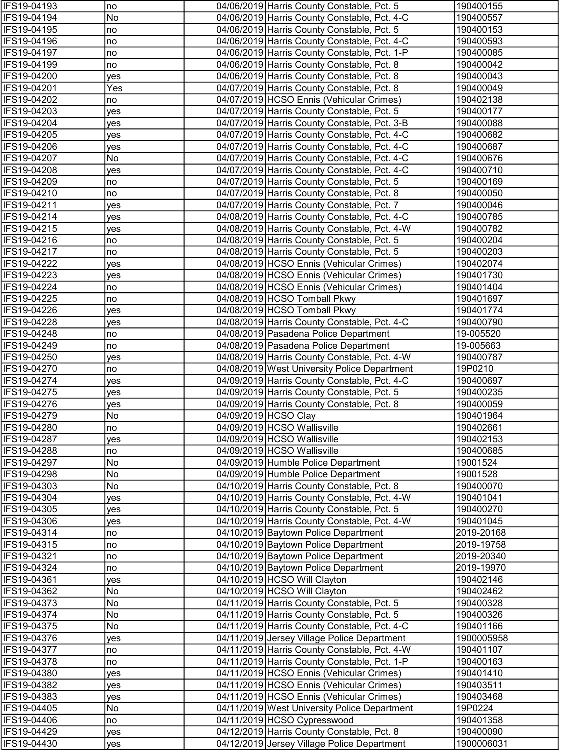| | | | | |
|---|---|---|---|---|
| IFS19-04193 | no | 04/06/2019 | Harris County Constable, Pct. 5 | 190400155 |
| IFS19-04194 | No | 04/06/2019 | Harris County Constable, Pct. 4-C | 190400557 |
| IFS19-04195 | no | 04/06/2019 | Harris County Constable, Pct. 5 | 190400153 |
| IFS19-04196 | no | 04/06/2019 | Harris County Constable, Pct. 4-C | 190400593 |
| IFS19-04197 | no | 04/06/2019 | Harris County Constable, Pct. 1-P | 190400085 |
| IFS19-04199 | no | 04/06/2019 | Harris County Constable, Pct. 8 | 190400042 |
| IFS19-04200 | yes | 04/06/2019 | Harris County Constable, Pct. 8 | 190400043 |
| IFS19-04201 | Yes | 04/07/2019 | Harris County Constable, Pct. 8 | 190400049 |
| IFS19-04202 | no | 04/07/2019 | HCSO Ennis (Vehicular Crimes) | 190402138 |
| IFS19-04203 | yes | 04/07/2019 | Harris County Constable, Pct. 5 | 190400177 |
| IFS19-04204 | yes | 04/07/2019 | Harris County Constable, Pct. 3-B | 190400088 |
| IFS19-04205 | yes | 04/07/2019 | Harris County Constable, Pct. 4-C | 190400682 |
| IFS19-04206 | yes | 04/07/2019 | Harris County Constable, Pct. 4-C | 190400687 |
| IFS19-04207 | No | 04/07/2019 | Harris County Constable, Pct. 4-C | 190400676 |
| IFS19-04208 | yes | 04/07/2019 | Harris County Constable, Pct. 4-C | 190400710 |
| IFS19-04209 | no | 04/07/2019 | Harris County Constable, Pct. 5 | 190400169 |
| IFS19-04210 | no | 04/07/2019 | Harris County Constable, Pct. 8 | 190400050 |
| IFS19-04211 | yes | 04/07/2019 | Harris County Constable, Pct. 7 | 190400046 |
| IFS19-04214 | yes | 04/08/2019 | Harris County Constable, Pct. 4-C | 190400785 |
| IFS19-04215 | yes | 04/08/2019 | Harris County Constable, Pct. 4-W | 190400782 |
| IFS19-04216 | no | 04/08/2019 | Harris County Constable, Pct. 5 | 190400204 |
| IFS19-04217 | no | 04/08/2019 | Harris County Constable, Pct. 5 | 190400203 |
| IFS19-04222 | yes | 04/08/2019 | HCSO Ennis (Vehicular Crimes) | 190402074 |
| IFS19-04223 | yes | 04/08/2019 | HCSO Ennis (Vehicular Crimes) | 190401730 |
| IFS19-04224 | no | 04/08/2019 | HCSO Ennis (Vehicular Crimes) | 190401404 |
| IFS19-04225 | no | 04/08/2019 | HCSO Tomball Pkwy | 190401697 |
| IFS19-04226 | yes | 04/08/2019 | HCSO Tomball Pkwy | 190401774 |
| IFS19-04228 | yes | 04/08/2019 | Harris County Constable, Pct. 4-C | 190400790 |
| IFS19-04248 | no | 04/08/2019 | Pasadena Police Department | 19-005520 |
| IFS19-04249 | no | 04/08/2019 | Pasadena Police Department | 19-005663 |
| IFS19-04250 | yes | 04/08/2019 | Harris County Constable, Pct. 4-W | 190400787 |
| IFS19-04270 | no | 04/08/2019 | West University Police Department | 19P0210 |
| IFS19-04274 | yes | 04/09/2019 | Harris County Constable, Pct. 4-C | 190400697 |
| IFS19-04275 | yes | 04/09/2019 | Harris County Constable, Pct. 5 | 190400235 |
| IFS19-04276 | yes | 04/09/2019 | Harris County Constable, Pct. 8 | 190400059 |
| IFS19-04279 | No | 04/09/2019 | HCSO Clay | 190401964 |
| IFS19-04280 | no | 04/09/2019 | HCSO Wallisville | 190402661 |
| IFS19-04287 | yes | 04/09/2019 | HCSO Wallisville | 190402153 |
| IFS19-04288 | no | 04/09/2019 | HCSO Wallisville | 190400685 |
| IFS19-04297 | No | 04/09/2019 | Humble Police Department | 19001524 |
| IFS19-04298 | No | 04/09/2019 | Humble Police Department | 19001528 |
| IFS19-04303 | No | 04/10/2019 | Harris County Constable, Pct. 8 | 190400070 |
| IFS19-04304 | yes | 04/10/2019 | Harris County Constable, Pct. 4-W | 190401041 |
| IFS19-04305 | yes | 04/10/2019 | Harris County Constable, Pct. 5 | 190400270 |
| IFS19-04306 | yes | 04/10/2019 | Harris County Constable, Pct. 4-W | 190401045 |
| IFS19-04314 | no | 04/10/2019 | Baytown Police Department | 2019-20168 |
| IFS19-04315 | no | 04/10/2019 | Baytown Police Department | 2019-19758 |
| IFS19-04321 | no | 04/10/2019 | Baytown Police Department | 2019-20340 |
| IFS19-04324 | no | 04/10/2019 | Baytown Police Department | 2019-19970 |
| IFS19-04361 | yes | 04/10/2019 | HCSO Will Clayton | 190402146 |
| IFS19-04362 | No | 04/10/2019 | HCSO Will Clayton | 190402462 |
| IFS19-04373 | No | 04/11/2019 | Harris County Constable, Pct. 5 | 190400328 |
| IFS19-04374 | No | 04/11/2019 | Harris County Constable, Pct. 5 | 190400326 |
| IFS19-04375 | No | 04/11/2019 | Harris County Constable, Pct. 4-C | 190401166 |
| IFS19-04376 | yes | 04/11/2019 | Jersey Village Police Department | 1900005958 |
| IFS19-04377 | no | 04/11/2019 | Harris County Constable, Pct. 4-W | 190401107 |
| IFS19-04378 | no | 04/11/2019 | Harris County Constable, Pct. 1-P | 190400163 |
| IFS19-04380 | yes | 04/11/2019 | HCSO Ennis (Vehicular Crimes) | 190401410 |
| IFS19-04382 | yes | 04/11/2019 | HCSO Ennis (Vehicular Crimes) | 190403511 |
| IFS19-04383 | yes | 04/11/2019 | HCSO Ennis (Vehicular Crimes) | 190403468 |
| IFS19-04405 | No | 04/11/2019 | West University Police Department | 19P0224 |
| IFS19-04406 | no | 04/11/2019 | HCSO Cypresswood | 190401358 |
| IFS19-04429 | yes | 04/12/2019 | Harris County Constable, Pct. 8 | 190400090 |
| IFS19-04430 | yes | 04/12/2019 | Jersey Village Police Department | 1900006031 |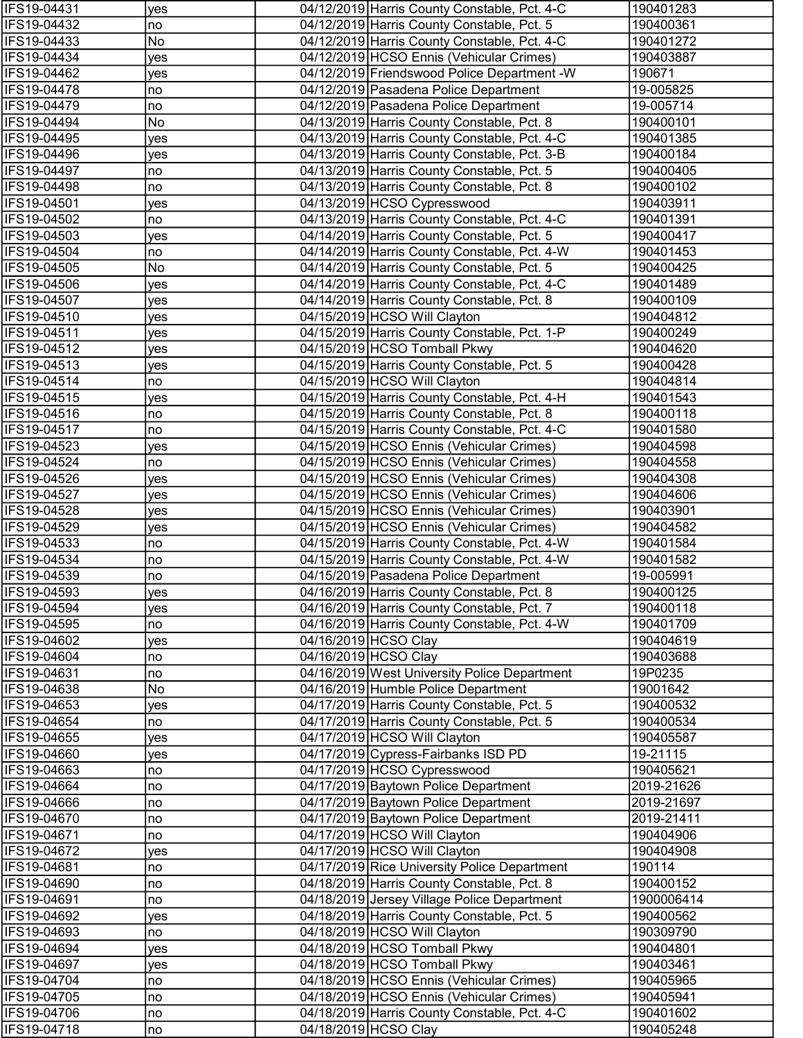| | | | | |
|---|---|---|---|---|
| IFS19-04431 | yes | 04/12/2019 | Harris County Constable, Pct. 4-C | 190401283 |
| IFS19-04432 | no | 04/12/2019 | Harris County Constable, Pct. 5 | 190400361 |
| IFS19-04433 | No | 04/12/2019 | Harris County Constable, Pct. 4-C | 190401272 |
| IFS19-04434 | yes | 04/12/2019 | HCSO Ennis (Vehicular Crimes) | 190403887 |
| IFS19-04462 | yes | 04/12/2019 | Friendswood Police Department -W | 190671 |
| IFS19-04478 | no | 04/12/2019 | Pasadena Police Department | 19-005825 |
| IFS19-04479 | no | 04/12/2019 | Pasadena Police Department | 19-005714 |
| IFS19-04494 | No | 04/13/2019 | Harris County Constable, Pct. 8 | 190400101 |
| IFS19-04495 | yes | 04/13/2019 | Harris County Constable, Pct. 4-C | 190401385 |
| IFS19-04496 | yes | 04/13/2019 | Harris County Constable, Pct. 3-B | 190400184 |
| IFS19-04497 | no | 04/13/2019 | Harris County Constable, Pct. 5 | 190400405 |
| IFS19-04498 | no | 04/13/2019 | Harris County Constable, Pct. 8 | 190400102 |
| IFS19-04501 | yes | 04/13/2019 | HCSO Cypresswood | 190403911 |
| IFS19-04502 | no | 04/13/2019 | Harris County Constable, Pct. 4-C | 190401391 |
| IFS19-04503 | yes | 04/14/2019 | Harris County Constable, Pct. 5 | 190400417 |
| IFS19-04504 | no | 04/14/2019 | Harris County Constable, Pct. 4-W | 190401453 |
| IFS19-04505 | No | 04/14/2019 | Harris County Constable, Pct. 5 | 190400425 |
| IFS19-04506 | yes | 04/14/2019 | Harris County Constable, Pct. 4-C | 190401489 |
| IFS19-04507 | yes | 04/14/2019 | Harris County Constable, Pct. 8 | 190400109 |
| IFS19-04510 | yes | 04/15/2019 | HCSO Will Clayton | 190404812 |
| IFS19-04511 | yes | 04/15/2019 | Harris County Constable, Pct. 1-P | 190400249 |
| IFS19-04512 | yes | 04/15/2019 | HCSO Tomball Pkwy | 190404620 |
| IFS19-04513 | yes | 04/15/2019 | Harris County Constable, Pct. 5 | 190400428 |
| IFS19-04514 | no | 04/15/2019 | HCSO Will Clayton | 190404814 |
| IFS19-04515 | yes | 04/15/2019 | Harris County Constable, Pct. 4-H | 190401543 |
| IFS19-04516 | no | 04/15/2019 | Harris County Constable, Pct. 8 | 190400118 |
| IFS19-04517 | no | 04/15/2019 | Harris County Constable, Pct. 4-C | 190401580 |
| IFS19-04523 | yes | 04/15/2019 | HCSO Ennis (Vehicular Crimes) | 190404598 |
| IFS19-04524 | no | 04/15/2019 | HCSO Ennis (Vehicular Crimes) | 190404558 |
| IFS19-04526 | yes | 04/15/2019 | HCSO Ennis (Vehicular Crimes) | 190404308 |
| IFS19-04527 | yes | 04/15/2019 | HCSO Ennis (Vehicular Crimes) | 190404606 |
| IFS19-04528 | yes | 04/15/2019 | HCSO Ennis (Vehicular Crimes) | 190403901 |
| IFS19-04529 | yes | 04/15/2019 | HCSO Ennis (Vehicular Crimes) | 190404582 |
| IFS19-04533 | no | 04/15/2019 | Harris County Constable, Pct. 4-W | 190401584 |
| IFS19-04534 | no | 04/15/2019 | Harris County Constable, Pct. 4-W | 190401582 |
| IFS19-04539 | no | 04/15/2019 | Pasadena Police Department | 19-005991 |
| IFS19-04593 | yes | 04/16/2019 | Harris County Constable, Pct. 8 | 190400125 |
| IFS19-04594 | yes | 04/16/2019 | Harris County Constable, Pct. 7 | 190400118 |
| IFS19-04595 | no | 04/16/2019 | Harris County Constable, Pct. 4-W | 190401709 |
| IFS19-04602 | yes | 04/16/2019 | HCSO Clay | 190404619 |
| IFS19-04604 | no | 04/16/2019 | HCSO Clay | 190403688 |
| IFS19-04631 | no | 04/16/2019 | West University Police Department | 19P0235 |
| IFS19-04638 | No | 04/16/2019 | Humble Police Department | 19001642 |
| IFS19-04653 | yes | 04/17/2019 | Harris County Constable, Pct. 5 | 190400532 |
| IFS19-04654 | no | 04/17/2019 | Harris County Constable, Pct. 5 | 190400534 |
| IFS19-04655 | yes | 04/17/2019 | HCSO Will Clayton | 190405587 |
| IFS19-04660 | yes | 04/17/2019 | Cypress-Fairbanks ISD PD | 19-21115 |
| IFS19-04663 | no | 04/17/2019 | HCSO Cypresswood | 190405621 |
| IFS19-04664 | no | 04/17/2019 | Baytown Police Department | 2019-21626 |
| IFS19-04666 | no | 04/17/2019 | Baytown Police Department | 2019-21697 |
| IFS19-04670 | no | 04/17/2019 | Baytown Police Department | 2019-21411 |
| IFS19-04671 | no | 04/17/2019 | HCSO Will Clayton | 190404906 |
| IFS19-04672 | yes | 04/17/2019 | HCSO Will Clayton | 190404908 |
| IFS19-04681 | no | 04/17/2019 | Rice University Police Department | 190114 |
| IFS19-04690 | no | 04/18/2019 | Harris County Constable, Pct. 8 | 190400152 |
| IFS19-04691 | no | 04/18/2019 | Jersey Village Police Department | 1900006414 |
| IFS19-04692 | yes | 04/18/2019 | Harris County Constable, Pct. 5 | 190400562 |
| IFS19-04693 | no | 04/18/2019 | HCSO Will Clayton | 190309790 |
| IFS19-04694 | yes | 04/18/2019 | HCSO Tomball Pkwy | 190404801 |
| IFS19-04697 | yes | 04/18/2019 | HCSO Tomball Pkwy | 190403461 |
| IFS19-04704 | no | 04/18/2019 | HCSO Ennis (Vehicular Crimes) | 190405965 |
| IFS19-04705 | no | 04/18/2019 | HCSO Ennis (Vehicular Crimes) | 190405941 |
| IFS19-04706 | no | 04/18/2019 | Harris County Constable, Pct. 4-C | 190401602 |
| IFS19-04718 | no | 04/18/2019 | HCSO Clay | 190405248 |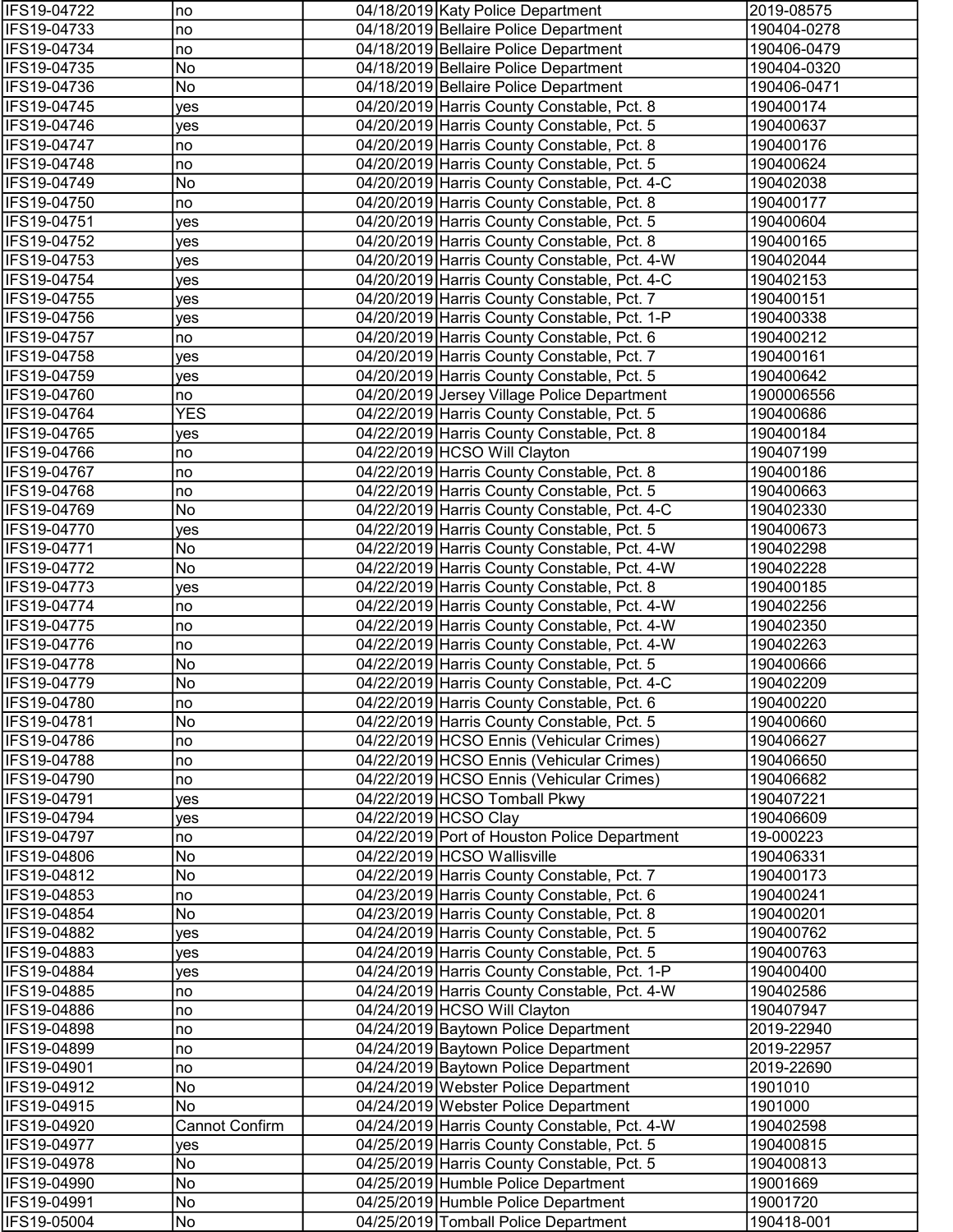| | | | | |
|---|---|---|---|---|
| IFS19-04722 | no | 04/18/2019 | Katy Police Department | 2019-08575 |
| IFS19-04733 | no | 04/18/2019 | Bellaire Police Department | 190404-0278 |
| IFS19-04734 | no | 04/18/2019 | Bellaire Police Department | 190406-0479 |
| IFS19-04735 | No | 04/18/2019 | Bellaire Police Department | 190404-0320 |
| IFS19-04736 | No | 04/18/2019 | Bellaire Police Department | 190406-0471 |
| IFS19-04745 | yes | 04/20/2019 | Harris County Constable, Pct. 8 | 190400174 |
| IFS19-04746 | yes | 04/20/2019 | Harris County Constable, Pct. 5 | 190400637 |
| IFS19-04747 | no | 04/20/2019 | Harris County Constable, Pct. 8 | 190400176 |
| IFS19-04748 | no | 04/20/2019 | Harris County Constable, Pct. 5 | 190400624 |
| IFS19-04749 | No | 04/20/2019 | Harris County Constable, Pct. 4-C | 190402038 |
| IFS19-04750 | no | 04/20/2019 | Harris County Constable, Pct. 8 | 190400177 |
| IFS19-04751 | yes | 04/20/2019 | Harris County Constable, Pct. 5 | 190400604 |
| IFS19-04752 | yes | 04/20/2019 | Harris County Constable, Pct. 8 | 190400165 |
| IFS19-04753 | yes | 04/20/2019 | Harris County Constable, Pct. 4-W | 190402044 |
| IFS19-04754 | yes | 04/20/2019 | Harris County Constable, Pct. 4-C | 190402153 |
| IFS19-04755 | yes | 04/20/2019 | Harris County Constable, Pct. 7 | 190400151 |
| IFS19-04756 | yes | 04/20/2019 | Harris County Constable, Pct. 1-P | 190400338 |
| IFS19-04757 | no | 04/20/2019 | Harris County Constable, Pct. 6 | 190400212 |
| IFS19-04758 | yes | 04/20/2019 | Harris County Constable, Pct. 7 | 190400161 |
| IFS19-04759 | yes | 04/20/2019 | Harris County Constable, Pct. 5 | 190400642 |
| IFS19-04760 | no | 04/20/2019 | Jersey Village Police Department | 1900006556 |
| IFS19-04764 | YES | 04/22/2019 | Harris County Constable, Pct. 5 | 190400686 |
| IFS19-04765 | yes | 04/22/2019 | Harris County Constable, Pct. 8 | 190400184 |
| IFS19-04766 | no | 04/22/2019 | HCSO Will Clayton | 190407199 |
| IFS19-04767 | no | 04/22/2019 | Harris County Constable, Pct. 8 | 190400186 |
| IFS19-04768 | no | 04/22/2019 | Harris County Constable, Pct. 5 | 190400663 |
| IFS19-04769 | No | 04/22/2019 | Harris County Constable, Pct. 4-C | 190402330 |
| IFS19-04770 | yes | 04/22/2019 | Harris County Constable, Pct. 5 | 190400673 |
| IFS19-04771 | No | 04/22/2019 | Harris County Constable, Pct. 4-W | 190402298 |
| IFS19-04772 | No | 04/22/2019 | Harris County Constable, Pct. 4-W | 190402228 |
| IFS19-04773 | yes | 04/22/2019 | Harris County Constable, Pct. 8 | 190400185 |
| IFS19-04774 | no | 04/22/2019 | Harris County Constable, Pct. 4-W | 190402256 |
| IFS19-04775 | no | 04/22/2019 | Harris County Constable, Pct. 4-W | 190402350 |
| IFS19-04776 | no | 04/22/2019 | Harris County Constable, Pct. 4-W | 190402263 |
| IFS19-04778 | No | 04/22/2019 | Harris County Constable, Pct. 5 | 190400666 |
| IFS19-04779 | No | 04/22/2019 | Harris County Constable, Pct. 4-C | 190402209 |
| IFS19-04780 | no | 04/22/2019 | Harris County Constable, Pct. 6 | 190400220 |
| IFS19-04781 | No | 04/22/2019 | Harris County Constable, Pct. 5 | 190400660 |
| IFS19-04786 | no | 04/22/2019 | HCSO Ennis (Vehicular Crimes) | 190406627 |
| IFS19-04788 | no | 04/22/2019 | HCSO Ennis (Vehicular Crimes) | 190406650 |
| IFS19-04790 | no | 04/22/2019 | HCSO Ennis (Vehicular Crimes) | 190406682 |
| IFS19-04791 | yes | 04/22/2019 | HCSO Tomball Pkwy | 190407221 |
| IFS19-04794 | yes | 04/22/2019 | HCSO Clay | 190406609 |
| IFS19-04797 | no | 04/22/2019 | Port of Houston Police Department | 19-000223 |
| IFS19-04806 | No | 04/22/2019 | HCSO Wallisville | 190406331 |
| IFS19-04812 | No | 04/22/2019 | Harris County Constable, Pct. 7 | 190400173 |
| IFS19-04853 | no | 04/23/2019 | Harris County Constable, Pct. 6 | 190400241 |
| IFS19-04854 | No | 04/23/2019 | Harris County Constable, Pct. 8 | 190400201 |
| IFS19-04882 | yes | 04/24/2019 | Harris County Constable, Pct. 5 | 190400762 |
| IFS19-04883 | yes | 04/24/2019 | Harris County Constable, Pct. 5 | 190400763 |
| IFS19-04884 | yes | 04/24/2019 | Harris County Constable, Pct. 1-P | 190400400 |
| IFS19-04885 | no | 04/24/2019 | Harris County Constable, Pct. 4-W | 190402586 |
| IFS19-04886 | no | 04/24/2019 | HCSO Will Clayton | 190407947 |
| IFS19-04898 | no | 04/24/2019 | Baytown Police Department | 2019-22940 |
| IFS19-04899 | no | 04/24/2019 | Baytown Police Department | 2019-22957 |
| IFS19-04901 | no | 04/24/2019 | Baytown Police Department | 2019-22690 |
| IFS19-04912 | No | 04/24/2019 | Webster Police Department | 1901010 |
| IFS19-04915 | No | 04/24/2019 | Webster Police Department | 1901000 |
| IFS19-04920 | Cannot Confirm | 04/24/2019 | Harris County Constable, Pct. 4-W | 190402598 |
| IFS19-04977 | yes | 04/25/2019 | Harris County Constable, Pct. 5 | 190400815 |
| IFS19-04978 | No | 04/25/2019 | Harris County Constable, Pct. 5 | 190400813 |
| IFS19-04990 | No | 04/25/2019 | Humble Police Department | 19001669 |
| IFS19-04991 | No | 04/25/2019 | Humble Police Department | 19001720 |
| IFS19-05004 | No | 04/25/2019 | Tomball Police Department | 190418-001 |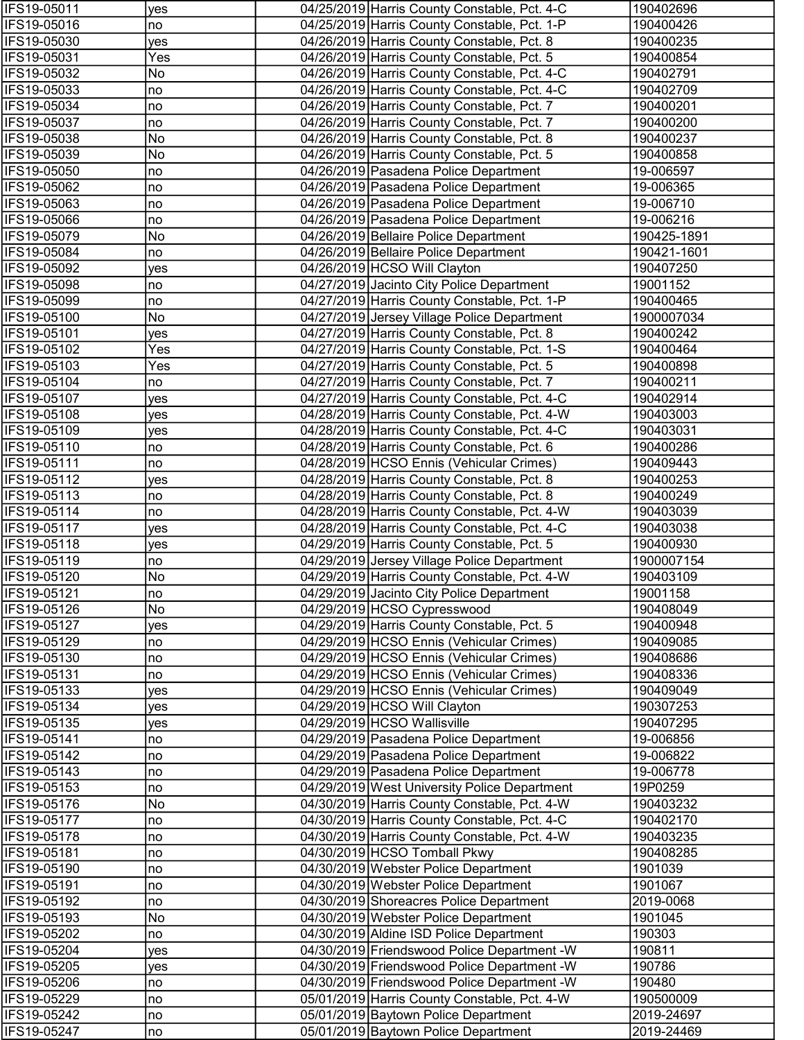| | | | | |
|---|---|---|---|---|
| IFS19-05011 | yes | 04/25/2019 | Harris County Constable, Pct. 4-C | 190402696 |
| IFS19-05016 | no | 04/25/2019 | Harris County Constable, Pct. 1-P | 190400426 |
| IFS19-05030 | yes | 04/26/2019 | Harris County Constable, Pct. 8 | 190400235 |
| IFS19-05031 | Yes | 04/26/2019 | Harris County Constable, Pct. 5 | 190400854 |
| IFS19-05032 | No | 04/26/2019 | Harris County Constable, Pct. 4-C | 190402791 |
| IFS19-05033 | no | 04/26/2019 | Harris County Constable, Pct. 4-C | 190402709 |
| IFS19-05034 | no | 04/26/2019 | Harris County Constable, Pct. 7 | 190400201 |
| IFS19-05037 | no | 04/26/2019 | Harris County Constable, Pct. 7 | 190400200 |
| IFS19-05038 | No | 04/26/2019 | Harris County Constable, Pct. 8 | 190400237 |
| IFS19-05039 | No | 04/26/2019 | Harris County Constable, Pct. 5 | 190400858 |
| IFS19-05050 | no | 04/26/2019 | Pasadena Police Department | 19-006597 |
| IFS19-05062 | no | 04/26/2019 | Pasadena Police Department | 19-006365 |
| IFS19-05063 | no | 04/26/2019 | Pasadena Police Department | 19-006710 |
| IFS19-05066 | no | 04/26/2019 | Pasadena Police Department | 19-006216 |
| IFS19-05079 | No | 04/26/2019 | Bellaire Police Department | 190425-1891 |
| IFS19-05084 | no | 04/26/2019 | Bellaire Police Department | 190421-1601 |
| IFS19-05092 | yes | 04/26/2019 | HCSO Will Clayton | 190407250 |
| IFS19-05098 | no | 04/27/2019 | Jacinto City Police Department | 19001152 |
| IFS19-05099 | no | 04/27/2019 | Harris County Constable, Pct. 1-P | 190400465 |
| IFS19-05100 | No | 04/27/2019 | Jersey Village Police Department | 1900007034 |
| IFS19-05101 | yes | 04/27/2019 | Harris County Constable, Pct. 8 | 190400242 |
| IFS19-05102 | Yes | 04/27/2019 | Harris County Constable, Pct. 1-S | 190400464 |
| IFS19-05103 | Yes | 04/27/2019 | Harris County Constable, Pct. 5 | 190400898 |
| IFS19-05104 | no | 04/27/2019 | Harris County Constable, Pct. 7 | 190400211 |
| IFS19-05107 | yes | 04/27/2019 | Harris County Constable, Pct. 4-C | 190402914 |
| IFS19-05108 | yes | 04/28/2019 | Harris County Constable, Pct. 4-W | 190403003 |
| IFS19-05109 | yes | 04/28/2019 | Harris County Constable, Pct. 4-C | 190403031 |
| IFS19-05110 | no | 04/28/2019 | Harris County Constable, Pct. 6 | 190400286 |
| IFS19-05111 | no | 04/28/2019 | HCSO Ennis (Vehicular Crimes) | 190409443 |
| IFS19-05112 | yes | 04/28/2019 | Harris County Constable, Pct. 8 | 190400253 |
| IFS19-05113 | no | 04/28/2019 | Harris County Constable, Pct. 8 | 190400249 |
| IFS19-05114 | no | 04/28/2019 | Harris County Constable, Pct. 4-W | 190403039 |
| IFS19-05117 | yes | 04/28/2019 | Harris County Constable, Pct. 4-C | 190403038 |
| IFS19-05118 | yes | 04/29/2019 | Harris County Constable, Pct. 5 | 190400930 |
| IFS19-05119 | no | 04/29/2019 | Jersey Village Police Department | 1900007154 |
| IFS19-05120 | No | 04/29/2019 | Harris County Constable, Pct. 4-W | 190403109 |
| IFS19-05121 | no | 04/29/2019 | Jacinto City Police Department | 19001158 |
| IFS19-05126 | No | 04/29/2019 | HCSO Cypresswood | 190408049 |
| IFS19-05127 | yes | 04/29/2019 | Harris County Constable, Pct. 5 | 190400948 |
| IFS19-05129 | no | 04/29/2019 | HCSO Ennis (Vehicular Crimes) | 190409085 |
| IFS19-05130 | no | 04/29/2019 | HCSO Ennis (Vehicular Crimes) | 190408686 |
| IFS19-05131 | no | 04/29/2019 | HCSO Ennis (Vehicular Crimes) | 190408336 |
| IFS19-05133 | yes | 04/29/2019 | HCSO Ennis (Vehicular Crimes) | 190409049 |
| IFS19-05134 | yes | 04/29/2019 | HCSO Will Clayton | 190307253 |
| IFS19-05135 | yes | 04/29/2019 | HCSO Wallisville | 190407295 |
| IFS19-05141 | no | 04/29/2019 | Pasadena Police Department | 19-006856 |
| IFS19-05142 | no | 04/29/2019 | Pasadena Police Department | 19-006822 |
| IFS19-05143 | no | 04/29/2019 | Pasadena Police Department | 19-006778 |
| IFS19-05153 | no | 04/29/2019 | West University Police Department | 19P0259 |
| IFS19-05176 | No | 04/30/2019 | Harris County Constable, Pct. 4-W | 190403232 |
| IFS19-05177 | no | 04/30/2019 | Harris County Constable, Pct. 4-C | 190402170 |
| IFS19-05178 | no | 04/30/2019 | Harris County Constable, Pct. 4-W | 190403235 |
| IFS19-05181 | no | 04/30/2019 | HCSO Tomball Pkwy | 190408285 |
| IFS19-05190 | no | 04/30/2019 | Webster Police Department | 1901039 |
| IFS19-05191 | no | 04/30/2019 | Webster Police Department | 1901067 |
| IFS19-05192 | no | 04/30/2019 | Shoreacres Police Department | 2019-0068 |
| IFS19-05193 | No | 04/30/2019 | Webster Police Department | 1901045 |
| IFS19-05202 | no | 04/30/2019 | Aldine ISD Police Department | 190303 |
| IFS19-05204 | yes | 04/30/2019 | Friendswood Police Department -W | 190811 |
| IFS19-05205 | yes | 04/30/2019 | Friendswood Police Department -W | 190786 |
| IFS19-05206 | no | 04/30/2019 | Friendswood Police Department -W | 190480 |
| IFS19-05229 | no | 05/01/2019 | Harris County Constable, Pct. 4-W | 190500009 |
| IFS19-05242 | no | 05/01/2019 | Baytown Police Department | 2019-24697 |
| IFS19-05247 | no | 05/01/2019 | Baytown Police Department | 2019-24469 |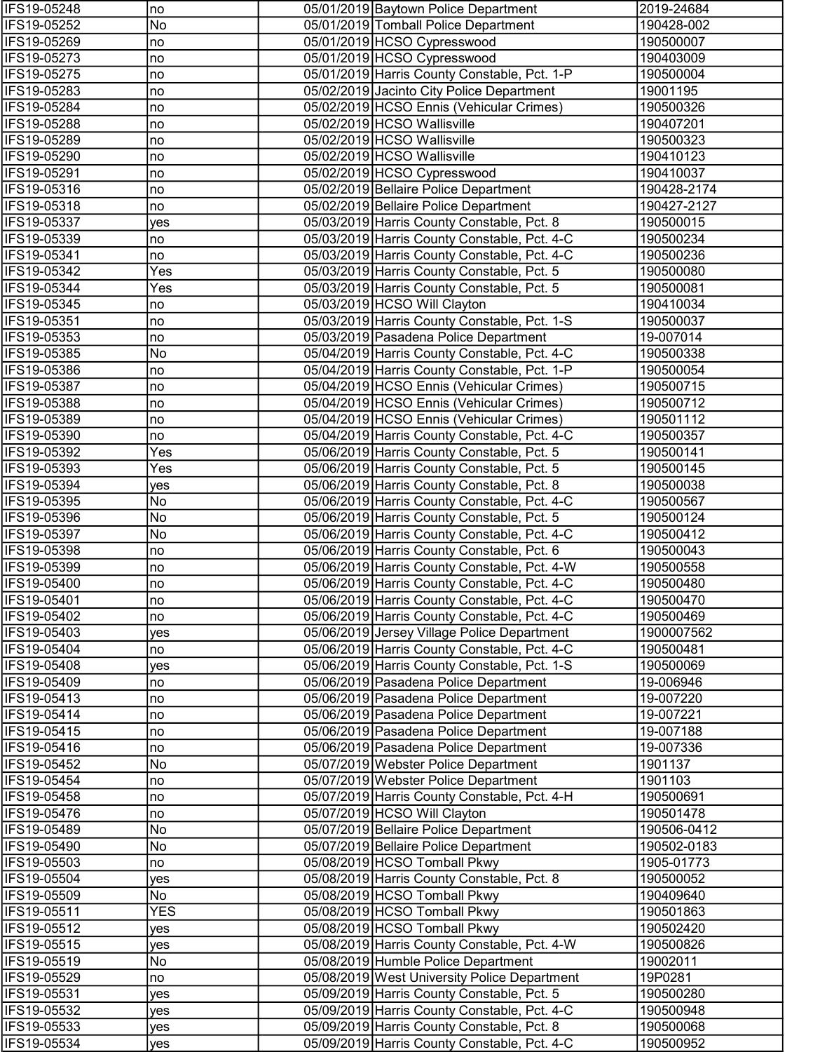| | | | | |
|---|---|---|---|---|
| IFS19-05248 | no | 05/01/2019 | Baytown Police Department | 2019-24684 |
| IFS19-05252 | No | 05/01/2019 | Tomball Police Department | 190428-002 |
| IFS19-05269 | no | 05/01/2019 | HCSO Cypresswood | 190500007 |
| IFS19-05273 | no | 05/01/2019 | HCSO Cypresswood | 190403009 |
| IFS19-05275 | no | 05/01/2019 | Harris County Constable, Pct. 1-P | 190500004 |
| IFS19-05283 | no | 05/02/2019 | Jacinto City Police Department | 19001195 |
| IFS19-05284 | no | 05/02/2019 | HCSO Ennis (Vehicular Crimes) | 190500326 |
| IFS19-05288 | no | 05/02/2019 | HCSO Wallisville | 190407201 |
| IFS19-05289 | no | 05/02/2019 | HCSO Wallisville | 190500323 |
| IFS19-05290 | no | 05/02/2019 | HCSO Wallisville | 190410123 |
| IFS19-05291 | no | 05/02/2019 | HCSO Cypresswood | 190410037 |
| IFS19-05316 | no | 05/02/2019 | Bellaire Police Department | 190428-2174 |
| IFS19-05318 | no | 05/02/2019 | Bellaire Police Department | 190427-2127 |
| IFS19-05337 | yes | 05/03/2019 | Harris County Constable, Pct. 8 | 190500015 |
| IFS19-05339 | no | 05/03/2019 | Harris County Constable, Pct. 4-C | 190500234 |
| IFS19-05341 | no | 05/03/2019 | Harris County Constable, Pct. 4-C | 190500236 |
| IFS19-05342 | Yes | 05/03/2019 | Harris County Constable, Pct. 5 | 190500080 |
| IFS19-05344 | Yes | 05/03/2019 | Harris County Constable, Pct. 5 | 190500081 |
| IFS19-05345 | no | 05/03/2019 | HCSO Will Clayton | 190410034 |
| IFS19-05351 | no | 05/03/2019 | Harris County Constable, Pct. 1-S | 190500037 |
| IFS19-05353 | no | 05/03/2019 | Pasadena Police Department | 19-007014 |
| IFS19-05385 | No | 05/04/2019 | Harris County Constable, Pct. 4-C | 190500338 |
| IFS19-05386 | no | 05/04/2019 | Harris County Constable, Pct. 1-P | 190500054 |
| IFS19-05387 | no | 05/04/2019 | HCSO Ennis (Vehicular Crimes) | 190500715 |
| IFS19-05388 | no | 05/04/2019 | HCSO Ennis (Vehicular Crimes) | 190500712 |
| IFS19-05389 | no | 05/04/2019 | HCSO Ennis (Vehicular Crimes) | 190501112 |
| IFS19-05390 | no | 05/04/2019 | Harris County Constable, Pct. 4-C | 190500357 |
| IFS19-05392 | Yes | 05/06/2019 | Harris County Constable, Pct. 5 | 190500141 |
| IFS19-05393 | Yes | 05/06/2019 | Harris County Constable, Pct. 5 | 190500145 |
| IFS19-05394 | yes | 05/06/2019 | Harris County Constable, Pct. 8 | 190500038 |
| IFS19-05395 | No | 05/06/2019 | Harris County Constable, Pct. 4-C | 190500567 |
| IFS19-05396 | No | 05/06/2019 | Harris County Constable, Pct. 5 | 190500124 |
| IFS19-05397 | No | 05/06/2019 | Harris County Constable, Pct. 4-C | 190500412 |
| IFS19-05398 | no | 05/06/2019 | Harris County Constable, Pct. 6 | 190500043 |
| IFS19-05399 | no | 05/06/2019 | Harris County Constable, Pct. 4-W | 190500558 |
| IFS19-05400 | no | 05/06/2019 | Harris County Constable, Pct. 4-C | 190500480 |
| IFS19-05401 | no | 05/06/2019 | Harris County Constable, Pct. 4-C | 190500470 |
| IFS19-05402 | no | 05/06/2019 | Harris County Constable, Pct. 4-C | 190500469 |
| IFS19-05403 | yes | 05/06/2019 | Jersey Village Police Department | 1900007562 |
| IFS19-05404 | no | 05/06/2019 | Harris County Constable, Pct. 4-C | 190500481 |
| IFS19-05408 | yes | 05/06/2019 | Harris County Constable, Pct. 1-S | 190500069 |
| IFS19-05409 | no | 05/06/2019 | Pasadena Police Department | 19-006946 |
| IFS19-05413 | no | 05/06/2019 | Pasadena Police Department | 19-007220 |
| IFS19-05414 | no | 05/06/2019 | Pasadena Police Department | 19-007221 |
| IFS19-05415 | no | 05/06/2019 | Pasadena Police Department | 19-007188 |
| IFS19-05416 | no | 05/06/2019 | Pasadena Police Department | 19-007336 |
| IFS19-05452 | No | 05/07/2019 | Webster Police Department | 1901137 |
| IFS19-05454 | no | 05/07/2019 | Webster Police Department | 1901103 |
| IFS19-05458 | no | 05/07/2019 | Harris County Constable, Pct. 4-H | 190500691 |
| IFS19-05476 | no | 05/07/2019 | HCSO Will Clayton | 190501478 |
| IFS19-05489 | No | 05/07/2019 | Bellaire Police Department | 190506-0412 |
| IFS19-05490 | No | 05/07/2019 | Bellaire Police Department | 190502-0183 |
| IFS19-05503 | no | 05/08/2019 | HCSO Tomball Pkwy | 1905-01773 |
| IFS19-05504 | yes | 05/08/2019 | Harris County Constable, Pct. 8 | 190500052 |
| IFS19-05509 | No | 05/08/2019 | HCSO Tomball Pkwy | 190409640 |
| IFS19-05511 | YES | 05/08/2019 | HCSO Tomball Pkwy | 190501863 |
| IFS19-05512 | yes | 05/08/2019 | HCSO Tomball Pkwy | 190502420 |
| IFS19-05515 | yes | 05/08/2019 | Harris County Constable, Pct. 4-W | 190500826 |
| IFS19-05519 | No | 05/08/2019 | Humble Police Department | 19002011 |
| IFS19-05529 | no | 05/08/2019 | West University Police Department | 19P0281 |
| IFS19-05531 | yes | 05/09/2019 | Harris County Constable, Pct. 5 | 190500280 |
| IFS19-05532 | yes | 05/09/2019 | Harris County Constable, Pct. 4-C | 190500948 |
| IFS19-05533 | yes | 05/09/2019 | Harris County Constable, Pct. 8 | 190500068 |
| IFS19-05534 | yes | 05/09/2019 | Harris County Constable, Pct. 4-C | 190500952 |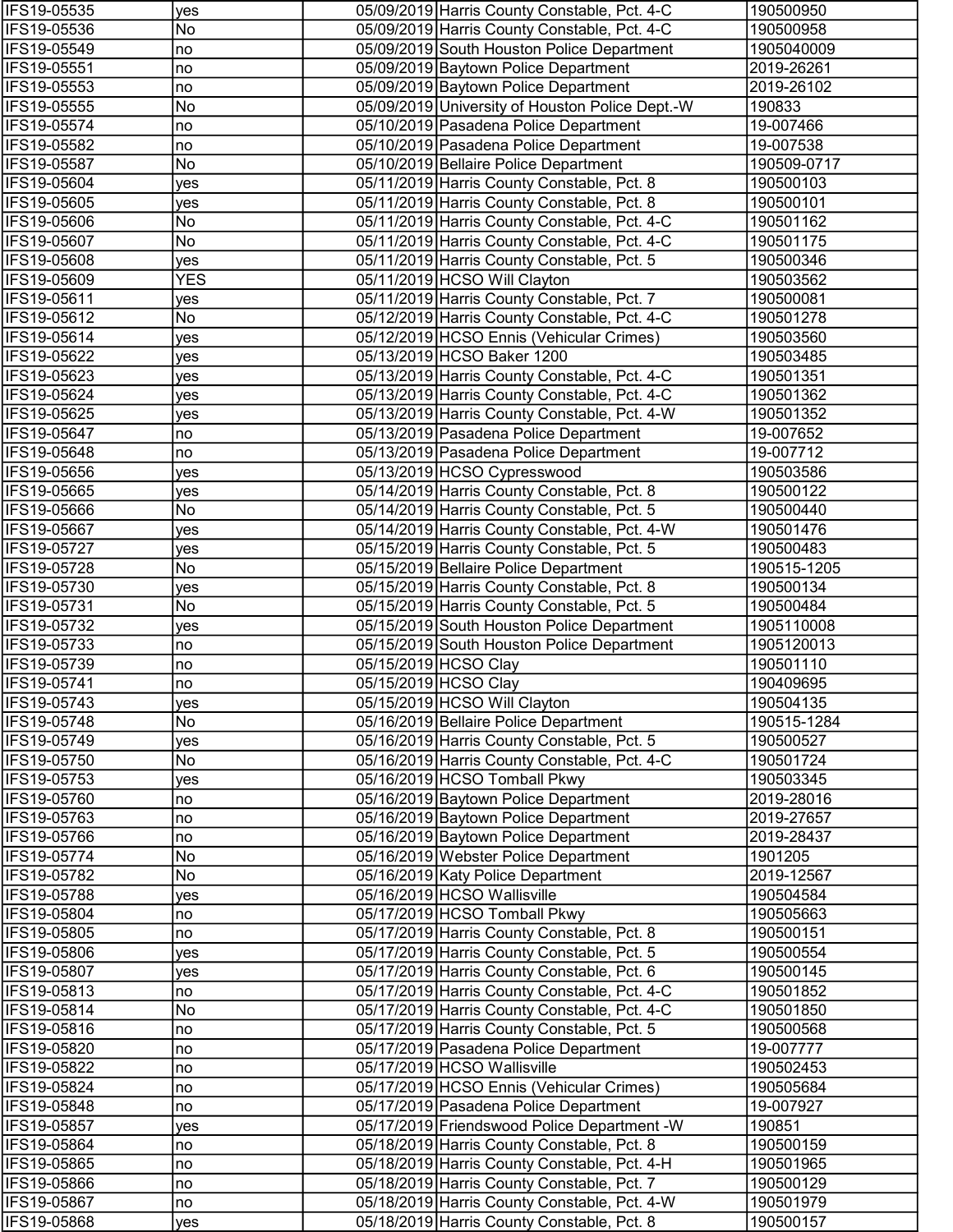| | | | | |
|---|---|---|---|---|
| IFS19-05535 | yes | 05/09/2019 | Harris County Constable, Pct. 4-C | 190500950 |
| IFS19-05536 | No | 05/09/2019 | Harris County Constable, Pct. 4-C | 190500958 |
| IFS19-05549 | no | 05/09/2019 | South Houston Police Department | 1905040009 |
| IFS19-05551 | no | 05/09/2019 | Baytown Police Department | 2019-26261 |
| IFS19-05553 | no | 05/09/2019 | Baytown Police Department | 2019-26102 |
| IFS19-05555 | No | 05/09/2019 | University of Houston Police Dept.-W | 190833 |
| IFS19-05574 | no | 05/10/2019 | Pasadena Police Department | 19-007466 |
| IFS19-05582 | no | 05/10/2019 | Pasadena Police Department | 19-007538 |
| IFS19-05587 | No | 05/10/2019 | Bellaire Police Department | 190509-0717 |
| IFS19-05604 | yes | 05/11/2019 | Harris County Constable, Pct. 8 | 190500103 |
| IFS19-05605 | yes | 05/11/2019 | Harris County Constable, Pct. 8 | 190500101 |
| IFS19-05606 | No | 05/11/2019 | Harris County Constable, Pct. 4-C | 190501162 |
| IFS19-05607 | No | 05/11/2019 | Harris County Constable, Pct. 4-C | 190501175 |
| IFS19-05608 | yes | 05/11/2019 | Harris County Constable, Pct. 5 | 190500346 |
| IFS19-05609 | YES | 05/11/2019 | HCSO Will Clayton | 190503562 |
| IFS19-05611 | yes | 05/11/2019 | Harris County Constable, Pct. 7 | 190500081 |
| IFS19-05612 | No | 05/12/2019 | Harris County Constable, Pct. 4-C | 190501278 |
| IFS19-05614 | yes | 05/12/2019 | HCSO Ennis (Vehicular Crimes) | 190503560 |
| IFS19-05622 | yes | 05/13/2019 | HCSO Baker 1200 | 190503485 |
| IFS19-05623 | yes | 05/13/2019 | Harris County Constable, Pct. 4-C | 190501351 |
| IFS19-05624 | yes | 05/13/2019 | Harris County Constable, Pct. 4-C | 190501362 |
| IFS19-05625 | yes | 05/13/2019 | Harris County Constable, Pct. 4-W | 190501352 |
| IFS19-05647 | no | 05/13/2019 | Pasadena Police Department | 19-007652 |
| IFS19-05648 | no | 05/13/2019 | Pasadena Police Department | 19-007712 |
| IFS19-05656 | yes | 05/13/2019 | HCSO Cypresswood | 190503586 |
| IFS19-05665 | yes | 05/14/2019 | Harris County Constable, Pct. 8 | 190500122 |
| IFS19-05666 | No | 05/14/2019 | Harris County Constable, Pct. 5 | 190500440 |
| IFS19-05667 | yes | 05/14/2019 | Harris County Constable, Pct. 4-W | 190501476 |
| IFS19-05727 | yes | 05/15/2019 | Harris County Constable, Pct. 5 | 190500483 |
| IFS19-05728 | No | 05/15/2019 | Bellaire Police Department | 190515-1205 |
| IFS19-05730 | yes | 05/15/2019 | Harris County Constable, Pct. 8 | 190500134 |
| IFS19-05731 | No | 05/15/2019 | Harris County Constable, Pct. 5 | 190500484 |
| IFS19-05732 | yes | 05/15/2019 | South Houston Police Department | 1905110008 |
| IFS19-05733 | no | 05/15/2019 | South Houston Police Department | 1905120013 |
| IFS19-05739 | no | 05/15/2019 | HCSO Clay | 190501110 |
| IFS19-05741 | no | 05/15/2019 | HCSO Clay | 190409695 |
| IFS19-05743 | yes | 05/15/2019 | HCSO Will Clayton | 190504135 |
| IFS19-05748 | No | 05/16/2019 | Bellaire Police Department | 190515-1284 |
| IFS19-05749 | yes | 05/16/2019 | Harris County Constable, Pct. 5 | 190500527 |
| IFS19-05750 | No | 05/16/2019 | Harris County Constable, Pct. 4-C | 190501724 |
| IFS19-05753 | yes | 05/16/2019 | HCSO Tomball Pkwy | 190503345 |
| IFS19-05760 | no | 05/16/2019 | Baytown Police Department | 2019-28016 |
| IFS19-05763 | no | 05/16/2019 | Baytown Police Department | 2019-27657 |
| IFS19-05766 | no | 05/16/2019 | Baytown Police Department | 2019-28437 |
| IFS19-05774 | No | 05/16/2019 | Webster Police Department | 1901205 |
| IFS19-05782 | No | 05/16/2019 | Katy Police Department | 2019-12567 |
| IFS19-05788 | yes | 05/16/2019 | HCSO Wallisville | 190504584 |
| IFS19-05804 | no | 05/17/2019 | HCSO Tomball Pkwy | 190505663 |
| IFS19-05805 | no | 05/17/2019 | Harris County Constable, Pct. 8 | 190500151 |
| IFS19-05806 | yes | 05/17/2019 | Harris County Constable, Pct. 5 | 190500554 |
| IFS19-05807 | yes | 05/17/2019 | Harris County Constable, Pct. 6 | 190500145 |
| IFS19-05813 | no | 05/17/2019 | Harris County Constable, Pct. 4-C | 190501852 |
| IFS19-05814 | No | 05/17/2019 | Harris County Constable, Pct. 4-C | 190501850 |
| IFS19-05816 | no | 05/17/2019 | Harris County Constable, Pct. 5 | 190500568 |
| IFS19-05820 | no | 05/17/2019 | Pasadena Police Department | 19-007777 |
| IFS19-05822 | no | 05/17/2019 | HCSO Wallisville | 190502453 |
| IFS19-05824 | no | 05/17/2019 | HCSO Ennis (Vehicular Crimes) | 190505684 |
| IFS19-05848 | no | 05/17/2019 | Pasadena Police Department | 19-007927 |
| IFS19-05857 | yes | 05/17/2019 | Friendswood Police Department -W | 190851 |
| IFS19-05864 | no | 05/18/2019 | Harris County Constable, Pct. 8 | 190500159 |
| IFS19-05865 | no | 05/18/2019 | Harris County Constable, Pct. 4-H | 190501965 |
| IFS19-05866 | no | 05/18/2019 | Harris County Constable, Pct. 7 | 190500129 |
| IFS19-05867 | no | 05/18/2019 | Harris County Constable, Pct. 4-W | 190501979 |
| IFS19-05868 | yes | 05/18/2019 | Harris County Constable, Pct. 8 | 190500157 |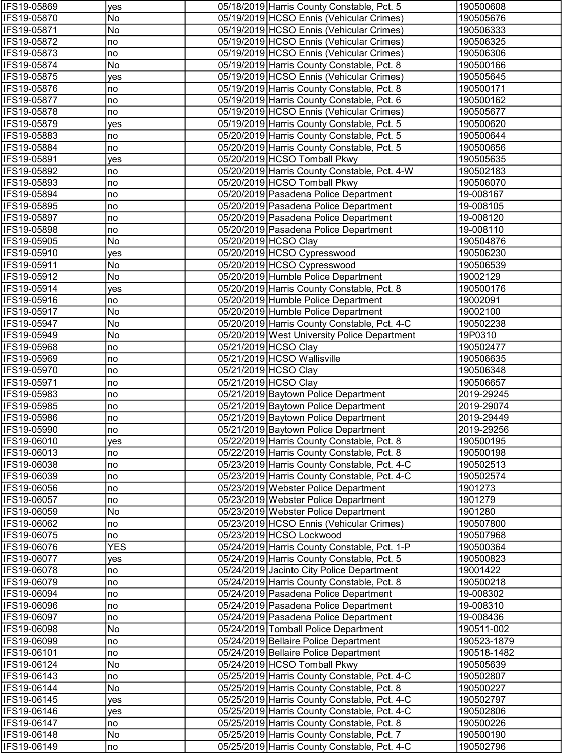| | | | | |
|---|---|---|---|---|
| IFS19-05869 | yes | 05/18/2019 | Harris County Constable, Pct. 5 | 190500608 |
| IFS19-05870 | No | 05/19/2019 | HCSO Ennis (Vehicular Crimes) | 190505676 |
| IFS19-05871 | No | 05/19/2019 | HCSO Ennis (Vehicular Crimes) | 190506333 |
| IFS19-05872 | no | 05/19/2019 | HCSO Ennis (Vehicular Crimes) | 190506325 |
| IFS19-05873 | no | 05/19/2019 | HCSO Ennis (Vehicular Crimes) | 190506306 |
| IFS19-05874 | No | 05/19/2019 | Harris County Constable, Pct. 8 | 190500166 |
| IFS19-05875 | yes | 05/19/2019 | HCSO Ennis (Vehicular Crimes) | 190505645 |
| IFS19-05876 | no | 05/19/2019 | Harris County Constable, Pct. 8 | 190500171 |
| IFS19-05877 | no | 05/19/2019 | Harris County Constable, Pct. 6 | 190500162 |
| IFS19-05878 | no | 05/19/2019 | HCSO Ennis (Vehicular Crimes) | 190505677 |
| IFS19-05879 | yes | 05/19/2019 | Harris County Constable, Pct. 5 | 190500620 |
| IFS19-05883 | no | 05/20/2019 | Harris County Constable, Pct. 5 | 190500644 |
| IFS19-05884 | no | 05/20/2019 | Harris County Constable, Pct. 5 | 190500656 |
| IFS19-05891 | yes | 05/20/2019 | HCSO Tomball Pkwy | 190505635 |
| IFS19-05892 | no | 05/20/2019 | Harris County Constable, Pct. 4-W | 190502183 |
| IFS19-05893 | no | 05/20/2019 | HCSO Tomball Pkwy | 190506070 |
| IFS19-05894 | no | 05/20/2019 | Pasadena Police Department | 19-008167 |
| IFS19-05895 | no | 05/20/2019 | Pasadena Police Department | 19-008105 |
| IFS19-05897 | no | 05/20/2019 | Pasadena Police Department | 19-008120 |
| IFS19-05898 | no | 05/20/2019 | Pasadena Police Department | 19-008110 |
| IFS19-05905 | No | 05/20/2019 | HCSO Clay | 190504876 |
| IFS19-05910 | yes | 05/20/2019 | HCSO Cypresswood | 190506230 |
| IFS19-05911 | No | 05/20/2019 | HCSO Cypresswood | 190506539 |
| IFS19-05912 | No | 05/20/2019 | Humble Police Department | 19002129 |
| IFS19-05914 | yes | 05/20/2019 | Harris County Constable, Pct. 8 | 190500176 |
| IFS19-05916 | no | 05/20/2019 | Humble Police Department | 19002091 |
| IFS19-05917 | No | 05/20/2019 | Humble Police Department | 19002100 |
| IFS19-05947 | No | 05/20/2019 | Harris County Constable, Pct. 4-C | 190502238 |
| IFS19-05949 | No | 05/20/2019 | West University Police Department | 19P0310 |
| IFS19-05968 | no | 05/21/2019 | HCSO Clay | 190502477 |
| IFS19-05969 | no | 05/21/2019 | HCSO Wallisville | 190506635 |
| IFS19-05970 | no | 05/21/2019 | HCSO Clay | 190506348 |
| IFS19-05971 | no | 05/21/2019 | HCSO Clay | 190506657 |
| IFS19-05983 | no | 05/21/2019 | Baytown Police Department | 2019-29245 |
| IFS19-05985 | no | 05/21/2019 | Baytown Police Department | 2019-29074 |
| IFS19-05986 | no | 05/21/2019 | Baytown Police Department | 2019-29449 |
| IFS19-05990 | no | 05/21/2019 | Baytown Police Department | 2019-29256 |
| IFS19-06010 | yes | 05/22/2019 | Harris County Constable, Pct. 8 | 190500195 |
| IFS19-06013 | no | 05/22/2019 | Harris County Constable, Pct. 8 | 190500198 |
| IFS19-06038 | no | 05/23/2019 | Harris County Constable, Pct. 4-C | 190502513 |
| IFS19-06039 | no | 05/23/2019 | Harris County Constable, Pct. 4-C | 190502574 |
| IFS19-06056 | no | 05/23/2019 | Webster Police Department | 1901273 |
| IFS19-06057 | no | 05/23/2019 | Webster Police Department | 1901279 |
| IFS19-06059 | No | 05/23/2019 | Webster Police Department | 1901280 |
| IFS19-06062 | no | 05/23/2019 | HCSO Ennis (Vehicular Crimes) | 190507800 |
| IFS19-06075 | no | 05/23/2019 | HCSO Lockwood | 190507968 |
| IFS19-06076 | YES | 05/24/2019 | Harris County Constable, Pct. 1-P | 190500364 |
| IFS19-06077 | yes | 05/24/2019 | Harris County Constable, Pct. 5 | 190500823 |
| IFS19-06078 | no | 05/24/2019 | Jacinto City Police Department | 19001422 |
| IFS19-06079 | no | 05/24/2019 | Harris County Constable, Pct. 8 | 190500218 |
| IFS19-06094 | no | 05/24/2019 | Pasadena Police Department | 19-008302 |
| IFS19-06096 | no | 05/24/2019 | Pasadena Police Department | 19-008310 |
| IFS19-06097 | no | 05/24/2019 | Pasadena Police Department | 19-008436 |
| IFS19-06098 | No | 05/24/2019 | Tomball Police Department | 190511-002 |
| IFS19-06099 | no | 05/24/2019 | Bellaire Police Department | 190523-1879 |
| IFS19-06101 | no | 05/24/2019 | Bellaire Police Department | 190518-1482 |
| IFS19-06124 | No | 05/24/2019 | HCSO Tomball Pkwy | 190505639 |
| IFS19-06143 | no | 05/25/2019 | Harris County Constable, Pct. 4-C | 190502807 |
| IFS19-06144 | No | 05/25/2019 | Harris County Constable, Pct. 8 | 190500227 |
| IFS19-06145 | yes | 05/25/2019 | Harris County Constable, Pct. 4-C | 190502797 |
| IFS19-06146 | yes | 05/25/2019 | Harris County Constable, Pct. 4-C | 190502806 |
| IFS19-06147 | no | 05/25/2019 | Harris County Constable, Pct. 8 | 190500226 |
| IFS19-06148 | No | 05/25/2019 | Harris County Constable, Pct. 7 | 190500190 |
| IFS19-06149 | no | 05/25/2019 | Harris County Constable, Pct. 4-C | 190502796 |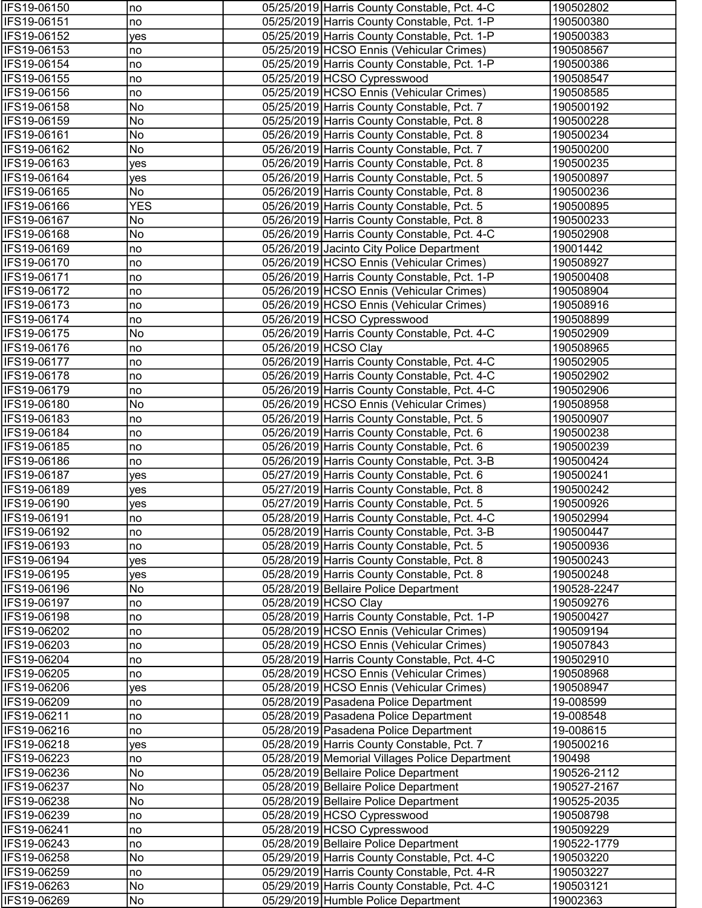| | | | | |
|---|---|---|---|---|
| IFS19-06150 | no | 05/25/2019 | Harris County Constable, Pct. 4-C | 190502802 |
| IFS19-06151 | no | 05/25/2019 | Harris County Constable, Pct. 1-P | 190500380 |
| IFS19-06152 | yes | 05/25/2019 | Harris County Constable, Pct. 1-P | 190500383 |
| IFS19-06153 | no | 05/25/2019 | HCSO Ennis (Vehicular Crimes) | 190508567 |
| IFS19-06154 | no | 05/25/2019 | Harris County Constable, Pct. 1-P | 190500386 |
| IFS19-06155 | no | 05/25/2019 | HCSO Cypresswood | 190508547 |
| IFS19-06156 | no | 05/25/2019 | HCSO Ennis (Vehicular Crimes) | 190508585 |
| IFS19-06158 | No | 05/25/2019 | Harris County Constable, Pct. 7 | 190500192 |
| IFS19-06159 | No | 05/25/2019 | Harris County Constable, Pct. 8 | 190500228 |
| IFS19-06161 | No | 05/26/2019 | Harris County Constable, Pct. 8 | 190500234 |
| IFS19-06162 | No | 05/26/2019 | Harris County Constable, Pct. 7 | 190500200 |
| IFS19-06163 | yes | 05/26/2019 | Harris County Constable, Pct. 8 | 190500235 |
| IFS19-06164 | yes | 05/26/2019 | Harris County Constable, Pct. 5 | 190500897 |
| IFS19-06165 | No | 05/26/2019 | Harris County Constable, Pct. 8 | 190500236 |
| IFS19-06166 | YES | 05/26/2019 | Harris County Constable, Pct. 5 | 190500895 |
| IFS19-06167 | No | 05/26/2019 | Harris County Constable, Pct. 8 | 190500233 |
| IFS19-06168 | No | 05/26/2019 | Harris County Constable, Pct. 4-C | 190502908 |
| IFS19-06169 | no | 05/26/2019 | Jacinto City Police Department | 19001442 |
| IFS19-06170 | no | 05/26/2019 | HCSO Ennis (Vehicular Crimes) | 190508927 |
| IFS19-06171 | no | 05/26/2019 | Harris County Constable, Pct. 1-P | 190500408 |
| IFS19-06172 | no | 05/26/2019 | HCSO Ennis (Vehicular Crimes) | 190508904 |
| IFS19-06173 | no | 05/26/2019 | HCSO Ennis (Vehicular Crimes) | 190508916 |
| IFS19-06174 | no | 05/26/2019 | HCSO Cypresswood | 190508899 |
| IFS19-06175 | No | 05/26/2019 | Harris County Constable, Pct. 4-C | 190502909 |
| IFS19-06176 | no | 05/26/2019 | HCSO Clay | 190508965 |
| IFS19-06177 | no | 05/26/2019 | Harris County Constable, Pct. 4-C | 190502905 |
| IFS19-06178 | no | 05/26/2019 | Harris County Constable, Pct. 4-C | 190502902 |
| IFS19-06179 | no | 05/26/2019 | Harris County Constable, Pct. 4-C | 190502906 |
| IFS19-06180 | No | 05/26/2019 | HCSO Ennis (Vehicular Crimes) | 190508958 |
| IFS19-06183 | no | 05/26/2019 | Harris County Constable, Pct. 5 | 190500907 |
| IFS19-06184 | no | 05/26/2019 | Harris County Constable, Pct. 6 | 190500238 |
| IFS19-06185 | no | 05/26/2019 | Harris County Constable, Pct. 6 | 190500239 |
| IFS19-06186 | no | 05/26/2019 | Harris County Constable, Pct. 3-B | 190500424 |
| IFS19-06187 | yes | 05/27/2019 | Harris County Constable, Pct. 6 | 190500241 |
| IFS19-06189 | yes | 05/27/2019 | Harris County Constable, Pct. 8 | 190500242 |
| IFS19-06190 | yes | 05/27/2019 | Harris County Constable, Pct. 5 | 190500926 |
| IFS19-06191 | no | 05/28/2019 | Harris County Constable, Pct. 4-C | 190502994 |
| IFS19-06192 | no | 05/28/2019 | Harris County Constable, Pct. 3-B | 190500447 |
| IFS19-06193 | no | 05/28/2019 | Harris County Constable, Pct. 5 | 190500936 |
| IFS19-06194 | yes | 05/28/2019 | Harris County Constable, Pct. 8 | 190500243 |
| IFS19-06195 | yes | 05/28/2019 | Harris County Constable, Pct. 8 | 190500248 |
| IFS19-06196 | No | 05/28/2019 | Bellaire Police Department | 190528-2247 |
| IFS19-06197 | no | 05/28/2019 | HCSO Clay | 190509276 |
| IFS19-06198 | no | 05/28/2019 | Harris County Constable, Pct. 1-P | 190500427 |
| IFS19-06202 | no | 05/28/2019 | HCSO Ennis (Vehicular Crimes) | 190509194 |
| IFS19-06203 | no | 05/28/2019 | HCSO Ennis (Vehicular Crimes) | 190507843 |
| IFS19-06204 | no | 05/28/2019 | Harris County Constable, Pct. 4-C | 190502910 |
| IFS19-06205 | no | 05/28/2019 | HCSO Ennis (Vehicular Crimes) | 190508968 |
| IFS19-06206 | yes | 05/28/2019 | HCSO Ennis (Vehicular Crimes) | 190508947 |
| IFS19-06209 | no | 05/28/2019 | Pasadena Police Department | 19-008599 |
| IFS19-06211 | no | 05/28/2019 | Pasadena Police Department | 19-008548 |
| IFS19-06216 | no | 05/28/2019 | Pasadena Police Department | 19-008615 |
| IFS19-06218 | yes | 05/28/2019 | Harris County Constable, Pct. 7 | 190500216 |
| IFS19-06223 | no | 05/28/2019 | Memorial Villages Police Department | 190498 |
| IFS19-06236 | No | 05/28/2019 | Bellaire Police Department | 190526-2112 |
| IFS19-06237 | No | 05/28/2019 | Bellaire Police Department | 190527-2167 |
| IFS19-06238 | No | 05/28/2019 | Bellaire Police Department | 190525-2035 |
| IFS19-06239 | no | 05/28/2019 | HCSO Cypresswood | 190508798 |
| IFS19-06241 | no | 05/28/2019 | HCSO Cypresswood | 190509229 |
| IFS19-06243 | no | 05/28/2019 | Bellaire Police Department | 190522-1779 |
| IFS19-06258 | No | 05/29/2019 | Harris County Constable, Pct. 4-C | 190503220 |
| IFS19-06259 | no | 05/29/2019 | Harris County Constable, Pct. 4-R | 190503227 |
| IFS19-06263 | No | 05/29/2019 | Harris County Constable, Pct. 4-C | 190503121 |
| IFS19-06269 | No | 05/29/2019 | Humble Police Department | 19002363 |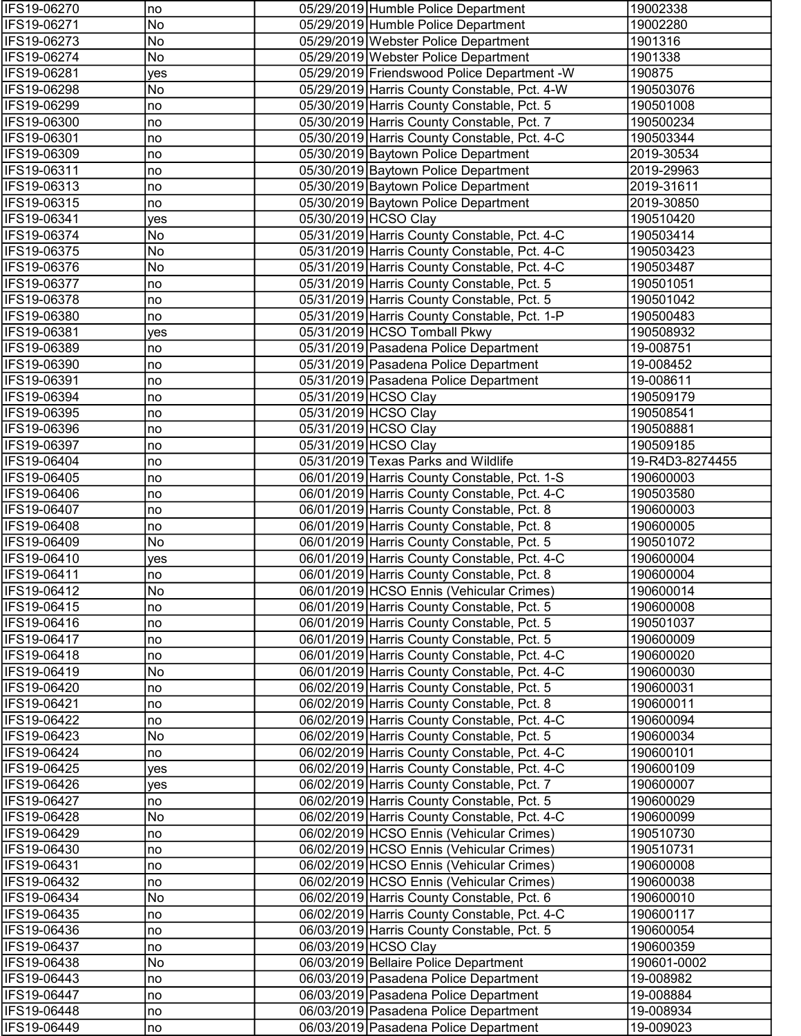| IFS19-06270 | no | 05/29/2019 | Humble Police Department | 19002338 |
|---|---|---|---|---|
| IFS19-06271 | No | 05/29/2019 | Humble Police Department | 19002280 |
| IFS19-06273 | No | 05/29/2019 | Webster Police Department | 1901316 |
| IFS19-06274 | No | 05/29/2019 | Webster Police Department | 1901338 |
| IFS19-06281 | yes | 05/29/2019 | Friendswood Police Department -W | 190875 |
| IFS19-06298 | No | 05/29/2019 | Harris County Constable, Pct. 4-W | 190503076 |
| IFS19-06299 | no | 05/30/2019 | Harris County Constable, Pct. 5 | 190501008 |
| IFS19-06300 | no | 05/30/2019 | Harris County Constable, Pct. 7 | 190500234 |
| IFS19-06301 | no | 05/30/2019 | Harris County Constable, Pct. 4-C | 190503344 |
| IFS19-06309 | no | 05/30/2019 | Baytown Police Department | 2019-30534 |
| IFS19-06311 | no | 05/30/2019 | Baytown Police Department | 2019-29963 |
| IFS19-06313 | no | 05/30/2019 | Baytown Police Department | 2019-31611 |
| IFS19-06315 | no | 05/30/2019 | Baytown Police Department | 2019-30850 |
| IFS19-06341 | yes | 05/30/2019 | HCSO Clay | 190510420 |
| IFS19-06374 | No | 05/31/2019 | Harris County Constable, Pct. 4-C | 190503414 |
| IFS19-06375 | No | 05/31/2019 | Harris County Constable, Pct. 4-C | 190503423 |
| IFS19-06376 | No | 05/31/2019 | Harris County Constable, Pct. 4-C | 190503487 |
| IFS19-06377 | no | 05/31/2019 | Harris County Constable, Pct. 5 | 190501051 |
| IFS19-06378 | no | 05/31/2019 | Harris County Constable, Pct. 5 | 190501042 |
| IFS19-06380 | no | 05/31/2019 | Harris County Constable, Pct. 1-P | 190500483 |
| IFS19-06381 | yes | 05/31/2019 | HCSO Tomball Pkwy | 190508932 |
| IFS19-06389 | no | 05/31/2019 | Pasadena Police Department | 19-008751 |
| IFS19-06390 | no | 05/31/2019 | Pasadena Police Department | 19-008452 |
| IFS19-06391 | no | 05/31/2019 | Pasadena Police Department | 19-008611 |
| IFS19-06394 | no | 05/31/2019 | HCSO Clay | 190509179 |
| IFS19-06395 | no | 05/31/2019 | HCSO Clay | 190508541 |
| IFS19-06396 | no | 05/31/2019 | HCSO Clay | 190508881 |
| IFS19-06397 | no | 05/31/2019 | HCSO Clay | 190509185 |
| IFS19-06404 | no | 05/31/2019 | Texas Parks and Wildlife | 19-R4D3-8274455 |
| IFS19-06405 | no | 06/01/2019 | Harris County Constable, Pct. 1-S | 190600003 |
| IFS19-06406 | no | 06/01/2019 | Harris County Constable, Pct. 4-C | 190503580 |
| IFS19-06407 | no | 06/01/2019 | Harris County Constable, Pct. 8 | 190600003 |
| IFS19-06408 | no | 06/01/2019 | Harris County Constable, Pct. 8 | 190600005 |
| IFS19-06409 | No | 06/01/2019 | Harris County Constable, Pct. 5 | 190501072 |
| IFS19-06410 | yes | 06/01/2019 | Harris County Constable, Pct. 4-C | 190600004 |
| IFS19-06411 | no | 06/01/2019 | Harris County Constable, Pct. 8 | 190600004 |
| IFS19-06412 | No | 06/01/2019 | HCSO Ennis (Vehicular Crimes) | 190600014 |
| IFS19-06415 | no | 06/01/2019 | Harris County Constable, Pct. 5 | 190600008 |
| IFS19-06416 | no | 06/01/2019 | Harris County Constable, Pct. 5 | 190501037 |
| IFS19-06417 | no | 06/01/2019 | Harris County Constable, Pct. 5 | 190600009 |
| IFS19-06418 | no | 06/01/2019 | Harris County Constable, Pct. 4-C | 190600020 |
| IFS19-06419 | No | 06/01/2019 | Harris County Constable, Pct. 4-C | 190600030 |
| IFS19-06420 | no | 06/02/2019 | Harris County Constable, Pct. 5 | 190600031 |
| IFS19-06421 | no | 06/02/2019 | Harris County Constable, Pct. 8 | 190600011 |
| IFS19-06422 | no | 06/02/2019 | Harris County Constable, Pct. 4-C | 190600094 |
| IFS19-06423 | No | 06/02/2019 | Harris County Constable, Pct. 5 | 190600034 |
| IFS19-06424 | no | 06/02/2019 | Harris County Constable, Pct. 4-C | 190600101 |
| IFS19-06425 | yes | 06/02/2019 | Harris County Constable, Pct. 4-C | 190600109 |
| IFS19-06426 | yes | 06/02/2019 | Harris County Constable, Pct. 7 | 190600007 |
| IFS19-06427 | no | 06/02/2019 | Harris County Constable, Pct. 5 | 190600029 |
| IFS19-06428 | No | 06/02/2019 | Harris County Constable, Pct. 4-C | 190600099 |
| IFS19-06429 | no | 06/02/2019 | HCSO Ennis (Vehicular Crimes) | 190510730 |
| IFS19-06430 | no | 06/02/2019 | HCSO Ennis (Vehicular Crimes) | 190510731 |
| IFS19-06431 | no | 06/02/2019 | HCSO Ennis (Vehicular Crimes) | 190600008 |
| IFS19-06432 | no | 06/02/2019 | HCSO Ennis (Vehicular Crimes) | 190600038 |
| IFS19-06434 | No | 06/02/2019 | Harris County Constable, Pct. 6 | 190600010 |
| IFS19-06435 | no | 06/02/2019 | Harris County Constable, Pct. 4-C | 190600117 |
| IFS19-06436 | no | 06/03/2019 | Harris County Constable, Pct. 5 | 190600054 |
| IFS19-06437 | no | 06/03/2019 | HCSO Clay | 190600359 |
| IFS19-06438 | No | 06/03/2019 | Bellaire Police Department | 190601-0002 |
| IFS19-06443 | no | 06/03/2019 | Pasadena Police Department | 19-008982 |
| IFS19-06447 | no | 06/03/2019 | Pasadena Police Department | 19-008884 |
| IFS19-06448 | no | 06/03/2019 | Pasadena Police Department | 19-008934 |
| IFS19-06449 | no | 06/03/2019 | Pasadena Police Department | 19-009023 |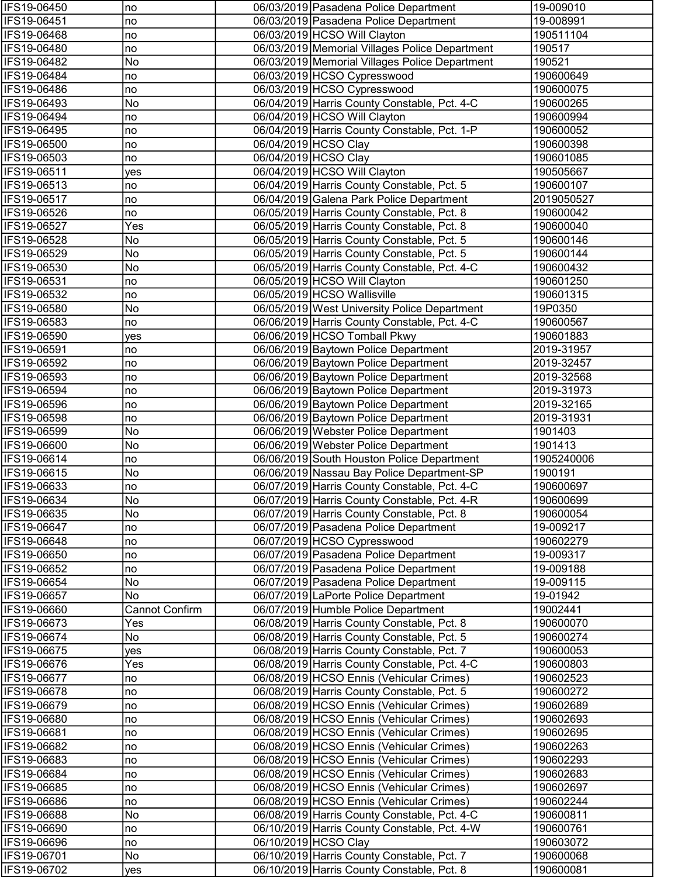| | | | | |
|---|---|---|---|---|
| IFS19-06450 | no | 06/03/2019 | Pasadena Police Department | 19-009010 |
| IFS19-06451 | no | 06/03/2019 | Pasadena Police Department | 19-008991 |
| IFS19-06468 | no | 06/03/2019 | HCSO Will Clayton | 190511104 |
| IFS19-06480 | no | 06/03/2019 | Memorial Villages Police Department | 190517 |
| IFS19-06482 | No | 06/03/2019 | Memorial Villages Police Department | 190521 |
| IFS19-06484 | no | 06/03/2019 | HCSO Cypresswood | 190600649 |
| IFS19-06486 | no | 06/03/2019 | HCSO Cypresswood | 190600075 |
| IFS19-06493 | No | 06/04/2019 | Harris County Constable, Pct. 4-C | 190600265 |
| IFS19-06494 | no | 06/04/2019 | HCSO Will Clayton | 190600994 |
| IFS19-06495 | no | 06/04/2019 | Harris County Constable, Pct. 1-P | 190600052 |
| IFS19-06500 | no | 06/04/2019 | HCSO Clay | 190600398 |
| IFS19-06503 | no | 06/04/2019 | HCSO Clay | 190601085 |
| IFS19-06511 | yes | 06/04/2019 | HCSO Will Clayton | 190505667 |
| IFS19-06513 | no | 06/04/2019 | Harris County Constable, Pct. 5 | 190600107 |
| IFS19-06517 | no | 06/04/2019 | Galena Park Police Department | 2019050527 |
| IFS19-06526 | no | 06/05/2019 | Harris County Constable, Pct. 8 | 190600042 |
| IFS19-06527 | Yes | 06/05/2019 | Harris County Constable, Pct. 8 | 190600040 |
| IFS19-06528 | No | 06/05/2019 | Harris County Constable, Pct. 5 | 190600146 |
| IFS19-06529 | No | 06/05/2019 | Harris County Constable, Pct. 5 | 190600144 |
| IFS19-06530 | No | 06/05/2019 | Harris County Constable, Pct. 4-C | 190600432 |
| IFS19-06531 | no | 06/05/2019 | HCSO Will Clayton | 190601250 |
| IFS19-06532 | no | 06/05/2019 | HCSO Wallisville | 190601315 |
| IFS19-06580 | No | 06/05/2019 | West University Police Department | 19P0350 |
| IFS19-06583 | no | 06/06/2019 | Harris County Constable, Pct. 4-C | 190600567 |
| IFS19-06590 | yes | 06/06/2019 | HCSO Tomball Pkwy | 190601883 |
| IFS19-06591 | no | 06/06/2019 | Baytown Police Department | 2019-31957 |
| IFS19-06592 | no | 06/06/2019 | Baytown Police Department | 2019-32457 |
| IFS19-06593 | no | 06/06/2019 | Baytown Police Department | 2019-32568 |
| IFS19-06594 | no | 06/06/2019 | Baytown Police Department | 2019-31973 |
| IFS19-06596 | no | 06/06/2019 | Baytown Police Department | 2019-32165 |
| IFS19-06598 | no | 06/06/2019 | Baytown Police Department | 2019-31931 |
| IFS19-06599 | No | 06/06/2019 | Webster Police Department | 1901403 |
| IFS19-06600 | No | 06/06/2019 | Webster Police Department | 1901413 |
| IFS19-06614 | no | 06/06/2019 | South Houston Police Department | 1905240006 |
| IFS19-06615 | No | 06/06/2019 | Nassau Bay Police Department-SP | 1900191 |
| IFS19-06633 | no | 06/07/2019 | Harris County Constable, Pct. 4-C | 190600697 |
| IFS19-06634 | No | 06/07/2019 | Harris County Constable, Pct. 4-R | 190600699 |
| IFS19-06635 | No | 06/07/2019 | Harris County Constable, Pct. 8 | 190600054 |
| IFS19-06647 | no | 06/07/2019 | Pasadena Police Department | 19-009217 |
| IFS19-06648 | no | 06/07/2019 | HCSO Cypresswood | 190602279 |
| IFS19-06650 | no | 06/07/2019 | Pasadena Police Department | 19-009317 |
| IFS19-06652 | no | 06/07/2019 | Pasadena Police Department | 19-009188 |
| IFS19-06654 | No | 06/07/2019 | Pasadena Police Department | 19-009115 |
| IFS19-06657 | No | 06/07/2019 | LaPorte Police Department | 19-01942 |
| IFS19-06660 | Cannot Confirm | 06/07/2019 | Humble Police Department | 19002441 |
| IFS19-06673 | Yes | 06/08/2019 | Harris County Constable, Pct. 8 | 190600070 |
| IFS19-06674 | No | 06/08/2019 | Harris County Constable, Pct. 5 | 190600274 |
| IFS19-06675 | yes | 06/08/2019 | Harris County Constable, Pct. 7 | 190600053 |
| IFS19-06676 | Yes | 06/08/2019 | Harris County Constable, Pct. 4-C | 190600803 |
| IFS19-06677 | no | 06/08/2019 | HCSO Ennis (Vehicular Crimes) | 190602523 |
| IFS19-06678 | no | 06/08/2019 | Harris County Constable, Pct. 5 | 190600272 |
| IFS19-06679 | no | 06/08/2019 | HCSO Ennis (Vehicular Crimes) | 190602689 |
| IFS19-06680 | no | 06/08/2019 | HCSO Ennis (Vehicular Crimes) | 190602693 |
| IFS19-06681 | no | 06/08/2019 | HCSO Ennis (Vehicular Crimes) | 190602695 |
| IFS19-06682 | no | 06/08/2019 | HCSO Ennis (Vehicular Crimes) | 190602263 |
| IFS19-06683 | no | 06/08/2019 | HCSO Ennis (Vehicular Crimes) | 190602293 |
| IFS19-06684 | no | 06/08/2019 | HCSO Ennis (Vehicular Crimes) | 190602683 |
| IFS19-06685 | no | 06/08/2019 | HCSO Ennis (Vehicular Crimes) | 190602697 |
| IFS19-06686 | no | 06/08/2019 | HCSO Ennis (Vehicular Crimes) | 190602244 |
| IFS19-06688 | No | 06/08/2019 | Harris County Constable, Pct. 4-C | 190600811 |
| IFS19-06690 | no | 06/10/2019 | Harris County Constable, Pct. 4-W | 190600761 |
| IFS19-06696 | no | 06/10/2019 | HCSO Clay | 190603072 |
| IFS19-06701 | No | 06/10/2019 | Harris County Constable, Pct. 7 | 190600068 |
| IFS19-06702 | yes | 06/10/2019 | Harris County Constable, Pct. 8 | 190600081 |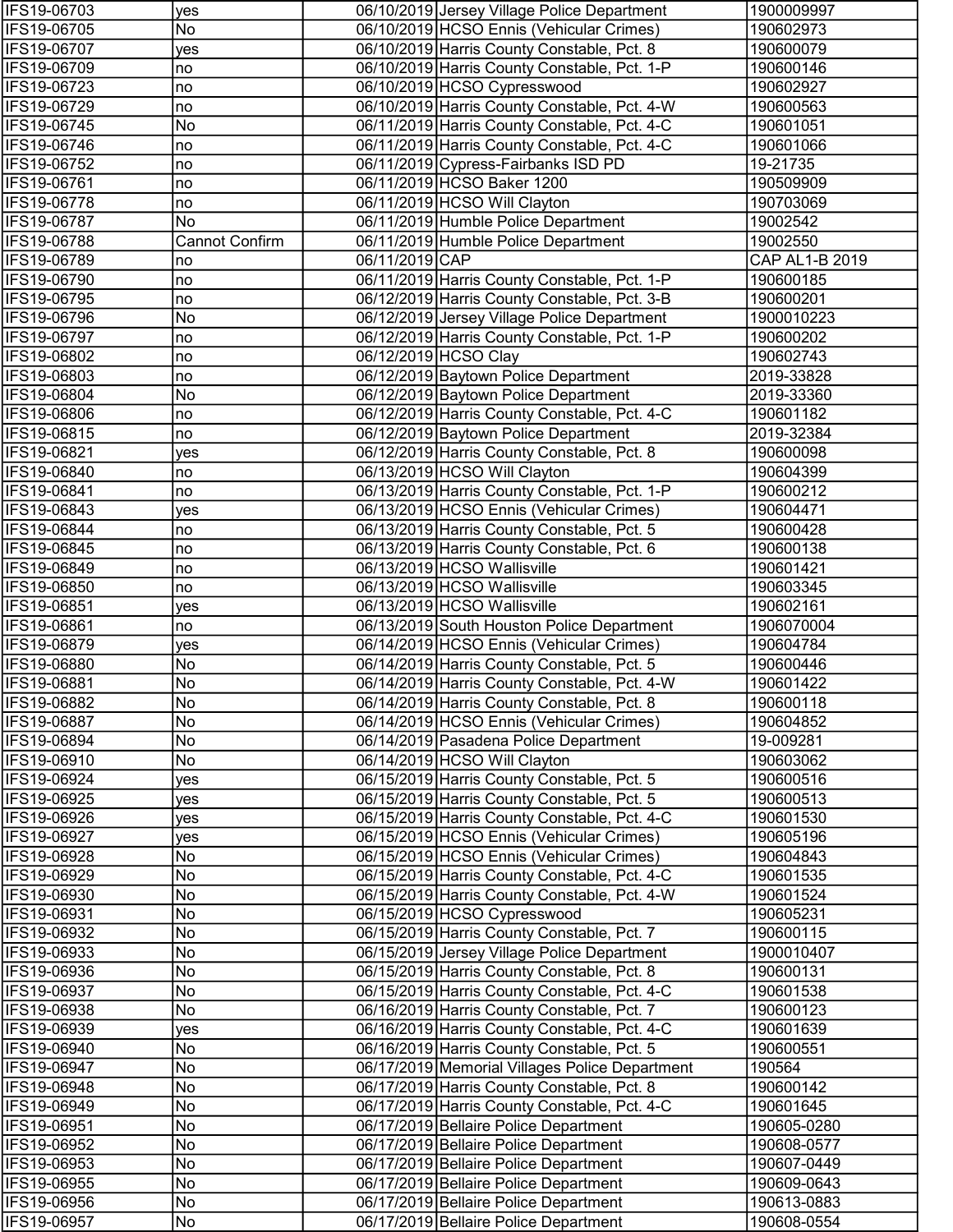| | | | | |
|---|---|---|---|---|
| IFS19-06703 | yes | 06/10/2019 | Jersey Village Police Department | 1900009997 |
| IFS19-06705 | No | 06/10/2019 | HCSO Ennis (Vehicular Crimes) | 190602973 |
| IFS19-06707 | yes | 06/10/2019 | Harris County Constable, Pct. 8 | 190600079 |
| IFS19-06709 | no | 06/10/2019 | Harris County Constable, Pct. 1-P | 190600146 |
| IFS19-06723 | no | 06/10/2019 | HCSO Cypresswood | 190602927 |
| IFS19-06729 | no | 06/10/2019 | Harris County Constable, Pct. 4-W | 190600563 |
| IFS19-06745 | No | 06/11/2019 | Harris County Constable, Pct. 4-C | 190601051 |
| IFS19-06746 | no | 06/11/2019 | Harris County Constable, Pct. 4-C | 190601066 |
| IFS19-06752 | no | 06/11/2019 | Cypress-Fairbanks ISD PD | 19-21735 |
| IFS19-06761 | no | 06/11/2019 | HCSO Baker 1200 | 190509909 |
| IFS19-06778 | no | 06/11/2019 | HCSO Will Clayton | 190703069 |
| IFS19-06787 | No | 06/11/2019 | Humble Police Department | 19002542 |
| IFS19-06788 | Cannot Confirm | 06/11/2019 | Humble Police Department | 19002550 |
| IFS19-06789 | no | 06/11/2019 | CAP | CAP AL1-B 2019 |
| IFS19-06790 | no | 06/11/2019 | Harris County Constable, Pct. 1-P | 190600185 |
| IFS19-06795 | no | 06/12/2019 | Harris County Constable, Pct. 3-B | 190600201 |
| IFS19-06796 | No | 06/12/2019 | Jersey Village Police Department | 1900010223 |
| IFS19-06797 | no | 06/12/2019 | Harris County Constable, Pct. 1-P | 190600202 |
| IFS19-06802 | no | 06/12/2019 | HCSO Clay | 190602743 |
| IFS19-06803 | no | 06/12/2019 | Baytown Police Department | 2019-33828 |
| IFS19-06804 | No | 06/12/2019 | Baytown Police Department | 2019-33360 |
| IFS19-06806 | no | 06/12/2019 | Harris County Constable, Pct. 4-C | 190601182 |
| IFS19-06815 | no | 06/12/2019 | Baytown Police Department | 2019-32384 |
| IFS19-06821 | yes | 06/12/2019 | Harris County Constable, Pct. 8 | 190600098 |
| IFS19-06840 | no | 06/13/2019 | HCSO Will Clayton | 190604399 |
| IFS19-06841 | no | 06/13/2019 | Harris County Constable, Pct. 1-P | 190600212 |
| IFS19-06843 | yes | 06/13/2019 | HCSO Ennis (Vehicular Crimes) | 190604471 |
| IFS19-06844 | no | 06/13/2019 | Harris County Constable, Pct. 5 | 190600428 |
| IFS19-06845 | no | 06/13/2019 | Harris County Constable, Pct. 6 | 190600138 |
| IFS19-06849 | no | 06/13/2019 | HCSO Wallisville | 190601421 |
| IFS19-06850 | no | 06/13/2019 | HCSO Wallisville | 190603345 |
| IFS19-06851 | yes | 06/13/2019 | HCSO Wallisville | 190602161 |
| IFS19-06861 | no | 06/13/2019 | South Houston Police Department | 1906070004 |
| IFS19-06879 | yes | 06/14/2019 | HCSO Ennis (Vehicular Crimes) | 190604784 |
| IFS19-06880 | No | 06/14/2019 | Harris County Constable, Pct. 5 | 190600446 |
| IFS19-06881 | No | 06/14/2019 | Harris County Constable, Pct. 4-W | 190601422 |
| IFS19-06882 | No | 06/14/2019 | Harris County Constable, Pct. 8 | 190600118 |
| IFS19-06887 | No | 06/14/2019 | HCSO Ennis (Vehicular Crimes) | 190604852 |
| IFS19-06894 | No | 06/14/2019 | Pasadena Police Department | 19-009281 |
| IFS19-06910 | No | 06/14/2019 | HCSO Will Clayton | 190603062 |
| IFS19-06924 | yes | 06/15/2019 | Harris County Constable, Pct. 5 | 190600516 |
| IFS19-06925 | yes | 06/15/2019 | Harris County Constable, Pct. 5 | 190600513 |
| IFS19-06926 | yes | 06/15/2019 | Harris County Constable, Pct. 4-C | 190601530 |
| IFS19-06927 | yes | 06/15/2019 | HCSO Ennis (Vehicular Crimes) | 190605196 |
| IFS19-06928 | No | 06/15/2019 | HCSO Ennis (Vehicular Crimes) | 190604843 |
| IFS19-06929 | No | 06/15/2019 | Harris County Constable, Pct. 4-C | 190601535 |
| IFS19-06930 | No | 06/15/2019 | Harris County Constable, Pct. 4-W | 190601524 |
| IFS19-06931 | No | 06/15/2019 | HCSO Cypresswood | 190605231 |
| IFS19-06932 | No | 06/15/2019 | Harris County Constable, Pct. 7 | 190600115 |
| IFS19-06933 | No | 06/15/2019 | Jersey Village Police Department | 1900010407 |
| IFS19-06936 | No | 06/15/2019 | Harris County Constable, Pct. 8 | 190600131 |
| IFS19-06937 | No | 06/15/2019 | Harris County Constable, Pct. 4-C | 190601538 |
| IFS19-06938 | No | 06/16/2019 | Harris County Constable, Pct. 7 | 190600123 |
| IFS19-06939 | yes | 06/16/2019 | Harris County Constable, Pct. 4-C | 190601639 |
| IFS19-06940 | No | 06/16/2019 | Harris County Constable, Pct. 5 | 190600551 |
| IFS19-06947 | No | 06/17/2019 | Memorial Villages Police Department | 190564 |
| IFS19-06948 | No | 06/17/2019 | Harris County Constable, Pct. 8 | 190600142 |
| IFS19-06949 | No | 06/17/2019 | Harris County Constable, Pct. 4-C | 190601645 |
| IFS19-06951 | No | 06/17/2019 | Bellaire Police Department | 190605-0280 |
| IFS19-06952 | No | 06/17/2019 | Bellaire Police Department | 190608-0577 |
| IFS19-06953 | No | 06/17/2019 | Bellaire Police Department | 190607-0449 |
| IFS19-06955 | No | 06/17/2019 | Bellaire Police Department | 190609-0643 |
| IFS19-06956 | No | 06/17/2019 | Bellaire Police Department | 190613-0883 |
| IFS19-06957 | No | 06/17/2019 | Bellaire Police Department | 190608-0554 |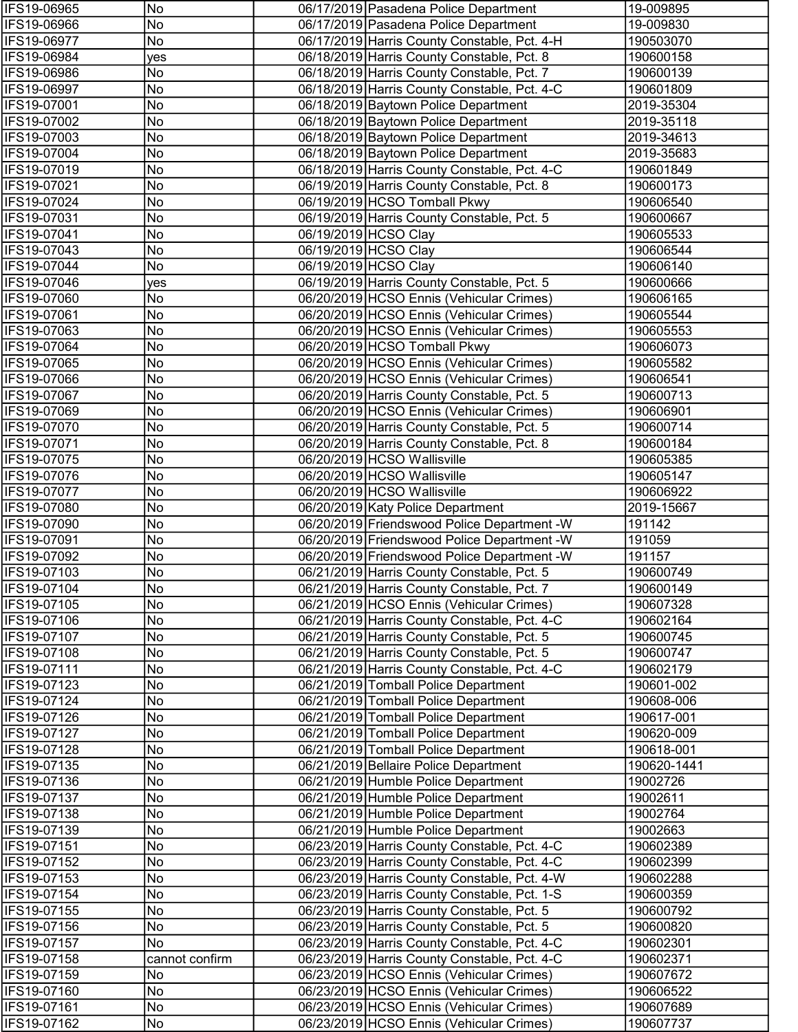| | | | | |
|---|---|---|---|---|
| IFS19-06965 | No | 06/17/2019 | Pasadena Police Department | 19-009895 |
| IFS19-06966 | No | 06/17/2019 | Pasadena Police Department | 19-009830 |
| IFS19-06977 | No | 06/17/2019 | Harris County Constable, Pct. 4-H | 190503070 |
| IFS19-06984 | yes | 06/18/2019 | Harris County Constable, Pct. 8 | 190600158 |
| IFS19-06986 | No | 06/18/2019 | Harris County Constable, Pct. 7 | 190600139 |
| IFS19-06997 | No | 06/18/2019 | Harris County Constable, Pct. 4-C | 190601809 |
| IFS19-07001 | No | 06/18/2019 | Baytown Police Department | 2019-35304 |
| IFS19-07002 | No | 06/18/2019 | Baytown Police Department | 2019-35118 |
| IFS19-07003 | No | 06/18/2019 | Baytown Police Department | 2019-34613 |
| IFS19-07004 | No | 06/18/2019 | Baytown Police Department | 2019-35683 |
| IFS19-07019 | No | 06/18/2019 | Harris County Constable, Pct. 4-C | 190601849 |
| IFS19-07021 | No | 06/19/2019 | Harris County Constable, Pct. 8 | 190600173 |
| IFS19-07024 | No | 06/19/2019 | HCSO Tomball Pkwy | 190606540 |
| IFS19-07031 | No | 06/19/2019 | Harris County Constable, Pct. 5 | 190600667 |
| IFS19-07041 | No | 06/19/2019 | HCSO Clay | 190605533 |
| IFS19-07043 | No | 06/19/2019 | HCSO Clay | 190606544 |
| IFS19-07044 | No | 06/19/2019 | HCSO Clay | 190606140 |
| IFS19-07046 | yes | 06/19/2019 | Harris County Constable, Pct. 5 | 190600666 |
| IFS19-07060 | No | 06/20/2019 | HCSO Ennis (Vehicular Crimes) | 190606165 |
| IFS19-07061 | No | 06/20/2019 | HCSO Ennis (Vehicular Crimes) | 190605544 |
| IFS19-07063 | No | 06/20/2019 | HCSO Ennis (Vehicular Crimes) | 190605553 |
| IFS19-07064 | No | 06/20/2019 | HCSO Tomball Pkwy | 190606073 |
| IFS19-07065 | No | 06/20/2019 | HCSO Ennis (Vehicular Crimes) | 190605582 |
| IFS19-07066 | No | 06/20/2019 | HCSO Ennis (Vehicular Crimes) | 190606541 |
| IFS19-07067 | No | 06/20/2019 | Harris County Constable, Pct. 5 | 190600713 |
| IFS19-07069 | No | 06/20/2019 | HCSO Ennis (Vehicular Crimes) | 190606901 |
| IFS19-07070 | No | 06/20/2019 | Harris County Constable, Pct. 5 | 190600714 |
| IFS19-07071 | No | 06/20/2019 | Harris County Constable, Pct. 8 | 190600184 |
| IFS19-07075 | No | 06/20/2019 | HCSO Wallisville | 190605385 |
| IFS19-07076 | No | 06/20/2019 | HCSO Wallisville | 190605147 |
| IFS19-07077 | No | 06/20/2019 | HCSO Wallisville | 190606922 |
| IFS19-07080 | No | 06/20/2019 | Katy Police Department | 2019-15667 |
| IFS19-07090 | No | 06/20/2019 | Friendswood Police Department -W | 191142 |
| IFS19-07091 | No | 06/20/2019 | Friendswood Police Department -W | 191059 |
| IFS19-07092 | No | 06/20/2019 | Friendswood Police Department -W | 191157 |
| IFS19-07103 | No | 06/21/2019 | Harris County Constable, Pct. 5 | 190600749 |
| IFS19-07104 | No | 06/21/2019 | Harris County Constable, Pct. 7 | 190600149 |
| IFS19-07105 | No | 06/21/2019 | HCSO Ennis (Vehicular Crimes) | 190607328 |
| IFS19-07106 | No | 06/21/2019 | Harris County Constable, Pct. 4-C | 190602164 |
| IFS19-07107 | No | 06/21/2019 | Harris County Constable, Pct. 5 | 190600745 |
| IFS19-07108 | No | 06/21/2019 | Harris County Constable, Pct. 5 | 190600747 |
| IFS19-07111 | No | 06/21/2019 | Harris County Constable, Pct. 4-C | 190602179 |
| IFS19-07123 | No | 06/21/2019 | Tomball Police Department | 190601-002 |
| IFS19-07124 | No | 06/21/2019 | Tomball Police Department | 190608-006 |
| IFS19-07126 | No | 06/21/2019 | Tomball Police Department | 190617-001 |
| IFS19-07127 | No | 06/21/2019 | Tomball Police Department | 190620-009 |
| IFS19-07128 | No | 06/21/2019 | Tomball Police Department | 190618-001 |
| IFS19-07135 | No | 06/21/2019 | Bellaire Police Department | 190620-1441 |
| IFS19-07136 | No | 06/21/2019 | Humble Police Department | 19002726 |
| IFS19-07137 | No | 06/21/2019 | Humble Police Department | 19002611 |
| IFS19-07138 | No | 06/21/2019 | Humble Police Department | 19002764 |
| IFS19-07139 | No | 06/21/2019 | Humble Police Department | 19002663 |
| IFS19-07151 | No | 06/23/2019 | Harris County Constable, Pct. 4-C | 190602389 |
| IFS19-07152 | No | 06/23/2019 | Harris County Constable, Pct. 4-C | 190602399 |
| IFS19-07153 | No | 06/23/2019 | Harris County Constable, Pct. 4-W | 190602288 |
| IFS19-07154 | No | 06/23/2019 | Harris County Constable, Pct. 1-S | 190600359 |
| IFS19-07155 | No | 06/23/2019 | Harris County Constable, Pct. 5 | 190600792 |
| IFS19-07156 | No | 06/23/2019 | Harris County Constable, Pct. 5 | 190600820 |
| IFS19-07157 | No | 06/23/2019 | Harris County Constable, Pct. 4-C | 190602301 |
| IFS19-07158 | cannot confirm | 06/23/2019 | Harris County Constable, Pct. 4-C | 190602371 |
| IFS19-07159 | No | 06/23/2019 | HCSO Ennis (Vehicular Crimes) | 190607672 |
| IFS19-07160 | No | 06/23/2019 | HCSO Ennis (Vehicular Crimes) | 190606522 |
| IFS19-07161 | No | 06/23/2019 | HCSO Ennis (Vehicular Crimes) | 190607689 |
| IFS19-07162 | No | 06/23/2019 | HCSO Ennis (Vehicular Crimes) | 190607737 |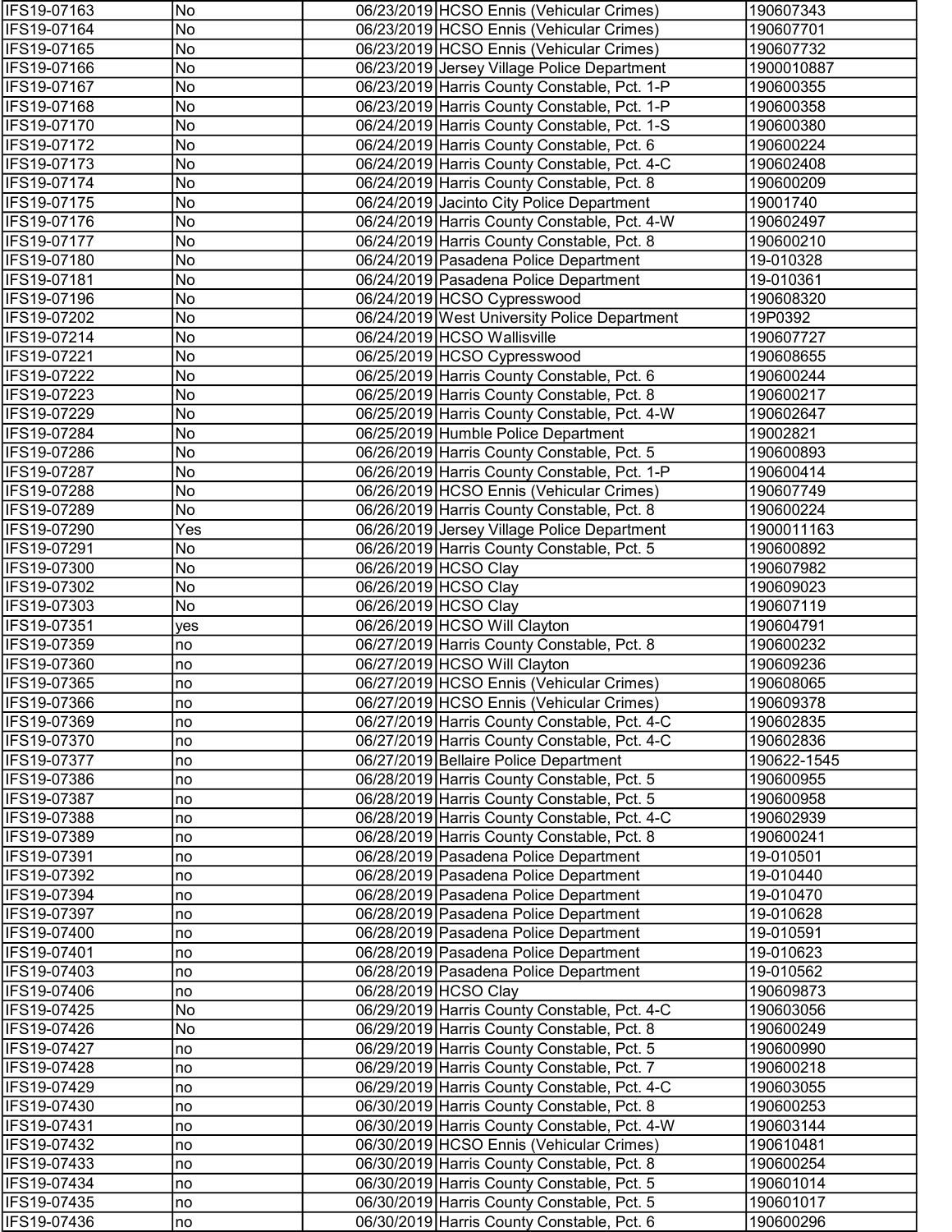| | | | | |
|---|---|---|---|---|
| IFS19-07163 | No | 06/23/2019 | HCSO Ennis (Vehicular Crimes) | 190607343 |
| IFS19-07164 | No | 06/23/2019 | HCSO Ennis (Vehicular Crimes) | 190607701 |
| IFS19-07165 | No | 06/23/2019 | HCSO Ennis (Vehicular Crimes) | 190607732 |
| IFS19-07166 | No | 06/23/2019 | Jersey Village Police Department | 1900010887 |
| IFS19-07167 | No | 06/23/2019 | Harris County Constable, Pct. 1-P | 190600355 |
| IFS19-07168 | No | 06/23/2019 | Harris County Constable, Pct. 1-P | 190600358 |
| IFS19-07170 | No | 06/24/2019 | Harris County Constable, Pct. 1-S | 190600380 |
| IFS19-07172 | No | 06/24/2019 | Harris County Constable, Pct. 6 | 190600224 |
| IFS19-07173 | No | 06/24/2019 | Harris County Constable, Pct. 4-C | 190602408 |
| IFS19-07174 | No | 06/24/2019 | Harris County Constable, Pct. 8 | 190600209 |
| IFS19-07175 | No | 06/24/2019 | Jacinto City Police Department | 19001740 |
| IFS19-07176 | No | 06/24/2019 | Harris County Constable, Pct. 4-W | 190602497 |
| IFS19-07177 | No | 06/24/2019 | Harris County Constable, Pct. 8 | 190600210 |
| IFS19-07180 | No | 06/24/2019 | Pasadena Police Department | 19-010328 |
| IFS19-07181 | No | 06/24/2019 | Pasadena Police Department | 19-010361 |
| IFS19-07196 | No | 06/24/2019 | HCSO Cypresswood | 190608320 |
| IFS19-07202 | No | 06/24/2019 | West University Police Department | 19P0392 |
| IFS19-07214 | No | 06/24/2019 | HCSO Wallisville | 190607727 |
| IFS19-07221 | No | 06/25/2019 | HCSO Cypresswood | 190608655 |
| IFS19-07222 | No | 06/25/2019 | Harris County Constable, Pct. 6 | 190600244 |
| IFS19-07223 | No | 06/25/2019 | Harris County Constable, Pct. 8 | 190600217 |
| IFS19-07229 | No | 06/25/2019 | Harris County Constable, Pct. 4-W | 190602647 |
| IFS19-07284 | No | 06/25/2019 | Humble Police Department | 19002821 |
| IFS19-07286 | No | 06/26/2019 | Harris County Constable, Pct. 5 | 190600893 |
| IFS19-07287 | No | 06/26/2019 | Harris County Constable, Pct. 1-P | 190600414 |
| IFS19-07288 | No | 06/26/2019 | HCSO Ennis (Vehicular Crimes) | 190607749 |
| IFS19-07289 | No | 06/26/2019 | Harris County Constable, Pct. 8 | 190600224 |
| IFS19-07290 | Yes | 06/26/2019 | Jersey Village Police Department | 1900011163 |
| IFS19-07291 | No | 06/26/2019 | Harris County Constable, Pct. 5 | 190600892 |
| IFS19-07300 | No | 06/26/2019 | HCSO Clay | 190607982 |
| IFS19-07302 | No | 06/26/2019 | HCSO Clay | 190609023 |
| IFS19-07303 | No | 06/26/2019 | HCSO Clay | 190607119 |
| IFS19-07351 | yes | 06/26/2019 | HCSO Will Clayton | 190604791 |
| IFS19-07359 | no | 06/27/2019 | Harris County Constable, Pct. 8 | 190600232 |
| IFS19-07360 | no | 06/27/2019 | HCSO Will Clayton | 190609236 |
| IFS19-07365 | no | 06/27/2019 | HCSO Ennis (Vehicular Crimes) | 190608065 |
| IFS19-07366 | no | 06/27/2019 | HCSO Ennis (Vehicular Crimes) | 190609378 |
| IFS19-07369 | no | 06/27/2019 | Harris County Constable, Pct. 4-C | 190602835 |
| IFS19-07370 | no | 06/27/2019 | Harris County Constable, Pct. 4-C | 190602836 |
| IFS19-07377 | no | 06/27/2019 | Bellaire Police Department | 190622-1545 |
| IFS19-07386 | no | 06/28/2019 | Harris County Constable, Pct. 5 | 190600955 |
| IFS19-07387 | no | 06/28/2019 | Harris County Constable, Pct. 5 | 190600958 |
| IFS19-07388 | no | 06/28/2019 | Harris County Constable, Pct. 4-C | 190602939 |
| IFS19-07389 | no | 06/28/2019 | Harris County Constable, Pct. 8 | 190600241 |
| IFS19-07391 | no | 06/28/2019 | Pasadena Police Department | 19-010501 |
| IFS19-07392 | no | 06/28/2019 | Pasadena Police Department | 19-010440 |
| IFS19-07394 | no | 06/28/2019 | Pasadena Police Department | 19-010470 |
| IFS19-07397 | no | 06/28/2019 | Pasadena Police Department | 19-010628 |
| IFS19-07400 | no | 06/28/2019 | Pasadena Police Department | 19-010591 |
| IFS19-07401 | no | 06/28/2019 | Pasadena Police Department | 19-010623 |
| IFS19-07403 | no | 06/28/2019 | Pasadena Police Department | 19-010562 |
| IFS19-07406 | no | 06/28/2019 | HCSO Clay | 190609873 |
| IFS19-07425 | No | 06/29/2019 | Harris County Constable, Pct. 4-C | 190603056 |
| IFS19-07426 | No | 06/29/2019 | Harris County Constable, Pct. 8 | 190600249 |
| IFS19-07427 | no | 06/29/2019 | Harris County Constable, Pct. 5 | 190600990 |
| IFS19-07428 | no | 06/29/2019 | Harris County Constable, Pct. 7 | 190600218 |
| IFS19-07429 | no | 06/29/2019 | Harris County Constable, Pct. 4-C | 190603055 |
| IFS19-07430 | no | 06/30/2019 | Harris County Constable, Pct. 8 | 190600253 |
| IFS19-07431 | no | 06/30/2019 | Harris County Constable, Pct. 4-W | 190603144 |
| IFS19-07432 | no | 06/30/2019 | HCSO Ennis (Vehicular Crimes) | 190610481 |
| IFS19-07433 | no | 06/30/2019 | Harris County Constable, Pct. 8 | 190600254 |
| IFS19-07434 | no | 06/30/2019 | Harris County Constable, Pct. 5 | 190601014 |
| IFS19-07435 | no | 06/30/2019 | Harris County Constable, Pct. 5 | 190601017 |
| IFS19-07436 | no | 06/30/2019 | Harris County Constable, Pct. 6 | 190600296 |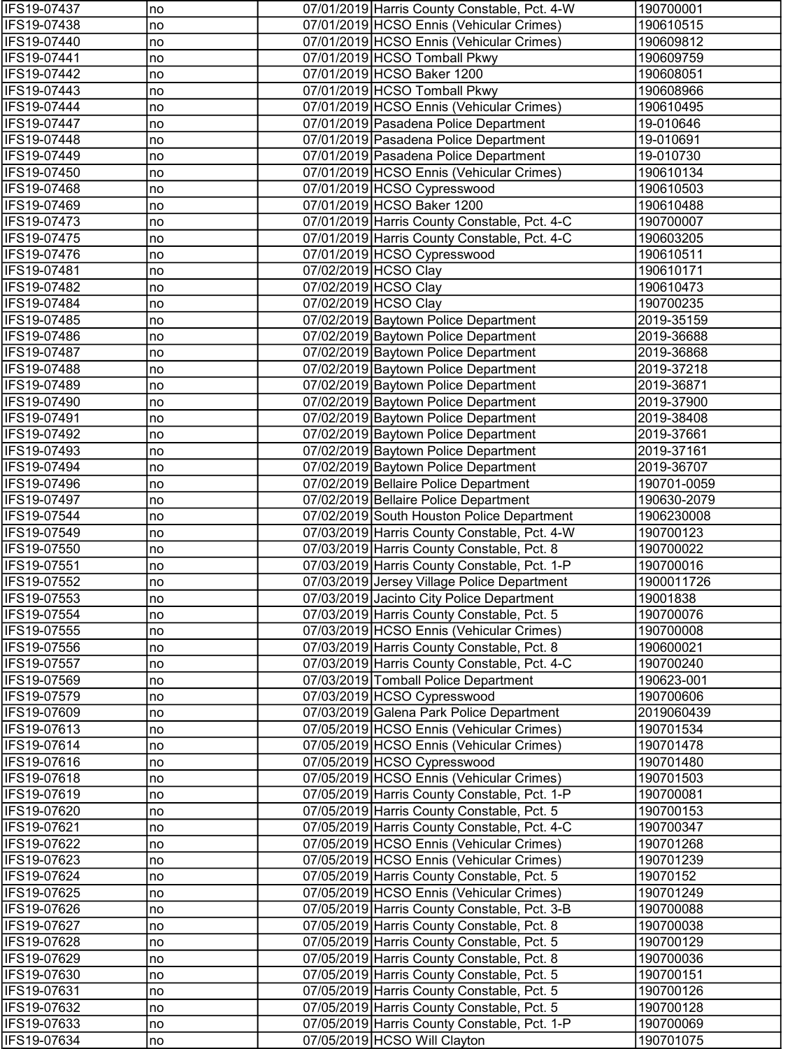| | | | | |
|---|---|---|---|---|
| IFS19-07437 | no | 07/01/2019 | Harris County Constable, Pct. 4-W | 190700001 |
| IFS19-07438 | no | 07/01/2019 | HCSO Ennis (Vehicular Crimes) | 190610515 |
| IFS19-07440 | no | 07/01/2019 | HCSO Ennis (Vehicular Crimes) | 190609812 |
| IFS19-07441 | no | 07/01/2019 | HCSO Tomball Pkwy | 190609759 |
| IFS19-07442 | no | 07/01/2019 | HCSO Baker 1200 | 190608051 |
| IFS19-07443 | no | 07/01/2019 | HCSO Tomball Pkwy | 190608966 |
| IFS19-07444 | no | 07/01/2019 | HCSO Ennis (Vehicular Crimes) | 190610495 |
| IFS19-07447 | no | 07/01/2019 | Pasadena Police Department | 19-010646 |
| IFS19-07448 | no | 07/01/2019 | Pasadena Police Department | 19-010691 |
| IFS19-07449 | no | 07/01/2019 | Pasadena Police Department | 19-010730 |
| IFS19-07450 | no | 07/01/2019 | HCSO Ennis (Vehicular Crimes) | 190610134 |
| IFS19-07468 | no | 07/01/2019 | HCSO Cypresswood | 190610503 |
| IFS19-07469 | no | 07/01/2019 | HCSO Baker 1200 | 190610488 |
| IFS19-07473 | no | 07/01/2019 | Harris County Constable, Pct. 4-C | 190700007 |
| IFS19-07475 | no | 07/01/2019 | Harris County Constable, Pct. 4-C | 190603205 |
| IFS19-07476 | no | 07/01/2019 | HCSO Cypresswood | 190610511 |
| IFS19-07481 | no | 07/02/2019 | HCSO Clay | 190610171 |
| IFS19-07482 | no | 07/02/2019 | HCSO Clay | 190610473 |
| IFS19-07484 | no | 07/02/2019 | HCSO Clay | 190700235 |
| IFS19-07485 | no | 07/02/2019 | Baytown Police Department | 2019-35159 |
| IFS19-07486 | no | 07/02/2019 | Baytown Police Department | 2019-36688 |
| IFS19-07487 | no | 07/02/2019 | Baytown Police Department | 2019-36868 |
| IFS19-07488 | no | 07/02/2019 | Baytown Police Department | 2019-37218 |
| IFS19-07489 | no | 07/02/2019 | Baytown Police Department | 2019-36871 |
| IFS19-07490 | no | 07/02/2019 | Baytown Police Department | 2019-37900 |
| IFS19-07491 | no | 07/02/2019 | Baytown Police Department | 2019-38408 |
| IFS19-07492 | no | 07/02/2019 | Baytown Police Department | 2019-37661 |
| IFS19-07493 | no | 07/02/2019 | Baytown Police Department | 2019-37161 |
| IFS19-07494 | no | 07/02/2019 | Baytown Police Department | 2019-36707 |
| IFS19-07496 | no | 07/02/2019 | Bellaire Police Department | 190701-0059 |
| IFS19-07497 | no | 07/02/2019 | Bellaire Police Department | 190630-2079 |
| IFS19-07544 | no | 07/02/2019 | South Houston Police Department | 1906230008 |
| IFS19-07549 | no | 07/03/2019 | Harris County Constable, Pct. 4-W | 190700123 |
| IFS19-07550 | no | 07/03/2019 | Harris County Constable, Pct. 8 | 190700022 |
| IFS19-07551 | no | 07/03/2019 | Harris County Constable, Pct. 1-P | 190700016 |
| IFS19-07552 | no | 07/03/2019 | Jersey Village Police Department | 1900011726 |
| IFS19-07553 | no | 07/03/2019 | Jacinto City Police Department | 19001838 |
| IFS19-07554 | no | 07/03/2019 | Harris County Constable, Pct. 5 | 190700076 |
| IFS19-07555 | no | 07/03/2019 | HCSO Ennis (Vehicular Crimes) | 190700008 |
| IFS19-07556 | no | 07/03/2019 | Harris County Constable, Pct. 8 | 190600021 |
| IFS19-07557 | no | 07/03/2019 | Harris County Constable, Pct. 4-C | 190700240 |
| IFS19-07569 | no | 07/03/2019 | Tomball Police Department | 190623-001 |
| IFS19-07579 | no | 07/03/2019 | HCSO Cypresswood | 190700606 |
| IFS19-07609 | no | 07/03/2019 | Galena Park Police Department | 2019060439 |
| IFS19-07613 | no | 07/05/2019 | HCSO Ennis (Vehicular Crimes) | 190701534 |
| IFS19-07614 | no | 07/05/2019 | HCSO Ennis (Vehicular Crimes) | 190701478 |
| IFS19-07616 | no | 07/05/2019 | HCSO Cypresswood | 190701480 |
| IFS19-07618 | no | 07/05/2019 | HCSO Ennis (Vehicular Crimes) | 190701503 |
| IFS19-07619 | no | 07/05/2019 | Harris County Constable, Pct. 1-P | 190700081 |
| IFS19-07620 | no | 07/05/2019 | Harris County Constable, Pct. 5 | 190700153 |
| IFS19-07621 | no | 07/05/2019 | Harris County Constable, Pct. 4-C | 190700347 |
| IFS19-07622 | no | 07/05/2019 | HCSO Ennis (Vehicular Crimes) | 190701268 |
| IFS19-07623 | no | 07/05/2019 | HCSO Ennis (Vehicular Crimes) | 190701239 |
| IFS19-07624 | no | 07/05/2019 | Harris County Constable, Pct. 5 | 19070152 |
| IFS19-07625 | no | 07/05/2019 | HCSO Ennis (Vehicular Crimes) | 190701249 |
| IFS19-07626 | no | 07/05/2019 | Harris County Constable, Pct. 3-B | 190700088 |
| IFS19-07627 | no | 07/05/2019 | Harris County Constable, Pct. 8 | 190700038 |
| IFS19-07628 | no | 07/05/2019 | Harris County Constable, Pct. 5 | 190700129 |
| IFS19-07629 | no | 07/05/2019 | Harris County Constable, Pct. 8 | 190700036 |
| IFS19-07630 | no | 07/05/2019 | Harris County Constable, Pct. 5 | 190700151 |
| IFS19-07631 | no | 07/05/2019 | Harris County Constable, Pct. 5 | 190700126 |
| IFS19-07632 | no | 07/05/2019 | Harris County Constable, Pct. 5 | 190700128 |
| IFS19-07633 | no | 07/05/2019 | Harris County Constable, Pct. 1-P | 190700069 |
| IFS19-07634 | no | 07/05/2019 | HCSO Will Clayton | 190701075 |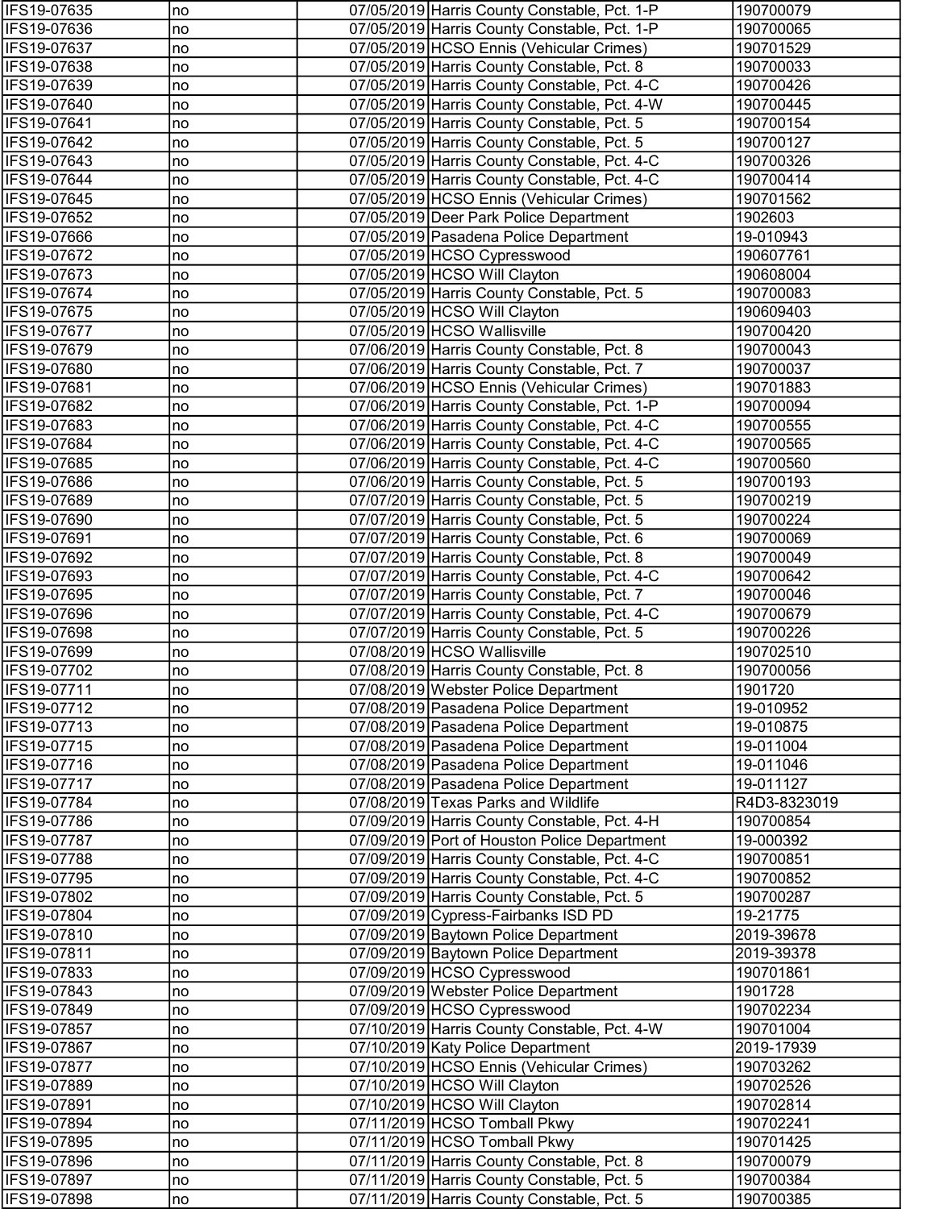| | | | | |
|---|---|---|---|---|
| IFS19-07635 | no | 07/05/2019 | Harris County Constable, Pct. 1-P | 190700079 |
| IFS19-07636 | no | 07/05/2019 | Harris County Constable, Pct. 1-P | 190700065 |
| IFS19-07637 | no | 07/05/2019 | HCSO Ennis (Vehicular Crimes) | 190701529 |
| IFS19-07638 | no | 07/05/2019 | Harris County Constable, Pct. 8 | 190700033 |
| IFS19-07639 | no | 07/05/2019 | Harris County Constable, Pct. 4-C | 190700426 |
| IFS19-07640 | no | 07/05/2019 | Harris County Constable, Pct. 4-W | 190700445 |
| IFS19-07641 | no | 07/05/2019 | Harris County Constable, Pct. 5 | 190700154 |
| IFS19-07642 | no | 07/05/2019 | Harris County Constable, Pct. 5 | 190700127 |
| IFS19-07643 | no | 07/05/2019 | Harris County Constable, Pct. 4-C | 190700326 |
| IFS19-07644 | no | 07/05/2019 | Harris County Constable, Pct. 4-C | 190700414 |
| IFS19-07645 | no | 07/05/2019 | HCSO Ennis (Vehicular Crimes) | 190701562 |
| IFS19-07652 | no | 07/05/2019 | Deer Park Police Department | 1902603 |
| IFS19-07666 | no | 07/05/2019 | Pasadena Police Department | 19-010943 |
| IFS19-07672 | no | 07/05/2019 | HCSO Cypresswood | 190607761 |
| IFS19-07673 | no | 07/05/2019 | HCSO Will Clayton | 190608004 |
| IFS19-07674 | no | 07/05/2019 | Harris County Constable, Pct. 5 | 190700083 |
| IFS19-07675 | no | 07/05/2019 | HCSO Will Clayton | 190609403 |
| IFS19-07677 | no | 07/05/2019 | HCSO Wallisville | 190700420 |
| IFS19-07679 | no | 07/06/2019 | Harris County Constable, Pct. 8 | 190700043 |
| IFS19-07680 | no | 07/06/2019 | Harris County Constable, Pct. 7 | 190700037 |
| IFS19-07681 | no | 07/06/2019 | HCSO Ennis (Vehicular Crimes) | 190701883 |
| IFS19-07682 | no | 07/06/2019 | Harris County Constable, Pct. 1-P | 190700094 |
| IFS19-07683 | no | 07/06/2019 | Harris County Constable, Pct. 4-C | 190700555 |
| IFS19-07684 | no | 07/06/2019 | Harris County Constable, Pct. 4-C | 190700565 |
| IFS19-07685 | no | 07/06/2019 | Harris County Constable, Pct. 4-C | 190700560 |
| IFS19-07686 | no | 07/06/2019 | Harris County Constable, Pct. 5 | 190700193 |
| IFS19-07689 | no | 07/07/2019 | Harris County Constable, Pct. 5 | 190700219 |
| IFS19-07690 | no | 07/07/2019 | Harris County Constable, Pct. 5 | 190700224 |
| IFS19-07691 | no | 07/07/2019 | Harris County Constable, Pct. 6 | 190700069 |
| IFS19-07692 | no | 07/07/2019 | Harris County Constable, Pct. 8 | 190700049 |
| IFS19-07693 | no | 07/07/2019 | Harris County Constable, Pct. 4-C | 190700642 |
| IFS19-07695 | no | 07/07/2019 | Harris County Constable, Pct. 7 | 190700046 |
| IFS19-07696 | no | 07/07/2019 | Harris County Constable, Pct. 4-C | 190700679 |
| IFS19-07698 | no | 07/07/2019 | Harris County Constable, Pct. 5 | 190700226 |
| IFS19-07699 | no | 07/08/2019 | HCSO Wallisville | 190702510 |
| IFS19-07702 | no | 07/08/2019 | Harris County Constable, Pct. 8 | 190700056 |
| IFS19-07711 | no | 07/08/2019 | Webster Police Department | 1901720 |
| IFS19-07712 | no | 07/08/2019 | Pasadena Police Department | 19-010952 |
| IFS19-07713 | no | 07/08/2019 | Pasadena Police Department | 19-010875 |
| IFS19-07715 | no | 07/08/2019 | Pasadena Police Department | 19-011004 |
| IFS19-07716 | no | 07/08/2019 | Pasadena Police Department | 19-011046 |
| IFS19-07717 | no | 07/08/2019 | Pasadena Police Department | 19-011127 |
| IFS19-07784 | no | 07/08/2019 | Texas Parks and Wildlife | R4D3-8323019 |
| IFS19-07786 | no | 07/09/2019 | Harris County Constable, Pct. 4-H | 190700854 |
| IFS19-07787 | no | 07/09/2019 | Port of Houston Police Department | 19-000392 |
| IFS19-07788 | no | 07/09/2019 | Harris County Constable, Pct. 4-C | 190700851 |
| IFS19-07795 | no | 07/09/2019 | Harris County Constable, Pct. 4-C | 190700852 |
| IFS19-07802 | no | 07/09/2019 | Harris County Constable, Pct. 5 | 190700287 |
| IFS19-07804 | no | 07/09/2019 | Cypress-Fairbanks ISD PD | 19-21775 |
| IFS19-07810 | no | 07/09/2019 | Baytown Police Department | 2019-39678 |
| IFS19-07811 | no | 07/09/2019 | Baytown Police Department | 2019-39378 |
| IFS19-07833 | no | 07/09/2019 | HCSO Cypresswood | 190701861 |
| IFS19-07843 | no | 07/09/2019 | Webster Police Department | 1901728 |
| IFS19-07849 | no | 07/09/2019 | HCSO Cypresswood | 190702234 |
| IFS19-07857 | no | 07/10/2019 | Harris County Constable, Pct. 4-W | 190701004 |
| IFS19-07867 | no | 07/10/2019 | Katy Police Department | 2019-17939 |
| IFS19-07877 | no | 07/10/2019 | HCSO Ennis (Vehicular Crimes) | 190703262 |
| IFS19-07889 | no | 07/10/2019 | HCSO Will Clayton | 190702526 |
| IFS19-07891 | no | 07/10/2019 | HCSO Will Clayton | 190702814 |
| IFS19-07894 | no | 07/11/2019 | HCSO Tomball Pkwy | 190702241 |
| IFS19-07895 | no | 07/11/2019 | HCSO Tomball Pkwy | 190701425 |
| IFS19-07896 | no | 07/11/2019 | Harris County Constable, Pct. 8 | 190700079 |
| IFS19-07897 | no | 07/11/2019 | Harris County Constable, Pct. 5 | 190700384 |
| IFS19-07898 | no | 07/11/2019 | Harris County Constable, Pct. 5 | 190700385 |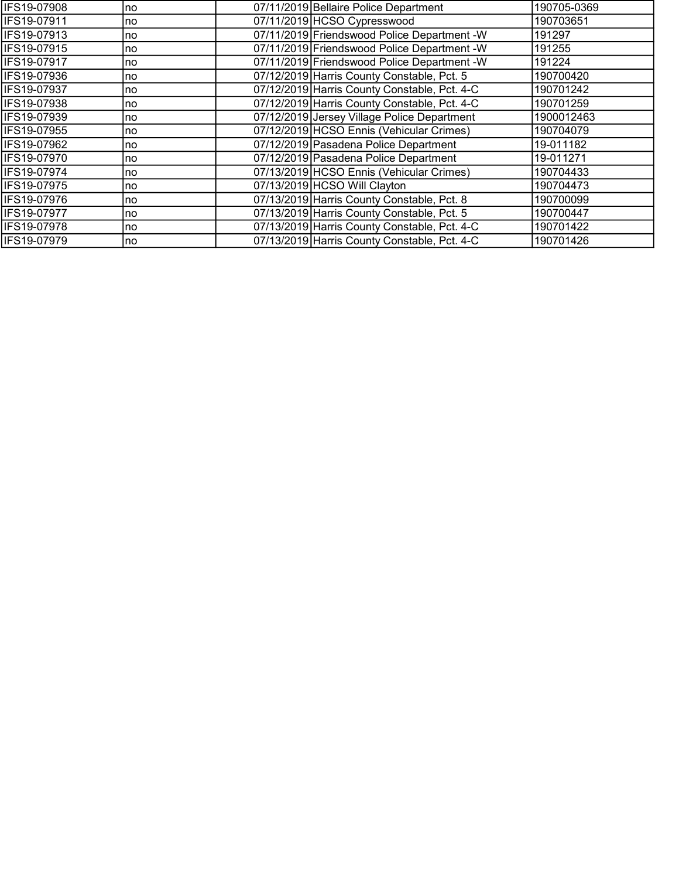| | | | | |
|---|---|---|---|---|
| IFS19-07908 | no | 07/11/2019 | Bellaire Police Department | 190705-0369 |
| IFS19-07911 | no | 07/11/2019 | HCSO Cypresswood | 190703651 |
| IFS19-07913 | no | 07/11/2019 | Friendswood Police Department -W | 191297 |
| IFS19-07915 | no | 07/11/2019 | Friendswood Police Department -W | 191255 |
| IFS19-07917 | no | 07/11/2019 | Friendswood Police Department -W | 191224 |
| IFS19-07936 | no | 07/12/2019 | Harris County Constable, Pct. 5 | 190700420 |
| IFS19-07937 | no | 07/12/2019 | Harris County Constable, Pct. 4-C | 190701242 |
| IFS19-07938 | no | 07/12/2019 | Harris County Constable, Pct. 4-C | 190701259 |
| IFS19-07939 | no | 07/12/2019 | Jersey Village Police Department | 1900012463 |
| IFS19-07955 | no | 07/12/2019 | HCSO Ennis (Vehicular Crimes) | 190704079 |
| IFS19-07962 | no | 07/12/2019 | Pasadena Police Department | 19-011182 |
| IFS19-07970 | no | 07/12/2019 | Pasadena Police Department | 19-011271 |
| IFS19-07974 | no | 07/13/2019 | HCSO Ennis (Vehicular Crimes) | 190704433 |
| IFS19-07975 | no | 07/13/2019 | HCSO Will Clayton | 190704473 |
| IFS19-07976 | no | 07/13/2019 | Harris County Constable, Pct. 8 | 190700099 |
| IFS19-07977 | no | 07/13/2019 | Harris County Constable, Pct. 5 | 190700447 |
| IFS19-07978 | no | 07/13/2019 | Harris County Constable, Pct. 4-C | 190701422 |
| IFS19-07979 | no | 07/13/2019 | Harris County Constable, Pct. 4-C | 190701426 |